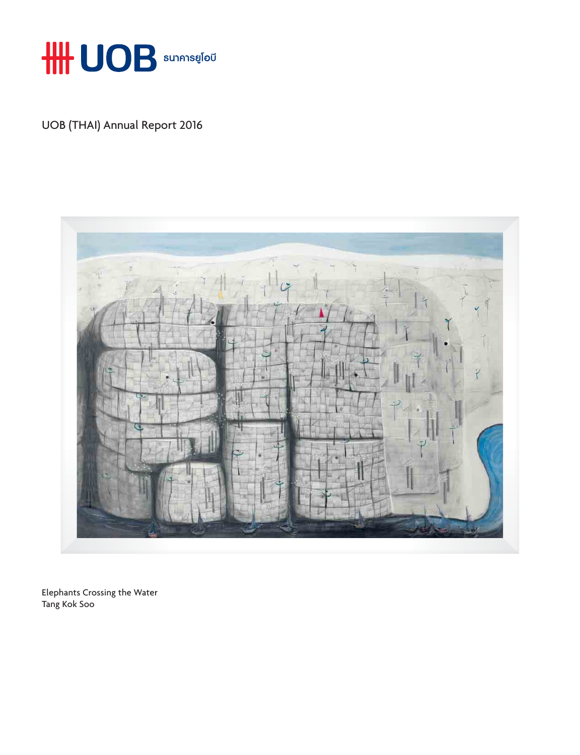UOB ธนาคารยูโอบี

# UOB (THAI) Annual Report 2016

Elephants Crossing the Water
Tang Kok Soo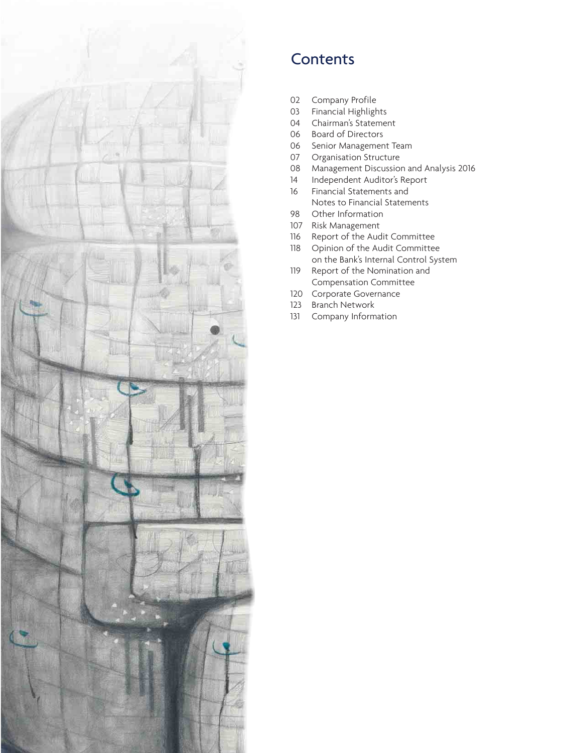# Contents

| | |
|---|---|
| 02 | Company Profile |
| 03 | Financial Highlights |
| 04 | Chairman's Statement |
| 06 | Board of Directors |
| 06 | Senior Management Team |
| 07 | Organisation Structure |
| 08 | Management Discussion and Analysis 2016 |
| 14 | Independent Auditor's Report |
| 16 | Financial Statements and Notes to Financial Statements |
| 98 | Other Information |
| 107 | Risk Management |
| 116 | Report of the Audit Committee |
| 118 | Opinion of the Audit Committee on the Bank's Internal Control System |
| 119 | Report of the Nomination and Compensation Committee |
| 120 | Corporate Governance |
| 123 | Branch Network |
| 131 | Company Information |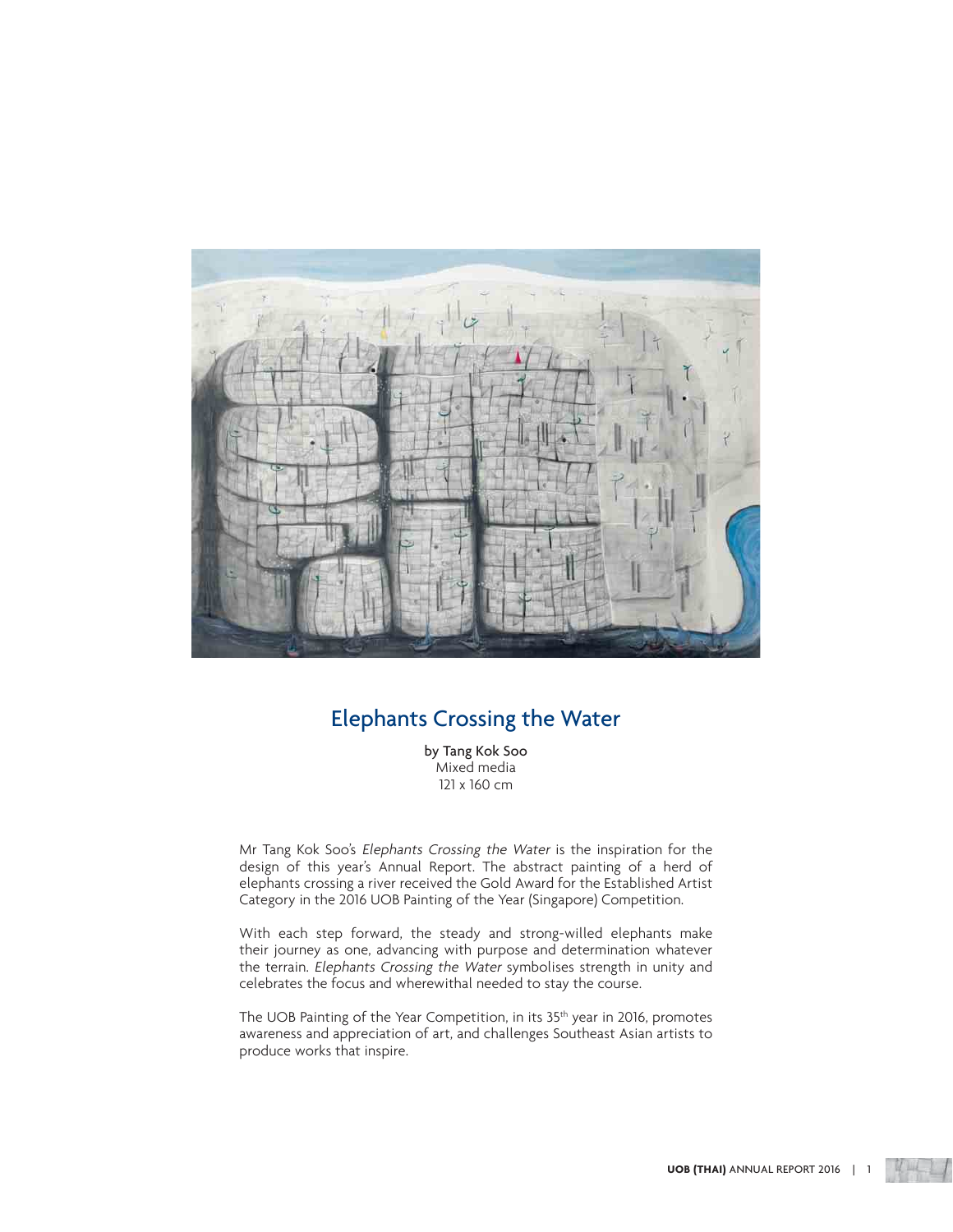# Elephants Crossing the Water

**by Tang Kok Soo**
Mixed media
121 x 160 cm

Mr Tang Kok Soo's *Elephants Crossing the Water* is the inspiration for the design of this year's Annual Report. The abstract painting of a herd of elephants crossing a river received the Gold Award for the Established Artist Category in the 2016 UOB Painting of the Year (Singapore) Competition.

With each step forward, the steady and strong-willed elephants make their journey as one, advancing with purpose and determination whatever the terrain. *Elephants Crossing the Water* symbolises strength in unity and celebrates the focus and wherewithal needed to stay the course.

The UOB Painting of the Year Competition, in its 35th year in 2016, promotes awareness and appreciation of art, and challenges Southeast Asian artists to produce works that inspire.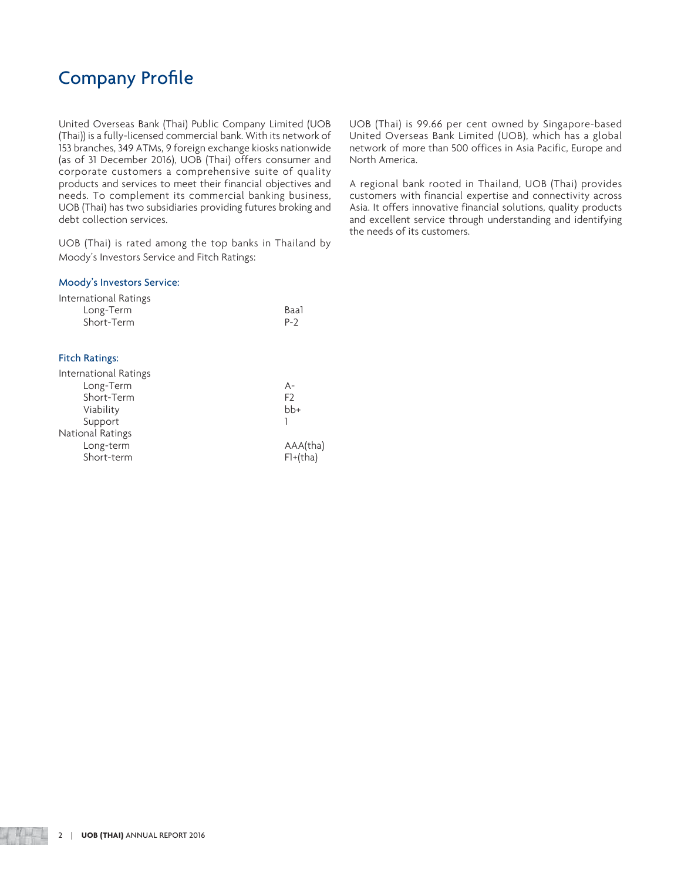# Company Profile

United Overseas Bank (Thai) Public Company Limited (UOB (Thai)) is a fully-licensed commercial bank. With its network of 153 branches, 349 ATMs, 9 foreign exchange kiosks nationwide (as of 31 December 2016), UOB (Thai) offers consumer and corporate customers a comprehensive suite of quality products and services to meet their financial objectives and needs. To complement its commercial banking business, UOB (Thai) has two subsidiaries providing futures broking and debt collection services.

UOB (Thai) is rated among the top banks in Thailand by Moody's Investors Service and Fitch Ratings:

### Moody's Investors Service:

| International Ratings | |
|---|---|
| Long-Term | Baa1 |
| Short-Term | P-2 |

### Fitch Ratings:

| International Ratings | |
|---|---|
| Long-Term | A- |
| Short-Term | F2 |
| Viability | bb+ |
| Support | 1 |
| **National Ratings** | |
| Long-term | AAA(tha) |
| Short-term | F1+(tha) |

UOB (Thai) is 99.66 per cent owned by Singapore-based United Overseas Bank Limited (UOB), which has a global network of more than 500 offices in Asia Pacific, Europe and North America.

A regional bank rooted in Thailand, UOB (Thai) provides customers with financial expertise and connectivity across Asia. It offers innovative financial solutions, quality products and excellent service through understanding and identifying the needs of its customers.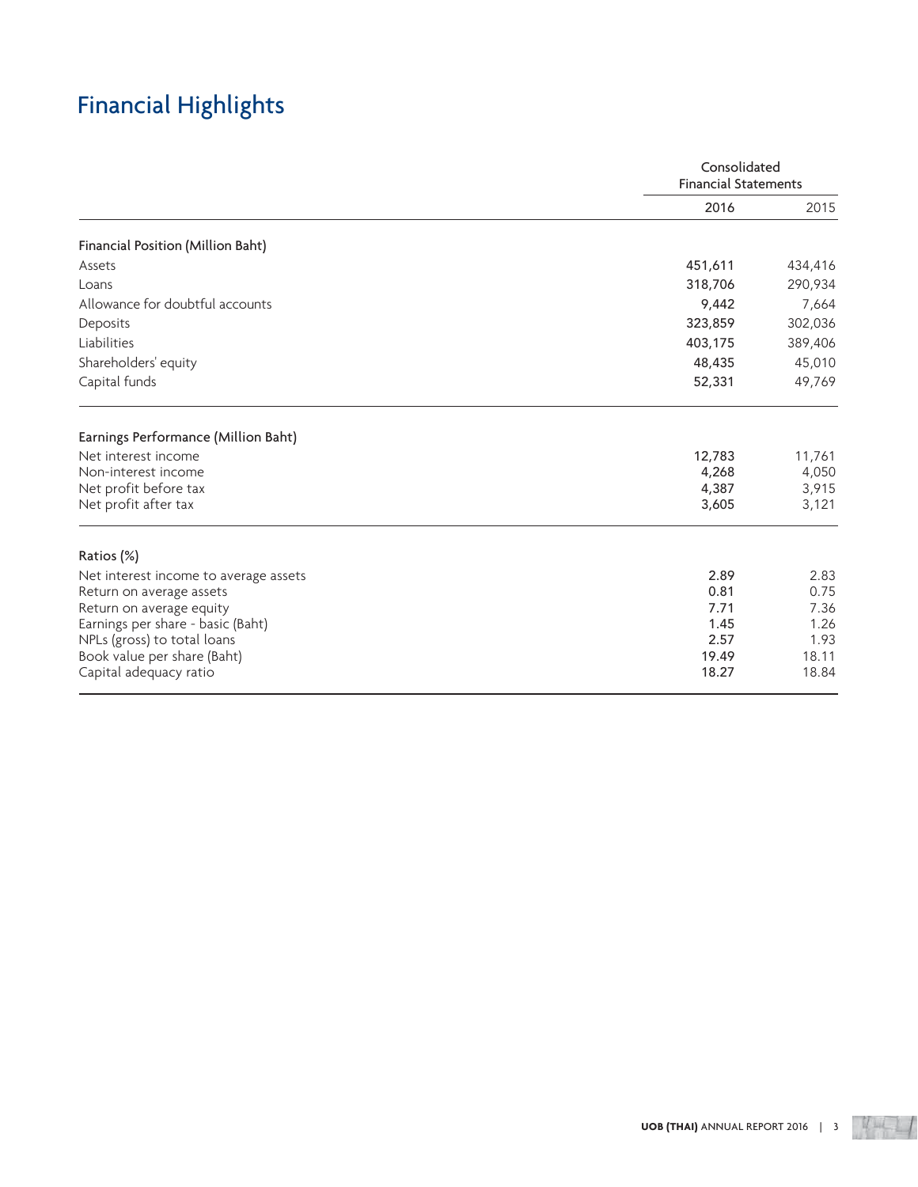# Financial Highlights

| | Consolidated Financial Statements | |
|---|---|---|
| | 2016 | 2015 |
| **Financial Position (Million Baht)** | | |
| Assets | 451,611 | 434,416 |
| Loans | 318,706 | 290,934 |
| Allowance for doubtful accounts | 9,442 | 7,664 |
| Deposits | 323,859 | 302,036 |
| Liabilities | 403,175 | 389,406 |
| Shareholders' equity | 48,435 | 45,010 |
| Capital funds | 52,331 | 49,769 |
| **Earnings Performance (Million Baht)** | | |
| Net interest income | 12,783 | 11,761 |
| Non-interest income | 4,268 | 4,050 |
| Net profit before tax | 4,387 | 3,915 |
| Net profit after tax | 3,605 | 3,121 |
| **Ratios (%)** | | |
| Net interest income to average assets | 2.89 | 2.83 |
| Return on average assets | 0.81 | 0.75 |
| Return on average equity | 7.71 | 7.36 |
| Earnings per share - basic (Baht) | 1.45 | 1.26 |
| NPLs (gross) to total loans | 2.57 | 1.93 |
| Book value per share (Baht) | 19.49 | 18.11 |
| Capital adequacy ratio | 18.27 | 18.84 |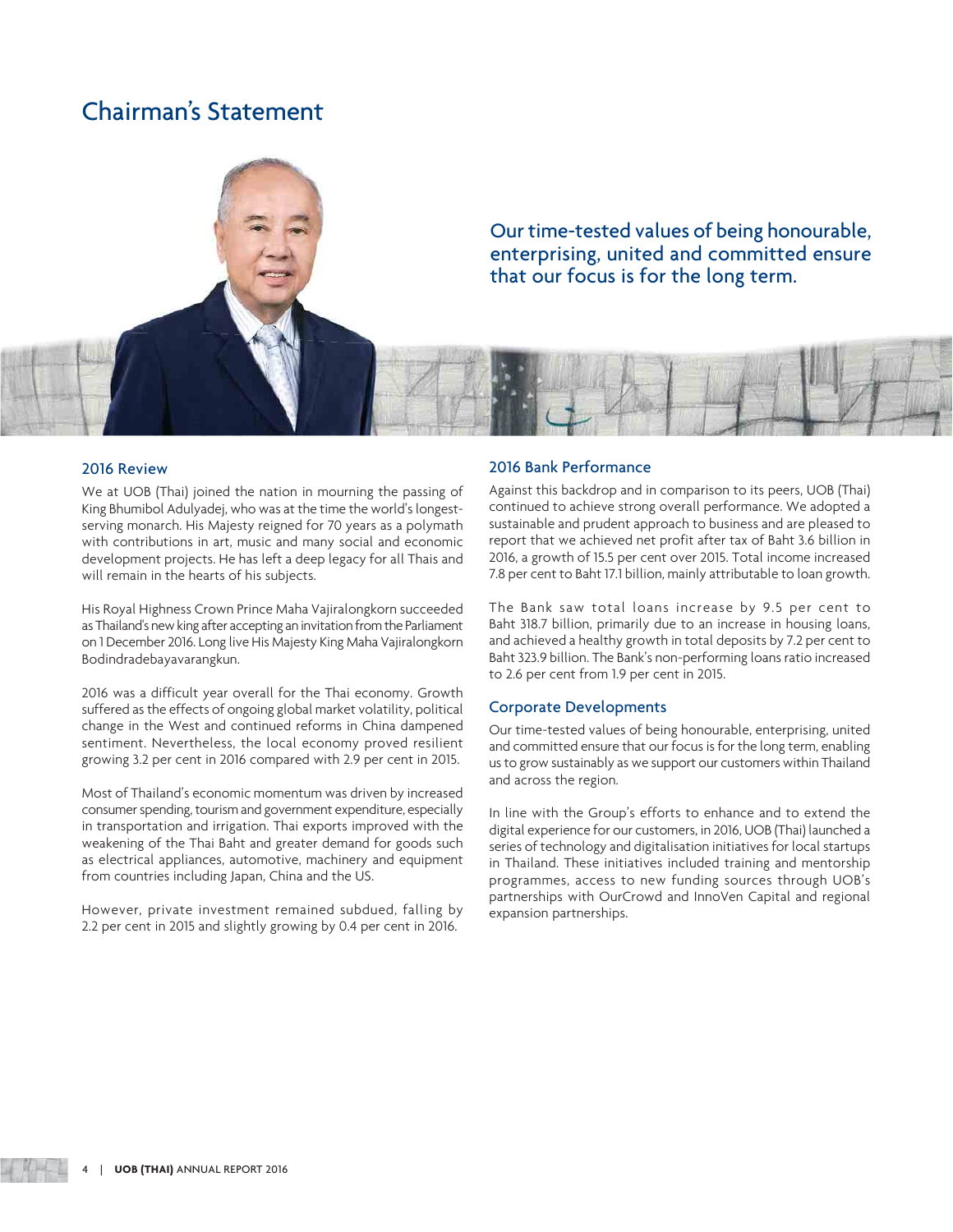# Chairman's Statement

Our time-tested values of being honourable, enterprising, united and committed ensure that our focus is for the long term.

## 2016 Review

We at UOB (Thai) joined the nation in mourning the passing of King Bhumibol Adulyadej, who was at the time the world's longest-serving monarch. His Majesty reigned for 70 years as a polymath with contributions in art, music and many social and economic development projects. He has left a deep legacy for all Thais and will remain in the hearts of his subjects.

His Royal Highness Crown Prince Maha Vajiralongkorn succeeded as Thailand's new king after accepting an invitation from the Parliament on 1 December 2016. Long live His Majesty King Maha Vajiralongkorn Bodindradebayavarangkun.

2016 was a difficult year overall for the Thai economy. Growth suffered as the effects of ongoing global market volatility, political change in the West and continued reforms in China dampened sentiment. Nevertheless, the local economy proved resilient growing 3.2 per cent in 2016 compared with 2.9 per cent in 2015.

Most of Thailand's economic momentum was driven by increased consumer spending, tourism and government expenditure, especially in transportation and irrigation. Thai exports improved with the weakening of the Thai Baht and greater demand for goods such as electrical appliances, automotive, machinery and equipment from countries including Japan, China and the US.

However, private investment remained subdued, falling by 2.2 per cent in 2015 and slightly growing by 0.4 per cent in 2016.

## 2016 Bank Performance

Against this backdrop and in comparison to its peers, UOB (Thai) continued to achieve strong overall performance. We adopted a sustainable and prudent approach to business and are pleased to report that we achieved net profit after tax of Baht 3.6 billion in 2016, a growth of 15.5 per cent over 2015. Total income increased 7.8 per cent to Baht 17.1 billion, mainly attributable to loan growth.

The Bank saw total loans increase by 9.5 per cent to Baht 318.7 billion, primarily due to an increase in housing loans, and achieved a healthy growth in total deposits by 7.2 per cent to Baht 323.9 billion. The Bank's non-performing loans ratio increased to 2.6 per cent from 1.9 per cent in 2015.

## Corporate Developments

Our time-tested values of being honourable, enterprising, united and committed ensure that our focus is for the long term, enabling us to grow sustainably as we support our customers within Thailand and across the region.

In line with the Group's efforts to enhance and to extend the digital experience for our customers, in 2016, UOB (Thai) launched a series of technology and digitalisation initiatives for local startups in Thailand. These initiatives included training and mentorship programmes, access to new funding sources through UOB's partnerships with OurCrowd and InnoVen Capital and regional expansion partnerships.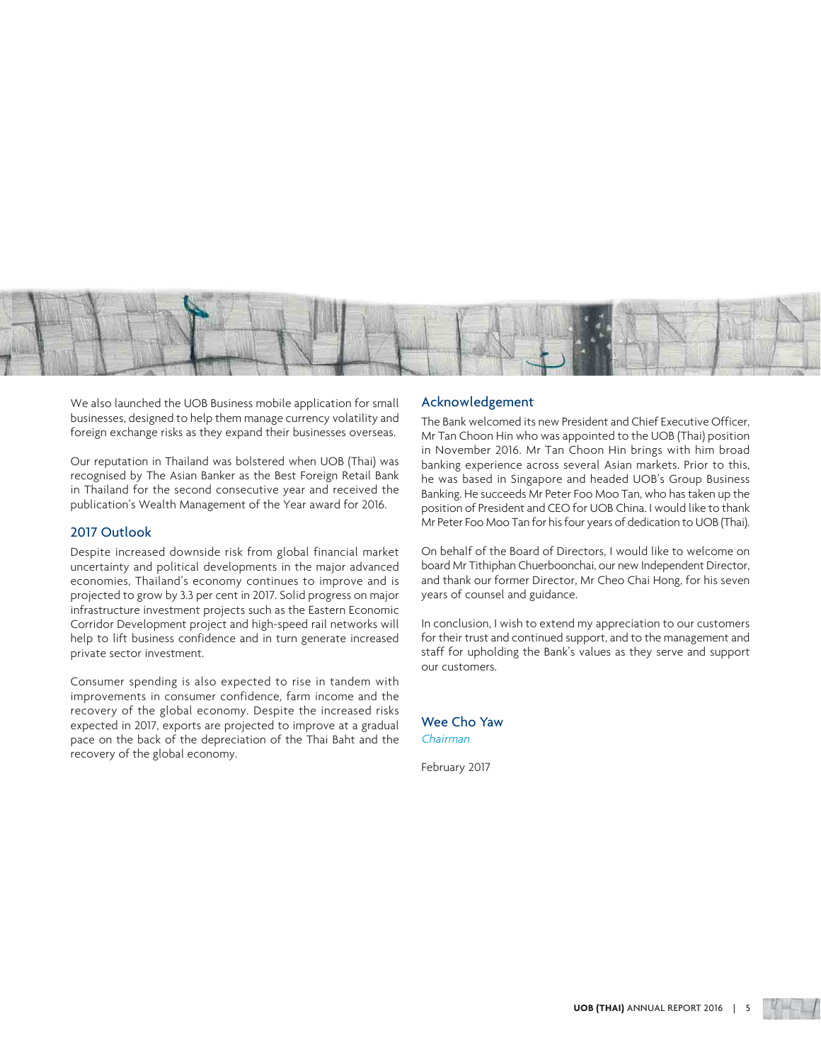We also launched the UOB Business mobile application for small businesses, designed to help them manage currency volatility and foreign exchange risks as they expand their businesses overseas.

Our reputation in Thailand was bolstered when UOB (Thai) was recognised by The Asian Banker as the Best Foreign Retail Bank in Thailand for the second consecutive year and received the publication's Wealth Management of the Year award for 2016.

## 2017 Outlook

Despite increased downside risk from global financial market uncertainty and political developments in the major advanced economies, Thailand's economy continues to improve and is projected to grow by 3.3 per cent in 2017. Solid progress on major infrastructure investment projects such as the Eastern Economic Corridor Development project and high-speed rail networks will help to lift business confidence and in turn generate increased private sector investment.

Consumer spending is also expected to rise in tandem with improvements in consumer confidence, farm income and the recovery of the global economy. Despite the increased risks expected in 2017, exports are projected to improve at a gradual pace on the back of the depreciation of the Thai Baht and the recovery of the global economy.

## Acknowledgement

The Bank welcomed its new President and Chief Executive Officer, Mr Tan Choon Hin who was appointed to the UOB (Thai) position in November 2016. Mr Tan Choon Hin brings with him broad banking experience across several Asian markets. Prior to this, he was based in Singapore and headed UOB's Group Business Banking. He succeeds Mr Peter Foo Moo Tan, who has taken up the position of President and CEO for UOB China. I would like to thank Mr Peter Foo Moo Tan for his four years of dedication to UOB (Thai).

On behalf of the Board of Directors, I would like to welcome on board Mr Tithiphan Chuerboonchai, our new Independent Director, and thank our former Director, Mr Cheo Chai Hong, for his seven years of counsel and guidance.

In conclusion, I wish to extend my appreciation to our customers for their trust and continued support, and to the management and staff for upholding the Bank's values as they serve and support our customers.

**Wee Cho Yaw**
*Chairman*

February 2017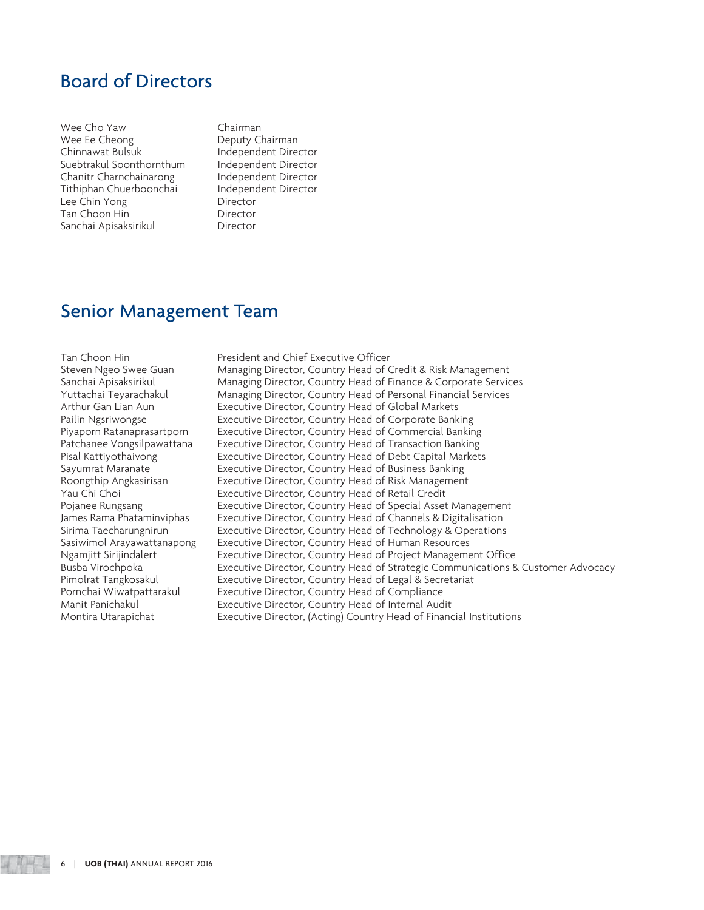## Board of Directors

| | |
|---|---|
| Wee Cho Yaw | Chairman |
| Wee Ee Cheong | Deputy Chairman |
| Chinnawat Bulsuk | Independent Director |
| Suebtrakul Soonthornthum | Independent Director |
| Chanitr Charnchainarong | Independent Director |
| Tithiphan Chuerboonchai | Independent Director |
| Lee Chin Yong | Director |
| Tan Choon Hin | Director |
| Sanchai Apisaksirikul | Director |

## Senior Management Team

| | |
|---|---|
| Tan Choon Hin | President and Chief Executive Officer |
| Steven Ngeo Swee Guan | Managing Director, Country Head of Credit & Risk Management |
| Sanchai Apisaksirikul | Managing Director, Country Head of Finance & Corporate Services |
| Yuttachai Teyarachakul | Managing Director, Country Head of Personal Financial Services |
| Arthur Gan Lian Aun | Executive Director, Country Head of Global Markets |
| Pailin Ngsriwongse | Executive Director, Country Head of Corporate Banking |
| Piyaporn Ratanaprasartporn | Executive Director, Country Head of Commercial Banking |
| Patchanee Vongsilpawattana | Executive Director, Country Head of Transaction Banking |
| Pisal Kattiyothaivong | Executive Director, Country Head of Debt Capital Markets |
| Sayumrat Maranate | Executive Director, Country Head of Business Banking |
| Roongthip Angkasirisan | Executive Director, Country Head of Risk Management |
| Yau Chi Choi | Executive Director, Country Head of Retail Credit |
| Pojanee Rungsang | Executive Director, Country Head of Special Asset Management |
| James Rama Phataminviphas | Executive Director, Country Head of Channels & Digitalisation |
| Sirima Taecharungnirun | Executive Director, Country Head of Technology & Operations |
| Sasiwimol Arayawattanapong | Executive Director, Country Head of Human Resources |
| Ngamjitt Sirijindalert | Executive Director, Country Head of Project Management Office |
| Busba Virochpoka | Executive Director, Country Head of Strategic Communications & Customer Advocacy |
| Pimolrat Tangkosakul | Executive Director, Country Head of Legal & Secretariat |
| Pornchai Wiwatpattarakul | Executive Director, Country Head of Compliance |
| Manit Panichakul | Executive Director, Country Head of Internal Audit |
| Montira Utarapichat | Executive Director, (Acting) Country Head of Financial Institutions |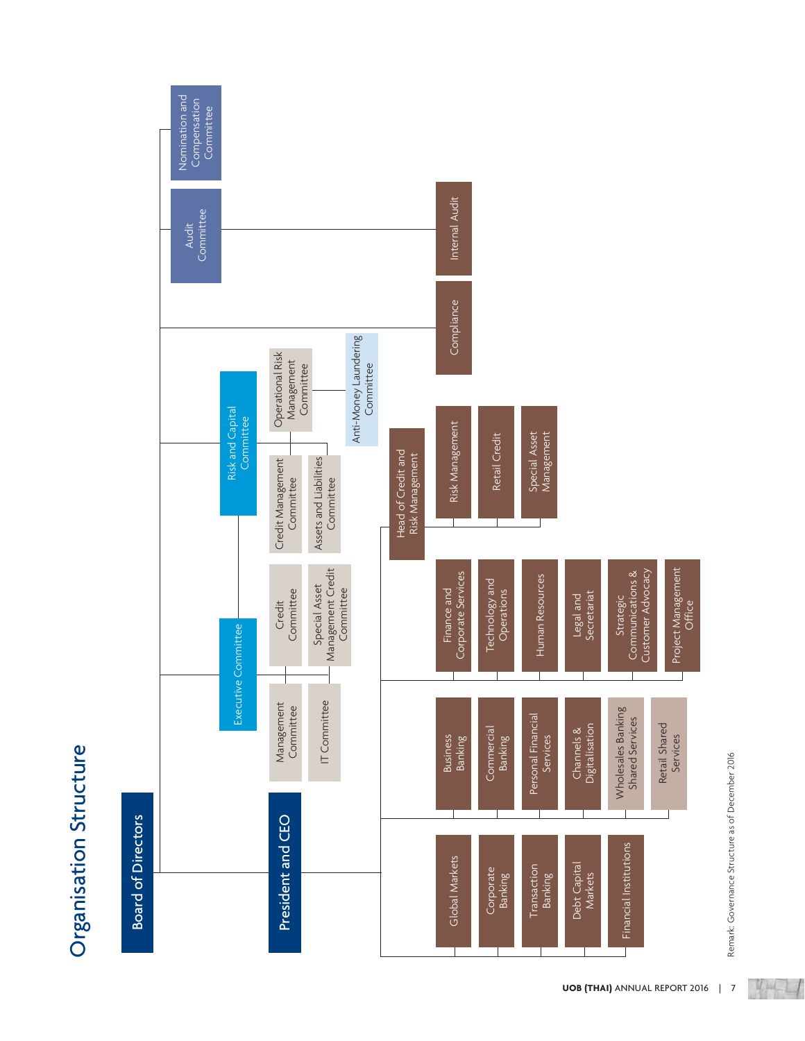# Organisation Structure

- **Board of Directors**
  - Nomination and Compensation Committee
  - Audit Committee
    - Internal Audit
  - Compliance
  - Risk and Capital Committee
    - Credit Management Committee
    - Assets and Liabilities Committee
    - Operational Risk Management Committee
      - Anti-Money Laundering Committee
  - Executive Committee
    - Management Committee
    - IT Committee
    - Credit Committee
    - Special Asset Management Credit Committee

- **President and CEO**
  - Global Markets
  - Corporate Banking
  - Transaction Banking
  - Debt Capital Markets
  - Financial Institutions
  - Business Banking
  - Commercial Banking
  - Personal Financial Services
  - Channels & Digitalisation
  - Wholesales Banking Shared Services
  - Retail Shared Services
  - Finance and Corporate Services
  - Technology and Operations
  - Human Resources
  - Legal and Secretariat
  - Strategic Communications & Customer Advocacy
  - Project Management Office
  - Head of Credit and Risk Management
    - Risk Management
    - Retail Credit
    - Special Asset Management

Remark: Governance Structure as of December 2016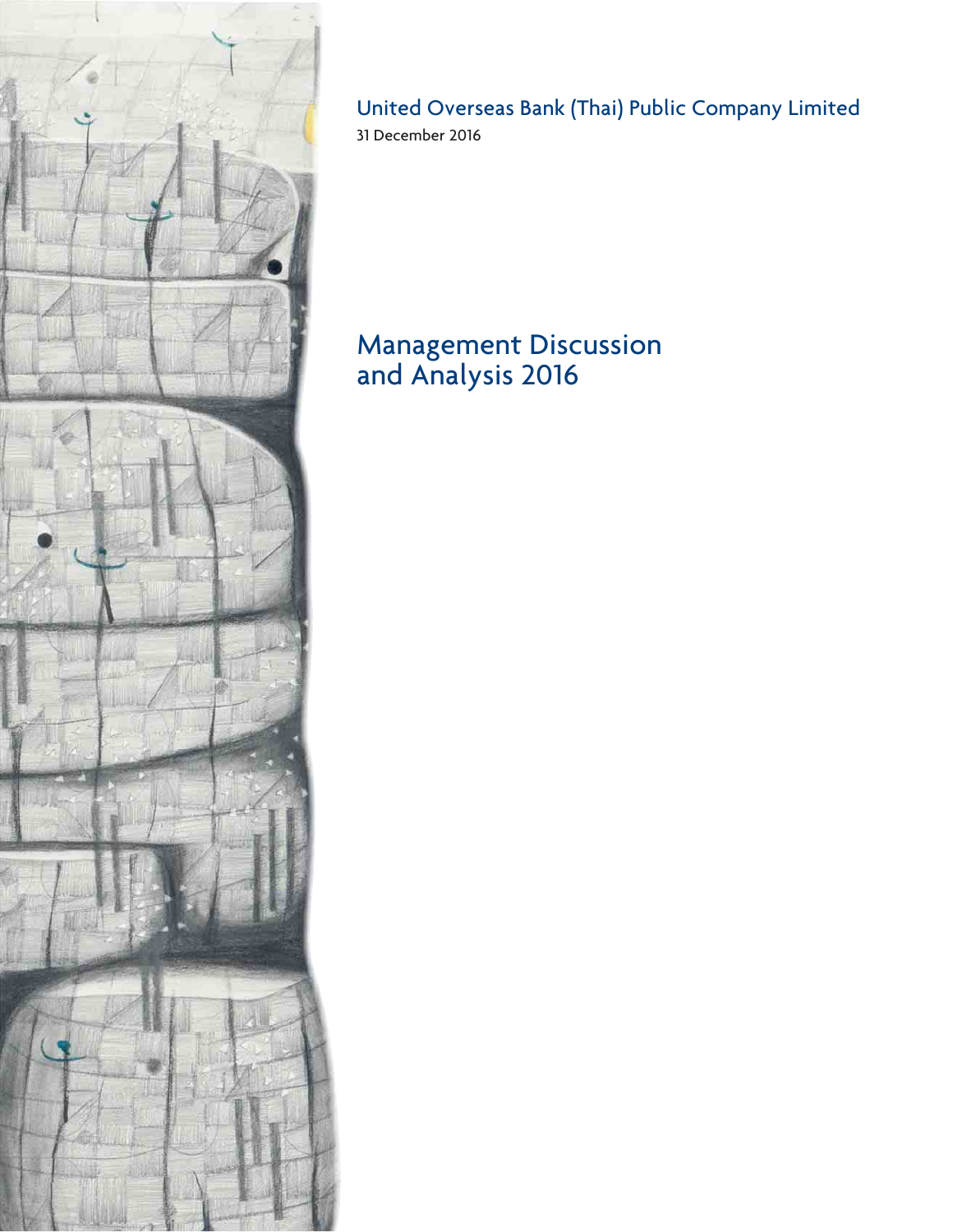United Overseas Bank (Thai) Public Company Limited

31 December 2016

# Management Discussion and Analysis 2016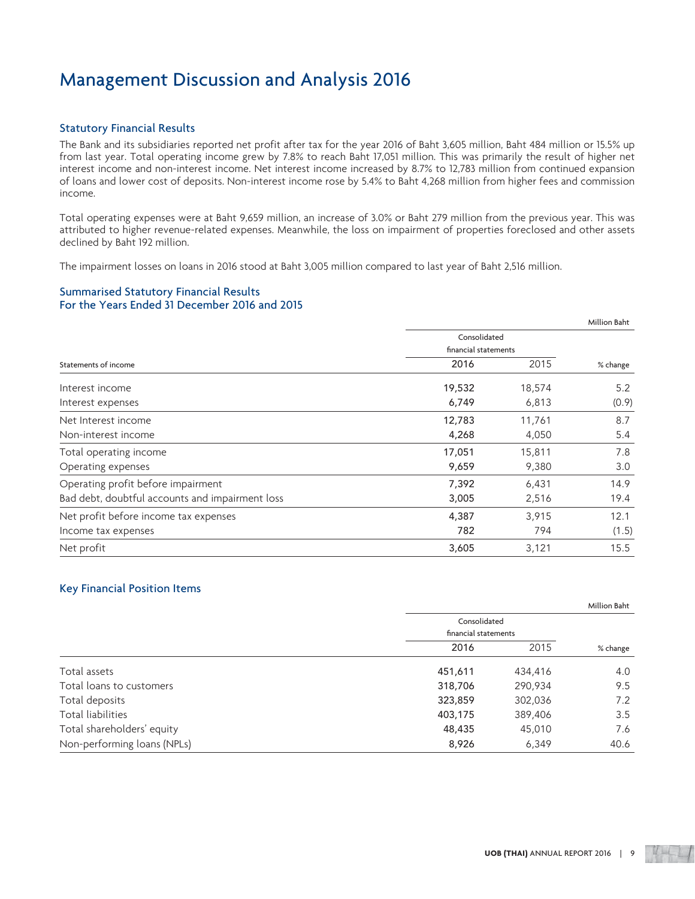# Management Discussion and Analysis 2016

## Statutory Financial Results

The Bank and its subsidiaries reported net profit after tax for the year 2016 of Baht 3,605 million, Baht 484 million or 15.5% up from last year. Total operating income grew by 7.8% to reach Baht 17,051 million. This was primarily the result of higher net interest income and non-interest income. Net interest income increased by 8.7% to 12,783 million from continued expansion of loans and lower cost of deposits. Non-interest income rose by 5.4% to Baht 4,268 million from higher fees and commission income.

Total operating expenses were at Baht 9,659 million, an increase of 3.0% or Baht 279 million from the previous year. This was attributed to higher revenue-related expenses. Meanwhile, the loss on impairment of properties foreclosed and other assets declined by Baht 192 million.

The impairment losses on loans in 2016 stood at Baht 3,005 million compared to last year of Baht 2,516 million.

## Summarised Statutory Financial Results
## For the Years Ended 31 December 2016 and 2015

Million Baht

| Statements of income | Consolidated financial statements | | % change |
|---|---|---|---|
| | 2016 | 2015 | |
| Interest income | 19,532 | 18,574 | 5.2 |
| Interest expenses | 6,749 | 6,813 | (0.9) |
| Net Interest income | 12,783 | 11,761 | 8.7 |
| Non-interest income | 4,268 | 4,050 | 5.4 |
| Total operating income | 17,051 | 15,811 | 7.8 |
| Operating expenses | 9,659 | 9,380 | 3.0 |
| Operating profit before impairment | 7,392 | 6,431 | 14.9 |
| Bad debt, doubtful accounts and impairment loss | 3,005 | 2,516 | 19.4 |
| Net profit before income tax expenses | 4,387 | 3,915 | 12.1 |
| Income tax expenses | 782 | 794 | (1.5) |
| Net profit | 3,605 | 3,121 | 15.5 |

## Key Financial Position Items

Million Baht

| | Consolidated financial statements | | % change |
|---|---|---|---|
| | 2016 | 2015 | |
| Total assets | 451,611 | 434,416 | 4.0 |
| Total loans to customers | 318,706 | 290,934 | 9.5 |
| Total deposits | 323,859 | 302,036 | 7.2 |
| Total liabilities | 403,175 | 389,406 | 3.5 |
| Total shareholders' equity | 48,435 | 45,010 | 7.6 |
| Non-performing loans (NPLs) | 8,926 | 6,349 | 40.6 |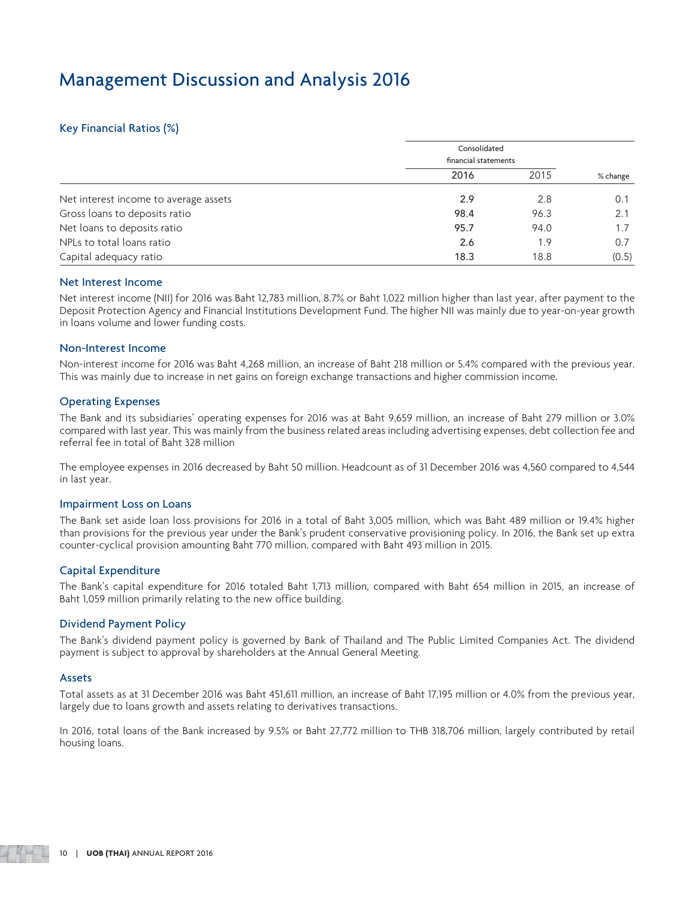# Management Discussion and Analysis 2016

## Key Financial Ratios (%)

| | Consolidated financial statements | | |
|---|---|---|---|
| | 2016 | 2015 | % change |
| Net interest income to average assets | **2.9** | 2.8 | 0.1 |
| Gross loans to deposits ratio | **98.4** | 96.3 | 2.1 |
| Net loans to deposits ratio | **95.7** | 94.0 | 1.7 |
| NPLs to total loans ratio | **2.6** | 1.9 | 0.7 |
| Capital adequacy ratio | **18.3** | 18.8 | (0.5) |

## Net Interest Income

Net interest income (NII) for 2016 was Baht 12,783 million, 8.7% or Baht 1,022 million higher than last year, after payment to the Deposit Protection Agency and Financial Institutions Development Fund. The higher NII was mainly due to year-on-year growth in loans volume and lower funding costs.

## Non-Interest Income

Non-interest income for 2016 was Baht 4,268 million, an increase of Baht 218 million or 5.4% compared with the previous year. This was mainly due to increase in net gains on foreign exchange transactions and higher commission income.

## Operating Expenses

The Bank and its subsidiaries' operating expenses for 2016 was at Baht 9,659 million, an increase of Baht 279 million or 3.0% compared with last year. This was mainly from the business related areas including advertising expenses, debt collection fee and referral fee in total of Baht 328 million

The employee expenses in 2016 decreased by Baht 50 million. Headcount as of 31 December 2016 was 4,560 compared to 4,544 in last year.

## Impairment Loss on Loans

The Bank set aside loan loss provisions for 2016 in a total of Baht 3,005 million, which was Baht 489 million or 19.4% higher than provisions for the previous year under the Bank's prudent conservative provisioning policy. In 2016, the Bank set up extra counter-cyclical provision amounting Baht 770 million, compared with Baht 493 million in 2015.

## Capital Expenditure

The Bank's capital expenditure for 2016 totaled Baht 1,713 million, compared with Baht 654 million in 2015, an increase of Baht 1,059 million primarily relating to the new office building.

## Dividend Payment Policy

The Bank's dividend payment policy is governed by Bank of Thailand and The Public Limited Companies Act. The dividend payment is subject to approval by shareholders at the Annual General Meeting.

## Assets

Total assets as at 31 December 2016 was Baht 451,611 million, an increase of Baht 17,195 million or 4.0% from the previous year, largely due to loans growth and assets relating to derivatives transactions.

In 2016, total loans of the Bank increased by 9.5% or Baht 27,772 million to THB 318,706 million, largely contributed by retail housing loans.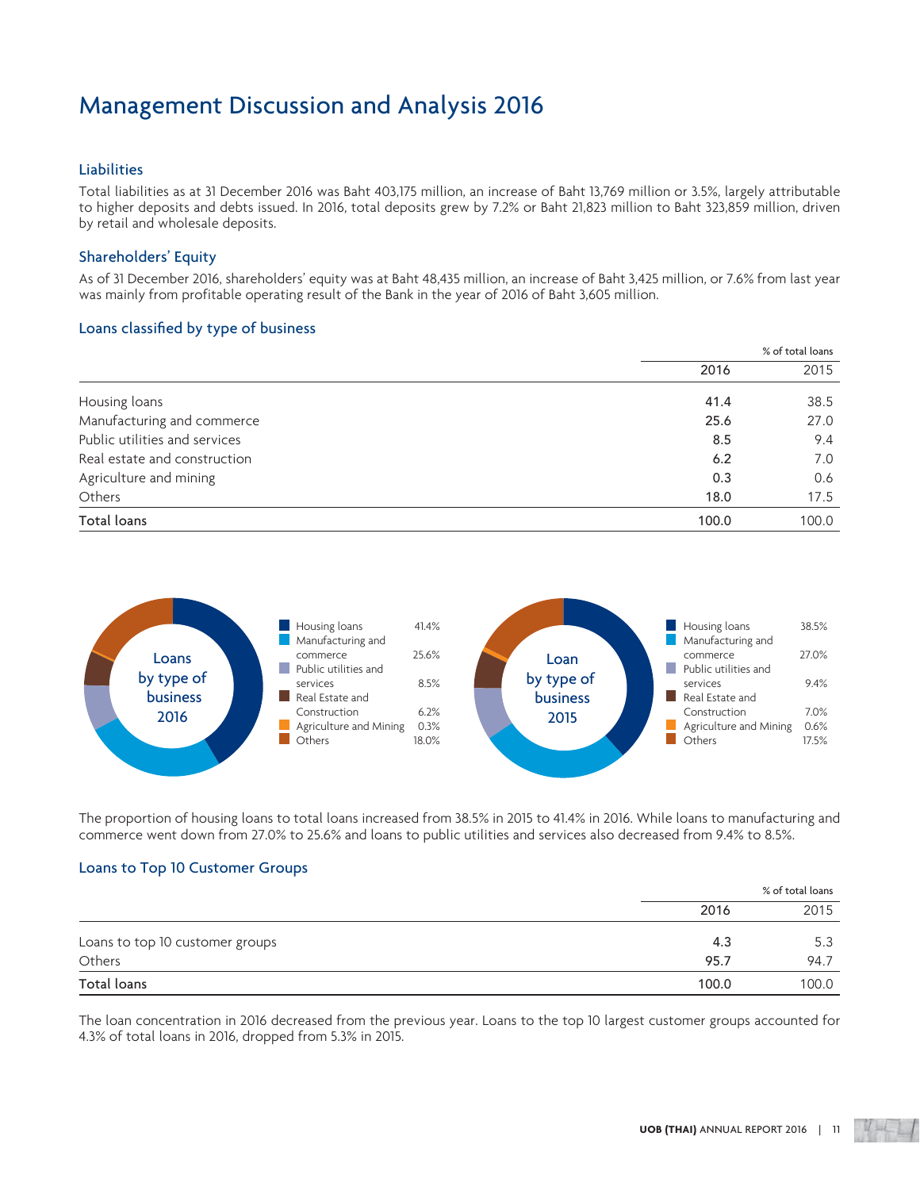# Management Discussion and Analysis 2016

## Liabilities

Total liabilities as at 31 December 2016 was Baht 403,175 million, an increase of Baht 13,769 million or 3.5%, largely attributable to higher deposits and debts issued. In 2016, total deposits grew by 7.2% or Baht 21,823 million to Baht 323,859 million, driven by retail and wholesale deposits.

## Shareholders' Equity

As of 31 December 2016, shareholders' equity was at Baht 48,435 million, an increase of Baht 3,425 million, or 7.6% from last year was mainly from profitable operating result of the Bank in the year of 2016 of Baht 3,605 million.

## Loans classified by type of business

| | % of total loans | |
|---|---|---|
| | **2016** | 2015 |
| Housing loans | **41.4** | 38.5 |
| Manufacturing and commerce | **25.6** | 27.0 |
| Public utilities and services | **8.5** | 9.4 |
| Real estate and construction | **6.2** | 7.0 |
| Agriculture and mining | **0.3** | 0.6 |
| Others | **18.0** | 17.5 |
| **Total loans** | **100.0** | 100.0 |

**Loans by type of business 2016**

| | |
|---|---|
| Housing loans | 41.4% |
| Manufacturing and commerce | 25.6% |
| Public utilities and services | 8.5% |
| Real Estate and Construction | 6.2% |
| Agriculture and Mining | 0.3% |
| Others | 18.0% |

**Loan by type of business 2015**

| | |
|---|---|
| Housing loans | 38.5% |
| Manufacturing and commerce | 27.0% |
| Public utilities and services | 9.4% |
| Real Estate and Construction | 7.0% |
| Agriculture and Mining | 0.6% |
| Others | 17.5% |

The proportion of housing loans to total loans increased from 38.5% in 2015 to 41.4% in 2016. While loans to manufacturing and commerce went down from 27.0% to 25.6% and loans to public utilities and services also decreased from 9.4% to 8.5%.

## Loans to Top 10 Customer Groups

| | % of total loans | |
|---|---|---|
| | **2016** | 2015 |
| Loans to top 10 customer groups | **4.3** | 5.3 |
| Others | **95.7** | 94.7 |
| **Total loans** | **100.0** | 100.0 |

The loan concentration in 2016 decreased from the previous year. Loans to the top 10 largest customer groups accounted for 4.3% of total loans in 2016, dropped from 5.3% in 2015.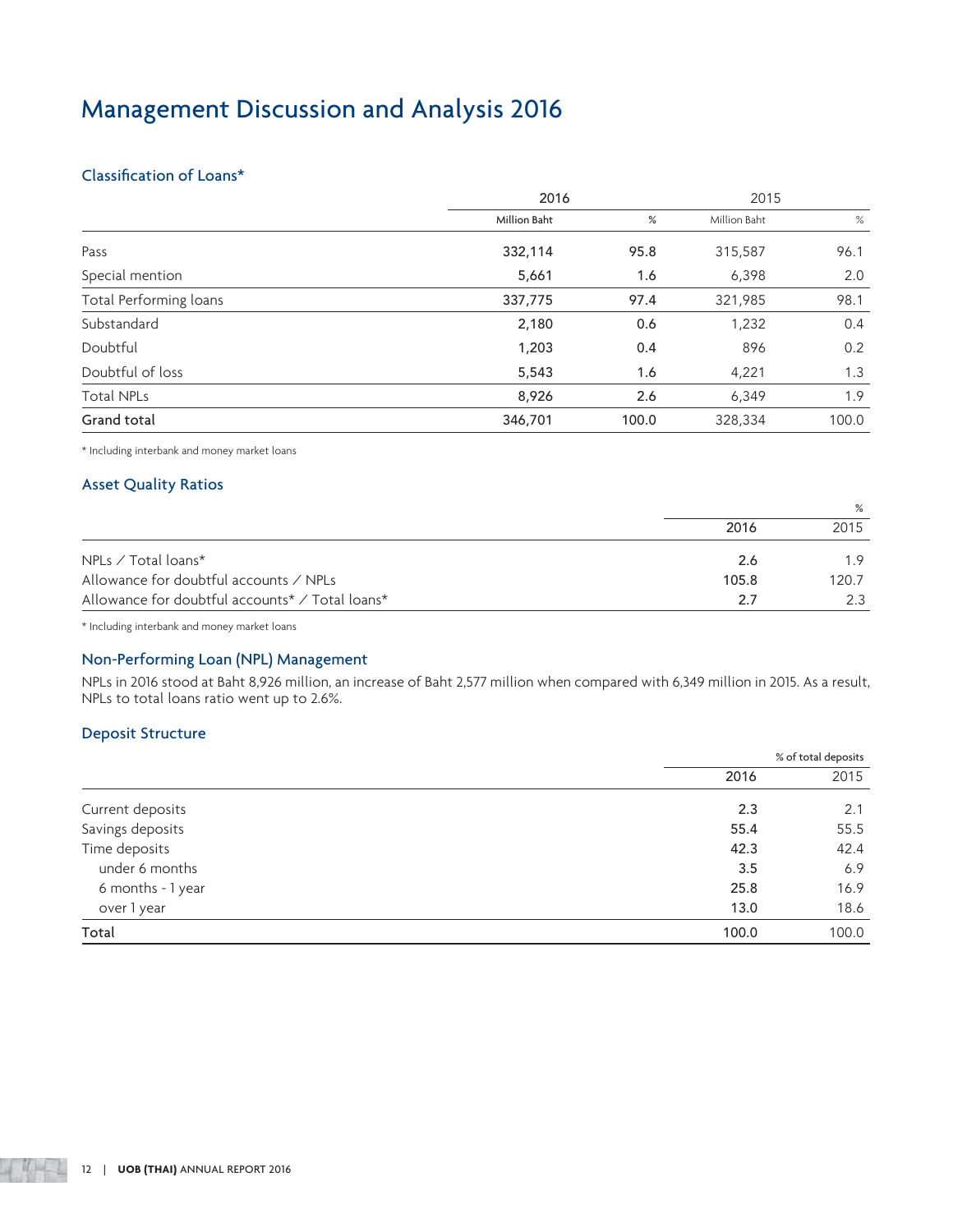# Management Discussion and Analysis 2016

## Classification of Loans*

| | 2016 | | 2015 | |
|---|---|---|---|---|
| | Million Baht | % | Million Baht | % |
| Pass | 332,114 | 95.8 | 315,587 | 96.1 |
| Special mention | 5,661 | 1.6 | 6,398 | 2.0 |
| Total Performing loans | 337,775 | 97.4 | 321,985 | 98.1 |
| Substandard | 2,180 | 0.6 | 1,232 | 0.4 |
| Doubtful | 1,203 | 0.4 | 896 | 0.2 |
| Doubtful of loss | 5,543 | 1.6 | 4,221 | 1.3 |
| Total NPLs | 8,926 | 2.6 | 6,349 | 1.9 |
| **Grand total** | 346,701 | 100.0 | 328,334 | 100.0 |

* Including interbank and money market loans

## Asset Quality Ratios

| | % | |
|---|---|---|
| | 2016 | 2015 |
| NPLs / Total loans* | 2.6 | 1.9 |
| Allowance for doubtful accounts / NPLs | 105.8 | 120.7 |
| Allowance for doubtful accounts* / Total loans* | 2.7 | 2.3 |

* Including interbank and money market loans

## Non-Performing Loan (NPL) Management

NPLs in 2016 stood at Baht 8,926 million, an increase of Baht 2,577 million when compared with 6,349 million in 2015. As a result, NPLs to total loans ratio went up to 2.6%.

## Deposit Structure

| | % of total deposits | |
|---|---|---|
| | 2016 | 2015 |
| Current deposits | 2.3 | 2.1 |
| Savings deposits | 55.4 | 55.5 |
| Time deposits | 42.3 | 42.4 |
| under 6 months | 3.5 | 6.9 |
| 6 months - 1 year | 25.8 | 16.9 |
| over 1 year | 13.0 | 18.6 |
| **Total** | 100.0 | 100.0 |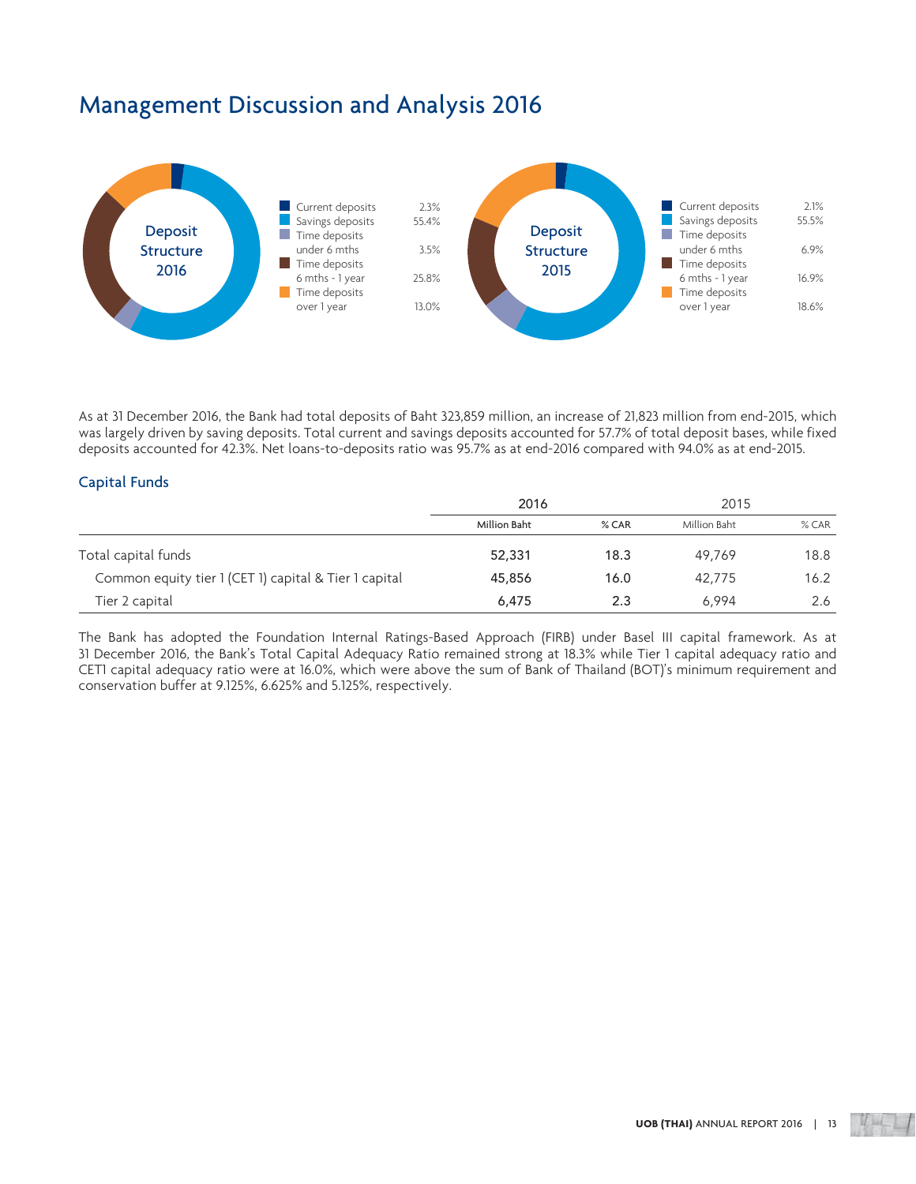# Management Discussion and Analysis 2016

**Deposit Structure 2016**

| | |
|---|---|
| Current deposits | 2.3% |
| Savings deposits | 55.4% |
| Time deposits under 6 mths | 3.5% |
| Time deposits 6 mths - 1 year | 25.8% |
| Time deposits over 1 year | 13.0% |

**Deposit Structure 2015**

| | |
|---|---|
| Current deposits | 2.1% |
| Savings deposits | 55.5% |
| Time deposits under 6 mths | 6.9% |
| Time deposits 6 mths - 1 year | 16.9% |
| Time deposits over 1 year | 18.6% |

As at 31 December 2016, the Bank had total deposits of Baht 323,859 million, an increase of 21,823 million from end-2015, which was largely driven by saving deposits. Total current and savings deposits accounted for 57.7% of total deposit bases, while fixed deposits accounted for 42.3%. Net loans-to-deposits ratio was 95.7% as at end-2016 compared with 94.0% as at end-2015.

## Capital Funds

| | 2016 | | 2015 | |
|---|---|---|---|---|
| | Million Baht | % CAR | Million Baht | % CAR |
| Total capital funds | 52,331 | 18.3 | 49,769 | 18.8 |
| Common equity tier 1 (CET 1) capital & Tier 1 capital | 45,856 | 16.0 | 42,775 | 16.2 |
| Tier 2 capital | 6,475 | 2.3 | 6,994 | 2.6 |

The Bank has adopted the Foundation Internal Ratings-Based Approach (FIRB) under Basel III capital framework. As at 31 December 2016, the Bank's Total Capital Adequacy Ratio remained strong at 18.3% while Tier 1 capital adequacy ratio and CET1 capital adequacy ratio were at 16.0%, which were above the sum of Bank of Thailand (BOT)'s minimum requirement and conservation buffer at 9.125%, 6.625% and 5.125%, respectively.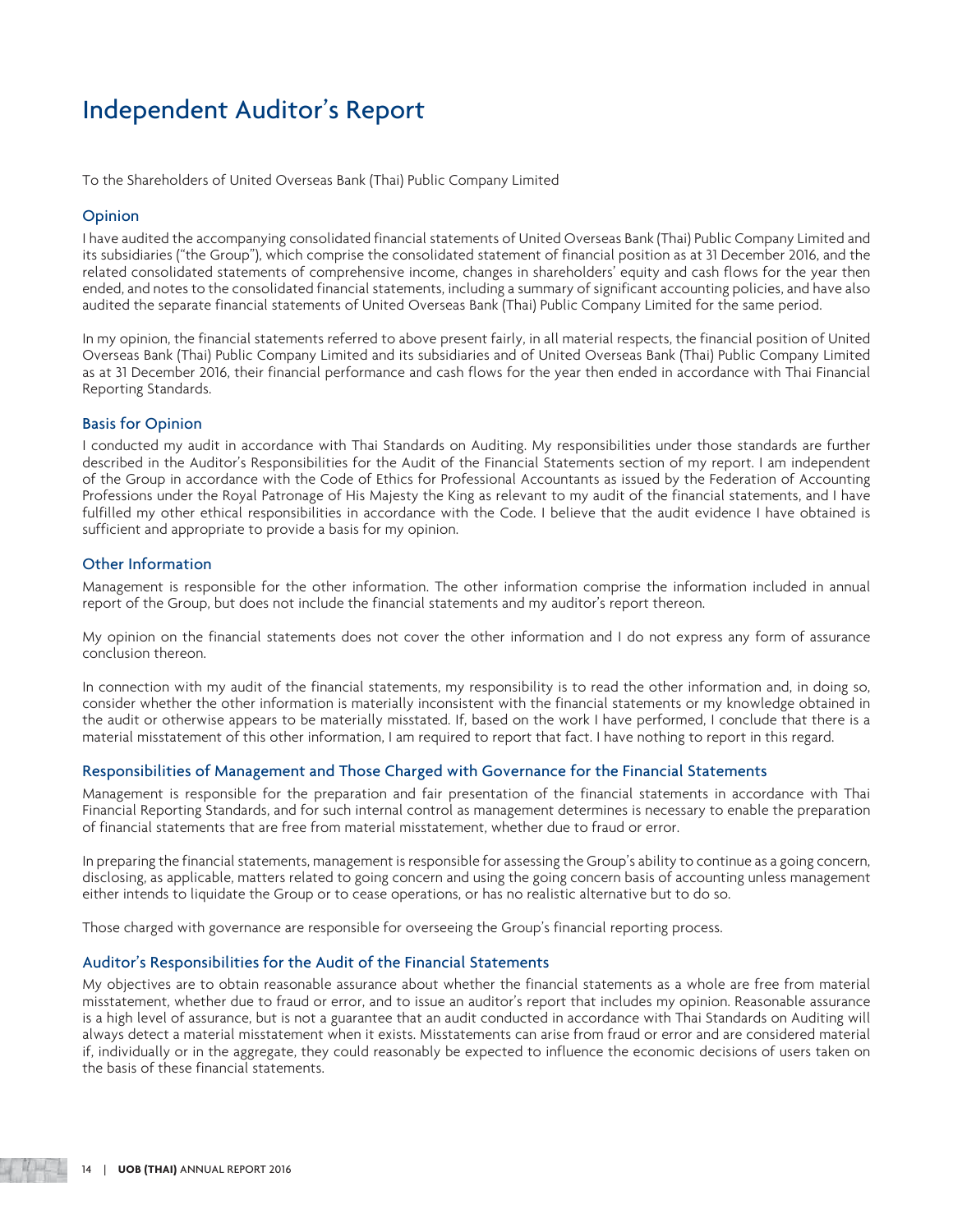# Independent Auditor's Report

To the Shareholders of United Overseas Bank (Thai) Public Company Limited

## Opinion

I have audited the accompanying consolidated financial statements of United Overseas Bank (Thai) Public Company Limited and its subsidiaries ("the Group"), which comprise the consolidated statement of financial position as at 31 December 2016, and the related consolidated statements of comprehensive income, changes in shareholders' equity and cash flows for the year then ended, and notes to the consolidated financial statements, including a summary of significant accounting policies, and have also audited the separate financial statements of United Overseas Bank (Thai) Public Company Limited for the same period.

In my opinion, the financial statements referred to above present fairly, in all material respects, the financial position of United Overseas Bank (Thai) Public Company Limited and its subsidiaries and of United Overseas Bank (Thai) Public Company Limited as at 31 December 2016, their financial performance and cash flows for the year then ended in accordance with Thai Financial Reporting Standards.

## Basis for Opinion

I conducted my audit in accordance with Thai Standards on Auditing. My responsibilities under those standards are further described in the Auditor's Responsibilities for the Audit of the Financial Statements section of my report. I am independent of the Group in accordance with the Code of Ethics for Professional Accountants as issued by the Federation of Accounting Professions under the Royal Patronage of His Majesty the King as relevant to my audit of the financial statements, and I have fulfilled my other ethical responsibilities in accordance with the Code. I believe that the audit evidence I have obtained is sufficient and appropriate to provide a basis for my opinion.

## Other Information

Management is responsible for the other information. The other information comprise the information included in annual report of the Group, but does not include the financial statements and my auditor's report thereon.

My opinion on the financial statements does not cover the other information and I do not express any form of assurance conclusion thereon.

In connection with my audit of the financial statements, my responsibility is to read the other information and, in doing so, consider whether the other information is materially inconsistent with the financial statements or my knowledge obtained in the audit or otherwise appears to be materially misstated. If, based on the work I have performed, I conclude that there is a material misstatement of this other information, I am required to report that fact. I have nothing to report in this regard.

## Responsibilities of Management and Those Charged with Governance for the Financial Statements

Management is responsible for the preparation and fair presentation of the financial statements in accordance with Thai Financial Reporting Standards, and for such internal control as management determines is necessary to enable the preparation of financial statements that are free from material misstatement, whether due to fraud or error.

In preparing the financial statements, management is responsible for assessing the Group's ability to continue as a going concern, disclosing, as applicable, matters related to going concern and using the going concern basis of accounting unless management either intends to liquidate the Group or to cease operations, or has no realistic alternative but to do so.

Those charged with governance are responsible for overseeing the Group's financial reporting process.

## Auditor's Responsibilities for the Audit of the Financial Statements

My objectives are to obtain reasonable assurance about whether the financial statements as a whole are free from material misstatement, whether due to fraud or error, and to issue an auditor's report that includes my opinion. Reasonable assurance is a high level of assurance, but is not a guarantee that an audit conducted in accordance with Thai Standards on Auditing will always detect a material misstatement when it exists. Misstatements can arise from fraud or error and are considered material if, individually or in the aggregate, they could reasonably be expected to influence the economic decisions of users taken on the basis of these financial statements.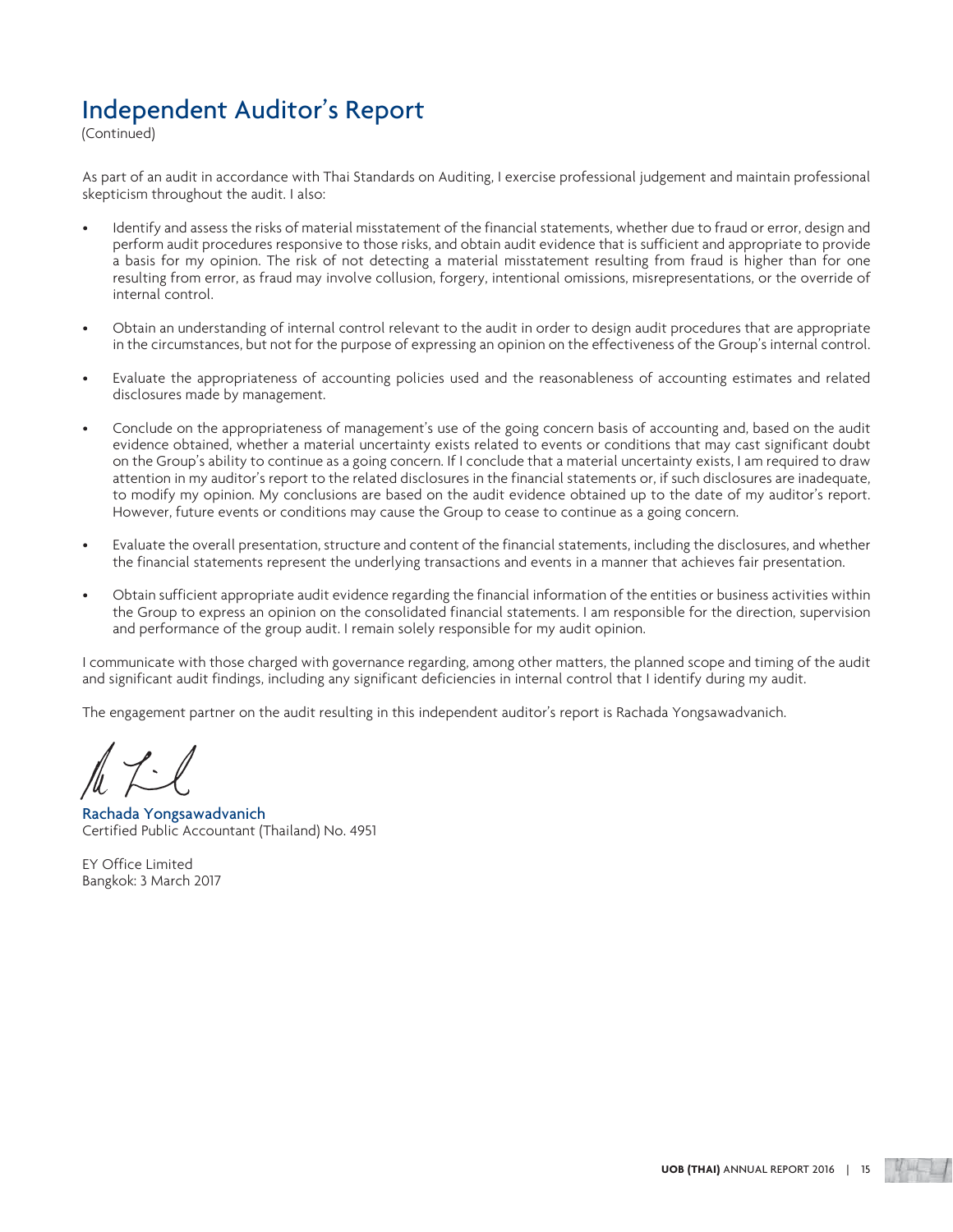# Independent Auditor's Report

(Continued)

As part of an audit in accordance with Thai Standards on Auditing, I exercise professional judgement and maintain professional skepticism throughout the audit. I also:

- Identify and assess the risks of material misstatement of the financial statements, whether due to fraud or error, design and perform audit procedures responsive to those risks, and obtain audit evidence that is sufficient and appropriate to provide a basis for my opinion. The risk of not detecting a material misstatement resulting from fraud is higher than for one resulting from error, as fraud may involve collusion, forgery, intentional omissions, misrepresentations, or the override of internal control.
- Obtain an understanding of internal control relevant to the audit in order to design audit procedures that are appropriate in the circumstances, but not for the purpose of expressing an opinion on the effectiveness of the Group's internal control.
- Evaluate the appropriateness of accounting policies used and the reasonableness of accounting estimates and related disclosures made by management.
- Conclude on the appropriateness of management's use of the going concern basis of accounting and, based on the audit evidence obtained, whether a material uncertainty exists related to events or conditions that may cast significant doubt on the Group's ability to continue as a going concern. If I conclude that a material uncertainty exists, I am required to draw attention in my auditor's report to the related disclosures in the financial statements or, if such disclosures are inadequate, to modify my opinion. My conclusions are based on the audit evidence obtained up to the date of my auditor's report. However, future events or conditions may cause the Group to cease to continue as a going concern.
- Evaluate the overall presentation, structure and content of the financial statements, including the disclosures, and whether the financial statements represent the underlying transactions and events in a manner that achieves fair presentation.
- Obtain sufficient appropriate audit evidence regarding the financial information of the entities or business activities within the Group to express an opinion on the consolidated financial statements. I am responsible for the direction, supervision and performance of the group audit. I remain solely responsible for my audit opinion.

I communicate with those charged with governance regarding, among other matters, the planned scope and timing of the audit and significant audit findings, including any significant deficiencies in internal control that I identify during my audit.

The engagement partner on the audit resulting in this independent auditor's report is Rachada Yongsawadvanich.

Rachada Yongsawadvanich
Certified Public Accountant (Thailand) No. 4951

EY Office Limited
Bangkok: 3 March 2017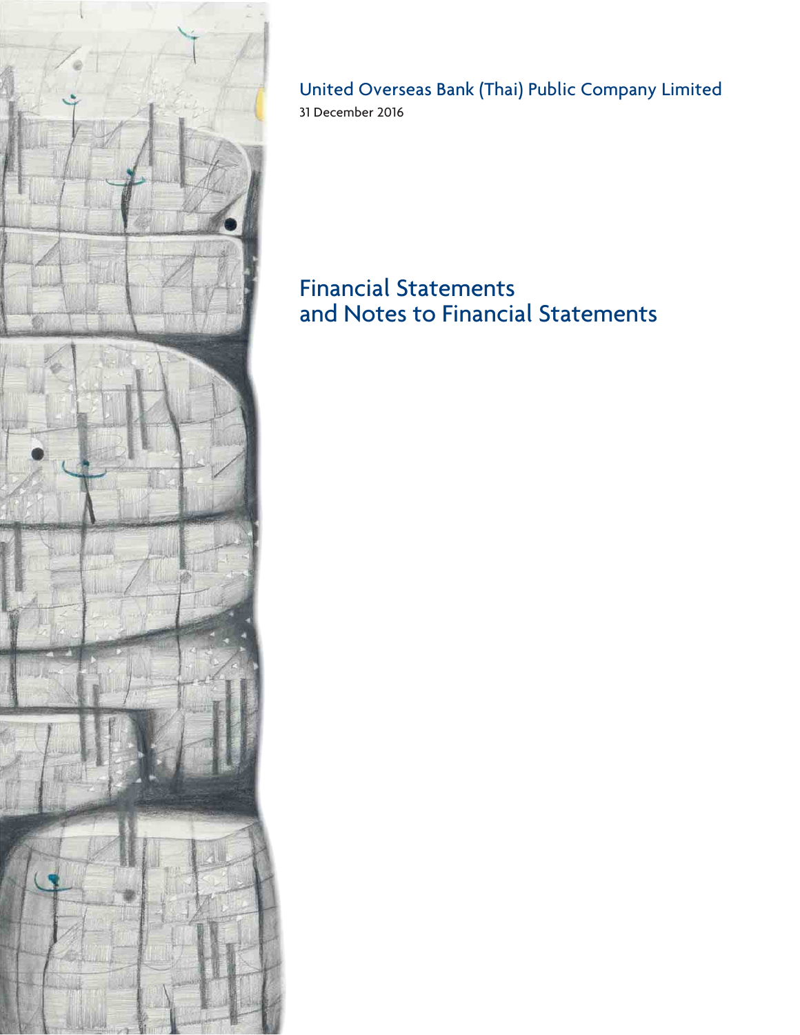United Overseas Bank (Thai) Public Company Limited

31 December 2016

# Financial Statements and Notes to Financial Statements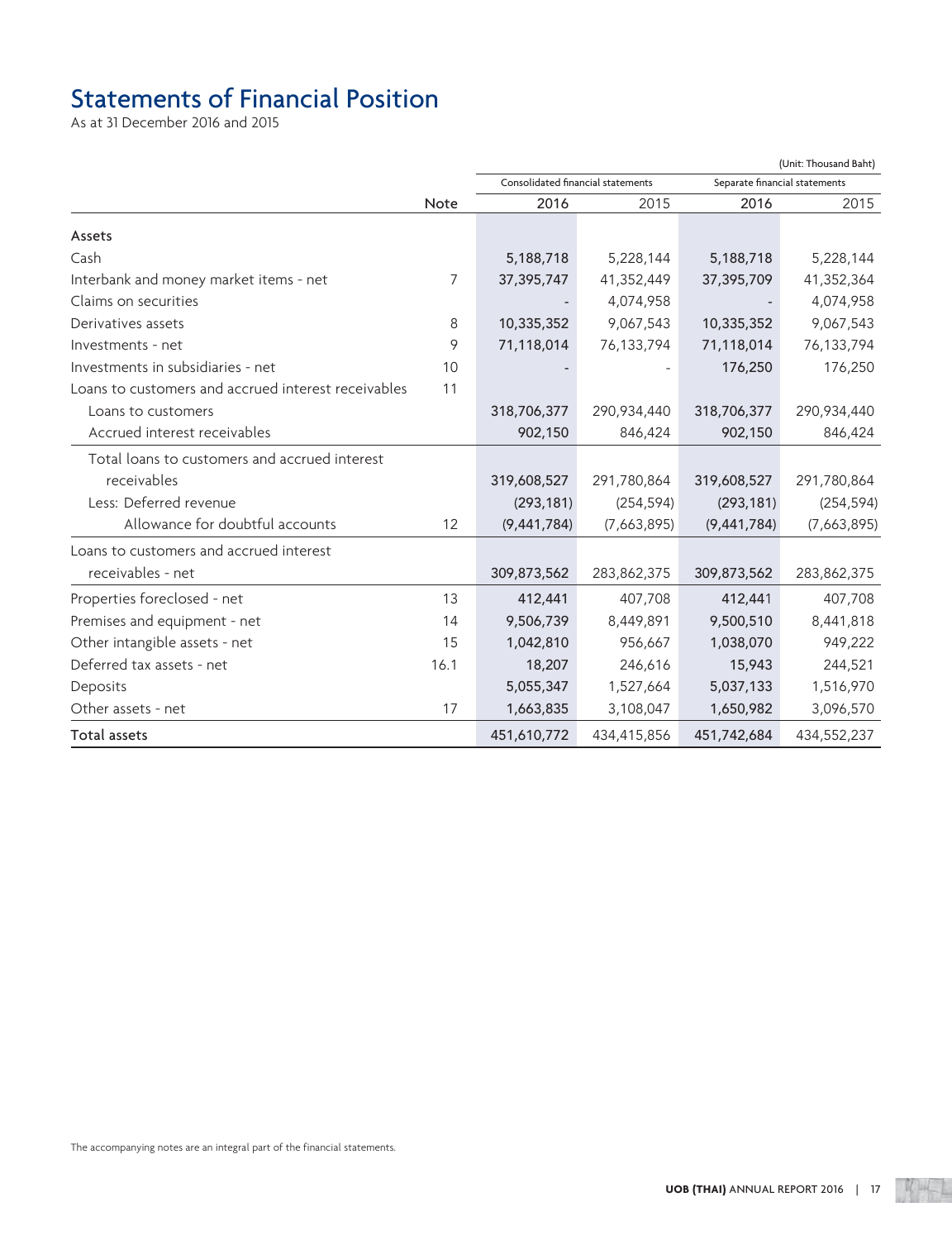# Statements of Financial Position

As at 31 December 2016 and 2015

(Unit: Thousand Baht)

| | Note | Consolidated financial statements | | Separate financial statements | |
|---|---|---|---|---|---|
| | | 2016 | 2015 | 2016 | 2015 |
| **Assets** | | | | | |
| Cash | | 5,188,718 | 5,228,144 | 5,188,718 | 5,228,144 |
| Interbank and money market items - net | 7 | 37,395,747 | 41,352,449 | 37,395,709 | 41,352,364 |
| Claims on securities | | - | 4,074,958 | - | 4,074,958 |
| Derivatives assets | 8 | 10,335,352 | 9,067,543 | 10,335,352 | 9,067,543 |
| Investments - net | 9 | 71,118,014 | 76,133,794 | 71,118,014 | 76,133,794 |
| Investments in subsidiaries - net | 10 | - | - | 176,250 | 176,250 |
| Loans to customers and accrued interest receivables | 11 | | | | |
| Loans to customers | | 318,706,377 | 290,934,440 | 318,706,377 | 290,934,440 |
| Accrued interest receivables | | 902,150 | 846,424 | 902,150 | 846,424 |
| Total loans to customers and accrued interest receivables | | 319,608,527 | 291,780,864 | 319,608,527 | 291,780,864 |
| Less: Deferred revenue | | (293,181) | (254,594) | (293,181) | (254,594) |
| Allowance for doubtful accounts | 12 | (9,441,784) | (7,663,895) | (9,441,784) | (7,663,895) |
| Loans to customers and accrued interest receivables - net | | 309,873,562 | 283,862,375 | 309,873,562 | 283,862,375 |
| Properties foreclosed - net | 13 | 412,441 | 407,708 | 412,441 | 407,708 |
| Premises and equipment - net | 14 | 9,506,739 | 8,449,891 | 9,500,510 | 8,441,818 |
| Other intangible assets - net | 15 | 1,042,810 | 956,667 | 1,038,070 | 949,222 |
| Deferred tax assets - net | 16.1 | 18,207 | 246,616 | 15,943 | 244,521 |
| Deposits | | 5,055,347 | 1,527,664 | 5,037,133 | 1,516,970 |
| Other assets - net | 17 | 1,663,835 | 3,108,047 | 1,650,982 | 3,096,570 |
| **Total assets** | | 451,610,772 | 434,415,856 | 451,742,684 | 434,552,237 |

The accompanying notes are an integral part of the financial statements.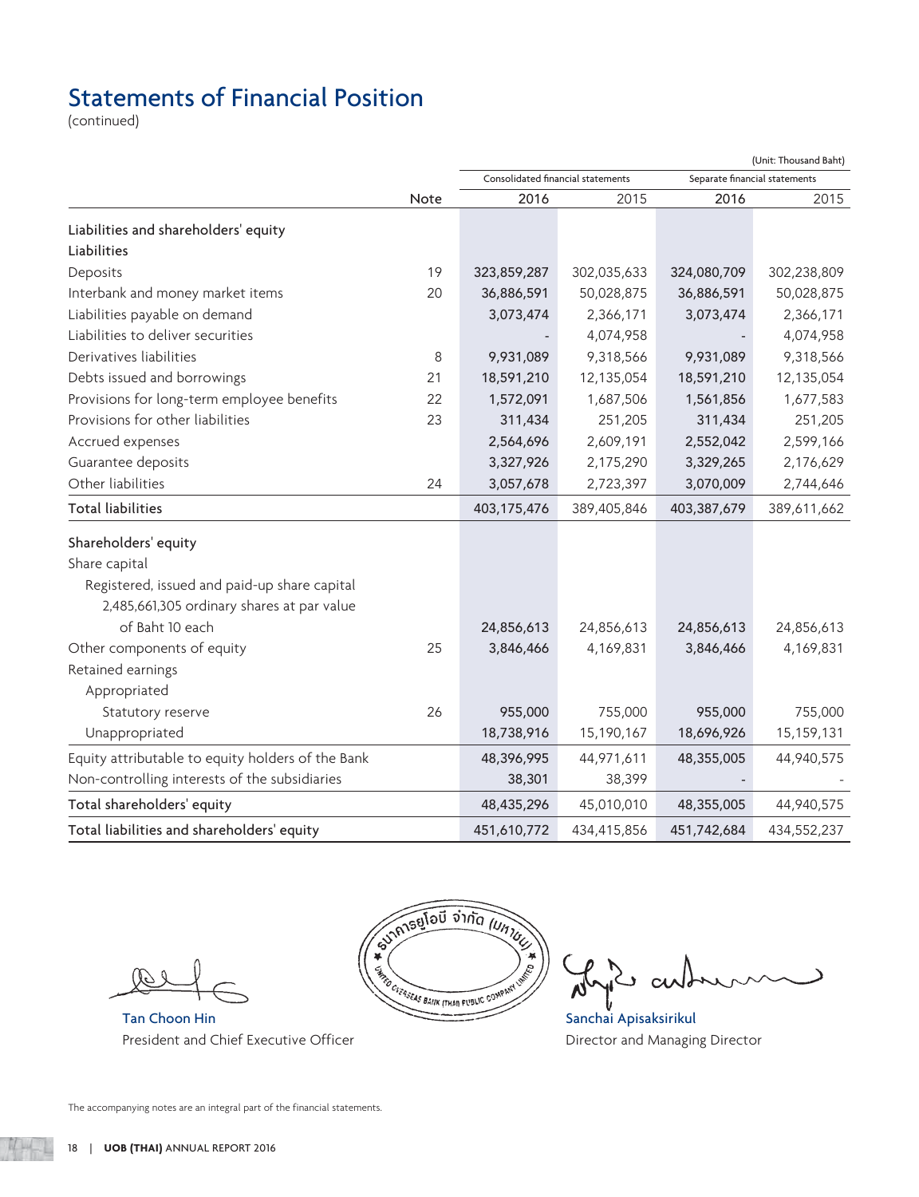# Statements of Financial Position

(continued)

(Unit: Thousand Baht)

| | Note | Consolidated financial statements | | Separate financial statements | |
|---|---|---|---|---|---|
| | | 2016 | 2015 | 2016 | 2015 |
| **Liabilities and shareholders' equity** | | | | | |
| **Liabilities** | | | | | |
| Deposits | 19 | 323,859,287 | 302,035,633 | 324,080,709 | 302,238,809 |
| Interbank and money market items | 20 | 36,886,591 | 50,028,875 | 36,886,591 | 50,028,875 |
| Liabilities payable on demand | | 3,073,474 | 2,366,171 | 3,073,474 | 2,366,171 |
| Liabilities to deliver securities | | - | 4,074,958 | - | 4,074,958 |
| Derivatives liabilities | 8 | 9,931,089 | 9,318,566 | 9,931,089 | 9,318,566 |
| Debts issued and borrowings | 21 | 18,591,210 | 12,135,054 | 18,591,210 | 12,135,054 |
| Provisions for long-term employee benefits | 22 | 1,572,091 | 1,687,506 | 1,561,856 | 1,677,583 |
| Provisions for other liabilities | 23 | 311,434 | 251,205 | 311,434 | 251,205 |
| Accrued expenses | | 2,564,696 | 2,609,191 | 2,552,042 | 2,599,166 |
| Guarantee deposits | | 3,327,926 | 2,175,290 | 3,329,265 | 2,176,629 |
| Other liabilities | 24 | 3,057,678 | 2,723,397 | 3,070,009 | 2,744,646 |
| **Total liabilities** | | 403,175,476 | 389,405,846 | 403,387,679 | 389,611,662 |
| **Shareholders' equity** | | | | | |
| Share capital | | | | | |
| Registered, issued and paid-up share capital 2,485,661,305 ordinary shares at par value of Baht 10 each | | 24,856,613 | 24,856,613 | 24,856,613 | 24,856,613 |
| Other components of equity | 25 | 3,846,466 | 4,169,831 | 3,846,466 | 4,169,831 |
| Retained earnings | | | | | |
| Appropriated | | | | | |
| Statutory reserve | 26 | 955,000 | 755,000 | 955,000 | 755,000 |
| Unappropriated | | 18,738,916 | 15,190,167 | 18,696,926 | 15,159,131 |
| Equity attributable to equity holders of the Bank | | 48,396,995 | 44,971,611 | 48,355,005 | 44,940,575 |
| Non-controlling interests of the subsidiaries | | 38,301 | 38,399 | - | - |
| **Total shareholders' equity** | | 48,435,296 | 45,010,010 | 48,355,005 | 44,940,575 |
| **Total liabilities and shareholders' equity** | | 451,610,772 | 434,415,856 | 451,742,684 | 434,552,237 |

Tan Choon Hin
President and Chief Executive Officer

Sanchai Apisaksirikul
Director and Managing Director

The accompanying notes are an integral part of the financial statements.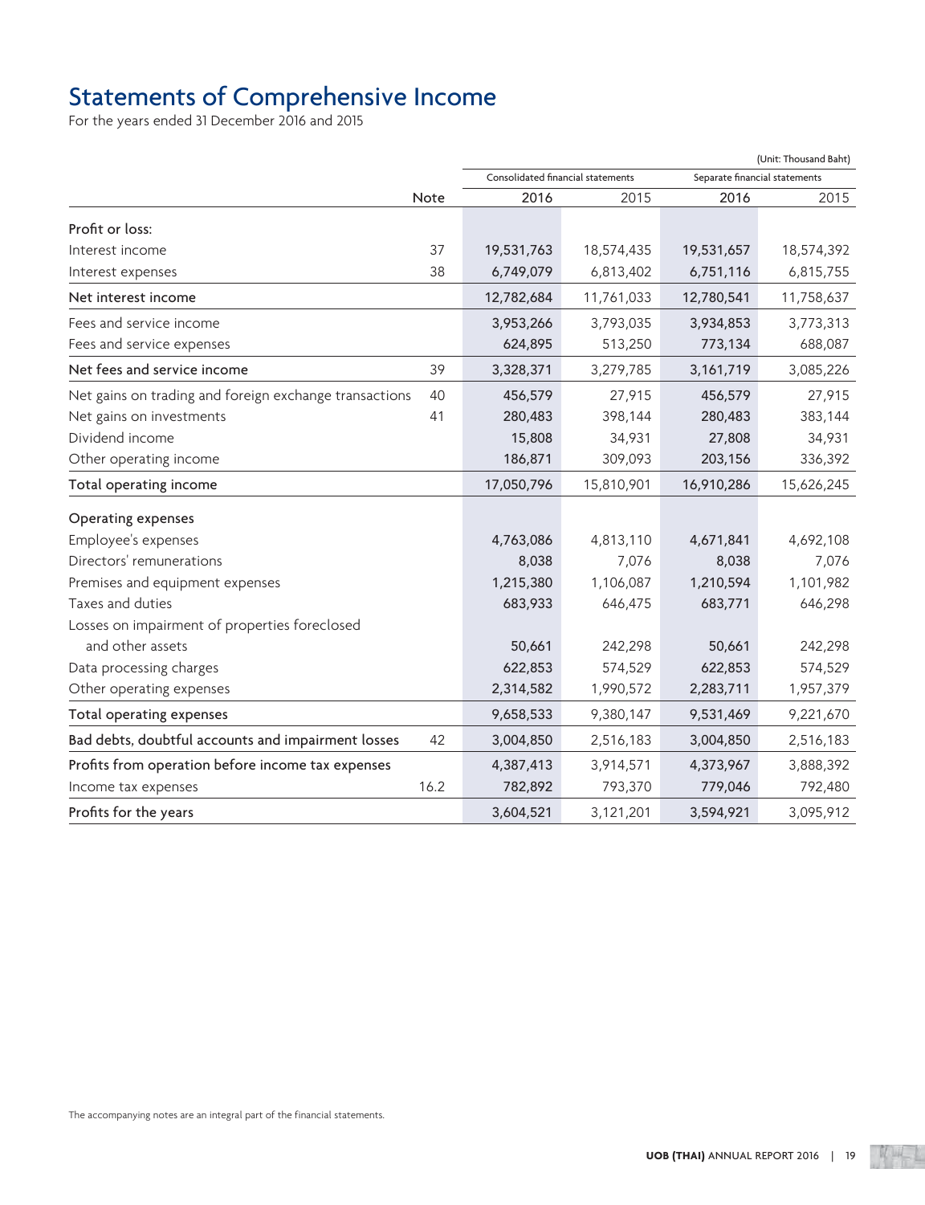# Statements of Comprehensive Income

For the years ended 31 December 2016 and 2015

(Unit: Thousand Baht)

| | Note | Consolidated financial statements | | Separate financial statements | |
|---|---|---|---|---|---|
| | | 2016 | 2015 | 2016 | 2015 |
| Profit or loss: | | | | | |
| Interest income | 37 | 19,531,763 | 18,574,435 | 19,531,657 | 18,574,392 |
| Interest expenses | 38 | 6,749,079 | 6,813,402 | 6,751,116 | 6,815,755 |
| Net interest income | | 12,782,684 | 11,761,033 | 12,780,541 | 11,758,637 |
| Fees and service income | | 3,953,266 | 3,793,035 | 3,934,853 | 3,773,313 |
| Fees and service expenses | | 624,895 | 513,250 | 773,134 | 688,087 |
| Net fees and service income | 39 | 3,328,371 | 3,279,785 | 3,161,719 | 3,085,226 |
| Net gains on trading and foreign exchange transactions | 40 | 456,579 | 27,915 | 456,579 | 27,915 |
| Net gains on investments | 41 | 280,483 | 398,144 | 280,483 | 383,144 |
| Dividend income | | 15,808 | 34,931 | 27,808 | 34,931 |
| Other operating income | | 186,871 | 309,093 | 203,156 | 336,392 |
| Total operating income | | 17,050,796 | 15,810,901 | 16,910,286 | 15,626,245 |
| Operating expenses | | | | | |
| Employee's expenses | | 4,763,086 | 4,813,110 | 4,671,841 | 4,692,108 |
| Directors' remunerations | | 8,038 | 7,076 | 8,038 | 7,076 |
| Premises and equipment expenses | | 1,215,380 | 1,106,087 | 1,210,594 | 1,101,982 |
| Taxes and duties | | 683,933 | 646,475 | 683,771 | 646,298 |
| Losses on impairment of properties foreclosed and other assets | | 50,661 | 242,298 | 50,661 | 242,298 |
| Data processing charges | | 622,853 | 574,529 | 622,853 | 574,529 |
| Other operating expenses | | 2,314,582 | 1,990,572 | 2,283,711 | 1,957,379 |
| Total operating expenses | | 9,658,533 | 9,380,147 | 9,531,469 | 9,221,670 |
| Bad debts, doubtful accounts and impairment losses | 42 | 3,004,850 | 2,516,183 | 3,004,850 | 2,516,183 |
| Profits from operation before income tax expenses | | 4,387,413 | 3,914,571 | 4,373,967 | 3,888,392 |
| Income tax expenses | 16.2 | 782,892 | 793,370 | 779,046 | 792,480 |
| Profits for the years | | 3,604,521 | 3,121,201 | 3,594,921 | 3,095,912 |

The accompanying notes are an integral part of the financial statements.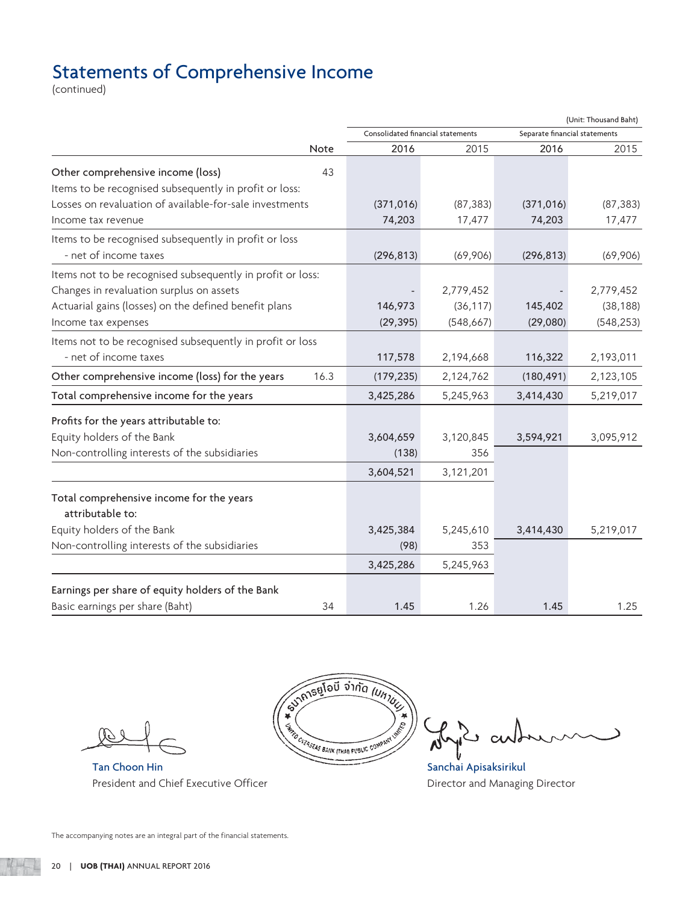# Statements of Comprehensive Income

(continued)

(Unit: Thousand Baht)

| | Note | Consolidated financial statements | | Separate financial statements | |
|---|---|---|---|---|---|
| | | 2016 | 2015 | 2016 | 2015 |
| Other comprehensive income (loss) | 43 | | | | |
| Items to be recognised subsequently in profit or loss: | | | | | |
| Losses on revaluation of available-for-sale investments | | (371,016) | (87,383) | (371,016) | (87,383) |
| Income tax revenue | | 74,203 | 17,477 | 74,203 | 17,477 |
| Items to be recognised subsequently in profit or loss - net of income taxes | | (296,813) | (69,906) | (296,813) | (69,906) |
| Items not to be recognised subsequently in profit or loss: | | | | | |
| Changes in revaluation surplus on assets | | - | 2,779,452 | - | 2,779,452 |
| Actuarial gains (losses) on the defined benefit plans | | 146,973 | (36,117) | 145,402 | (38,188) |
| Income tax expenses | | (29,395) | (548,667) | (29,080) | (548,253) |
| Items not to be recognised subsequently in profit or loss - net of income taxes | | 117,578 | 2,194,668 | 116,322 | 2,193,011 |
| Other comprehensive income (loss) for the years | 16.3 | (179,235) | 2,124,762 | (180,491) | 2,123,105 |
| Total comprehensive income for the years | | 3,425,286 | 5,245,963 | 3,414,430 | 5,219,017 |
| Profits for the years attributable to: | | | | | |
| Equity holders of the Bank | | 3,604,659 | 3,120,845 | 3,594,921 | 3,095,912 |
| Non-controlling interests of the subsidiaries | | (138) | 356 | | |
| | | 3,604,521 | 3,121,201 | | |
| Total comprehensive income for the years attributable to: | | | | | |
| Equity holders of the Bank | | 3,425,384 | 5,245,610 | 3,414,430 | 5,219,017 |
| Non-controlling interests of the subsidiaries | | (98) | 353 | | |
| | | 3,425,286 | 5,245,963 | | |
| Earnings per share of equity holders of the Bank | | | | | |
| Basic earnings per share (Baht) | 34 | 1.45 | 1.26 | 1.45 | 1.25 |

Tan Choon Hin
President and Chief Executive Officer

Sanchai Apisaksirikul
Director and Managing Director

The accompanying notes are an integral part of the financial statements.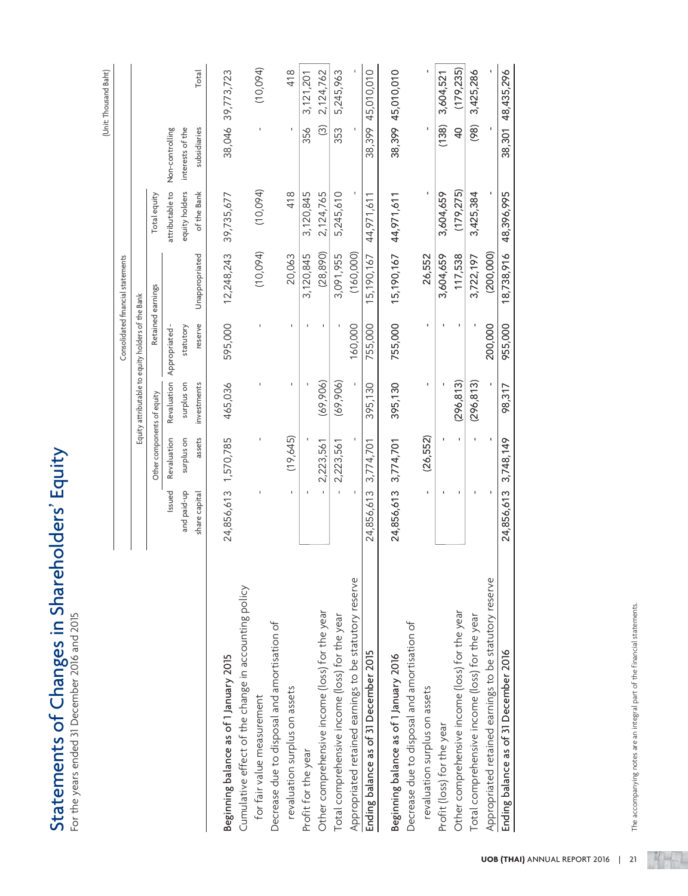# Statements of Changes in Shareholders' Equity

For the years ended 31 December 2016 and 2015

(Unit: Thousand Baht)

| | Consolidated financial statements | | | | | | | |
|---|---|---|---|---|---|---|---|---|
| | Equity attributable to equity holders of the Bank | | | | | | | |
| | | Other components of equity | | Retained earnings | | | | |
| | Issued and paid-up share capital | Revaluation surplus on assets | Revaluation surplus on investments | Appropriated - statutory reserve | Unappropriated | Total equity attributable to equity holders of the Bank | Non-controlling interests of the subsidiaries | Total |
| **Beginning balance as of 1 January 2015** | 24,856,613 | 1,570,785 | 465,036 | 595,000 | 12,248,243 | 39,735,677 | 38,046 | 39,773,723 |
| Cumulative effect of the change in accounting policy for fair value measurement | - | - | - | - | (10,094) | (10,094) | - | (10,094) |
| Decrease due to disposal and amortisation of revaluation surplus on assets | - | (19,645) | - | - | 20,063 | 418 | - | 418 |
| Profit for the year | - | - | - | - | 3,120,845 | 3,120,845 | 356 | 3,121,201 |
| Other comprehensive income (loss) for the year | - | 2,223,561 | (69,906) | - | (28,890) | 2,124,765 | (3) | 2,124,762 |
| Total comprehensive income (loss) for the year | - | 2,223,561 | (69,906) | - | 3,091,955 | 5,245,610 | 353 | 5,245,963 |
| Appropriated retained earnings to be statutory reserve | - | - | - | 160,000 | (160,000) | - | - | - |
| **Ending balance as of 31 December 2015** | 24,856,613 | 3,774,701 | 395,130 | 755,000 | 15,190,167 | 44,971,611 | 38,399 | 45,010,010 |
| **Beginning balance as of 1 January 2016** | 24,856,613 | 3,774,701 | 395,130 | 755,000 | 15,190,167 | 44,971,611 | 38,399 | 45,010,010 |
| Decrease due to disposal and amortisation of revaluation surplus on assets | - | (26,552) | - | - | 26,552 | - | - | - |
| Profit (loss) for the year | - | - | - | - | 3,604,659 | 3,604,659 | (138) | 3,604,521 |
| Other comprehensive income (loss) for the year | - | - | (296,813) | - | 117,538 | (179,275) | 40 | (179,235) |
| Total comprehensive income (loss) for the year | - | - | (296,813) | - | 3,722,197 | 3,425,384 | (98) | 3,425,286 |
| Appropriated retained earnings to be statutory reserve | - | - | - | 200,000 | (200,000) | - | - | - |
| **Ending balance as of 31 December 2016** | 24,856,613 | 3,748,149 | 98,317 | 955,000 | 18,738,916 | 48,396,995 | 38,301 | 48,435,296 |

The accompanying notes are an integral part of the financial statements.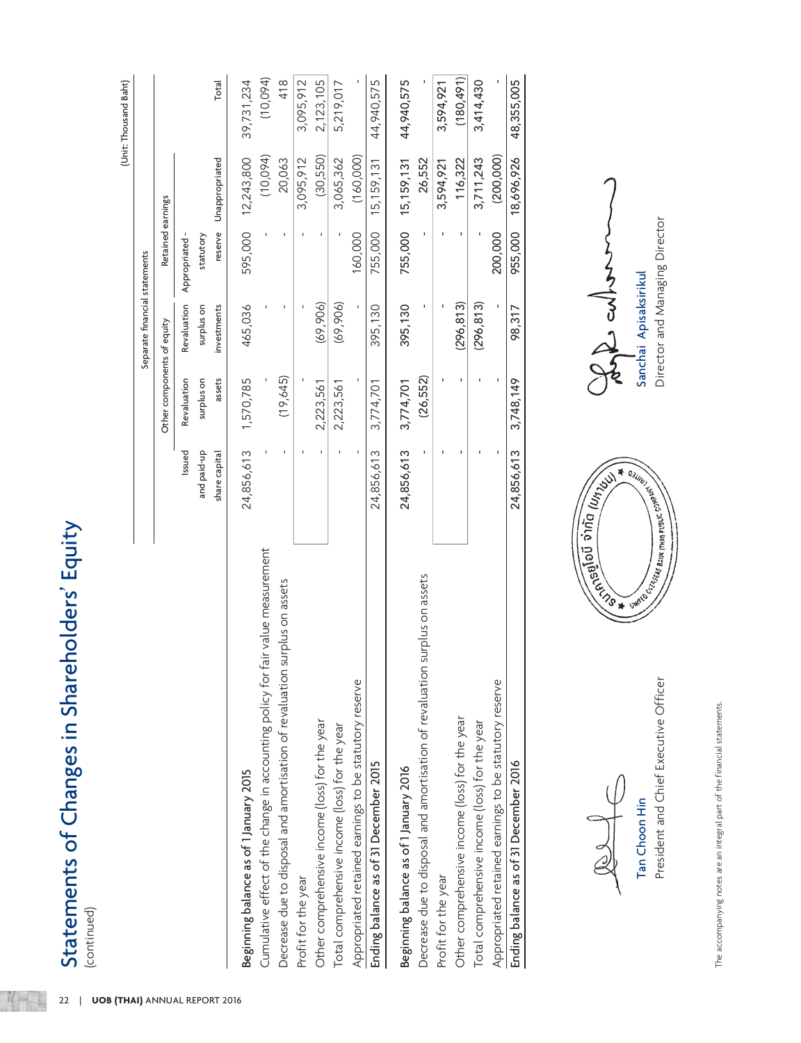# Statements of Changes in Shareholders' Equity

(continued)

(Unit: Thousand Baht)

| | Separate financial statements | | | | | |
|---|---|---|---|---|---|---|
| | | Other components of equity | | Retained earnings | | |
| | Issued and paid-up share capital | Revaluation surplus on assets | Revaluation surplus on investments | Appropriated - statutory reserve | Unappropriated | Total |
| Beginning balance as of 1 January 2015 | 24,856,613 | 1,570,785 | 465,036 | 595,000 | 12,243,800 | 39,731,234 |
| Cumulative effect of the change in accounting policy for fair value measurement | - | - | - | - | (10,094) | (10,094) |
| Decrease due to disposal and amortisation of revaluation surplus on assets | - | (19,645) | - | - | 20,063 | 418 |
| Profit for the year | - | - | - | - | 3,095,912 | 3,095,912 |
| Other comprehensive income (loss) for the year | - | 2,223,561 | (69,906) | - | (30,550) | 2,123,105 |
| Total comprehensive income (loss) for the year | - | 2,223,561 | (69,906) | - | 3,065,362 | 5,219,017 |
| Appropriated retained earnings to be statutory reserve | - | - | - | 160,000 | (160,000) | - |
| Ending balance as of 31 December 2015 | 24,856,613 | 3,774,701 | 395,130 | 755,000 | 15,159,131 | 44,940,575 |
| Beginning balance as of 1 January 2016 | 24,856,613 | 3,774,701 | 395,130 | 755,000 | 15,159,131 | 44,940,575 |
| Decrease due to disposal and amortisation of revaluation surplus on assets | - | (26,552) | - | - | 26,552 | - |
| Profit for the year | - | - | - | - | 3,594,921 | 3,594,921 |
| Other comprehensive income (loss) for the year | - | - | (296,813) | - | 116,322 | (180,491) |
| Total comprehensive income (loss) for the year | - | - | (296,813) | - | 3,711,243 | 3,414,430 |
| Appropriated retained earnings to be statutory reserve | - | - | - | 200,000 | (200,000) | - |
| Ending balance as of 31 December 2016 | 24,856,613 | 3,748,149 | 98,317 | 955,000 | 18,696,926 | 48,355,005 |

Tan Choon Hin
President and Chief Executive Officer

Sanchai Apisaksirikul
Director and Managing Director

The accompanying notes are an integral part of the financial statements.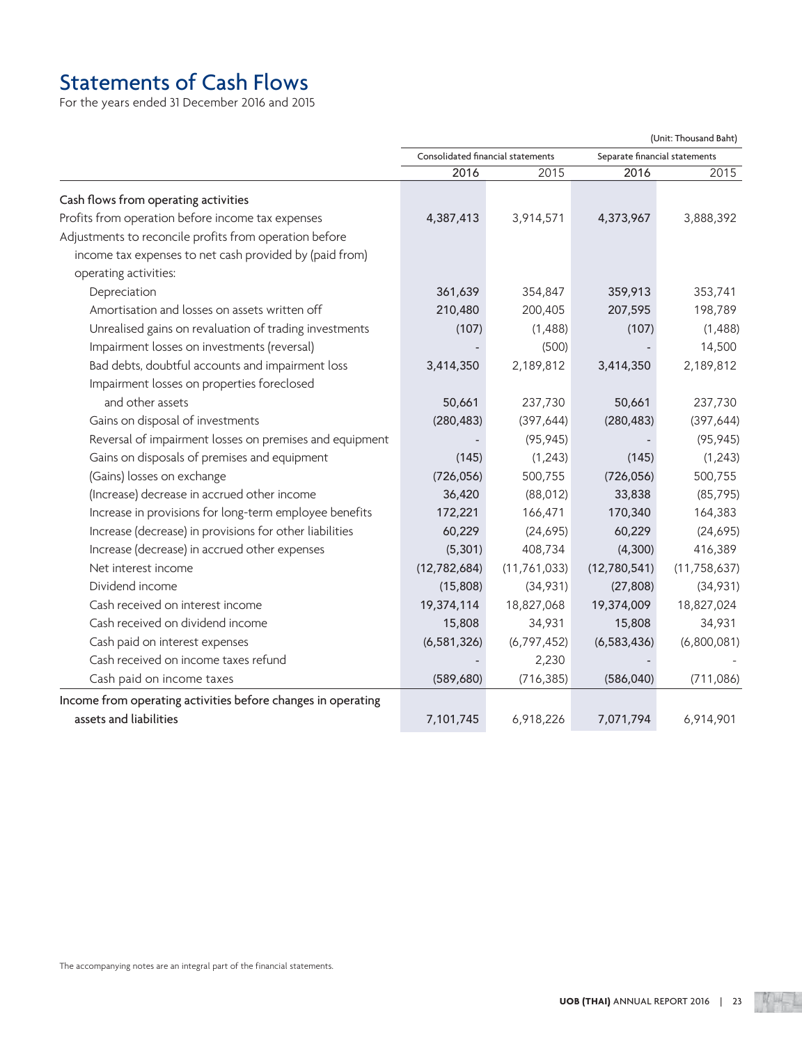# Statements of Cash Flows

For the years ended 31 December 2016 and 2015

(Unit: Thousand Baht)

| | Consolidated financial statements | | Separate financial statements | |
|---|---|---|---|---|
| | 2016 | 2015 | 2016 | 2015 |
| **Cash flows from operating activities** | | | | |
| Profits from operation before income tax expenses | 4,387,413 | 3,914,571 | 4,373,967 | 3,888,392 |
| Adjustments to reconcile profits from operation before income tax expenses to net cash provided by (paid from) operating activities: | | | | |
| Depreciation | 361,639 | 354,847 | 359,913 | 353,741 |
| Amortisation and losses on assets written off | 210,480 | 200,405 | 207,595 | 198,789 |
| Unrealised gains on revaluation of trading investments | (107) | (1,488) | (107) | (1,488) |
| Impairment losses on investments (reversal) | - | (500) | - | 14,500 |
| Bad debts, doubtful accounts and impairment loss | 3,414,350 | 2,189,812 | 3,414,350 | 2,189,812 |
| Impairment losses on properties foreclosed and other assets | 50,661 | 237,730 | 50,661 | 237,730 |
| Gains on disposal of investments | (280,483) | (397,644) | (280,483) | (397,644) |
| Reversal of impairment losses on premises and equipment | - | (95,945) | - | (95,945) |
| Gains on disposals of premises and equipment | (145) | (1,243) | (145) | (1,243) |
| (Gains) losses on exchange | (726,056) | 500,755 | (726,056) | 500,755 |
| (Increase) decrease in accrued other income | 36,420 | (88,012) | 33,838 | (85,795) |
| Increase in provisions for long-term employee benefits | 172,221 | 166,471 | 170,340 | 164,383 |
| Increase (decrease) in provisions for other liabilities | 60,229 | (24,695) | 60,229 | (24,695) |
| Increase (decrease) in accrued other expenses | (5,301) | 408,734 | (4,300) | 416,389 |
| Net interest income | (12,782,684) | (11,761,033) | (12,780,541) | (11,758,637) |
| Dividend income | (15,808) | (34,931) | (27,808) | (34,931) |
| Cash received on interest income | 19,374,114 | 18,827,068 | 19,374,009 | 18,827,024 |
| Cash received on dividend income | 15,808 | 34,931 | 15,808 | 34,931 |
| Cash paid on interest expenses | (6,581,326) | (6,797,452) | (6,583,436) | (6,800,081) |
| Cash received on income taxes refund | - | 2,230 | - | - |
| Cash paid on income taxes | (589,680) | (716,385) | (586,040) | (711,086) |
| Income from operating activities before changes in operating assets and liabilities | 7,101,745 | 6,918,226 | 7,071,794 | 6,914,901 |

The accompanying notes are an integral part of the financial statements.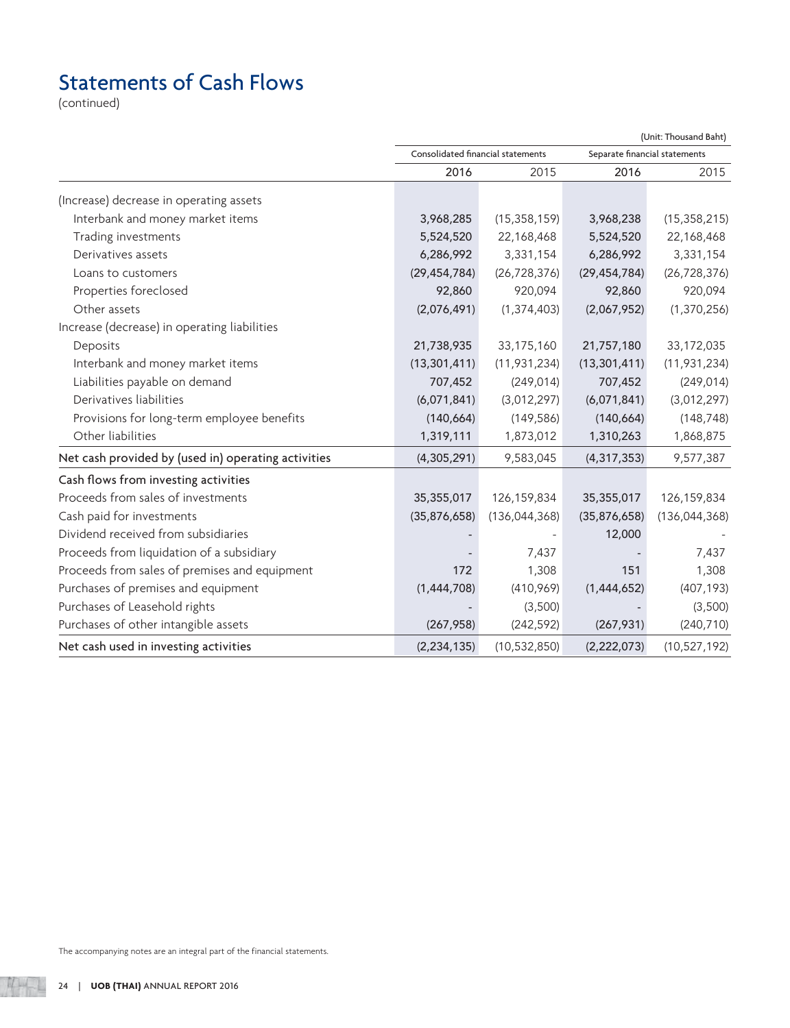# Statements of Cash Flows

(continued)

(Unit: Thousand Baht)

| | Consolidated financial statements | | Separate financial statements | |
|---|---|---|---|---|
| | 2016 | 2015 | 2016 | 2015 |
| (Increase) decrease in operating assets | | | | |
| Interbank and money market items | 3,968,285 | (15,358,159) | 3,968,238 | (15,358,215) |
| Trading investments | 5,524,520 | 22,168,468 | 5,524,520 | 22,168,468 |
| Derivatives assets | 6,286,992 | 3,331,154 | 6,286,992 | 3,331,154 |
| Loans to customers | (29,454,784) | (26,728,376) | (29,454,784) | (26,728,376) |
| Properties foreclosed | 92,860 | 920,094 | 92,860 | 920,094 |
| Other assets | (2,076,491) | (1,374,403) | (2,067,952) | (1,370,256) |
| Increase (decrease) in operating liabilities | | | | |
| Deposits | 21,738,935 | 33,175,160 | 21,757,180 | 33,172,035 |
| Interbank and money market items | (13,301,411) | (11,931,234) | (13,301,411) | (11,931,234) |
| Liabilities payable on demand | 707,452 | (249,014) | 707,452 | (249,014) |
| Derivatives liabilities | (6,071,841) | (3,012,297) | (6,071,841) | (3,012,297) |
| Provisions for long-term employee benefits | (140,664) | (149,586) | (140,664) | (148,748) |
| Other liabilities | 1,319,111 | 1,873,012 | 1,310,263 | 1,868,875 |
| Net cash provided by (used in) operating activities | (4,305,291) | 9,583,045 | (4,317,353) | 9,577,387 |
| Cash flows from investing activities | | | | |
| Proceeds from sales of investments | 35,355,017 | 126,159,834 | 35,355,017 | 126,159,834 |
| Cash paid for investments | (35,876,658) | (136,044,368) | (35,876,658) | (136,044,368) |
| Dividend received from subsidiaries | - | - | 12,000 | - |
| Proceeds from liquidation of a subsidiary | - | 7,437 | - | 7,437 |
| Proceeds from sales of premises and equipment | 172 | 1,308 | 151 | 1,308 |
| Purchases of premises and equipment | (1,444,708) | (410,969) | (1,444,652) | (407,193) |
| Purchases of Leasehold rights | - | (3,500) | - | (3,500) |
| Purchases of other intangible assets | (267,958) | (242,592) | (267,931) | (240,710) |
| Net cash used in investing activities | (2,234,135) | (10,532,850) | (2,222,073) | (10,527,192) |

The accompanying notes are an integral part of the financial statements.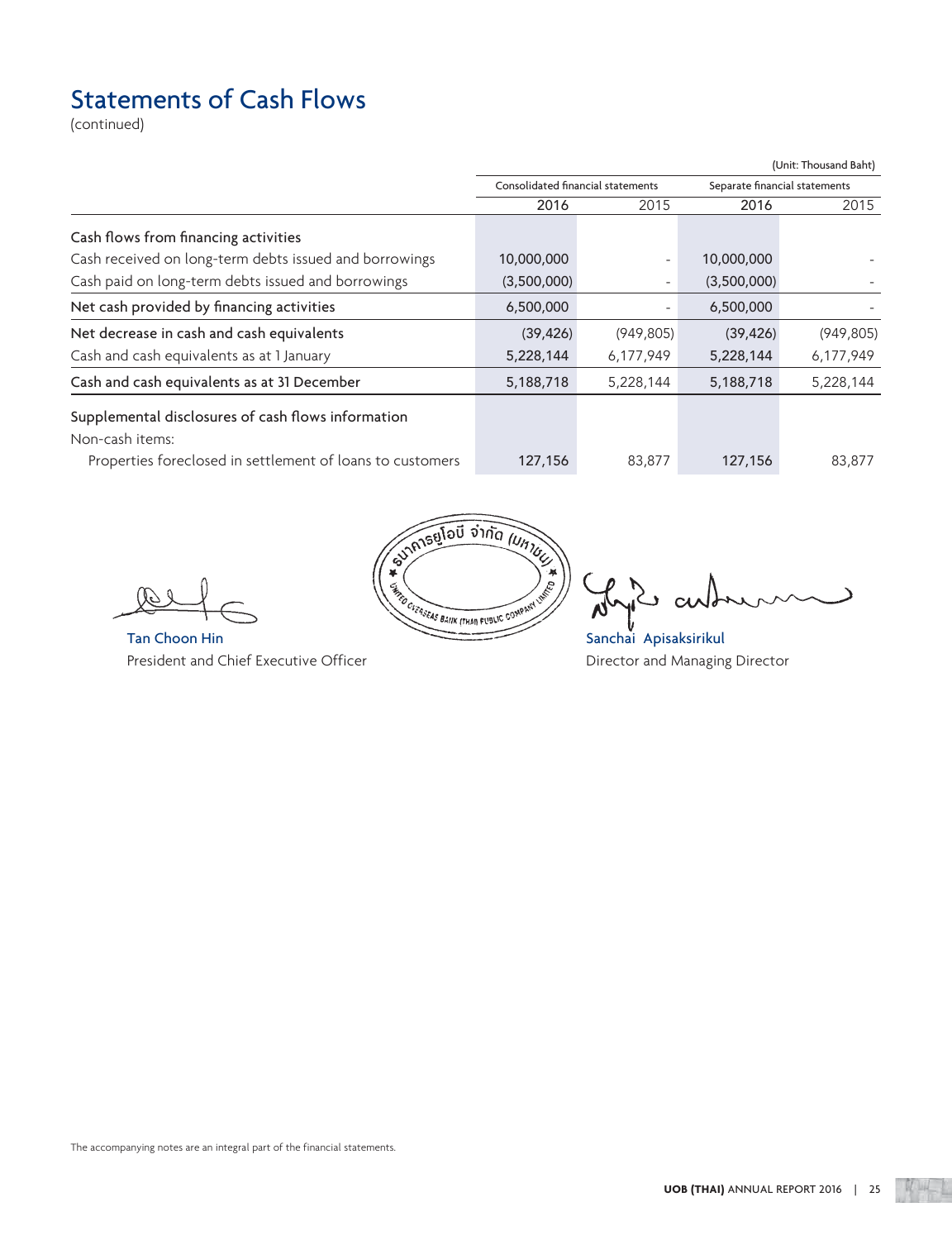# Statements of Cash Flows

(continued)

(Unit: Thousand Baht)

| | Consolidated financial statements | | Separate financial statements | |
|---|---|---|---|---|
| | 2016 | 2015 | 2016 | 2015 |
| **Cash flows from financing activities** | | | | |
| Cash received on long-term debts issued and borrowings | 10,000,000 | - | 10,000,000 | - |
| Cash paid on long-term debts issued and borrowings | (3,500,000) | - | (3,500,000) | - |
| **Net cash provided by financing activities** | 6,500,000 | - | 6,500,000 | - |
| **Net decrease in cash and cash equivalents** | (39,426) | (949,805) | (39,426) | (949,805) |
| Cash and cash equivalents as at 1 January | 5,228,144 | 6,177,949 | 5,228,144 | 6,177,949 |
| **Cash and cash equivalents as at 31 December** | 5,188,718 | 5,228,144 | 5,188,718 | 5,228,144 |
| **Supplemental disclosures of cash flows information** | | | | |
| Non-cash items: | | | | |
| Properties foreclosed in settlement of loans to customers | 127,156 | 83,877 | 127,156 | 83,877 |

Tan Choon Hin
President and Chief Executive Officer

ธนาคารยูโอบี จำกัด (มหาชน)
UNITED OVERSEAS BANK (THAI) PUBLIC COMPANY LIMITED

Sanchai Apisaksirikul
Director and Managing Director

The accompanying notes are an integral part of the financial statements.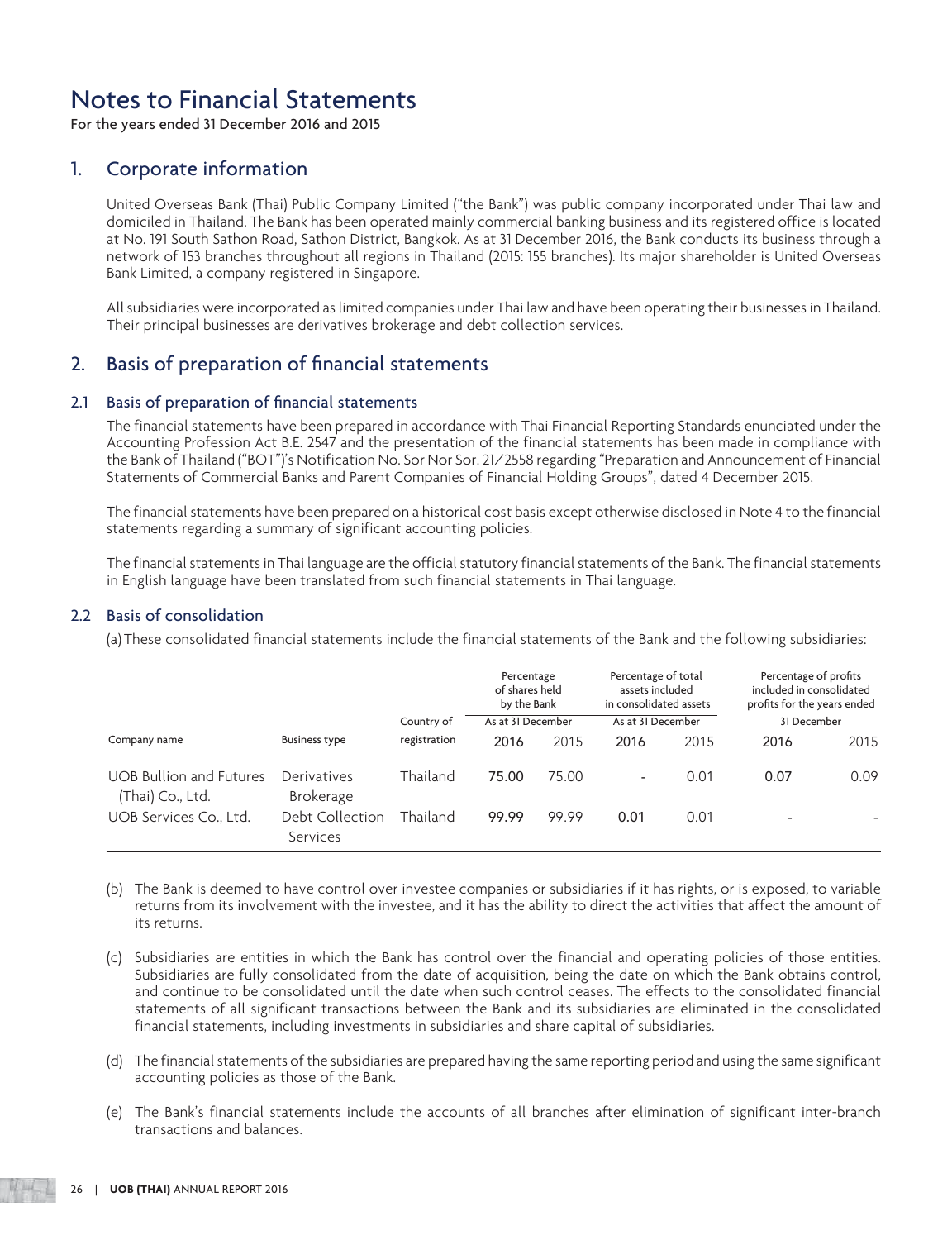# Notes to Financial Statements

For the years ended 31 December 2016 and 2015

## 1. Corporate information

United Overseas Bank (Thai) Public Company Limited ("the Bank") was public company incorporated under Thai law and domiciled in Thailand. The Bank has been operated mainly commercial banking business and its registered office is located at No. 191 South Sathon Road, Sathon District, Bangkok. As at 31 December 2016, the Bank conducts its business through a network of 153 branches throughout all regions in Thailand (2015: 155 branches). Its major shareholder is United Overseas Bank Limited, a company registered in Singapore.

All subsidiaries were incorporated as limited companies under Thai law and have been operating their businesses in Thailand. Their principal businesses are derivatives brokerage and debt collection services.

## 2. Basis of preparation of financial statements

### 2.1 Basis of preparation of financial statements

The financial statements have been prepared in accordance with Thai Financial Reporting Standards enunciated under the Accounting Profession Act B.E. 2547 and the presentation of the financial statements has been made in compliance with the Bank of Thailand ("BOT")'s Notification No. Sor Nor Sor. 21/2558 regarding "Preparation and Announcement of Financial Statements of Commercial Banks and Parent Companies of Financial Holding Groups", dated 4 December 2015.

The financial statements have been prepared on a historical cost basis except otherwise disclosed in Note 4 to the financial statements regarding a summary of significant accounting policies.

The financial statements in Thai language are the official statutory financial statements of the Bank. The financial statements in English language have been translated from such financial statements in Thai language.

### 2.2 Basis of consolidation

(a) These consolidated financial statements include the financial statements of the Bank and the following subsidiaries:

| Company name | Business type | Country of registration | Percentage of shares held by the Bank As at 31 December 2016 | 2015 | Percentage of total assets included in consolidated assets As at 31 December 2016 | 2015 | Percentage of profits included in consolidated profits for the years ended 31 December 2016 | 2015 |
|---|---|---|---|---|---|---|---|---|
| UOB Bullion and Futures (Thai) Co., Ltd. | Derivatives Brokerage | Thailand | **75.00** | 75.00 | **-** | 0.01 | **0.07** | 0.09 |
| UOB Services Co., Ltd. | Debt Collection Services | Thailand | **99.99** | 99.99 | **0.01** | 0.01 | **-** | - |

(b) The Bank is deemed to have control over investee companies or subsidiaries if it has rights, or is exposed, to variable returns from its involvement with the investee, and it has the ability to direct the activities that affect the amount of its returns.

(c) Subsidiaries are entities in which the Bank has control over the financial and operating policies of those entities. Subsidiaries are fully consolidated from the date of acquisition, being the date on which the Bank obtains control, and continue to be consolidated until the date when such control ceases. The effects to the consolidated financial statements of all significant transactions between the Bank and its subsidiaries are eliminated in the consolidated financial statements, including investments in subsidiaries and share capital of subsidiaries.

(d) The financial statements of the subsidiaries are prepared having the same reporting period and using the same significant accounting policies as those of the Bank.

(e) The Bank's financial statements include the accounts of all branches after elimination of significant inter-branch transactions and balances.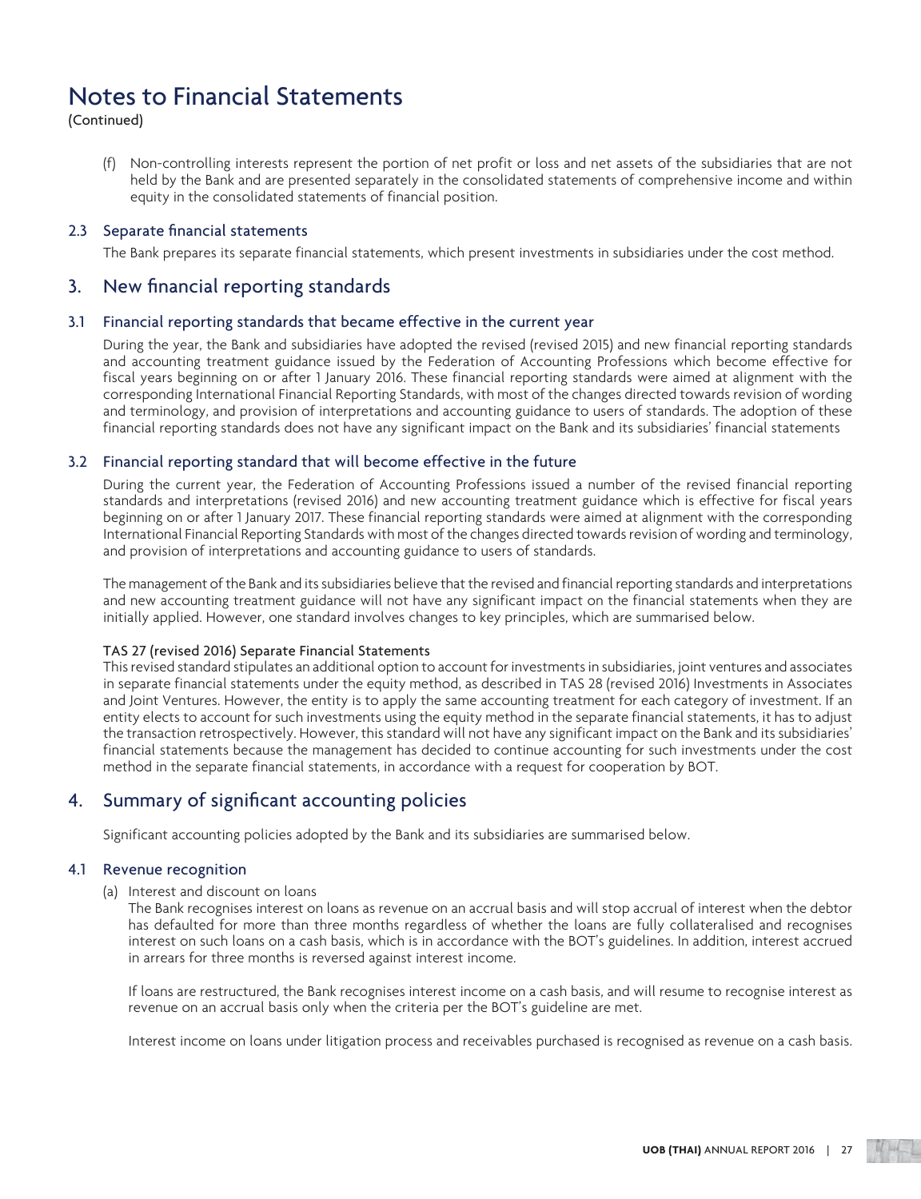# Notes to Financial Statements

(Continued)

(f) Non-controlling interests represent the portion of net profit or loss and net assets of the subsidiaries that are not held by the Bank and are presented separately in the consolidated statements of comprehensive income and within equity in the consolidated statements of financial position.

### 2.3 Separate financial statements

The Bank prepares its separate financial statements, which present investments in subsidiaries under the cost method.

## 3. New financial reporting standards

### 3.1 Financial reporting standards that became effective in the current year

During the year, the Bank and subsidiaries have adopted the revised (revised 2015) and new financial reporting standards and accounting treatment guidance issued by the Federation of Accounting Professions which become effective for fiscal years beginning on or after 1 January 2016. These financial reporting standards were aimed at alignment with the corresponding International Financial Reporting Standards, with most of the changes directed towards revision of wording and terminology, and provision of interpretations and accounting guidance to users of standards. The adoption of these financial reporting standards does not have any significant impact on the Bank and its subsidiaries' financial statements

### 3.2 Financial reporting standard that will become effective in the future

During the current year, the Federation of Accounting Professions issued a number of the revised financial reporting standards and interpretations (revised 2016) and new accounting treatment guidance which is effective for fiscal years beginning on or after 1 January 2017. These financial reporting standards were aimed at alignment with the corresponding International Financial Reporting Standards with most of the changes directed towards revision of wording and terminology, and provision of interpretations and accounting guidance to users of standards.

The management of the Bank and its subsidiaries believe that the revised and financial reporting standards and interpretations and new accounting treatment guidance will not have any significant impact on the financial statements when they are initially applied. However, one standard involves changes to key principles, which are summarised below.

**TAS 27 (revised 2016) Separate Financial Statements**

This revised standard stipulates an additional option to account for investments in subsidiaries, joint ventures and associates in separate financial statements under the equity method, as described in TAS 28 (revised 2016) Investments in Associates and Joint Ventures. However, the entity is to apply the same accounting treatment for each category of investment. If an entity elects to account for such investments using the equity method in the separate financial statements, it has to adjust the transaction retrospectively. However, this standard will not have any significant impact on the Bank and its subsidiaries' financial statements because the management has decided to continue accounting for such investments under the cost method in the separate financial statements, in accordance with a request for cooperation by BOT.

## 4. Summary of significant accounting policies

Significant accounting policies adopted by the Bank and its subsidiaries are summarised below.

### 4.1 Revenue recognition

(a) Interest and discount on loans

The Bank recognises interest on loans as revenue on an accrual basis and will stop accrual of interest when the debtor has defaulted for more than three months regardless of whether the loans are fully collateralised and recognises interest on such loans on a cash basis, which is in accordance with the BOT's guidelines. In addition, interest accrued in arrears for three months is reversed against interest income.

If loans are restructured, the Bank recognises interest income on a cash basis, and will resume to recognise interest as revenue on an accrual basis only when the criteria per the BOT's guideline are met.

Interest income on loans under litigation process and receivables purchased is recognised as revenue on a cash basis.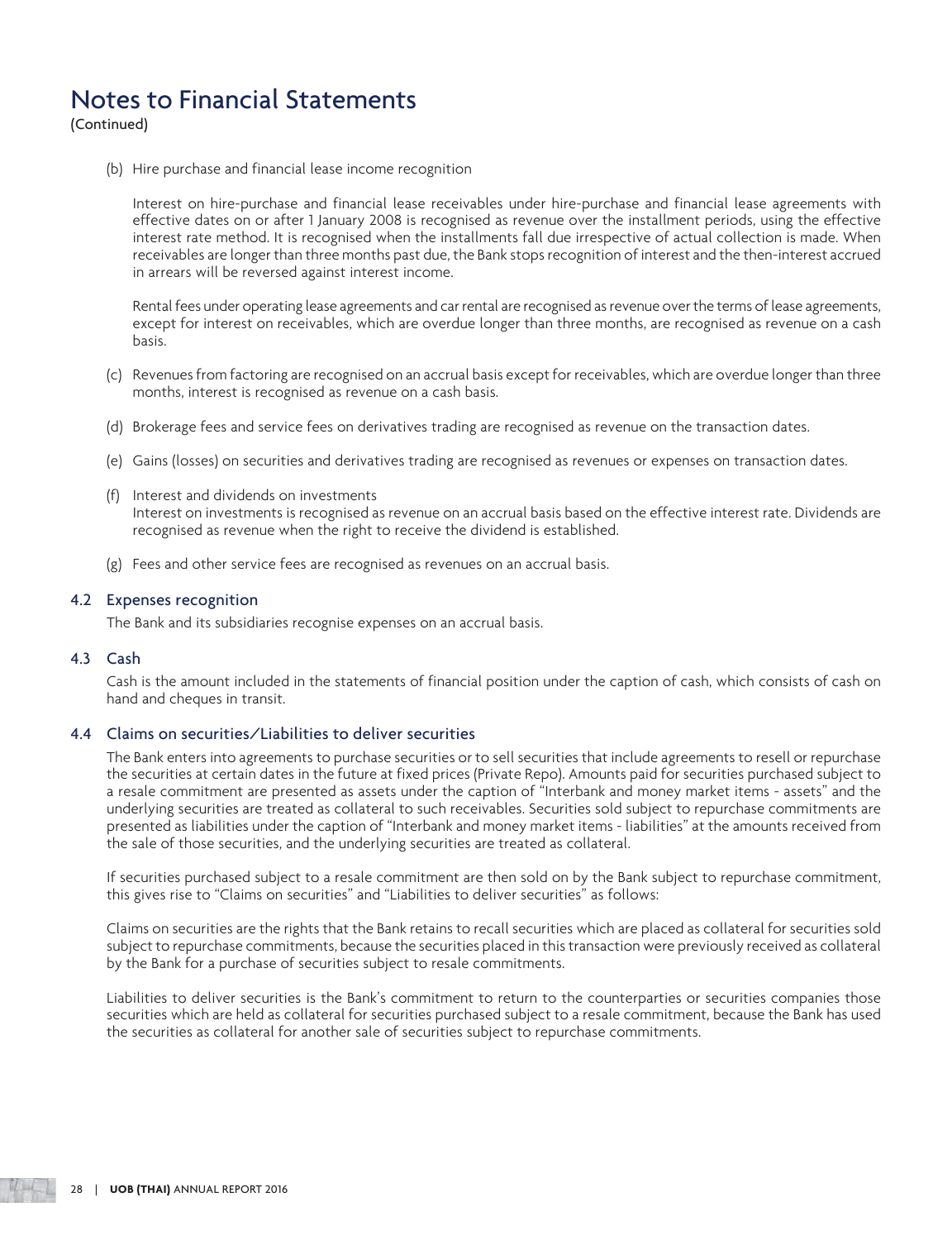# Notes to Financial Statements

(Continued)

(b) Hire purchase and financial lease income recognition

Interest on hire-purchase and financial lease receivables under hire-purchase and financial lease agreements with effective dates on or after 1 January 2008 is recognised as revenue over the installment periods, using the effective interest rate method. It is recognised when the installments fall due irrespective of actual collection is made. When receivables are longer than three months past due, the Bank stops recognition of interest and the then-interest accrued in arrears will be reversed against interest income.

Rental fees under operating lease agreements and car rental are recognised as revenue over the terms of lease agreements, except for interest on receivables, which are overdue longer than three months, are recognised as revenue on a cash basis.

(c) Revenues from factoring are recognised on an accrual basis except for receivables, which are overdue longer than three months, interest is recognised as revenue on a cash basis.

(d) Brokerage fees and service fees on derivatives trading are recognised as revenue on the transaction dates.

(e) Gains (losses) on securities and derivatives trading are recognised as revenues or expenses on transaction dates.

(f) Interest and dividends on investments
Interest on investments is recognised as revenue on an accrual basis based on the effective interest rate. Dividends are recognised as revenue when the right to receive the dividend is established.

(g) Fees and other service fees are recognised as revenues on an accrual basis.

## 4.2 Expenses recognition

The Bank and its subsidiaries recognise expenses on an accrual basis.

## 4.3 Cash

Cash is the amount included in the statements of financial position under the caption of cash, which consists of cash on hand and cheques in transit.

## 4.4 Claims on securities/Liabilities to deliver securities

The Bank enters into agreements to purchase securities or to sell securities that include agreements to resell or repurchase the securities at certain dates in the future at fixed prices (Private Repo). Amounts paid for securities purchased subject to a resale commitment are presented as assets under the caption of "Interbank and money market items - assets" and the underlying securities are treated as collateral to such receivables. Securities sold subject to repurchase commitments are presented as liabilities under the caption of "Interbank and money market items - liabilities" at the amounts received from the sale of those securities, and the underlying securities are treated as collateral.

If securities purchased subject to a resale commitment are then sold on by the Bank subject to repurchase commitment, this gives rise to "Claims on securities" and "Liabilities to deliver securities" as follows:

Claims on securities are the rights that the Bank retains to recall securities which are placed as collateral for securities sold subject to repurchase commitments, because the securities placed in this transaction were previously received as collateral by the Bank for a purchase of securities subject to resale commitments.

Liabilities to deliver securities is the Bank's commitment to return to the counterparties or securities companies those securities which are held as collateral for securities purchased subject to a resale commitment, because the Bank has used the securities as collateral for another sale of securities subject to repurchase commitments.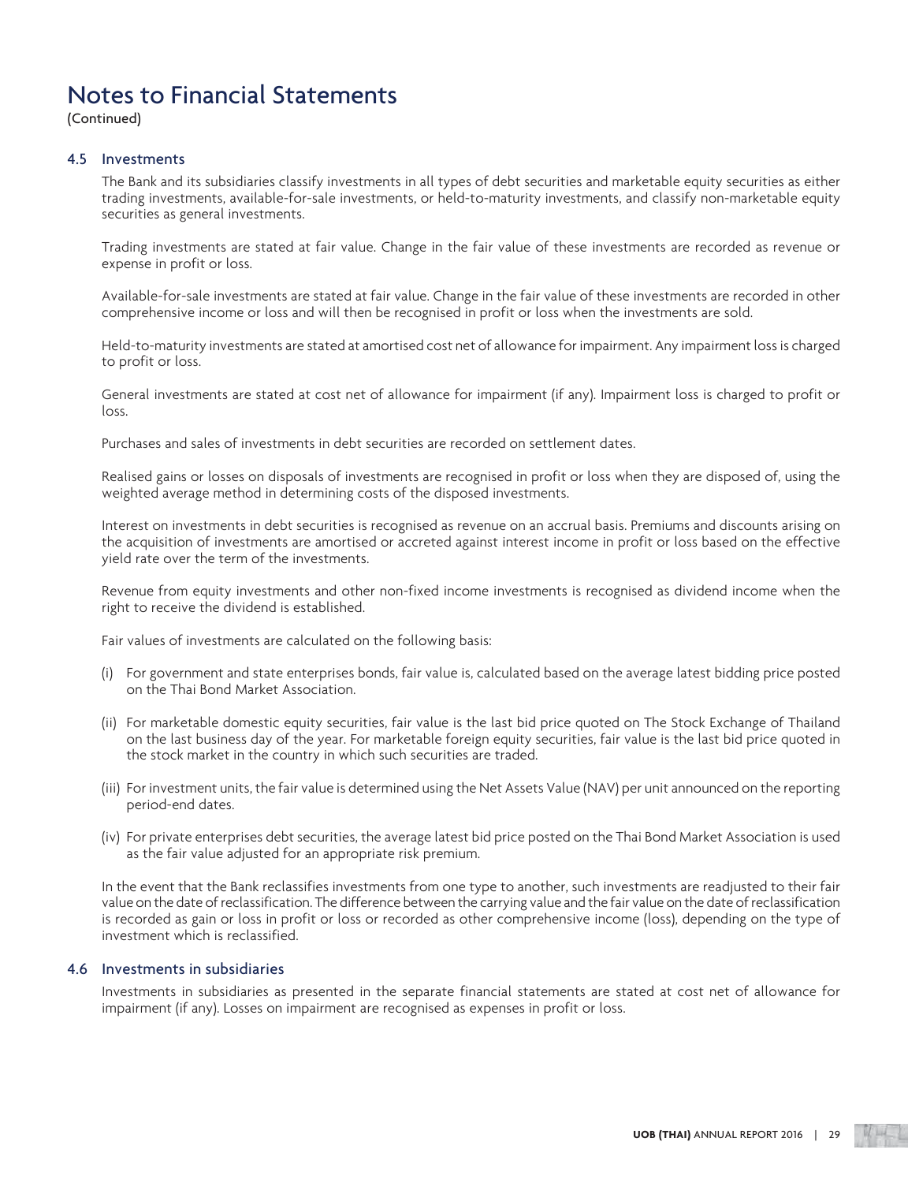# Notes to Financial Statements

(Continued)

## 4.5 Investments

The Bank and its subsidiaries classify investments in all types of debt securities and marketable equity securities as either trading investments, available-for-sale investments, or held-to-maturity investments, and classify non-marketable equity securities as general investments.

Trading investments are stated at fair value. Change in the fair value of these investments are recorded as revenue or expense in profit or loss.

Available-for-sale investments are stated at fair value. Change in the fair value of these investments are recorded in other comprehensive income or loss and will then be recognised in profit or loss when the investments are sold.

Held-to-maturity investments are stated at amortised cost net of allowance for impairment. Any impairment loss is charged to profit or loss.

General investments are stated at cost net of allowance for impairment (if any). Impairment loss is charged to profit or loss.

Purchases and sales of investments in debt securities are recorded on settlement dates.

Realised gains or losses on disposals of investments are recognised in profit or loss when they are disposed of, using the weighted average method in determining costs of the disposed investments.

Interest on investments in debt securities is recognised as revenue on an accrual basis. Premiums and discounts arising on the acquisition of investments are amortised or accreted against interest income in profit or loss based on the effective yield rate over the term of the investments.

Revenue from equity investments and other non-fixed income investments is recognised as dividend income when the right to receive the dividend is established.

Fair values of investments are calculated on the following basis:

(i) For government and state enterprises bonds, fair value is, calculated based on the average latest bidding price posted on the Thai Bond Market Association.

(ii) For marketable domestic equity securities, fair value is the last bid price quoted on The Stock Exchange of Thailand on the last business day of the year. For marketable foreign equity securities, fair value is the last bid price quoted in the stock market in the country in which such securities are traded.

(iii) For investment units, the fair value is determined using the Net Assets Value (NAV) per unit announced on the reporting period-end dates.

(iv) For private enterprises debt securities, the average latest bid price posted on the Thai Bond Market Association is used as the fair value adjusted for an appropriate risk premium.

In the event that the Bank reclassifies investments from one type to another, such investments are readjusted to their fair value on the date of reclassification. The difference between the carrying value and the fair value on the date of reclassification is recorded as gain or loss in profit or loss or recorded as other comprehensive income (loss), depending on the type of investment which is reclassified.

## 4.6 Investments in subsidiaries

Investments in subsidiaries as presented in the separate financial statements are stated at cost net of allowance for impairment (if any). Losses on impairment are recognised as expenses in profit or loss.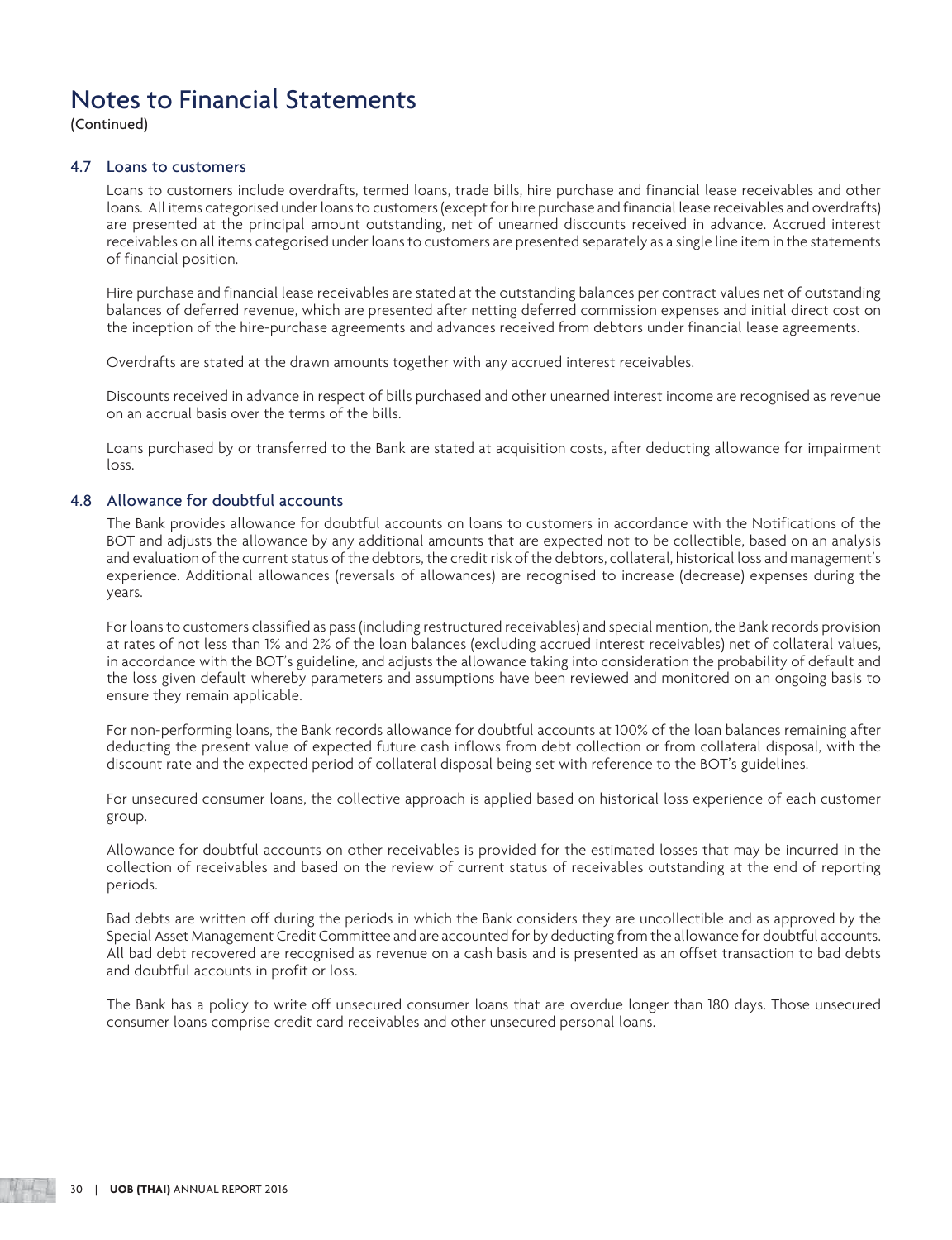# Notes to Financial Statements

(Continued)

## 4.7 Loans to customers

Loans to customers include overdrafts, termed loans, trade bills, hire purchase and financial lease receivables and other loans. All items categorised under loans to customers (except for hire purchase and financial lease receivables and overdrafts) are presented at the principal amount outstanding, net of unearned discounts received in advance. Accrued interest receivables on all items categorised under loans to customers are presented separately as a single line item in the statements of financial position.

Hire purchase and financial lease receivables are stated at the outstanding balances per contract values net of outstanding balances of deferred revenue, which are presented after netting deferred commission expenses and initial direct cost on the inception of the hire-purchase agreements and advances received from debtors under financial lease agreements.

Overdrafts are stated at the drawn amounts together with any accrued interest receivables.

Discounts received in advance in respect of bills purchased and other unearned interest income are recognised as revenue on an accrual basis over the terms of the bills.

Loans purchased by or transferred to the Bank are stated at acquisition costs, after deducting allowance for impairment loss.

## 4.8 Allowance for doubtful accounts

The Bank provides allowance for doubtful accounts on loans to customers in accordance with the Notifications of the BOT and adjusts the allowance by any additional amounts that are expected not to be collectible, based on an analysis and evaluation of the current status of the debtors, the credit risk of the debtors, collateral, historical loss and management's experience. Additional allowances (reversals of allowances) are recognised to increase (decrease) expenses during the years.

For loans to customers classified as pass (including restructured receivables) and special mention, the Bank records provision at rates of not less than 1% and 2% of the loan balances (excluding accrued interest receivables) net of collateral values, in accordance with the BOT's guideline, and adjusts the allowance taking into consideration the probability of default and the loss given default whereby parameters and assumptions have been reviewed and monitored on an ongoing basis to ensure they remain applicable.

For non-performing loans, the Bank records allowance for doubtful accounts at 100% of the loan balances remaining after deducting the present value of expected future cash inflows from debt collection or from collateral disposal, with the discount rate and the expected period of collateral disposal being set with reference to the BOT's guidelines.

For unsecured consumer loans, the collective approach is applied based on historical loss experience of each customer group.

Allowance for doubtful accounts on other receivables is provided for the estimated losses that may be incurred in the collection of receivables and based on the review of current status of receivables outstanding at the end of reporting periods.

Bad debts are written off during the periods in which the Bank considers they are uncollectible and as approved by the Special Asset Management Credit Committee and are accounted for by deducting from the allowance for doubtful accounts. All bad debt recovered are recognised as revenue on a cash basis and is presented as an offset transaction to bad debts and doubtful accounts in profit or loss.

The Bank has a policy to write off unsecured consumer loans that are overdue longer than 180 days. Those unsecured consumer loans comprise credit card receivables and other unsecured personal loans.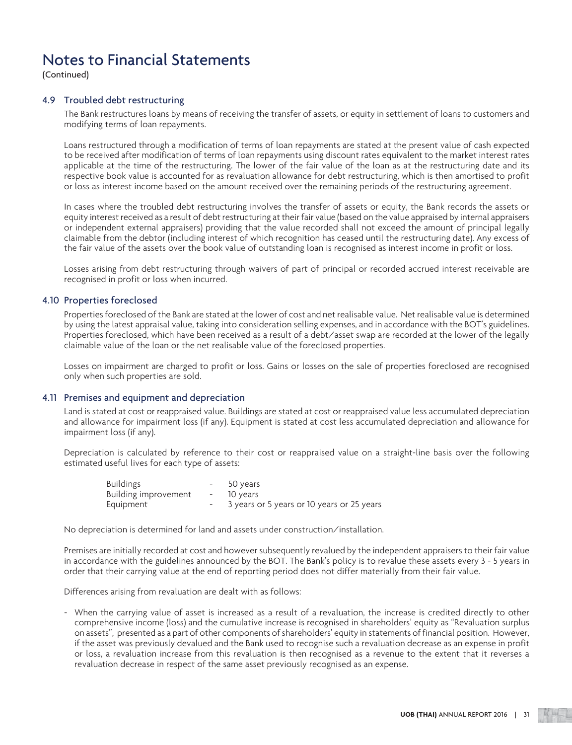# Notes to Financial Statements

(Continued)

### 4.9 Troubled debt restructuring

The Bank restructures loans by means of receiving the transfer of assets, or equity in settlement of loans to customers and modifying terms of loan repayments.

Loans restructured through a modification of terms of loan repayments are stated at the present value of cash expected to be received after modification of terms of loan repayments using discount rates equivalent to the market interest rates applicable at the time of the restructuring. The lower of the fair value of the loan as at the restructuring date and its respective book value is accounted for as revaluation allowance for debt restructuring, which is then amortised to profit or loss as interest income based on the amount received over the remaining periods of the restructuring agreement.

In cases where the troubled debt restructuring involves the transfer of assets or equity, the Bank records the assets or equity interest received as a result of debt restructuring at their fair value (based on the value appraised by internal appraisers or independent external appraisers) providing that the value recorded shall not exceed the amount of principal legally claimable from the debtor (including interest of which recognition has ceased until the restructuring date). Any excess of the fair value of the assets over the book value of outstanding loan is recognised as interest income in profit or loss.

Losses arising from debt restructuring through waivers of part of principal or recorded accrued interest receivable are recognised in profit or loss when incurred.

### 4.10 Properties foreclosed

Properties foreclosed of the Bank are stated at the lower of cost and net realisable value. Net realisable value is determined by using the latest appraisal value, taking into consideration selling expenses, and in accordance with the BOT's guidelines. Properties foreclosed, which have been received as a result of a debt/asset swap are recorded at the lower of the legally claimable value of the loan or the net realisable value of the foreclosed properties.

Losses on impairment are charged to profit or loss. Gains or losses on the sale of properties foreclosed are recognised only when such properties are sold.

### 4.11 Premises and equipment and depreciation

Land is stated at cost or reappraised value. Buildings are stated at cost or reappraised value less accumulated depreciation and allowance for impairment loss (if any). Equipment is stated at cost less accumulated depreciation and allowance for impairment loss (if any).

Depreciation is calculated by reference to their cost or reappraised value on a straight-line basis over the following estimated useful lives for each type of assets:

| | | |
|---|---|---|
| Buildings | - | 50 years |
| Building improvement | - | 10 years |
| Equipment | - | 3 years or 5 years or 10 years or 25 years |

No depreciation is determined for land and assets under construction/installation.

Premises are initially recorded at cost and however subsequently revalued by the independent appraisers to their fair value in accordance with the guidelines announced by the BOT. The Bank's policy is to revalue these assets every 3 - 5 years in order that their carrying value at the end of reporting period does not differ materially from their fair value.

Differences arising from revaluation are dealt with as follows:

- When the carrying value of asset is increased as a result of a revaluation, the increase is credited directly to other comprehensive income (loss) and the cumulative increase is recognised in shareholders' equity as "Revaluation surplus on assets", presented as a part of other components of shareholders' equity in statements of financial position. However, if the asset was previously devalued and the Bank used to recognise such a revaluation decrease as an expense in profit or loss, a revaluation increase from this revaluation is then recognised as a revenue to the extent that it reverses a revaluation decrease in respect of the same asset previously recognised as an expense.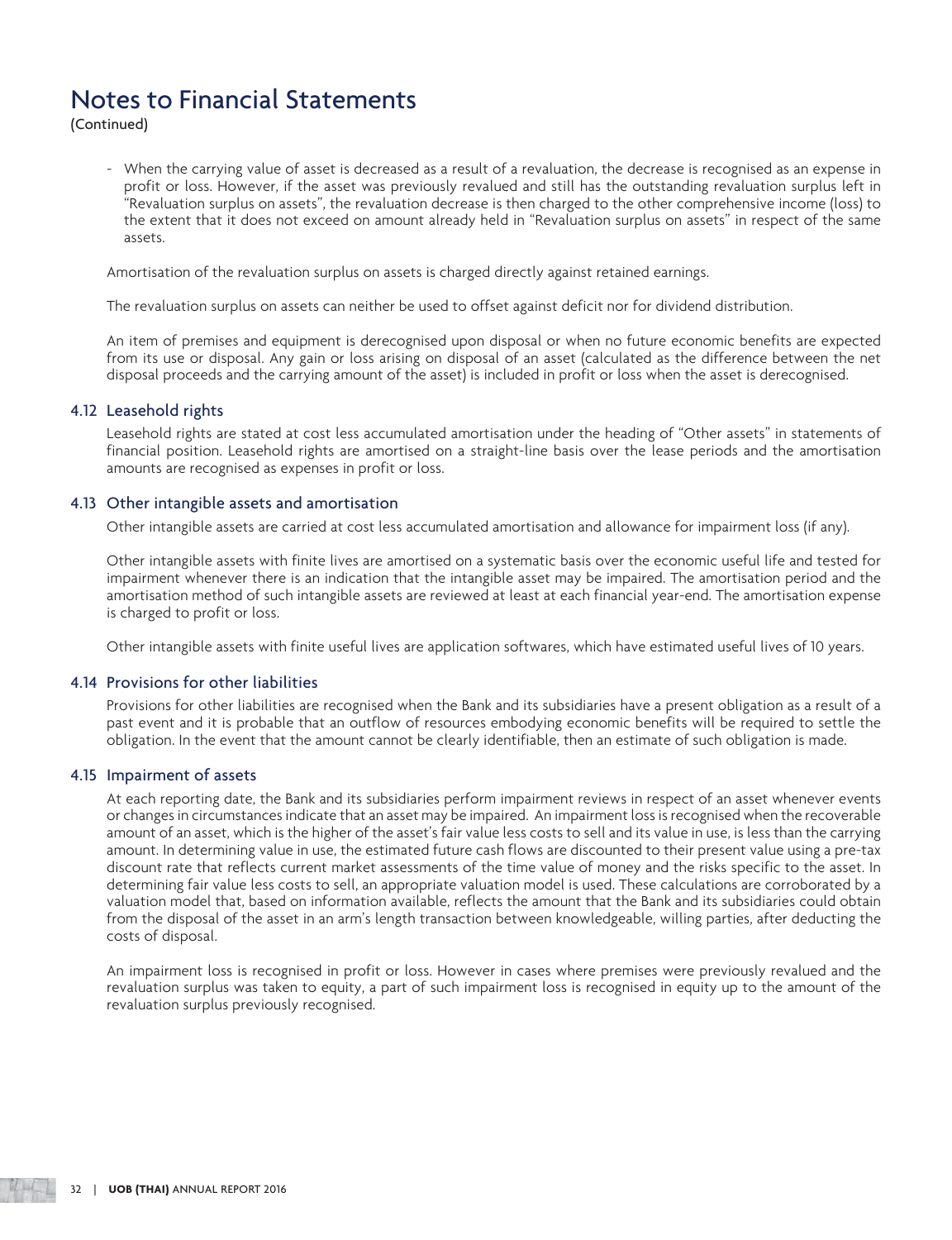# Notes to Financial Statements

(Continued)

- When the carrying value of asset is decreased as a result of a revaluation, the decrease is recognised as an expense in profit or loss. However, if the asset was previously revalued and still has the outstanding revaluation surplus left in "Revaluation surplus on assets", the revaluation decrease is then charged to the other comprehensive income (loss) to the extent that it does not exceed on amount already held in "Revaluation surplus on assets" in respect of the same assets.

Amortisation of the revaluation surplus on assets is charged directly against retained earnings.

The revaluation surplus on assets can neither be used to offset against deficit nor for dividend distribution.

An item of premises and equipment is derecognised upon disposal or when no future economic benefits are expected from its use or disposal. Any gain or loss arising on disposal of an asset (calculated as the difference between the net disposal proceeds and the carrying amount of the asset) is included in profit or loss when the asset is derecognised.

### 4.12 Leasehold rights

Leasehold rights are stated at cost less accumulated amortisation under the heading of "Other assets" in statements of financial position. Leasehold rights are amortised on a straight-line basis over the lease periods and the amortisation amounts are recognised as expenses in profit or loss.

### 4.13 Other intangible assets and amortisation

Other intangible assets are carried at cost less accumulated amortisation and allowance for impairment loss (if any).

Other intangible assets with finite lives are amortised on a systematic basis over the economic useful life and tested for impairment whenever there is an indication that the intangible asset may be impaired. The amortisation period and the amortisation method of such intangible assets are reviewed at least at each financial year-end. The amortisation expense is charged to profit or loss.

Other intangible assets with finite useful lives are application softwares, which have estimated useful lives of 10 years.

### 4.14 Provisions for other liabilities

Provisions for other liabilities are recognised when the Bank and its subsidiaries have a present obligation as a result of a past event and it is probable that an outflow of resources embodying economic benefits will be required to settle the obligation. In the event that the amount cannot be clearly identifiable, then an estimate of such obligation is made.

### 4.15 Impairment of assets

At each reporting date, the Bank and its subsidiaries perform impairment reviews in respect of an asset whenever events or changes in circumstances indicate that an asset may be impaired. An impairment loss is recognised when the recoverable amount of an asset, which is the higher of the asset's fair value less costs to sell and its value in use, is less than the carrying amount. In determining value in use, the estimated future cash flows are discounted to their present value using a pre-tax discount rate that reflects current market assessments of the time value of money and the risks specific to the asset. In determining fair value less costs to sell, an appropriate valuation model is used. These calculations are corroborated by a valuation model that, based on information available, reflects the amount that the Bank and its subsidiaries could obtain from the disposal of the asset in an arm's length transaction between knowledgeable, willing parties, after deducting the costs of disposal.

An impairment loss is recognised in profit or loss. However in cases where premises were previously revalued and the revaluation surplus was taken to equity, a part of such impairment loss is recognised in equity up to the amount of the revaluation surplus previously recognised.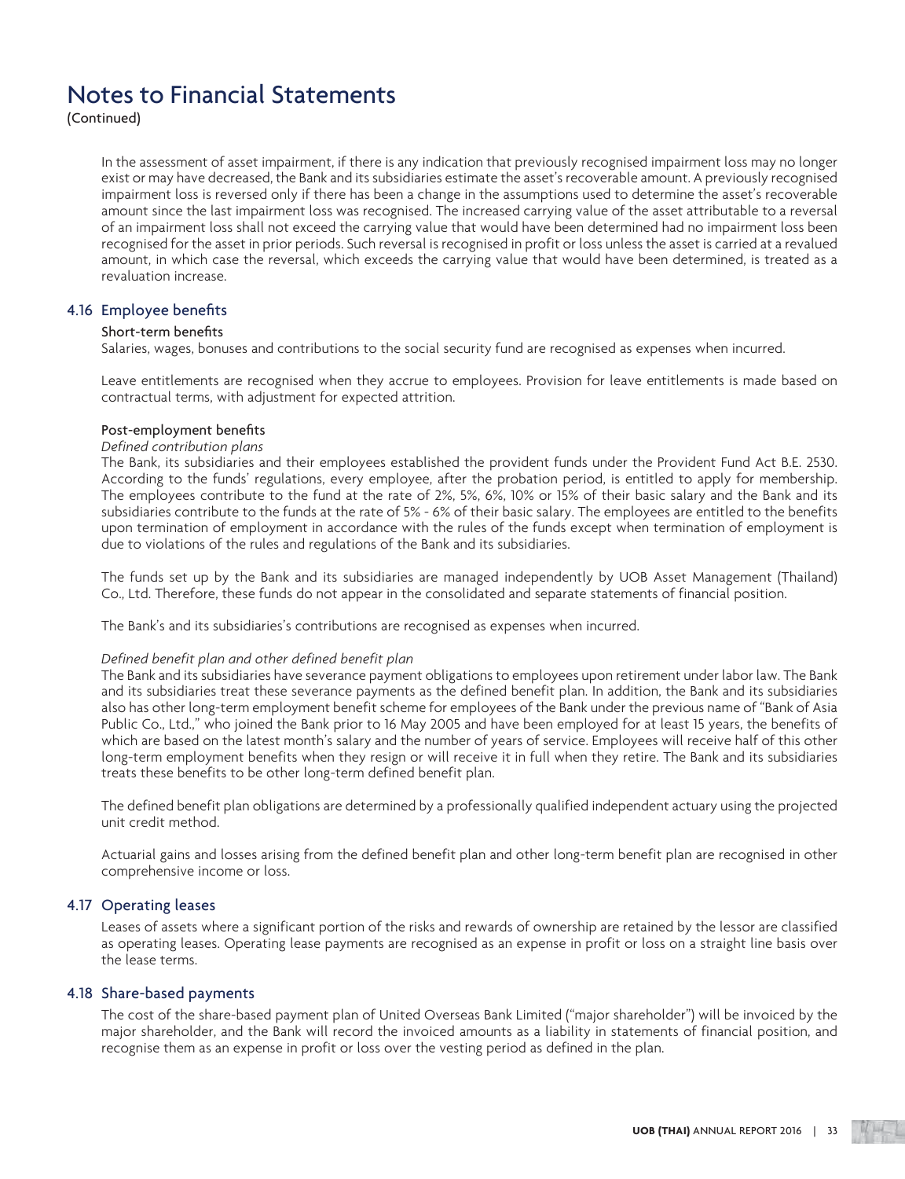# Notes to Financial Statements

(Continued)

In the assessment of asset impairment, if there is any indication that previously recognised impairment loss may no longer exist or may have decreased, the Bank and its subsidiaries estimate the asset's recoverable amount. A previously recognised impairment loss is reversed only if there has been a change in the assumptions used to determine the asset's recoverable amount since the last impairment loss was recognised. The increased carrying value of the asset attributable to a reversal of an impairment loss shall not exceed the carrying value that would have been determined had no impairment loss been recognised for the asset in prior periods. Such reversal is recognised in profit or loss unless the asset is carried at a revalued amount, in which case the reversal, which exceeds the carrying value that would have been determined, is treated as a revaluation increase.

## 4.16 Employee benefits

### Short-term benefits

Salaries, wages, bonuses and contributions to the social security fund are recognised as expenses when incurred.

Leave entitlements are recognised when they accrue to employees. Provision for leave entitlements is made based on contractual terms, with adjustment for expected attrition.

### Post-employment benefits

*Defined contribution plans*

The Bank, its subsidiaries and their employees established the provident funds under the Provident Fund Act B.E. 2530. According to the funds' regulations, every employee, after the probation period, is entitled to apply for membership. The employees contribute to the fund at the rate of 2%, 5%, 6%, 10% or 15% of their basic salary and the Bank and its subsidiaries contribute to the funds at the rate of 5% - 6% of their basic salary. The employees are entitled to the benefits upon termination of employment in accordance with the rules of the funds except when termination of employment is due to violations of the rules and regulations of the Bank and its subsidiaries.

The funds set up by the Bank and its subsidiaries are managed independently by UOB Asset Management (Thailand) Co., Ltd. Therefore, these funds do not appear in the consolidated and separate statements of financial position.

The Bank's and its subsidiaries's contributions are recognised as expenses when incurred.

*Defined benefit plan and other defined benefit plan*

The Bank and its subsidiaries have severance payment obligations to employees upon retirement under labor law. The Bank and its subsidiaries treat these severance payments as the defined benefit plan. In addition, the Bank and its subsidiaries also has other long-term employment benefit scheme for employees of the Bank under the previous name of "Bank of Asia Public Co., Ltd.," who joined the Bank prior to 16 May 2005 and have been employed for at least 15 years, the benefits of which are based on the latest month's salary and the number of years of service. Employees will receive half of this other long-term employment benefits when they resign or will receive it in full when they retire. The Bank and its subsidiaries treats these benefits to be other long-term defined benefit plan.

The defined benefit plan obligations are determined by a professionally qualified independent actuary using the projected unit credit method.

Actuarial gains and losses arising from the defined benefit plan and other long-term benefit plan are recognised in other comprehensive income or loss.

## 4.17 Operating leases

Leases of assets where a significant portion of the risks and rewards of ownership are retained by the lessor are classified as operating leases. Operating lease payments are recognised as an expense in profit or loss on a straight line basis over the lease terms.

## 4.18 Share-based payments

The cost of the share-based payment plan of United Overseas Bank Limited ("major shareholder") will be invoiced by the major shareholder, and the Bank will record the invoiced amounts as a liability in statements of financial position, and recognise them as an expense in profit or loss over the vesting period as defined in the plan.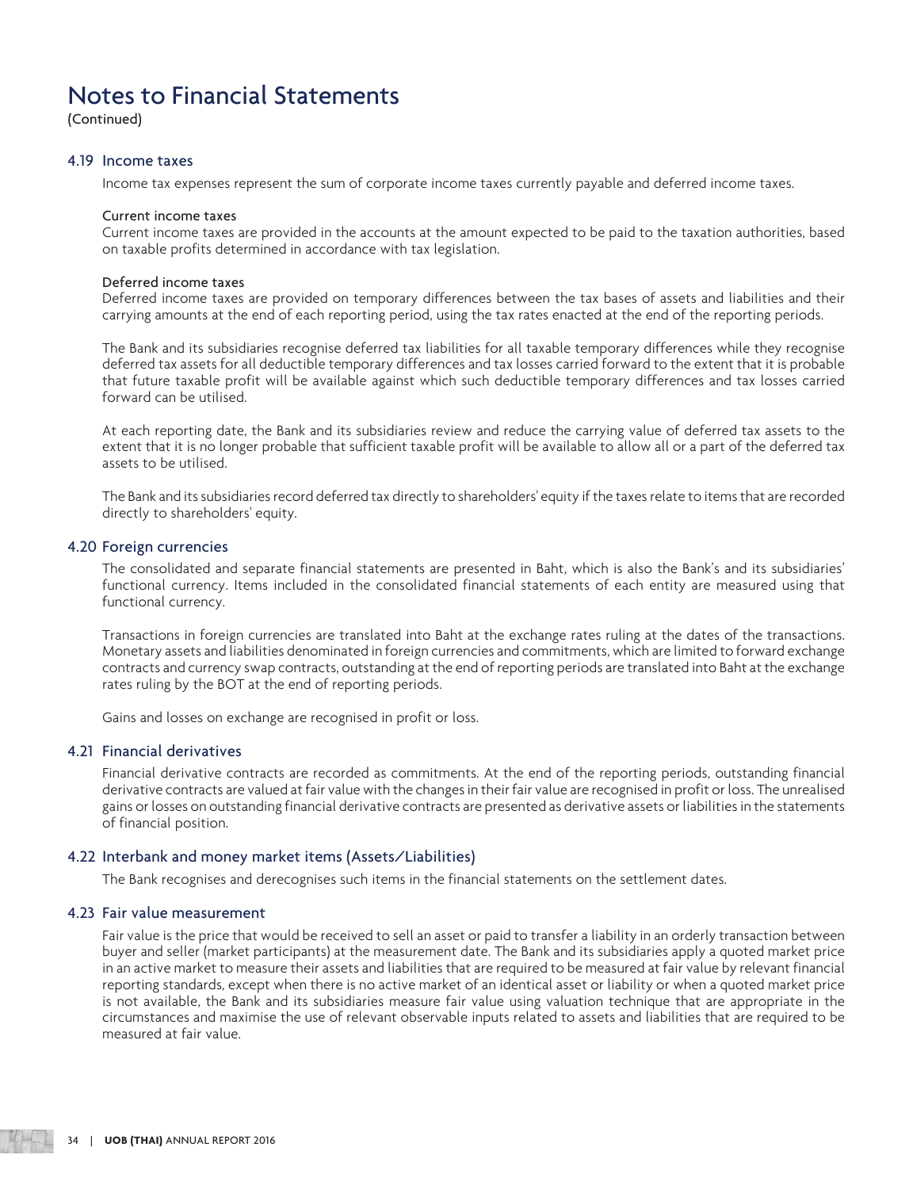# Notes to Financial Statements

(Continued)

## 4.19 Income taxes

Income tax expenses represent the sum of corporate income taxes currently payable and deferred income taxes.

### Current income taxes

Current income taxes are provided in the accounts at the amount expected to be paid to the taxation authorities, based on taxable profits determined in accordance with tax legislation.

### Deferred income taxes

Deferred income taxes are provided on temporary differences between the tax bases of assets and liabilities and their carrying amounts at the end of each reporting period, using the tax rates enacted at the end of the reporting periods.

The Bank and its subsidiaries recognise deferred tax liabilities for all taxable temporary differences while they recognise deferred tax assets for all deductible temporary differences and tax losses carried forward to the extent that it is probable that future taxable profit will be available against which such deductible temporary differences and tax losses carried forward can be utilised.

At each reporting date, the Bank and its subsidiaries review and reduce the carrying value of deferred tax assets to the extent that it is no longer probable that sufficient taxable profit will be available to allow all or a part of the deferred tax assets to be utilised.

The Bank and its subsidiaries record deferred tax directly to shareholders' equity if the taxes relate to items that are recorded directly to shareholders' equity.

## 4.20 Foreign currencies

The consolidated and separate financial statements are presented in Baht, which is also the Bank's and its subsidiaries' functional currency. Items included in the consolidated financial statements of each entity are measured using that functional currency.

Transactions in foreign currencies are translated into Baht at the exchange rates ruling at the dates of the transactions. Monetary assets and liabilities denominated in foreign currencies and commitments, which are limited to forward exchange contracts and currency swap contracts, outstanding at the end of reporting periods are translated into Baht at the exchange rates ruling by the BOT at the end of reporting periods.

Gains and losses on exchange are recognised in profit or loss.

## 4.21 Financial derivatives

Financial derivative contracts are recorded as commitments. At the end of the reporting periods, outstanding financial derivative contracts are valued at fair value with the changes in their fair value are recognised in profit or loss. The unrealised gains or losses on outstanding financial derivative contracts are presented as derivative assets or liabilities in the statements of financial position.

## 4.22 Interbank and money market items (Assets/Liabilities)

The Bank recognises and derecognises such items in the financial statements on the settlement dates.

## 4.23 Fair value measurement

Fair value is the price that would be received to sell an asset or paid to transfer a liability in an orderly transaction between buyer and seller (market participants) at the measurement date. The Bank and its subsidiaries apply a quoted market price in an active market to measure their assets and liabilities that are required to be measured at fair value by relevant financial reporting standards, except when there is no active market of an identical asset or liability or when a quoted market price is not available, the Bank and its subsidiaries measure fair value using valuation technique that are appropriate in the circumstances and maximise the use of relevant observable inputs related to assets and liabilities that are required to be measured at fair value.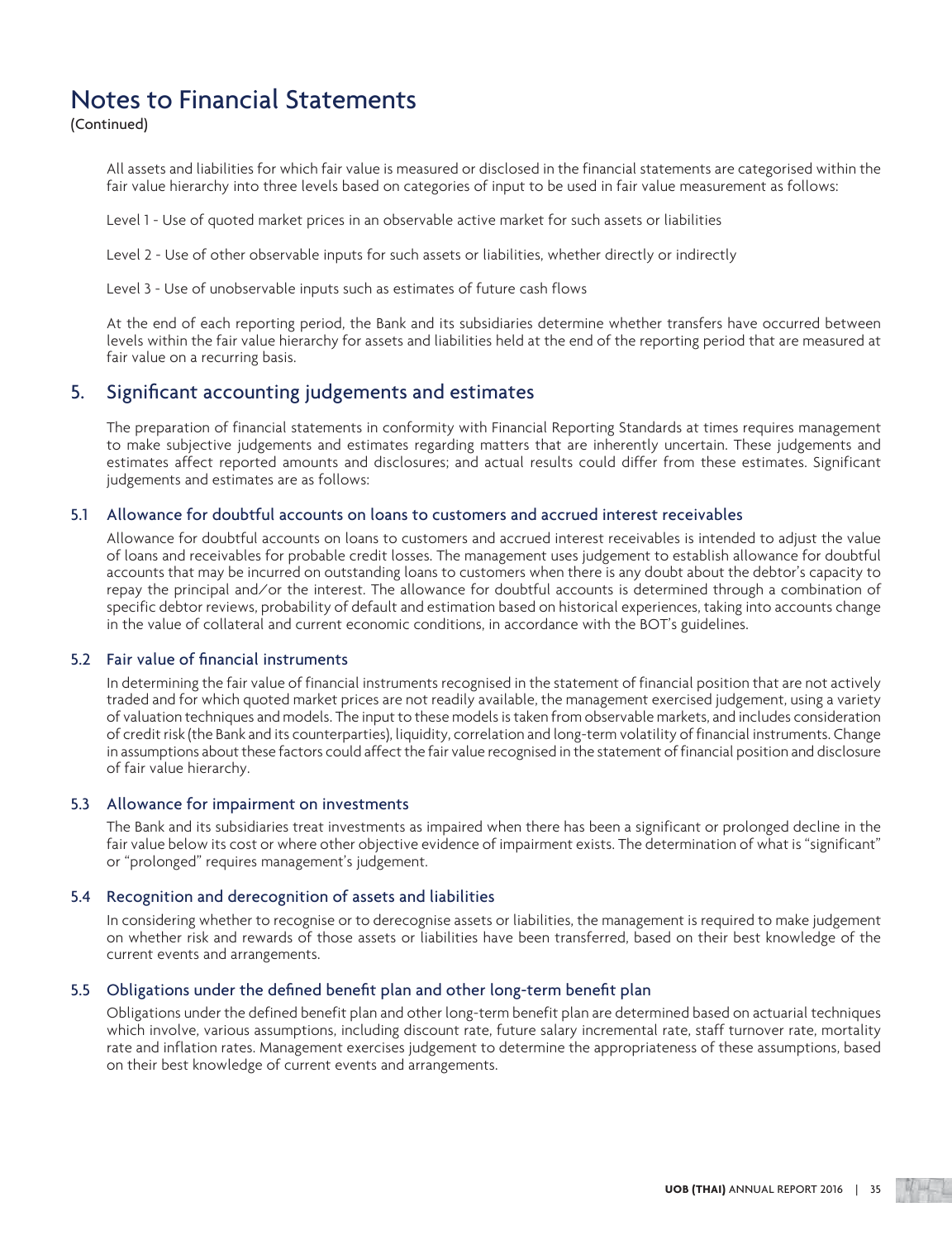# Notes to Financial Statements

(Continued)

All assets and liabilities for which fair value is measured or disclosed in the financial statements are categorised within the fair value hierarchy into three levels based on categories of input to be used in fair value measurement as follows:

Level 1 - Use of quoted market prices in an observable active market for such assets or liabilities

Level 2 - Use of other observable inputs for such assets or liabilities, whether directly or indirectly

Level 3 - Use of unobservable inputs such as estimates of future cash flows

At the end of each reporting period, the Bank and its subsidiaries determine whether transfers have occurred between levels within the fair value hierarchy for assets and liabilities held at the end of the reporting period that are measured at fair value on a recurring basis.

## 5. Significant accounting judgements and estimates

The preparation of financial statements in conformity with Financial Reporting Standards at times requires management to make subjective judgements and estimates regarding matters that are inherently uncertain. These judgements and estimates affect reported amounts and disclosures; and actual results could differ from these estimates. Significant judgements and estimates are as follows:

### 5.1 Allowance for doubtful accounts on loans to customers and accrued interest receivables

Allowance for doubtful accounts on loans to customers and accrued interest receivables is intended to adjust the value of loans and receivables for probable credit losses. The management uses judgement to establish allowance for doubtful accounts that may be incurred on outstanding loans to customers when there is any doubt about the debtor's capacity to repay the principal and/or the interest. The allowance for doubtful accounts is determined through a combination of specific debtor reviews, probability of default and estimation based on historical experiences, taking into accounts change in the value of collateral and current economic conditions, in accordance with the BOT's guidelines.

### 5.2 Fair value of financial instruments

In determining the fair value of financial instruments recognised in the statement of financial position that are not actively traded and for which quoted market prices are not readily available, the management exercised judgement, using a variety of valuation techniques and models. The input to these models is taken from observable markets, and includes consideration of credit risk (the Bank and its counterparties), liquidity, correlation and long-term volatility of financial instruments. Change in assumptions about these factors could affect the fair value recognised in the statement of financial position and disclosure of fair value hierarchy.

### 5.3 Allowance for impairment on investments

The Bank and its subsidiaries treat investments as impaired when there has been a significant or prolonged decline in the fair value below its cost or where other objective evidence of impairment exists. The determination of what is "significant" or "prolonged" requires management's judgement.

### 5.4 Recognition and derecognition of assets and liabilities

In considering whether to recognise or to derecognise assets or liabilities, the management is required to make judgement on whether risk and rewards of those assets or liabilities have been transferred, based on their best knowledge of the current events and arrangements.

### 5.5 Obligations under the defined benefit plan and other long-term benefit plan

Obligations under the defined benefit plan and other long-term benefit plan are determined based on actuarial techniques which involve, various assumptions, including discount rate, future salary incremental rate, staff turnover rate, mortality rate and inflation rates. Management exercises judgement to determine the appropriateness of these assumptions, based on their best knowledge of current events and arrangements.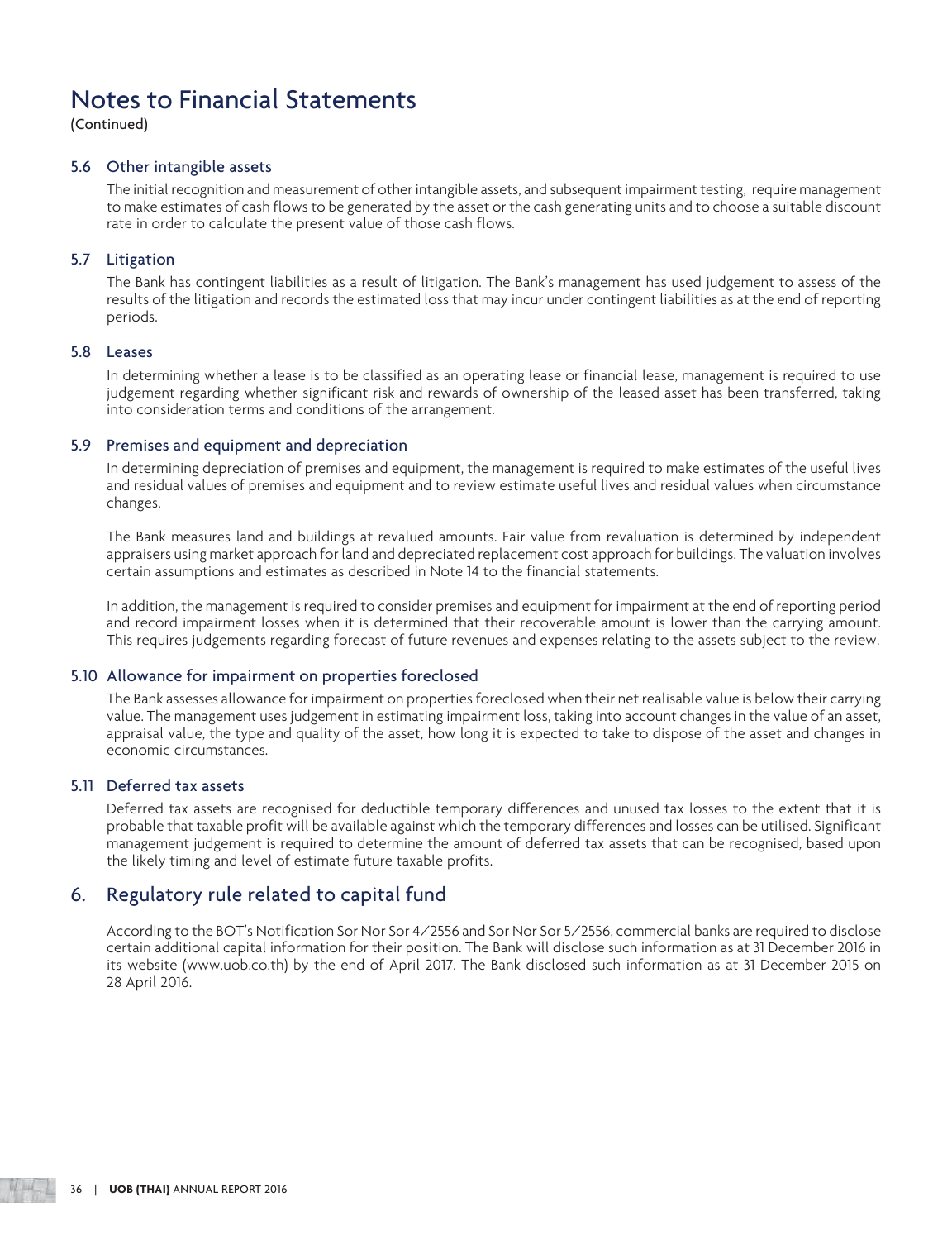# Notes to Financial Statements

(Continued)

### 5.6 Other intangible assets

The initial recognition and measurement of other intangible assets, and subsequent impairment testing, require management to make estimates of cash flows to be generated by the asset or the cash generating units and to choose a suitable discount rate in order to calculate the present value of those cash flows.

### 5.7 Litigation

The Bank has contingent liabilities as a result of litigation. The Bank's management has used judgement to assess of the results of the litigation and records the estimated loss that may incur under contingent liabilities as at the end of reporting periods.

### 5.8 Leases

In determining whether a lease is to be classified as an operating lease or financial lease, management is required to use judgement regarding whether significant risk and rewards of ownership of the leased asset has been transferred, taking into consideration terms and conditions of the arrangement.

### 5.9 Premises and equipment and depreciation

In determining depreciation of premises and equipment, the management is required to make estimates of the useful lives and residual values of premises and equipment and to review estimate useful lives and residual values when circumstance changes.

The Bank measures land and buildings at revalued amounts. Fair value from revaluation is determined by independent appraisers using market approach for land and depreciated replacement cost approach for buildings. The valuation involves certain assumptions and estimates as described in Note 14 to the financial statements.

In addition, the management is required to consider premises and equipment for impairment at the end of reporting period and record impairment losses when it is determined that their recoverable amount is lower than the carrying amount. This requires judgements regarding forecast of future revenues and expenses relating to the assets subject to the review.

### 5.10 Allowance for impairment on properties foreclosed

The Bank assesses allowance for impairment on properties foreclosed when their net realisable value is below their carrying value. The management uses judgement in estimating impairment loss, taking into account changes in the value of an asset, appraisal value, the type and quality of the asset, how long it is expected to take to dispose of the asset and changes in economic circumstances.

### 5.11 Deferred tax assets

Deferred tax assets are recognised for deductible temporary differences and unused tax losses to the extent that it is probable that taxable profit will be available against which the temporary differences and losses can be utilised. Significant management judgement is required to determine the amount of deferred tax assets that can be recognised, based upon the likely timing and level of estimate future taxable profits.

## 6. Regulatory rule related to capital fund

According to the BOT's Notification Sor Nor Sor 4/2556 and Sor Nor Sor 5/2556, commercial banks are required to disclose certain additional capital information for their position. The Bank will disclose such information as at 31 December 2016 in its website (www.uob.co.th) by the end of April 2017. The Bank disclosed such information as at 31 December 2015 on 28 April 2016.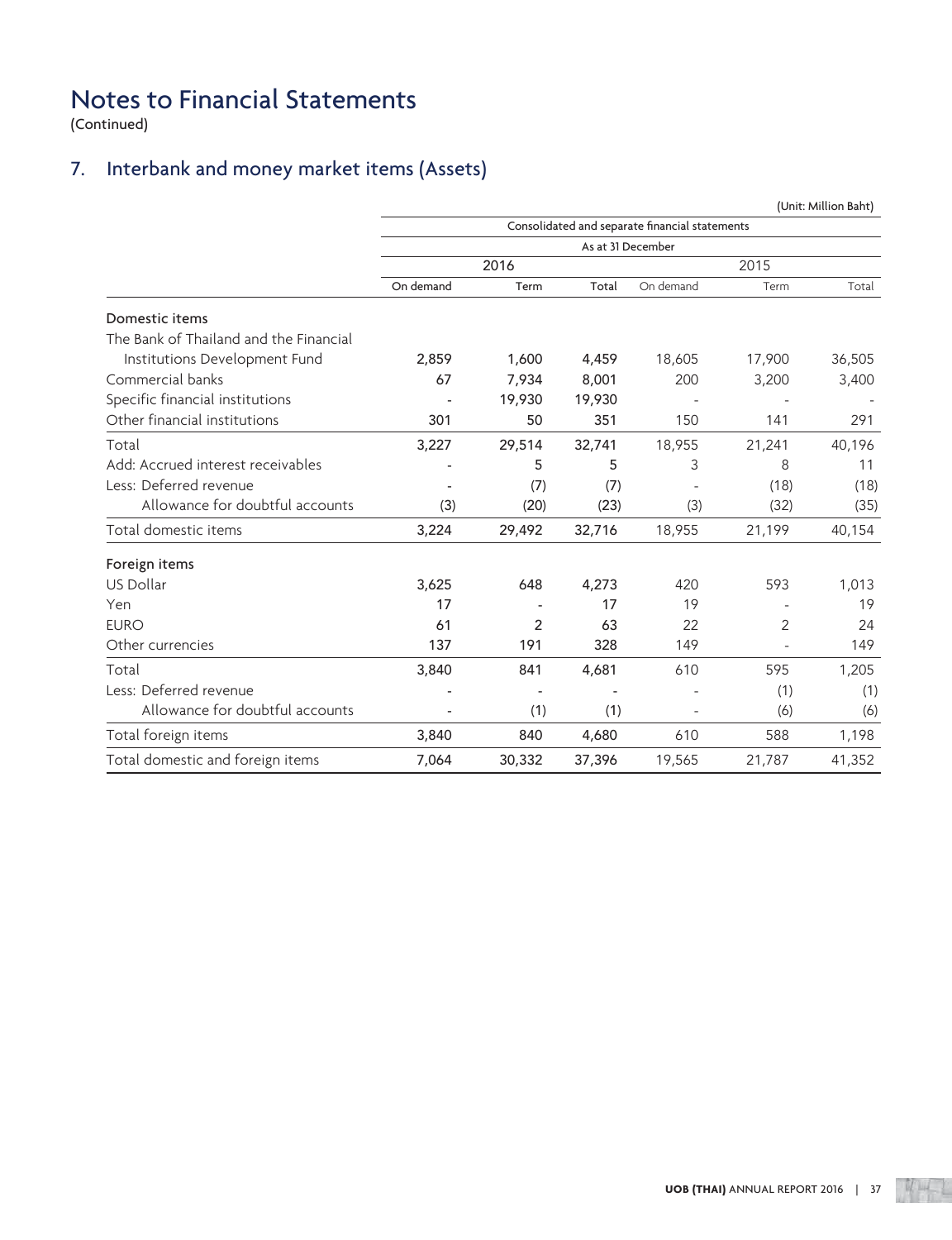# Notes to Financial Statements

(Continued)

## 7. Interbank and money market items (Assets)

(Unit: Million Baht)

| | Consolidated and separate financial statements | | | | | |
|---|---|---|---|---|---|---|
| | As at 31 December | | | | | |
| | 2016 | | | 2015 | | |
| | On demand | Term | Total | On demand | Term | Total |
| **Domestic items** | | | | | | |
| The Bank of Thailand and the Financial Institutions Development Fund | 2,859 | 1,600 | 4,459 | 18,605 | 17,900 | 36,505 |
| Commercial banks | 67 | 7,934 | 8,001 | 200 | 3,200 | 3,400 |
| Specific financial institutions | - | 19,930 | 19,930 | - | - | - |
| Other financial institutions | 301 | 50 | 351 | 150 | 141 | 291 |
| Total | 3,227 | 29,514 | 32,741 | 18,955 | 21,241 | 40,196 |
| Add: Accrued interest receivables | - | 5 | 5 | 3 | 8 | 11 |
| Less: Deferred revenue | - | (7) | (7) | - | (18) | (18) |
| Allowance for doubtful accounts | (3) | (20) | (23) | (3) | (32) | (35) |
| Total domestic items | 3,224 | 29,492 | 32,716 | 18,955 | 21,199 | 40,154 |
| **Foreign items** | | | | | | |
| US Dollar | 3,625 | 648 | 4,273 | 420 | 593 | 1,013 |
| Yen | 17 | - | 17 | 19 | - | 19 |
| EURO | 61 | 2 | 63 | 22 | 2 | 24 |
| Other currencies | 137 | 191 | 328 | 149 | - | 149 |
| Total | 3,840 | 841 | 4,681 | 610 | 595 | 1,205 |
| Less: Deferred revenue | - | - | - | - | (1) | (1) |
| Allowance for doubtful accounts | - | (1) | (1) | - | (6) | (6) |
| Total foreign items | 3,840 | 840 | 4,680 | 610 | 588 | 1,198 |
| Total domestic and foreign items | 7,064 | 30,332 | 37,396 | 19,565 | 21,787 | 41,352 |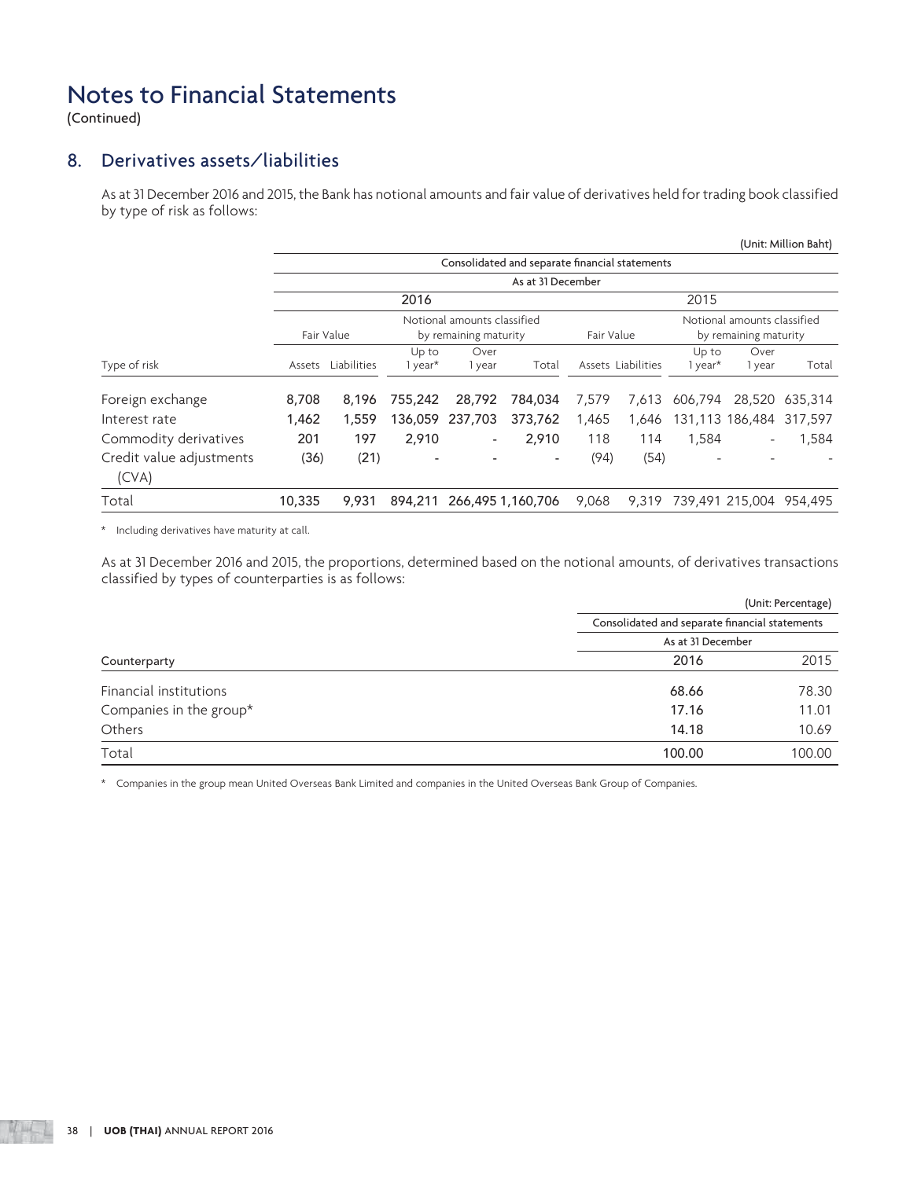# Notes to Financial Statements

(Continued)

## 8. Derivatives assets/liabilities

As at 31 December 2016 and 2015, the Bank has notional amounts and fair value of derivatives held for trading book classified by type of risk as follows:

(Unit: Million Baht)

| | Consolidated and separate financial statements | | | | | | | | | |
|---|---|---|---|---|---|---|---|---|---|---|
| | As at 31 December | | | | | | | | | |
| | 2016 | | | | | 2015 | | | | |
| | Fair Value | | Notional amounts classified by remaining maturity | | | Fair Value | | Notional amounts classified by remaining maturity | | |
| Type of risk | Assets | Liabilities | Up to 1 year* | Over 1 year | Total | Assets | Liabilities | Up to 1 year* | Over 1 year | Total |
| Foreign exchange | 8,708 | 8,196 | 755,242 | 28,792 | 784,034 | 7,579 | 7,613 | 606,794 | 28,520 | 635,314 |
| Interest rate | 1,462 | 1,559 | 136,059 | 237,703 | 373,762 | 1,465 | 1,646 | 131,113 | 186,484 | 317,597 |
| Commodity derivatives | 201 | 197 | 2,910 | - | 2,910 | 118 | 114 | 1,584 | - | 1,584 |
| Credit value adjustments (CVA) | (36) | (21) | - | - | - | (94) | (54) | - | - | - |
| Total | 10,335 | 9,931 | 894,211 | 266,495 | 1,160,706 | 9,068 | 9,319 | 739,491 | 215,004 | 954,495 |

\* Including derivatives have maturity at call.

As at 31 December 2016 and 2015, the proportions, determined based on the notional amounts, of derivatives transactions classified by types of counterparties is as follows:

(Unit: Percentage)

| | Consolidated and separate financial statements | |
|---|---|---|
| | As at 31 December | |
| Counterparty | 2016 | 2015 |
| Financial institutions | 68.66 | 78.30 |
| Companies in the group* | 17.16 | 11.01 |
| Others | 14.18 | 10.69 |
| Total | 100.00 | 100.00 |

\* Companies in the group mean United Overseas Bank Limited and companies in the United Overseas Bank Group of Companies.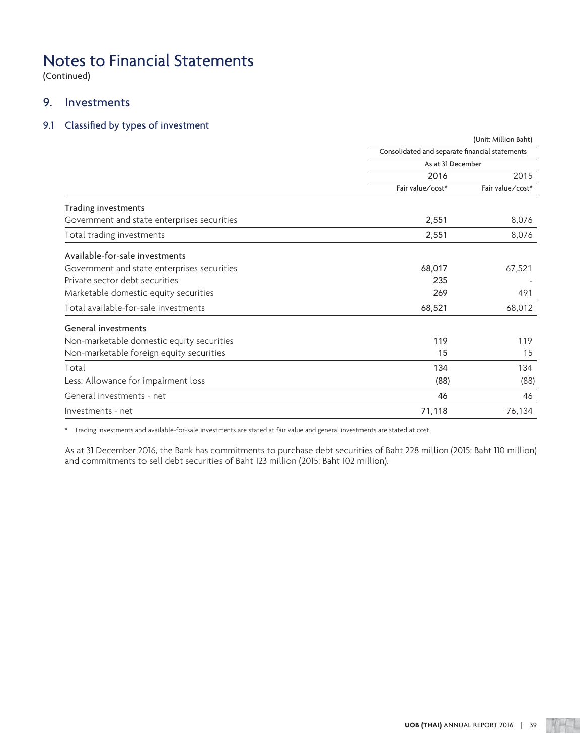# Notes to Financial Statements

(Continued)

## 9. Investments

### 9.1 Classified by types of investment

(Unit: Million Baht)

| | Consolidated and separate financial statements | |
|---|---|---|
| | As at 31 December | |
| | 2016 | 2015 |
| | Fair value/cost* | Fair value/cost* |
| **Trading investments** | | |
| Government and state enterprises securities | 2,551 | 8,076 |
| Total trading investments | 2,551 | 8,076 |
| **Available-for-sale investments** | | |
| Government and state enterprises securities | 68,017 | 67,521 |
| Private sector debt securities | 235 | - |
| Marketable domestic equity securities | 269 | 491 |
| Total available-for-sale investments | 68,521 | 68,012 |
| **General investments** | | |
| Non-marketable domestic equity securities | 119 | 119 |
| Non-marketable foreign equity securities | 15 | 15 |
| Total | 134 | 134 |
| Less: Allowance for impairment loss | (88) | (88) |
| General investments - net | 46 | 46 |
| Investments - net | 71,118 | 76,134 |

\* Trading investments and available-for-sale investments are stated at fair value and general investments are stated at cost.

As at 31 December 2016, the Bank has commitments to purchase debt securities of Baht 228 million (2015: Baht 110 million) and commitments to sell debt securities of Baht 123 million (2015: Baht 102 million).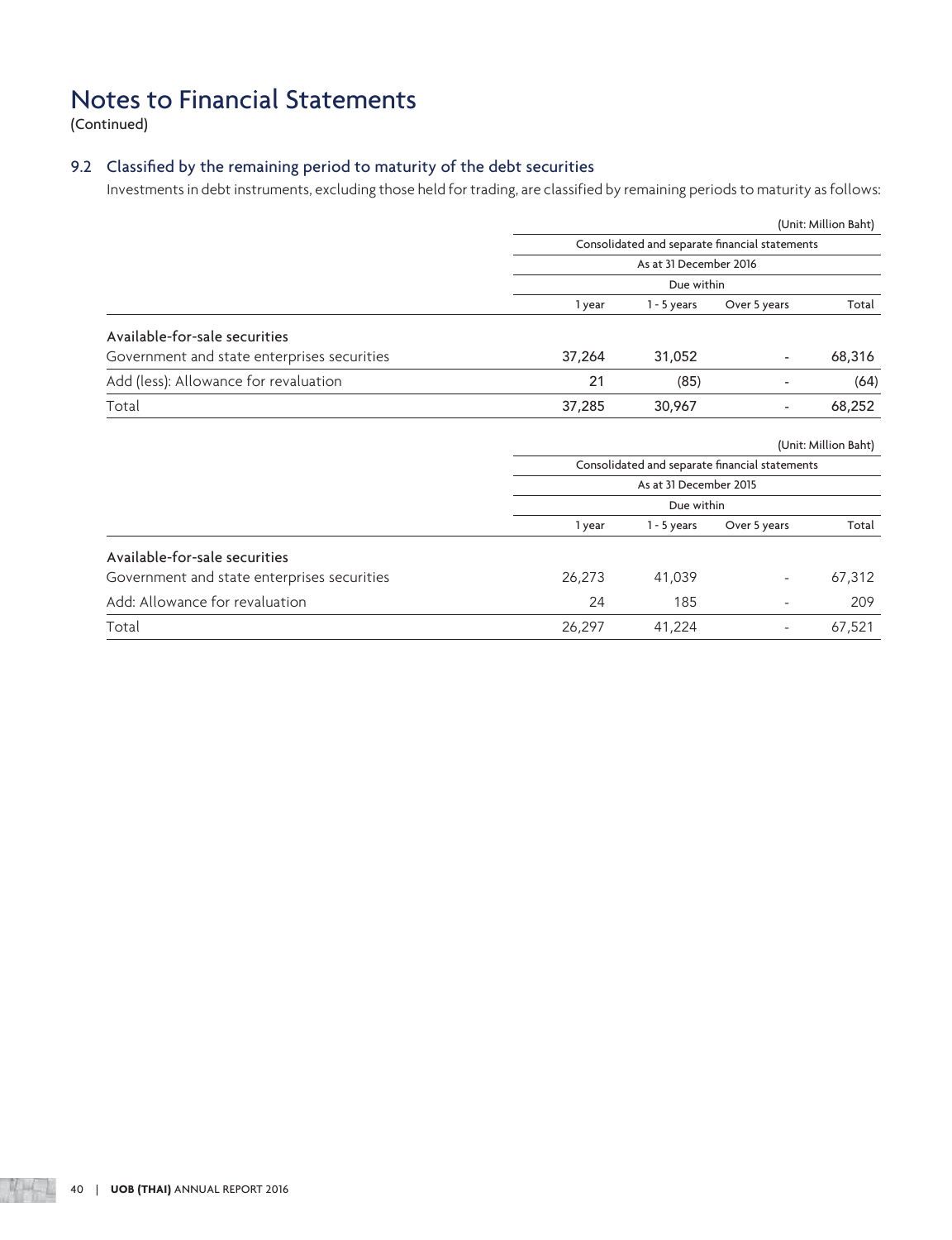# Notes to Financial Statements

(Continued)

## 9.2 Classified by the remaining period to maturity of the debt securities

Investments in debt instruments, excluding those held for trading, are classified by remaining periods to maturity as follows:

(Unit: Million Baht)

| | Consolidated and separate financial statements | | | |
|---|---|---|---|---|
| | As at 31 December 2016 | | | |
| | Due within | | | |
| | 1 year | 1 - 5 years | Over 5 years | Total |
| Available-for-sale securities | | | | |
| Government and state enterprises securities | 37,264 | 31,052 | - | 68,316 |
| Add (less): Allowance for revaluation | 21 | (85) | - | (64) |
| Total | 37,285 | 30,967 | - | 68,252 |

(Unit: Million Baht)

| | Consolidated and separate financial statements | | | |
|---|---|---|---|---|
| | As at 31 December 2015 | | | |
| | Due within | | | |
| | 1 year | 1 - 5 years | Over 5 years | Total |
| Available-for-sale securities | | | | |
| Government and state enterprises securities | 26,273 | 41,039 | - | 67,312 |
| Add: Allowance for revaluation | 24 | 185 | - | 209 |
| Total | 26,297 | 41,224 | - | 67,521 |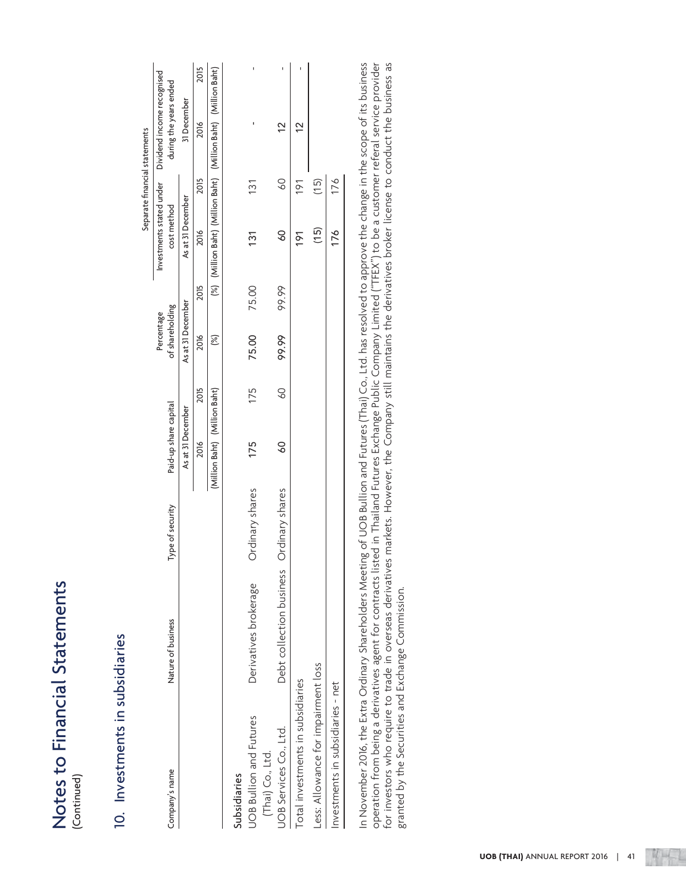# Notes to Financial Statements

(Continued)

## 10. Investments in subsidiaries

| | | | Separate financial statements | | | | | | | |
|---|---|---|---|---|---|---|---|---|---|---|
| Company's name | Nature of business | Type of security | Paid-up share capital | | Percentage of shareholding | | Investments stated under cost method | | Dividend income recognised during the years ended | |
| | | | As at 31 December | | As at 31 December | | As at 31 December | | 31 December | |
| | | | 2016 | 2015 | 2016 | 2015 | 2016 | 2015 | 2016 | 2015 |
| | | | (Million Baht) | (Million Baht) | (%) | (%) | (Million Baht) | (Million Baht) | (Million Baht) | (Million Baht) |
| **Subsidiaries** | | | | | | | | | | |
| UOB Bullion and Futures (Thai) Co., Ltd. | Derivatives brokerage | Ordinary shares | 175 | 175 | 75.00 | 75.00 | 131 | 131 | - | - |
| UOB Services Co., Ltd. | Debt collection business | Ordinary shares | 60 | 60 | 99.99 | 99.99 | 60 | 60 | 12 | - |
| Total investments in subsidiaries | | | | | | | 191 | 191 | 12 | - |
| Less: Allowance for impairment loss | | | | | | | (15) | (15) | | |
| Investments in subsidiaries - net | | | | | | | 176 | 176 | | |

In November 2016, the Extra Ordinary Shareholders Meeting of UOB Bullion and Futures (Thai) Co., Ltd. has resolved to approve the change in the scope of its business operation from being a derivatives agent for contracts listed in Thailand Futures Exchange Public Company Limited ("TFEX") to be a customer referal service provider for investors who require to trade in overseas derivatives markets. However, the Company still maintains the derivatives broker license to conduct the business as granted by the Securities and Exchange Commission.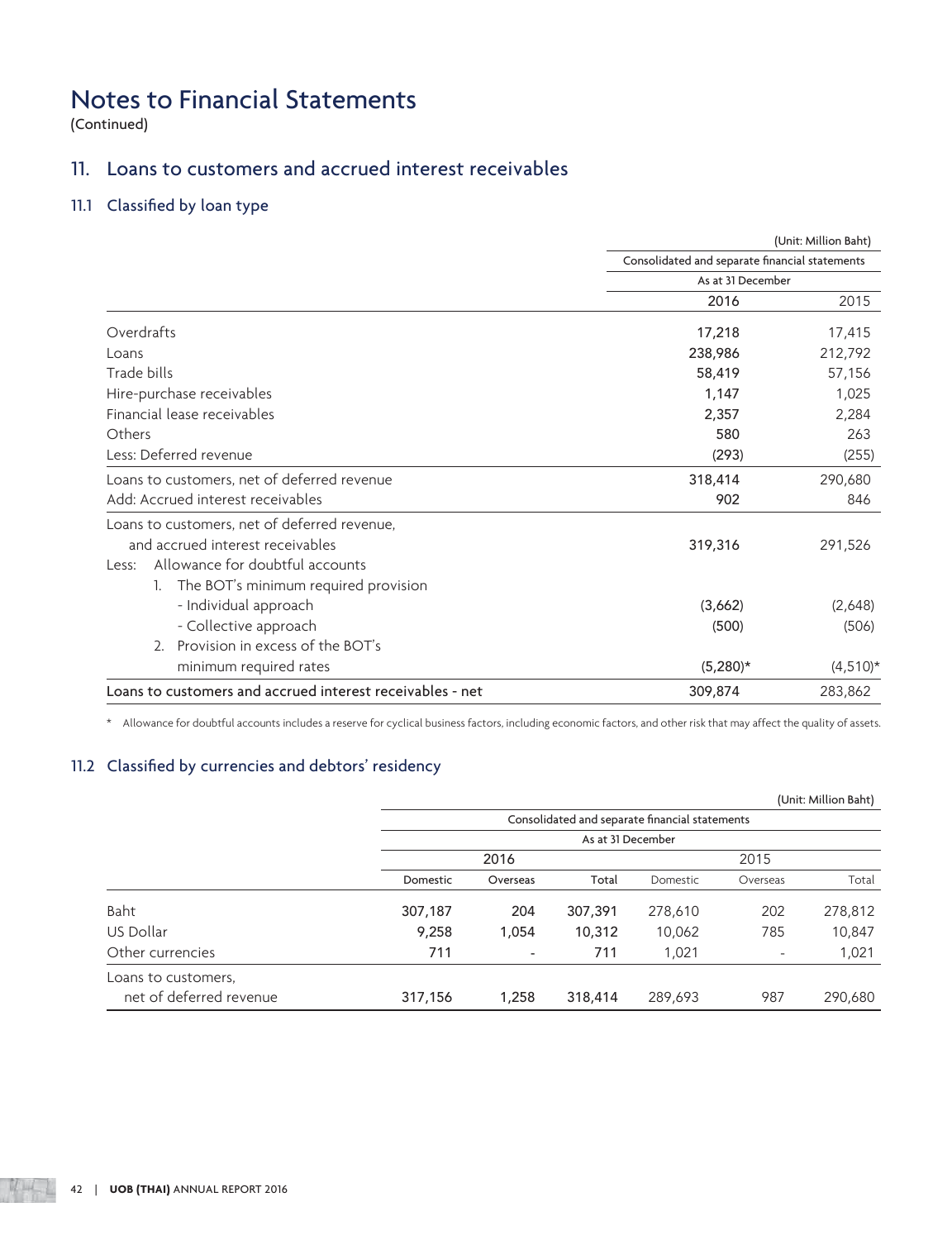# Notes to Financial Statements

(Continued)

## 11. Loans to customers and accrued interest receivables

### 11.1 Classified by loan type

(Unit: Million Baht)

| | Consolidated and separate financial statements | |
|---|---|---|
| | As at 31 December | |
| | 2016 | 2015 |
| Overdrafts | 17,218 | 17,415 |
| Loans | 238,986 | 212,792 |
| Trade bills | 58,419 | 57,156 |
| Hire-purchase receivables | 1,147 | 1,025 |
| Financial lease receivables | 2,357 | 2,284 |
| Others | 580 | 263 |
| Less: Deferred revenue | (293) | (255) |
| Loans to customers, net of deferred revenue | 318,414 | 290,680 |
| Add: Accrued interest receivables | 902 | 846 |
| Loans to customers, net of deferred revenue, and accrued interest receivables | 319,316 | 291,526 |
| Less: Allowance for doubtful accounts | | |
| 1. The BOT's minimum required provision | | |
| - Individual approach | (3,662) | (2,648) |
| - Collective approach | (500) | (506) |
| 2. Provision in excess of the BOT's minimum required rates | (5,280)* | (4,510)* |
| **Loans to customers and accrued interest receivables - net** | 309,874 | 283,862 |

\* Allowance for doubtful accounts includes a reserve for cyclical business factors, including economic factors, and other risk that may affect the quality of assets.

### 11.2 Classified by currencies and debtors' residency

(Unit: Million Baht)

| | Consolidated and separate financial statements | | | | | |
|---|---|---|---|---|---|---|
| | As at 31 December | | | | | |
| | 2016 | | | 2015 | | |
| | Domestic | Overseas | Total | Domestic | Overseas | Total |
| Baht | 307,187 | 204 | 307,391 | 278,610 | 202 | 278,812 |
| US Dollar | 9,258 | 1,054 | 10,312 | 10,062 | 785 | 10,847 |
| Other currencies | 711 | - | 711 | 1,021 | - | 1,021 |
| Loans to customers, net of deferred revenue | 317,156 | 1,258 | 318,414 | 289,693 | 987 | 290,680 |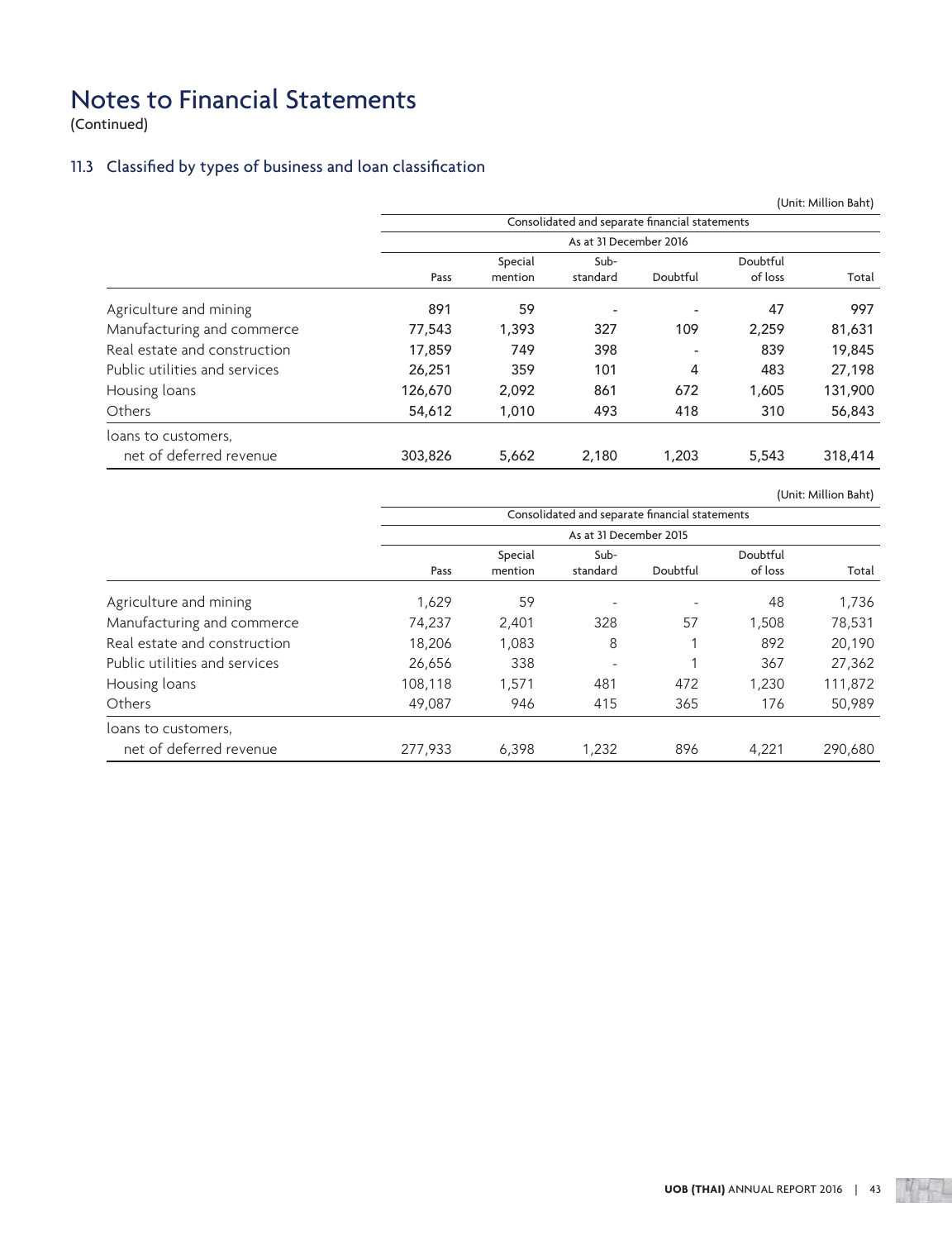# Notes to Financial Statements
(Continued)

## 11.3 Classified by types of business and loan classification

(Unit: Million Baht)

| | Consolidated and separate financial statements | | | | | |
|---|---|---|---|---|---|---|
| | As at 31 December 2016 | | | | | |
| | Pass | Special mention | Sub-standard | Doubtful | Doubtful of loss | Total |
| Agriculture and mining | 891 | 59 | - | - | 47 | 997 |
| Manufacturing and commerce | 77,543 | 1,393 | 327 | 109 | 2,259 | 81,631 |
| Real estate and construction | 17,859 | 749 | 398 | - | 839 | 19,845 |
| Public utilities and services | 26,251 | 359 | 101 | 4 | 483 | 27,198 |
| Housing loans | 126,670 | 2,092 | 861 | 672 | 1,605 | 131,900 |
| Others | 54,612 | 1,010 | 493 | 418 | 310 | 56,843 |
| loans to customers, net of deferred revenue | 303,826 | 5,662 | 2,180 | 1,203 | 5,543 | 318,414 |

(Unit: Million Baht)

| | Consolidated and separate financial statements | | | | | |
|---|---|---|---|---|---|---|
| | As at 31 December 2015 | | | | | |
| | Pass | Special mention | Sub-standard | Doubtful | Doubtful of loss | Total |
| Agriculture and mining | 1,629 | 59 | - | - | 48 | 1,736 |
| Manufacturing and commerce | 74,237 | 2,401 | 328 | 57 | 1,508 | 78,531 |
| Real estate and construction | 18,206 | 1,083 | 8 | 1 | 892 | 20,190 |
| Public utilities and services | 26,656 | 338 | - | 1 | 367 | 27,362 |
| Housing loans | 108,118 | 1,571 | 481 | 472 | 1,230 | 111,872 |
| Others | 49,087 | 946 | 415 | 365 | 176 | 50,989 |
| loans to customers, net of deferred revenue | 277,933 | 6,398 | 1,232 | 896 | 4,221 | 290,680 |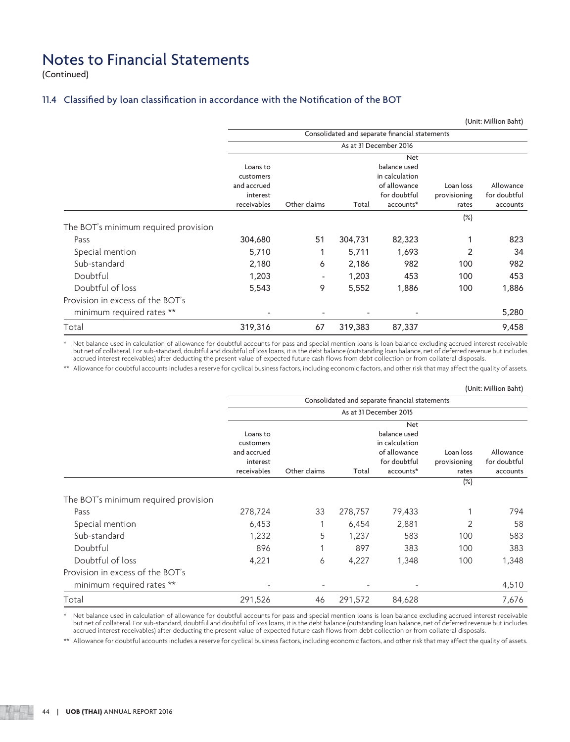# Notes to Financial Statements

(Continued)

### 11.4 Classified by loan classification in accordance with the Notification of the BOT

(Unit: Million Baht)

| | Consolidated and separate financial statements | | | | | |
|---|---|---|---|---|---|---|
| | As at 31 December 2016 | | | | | |
| | Loans to customers and accrued interest receivables | Other claims | Total | Net balance used in calculation of allowance for doubtful accounts* | Loan loss provisioning rates | Allowance for doubtful accounts |
| | | | | | (%) | |
| The BOT's minimum required provision | | | | | | |
| Pass | 304,680 | 51 | 304,731 | 82,323 | 1 | 823 |
| Special mention | 5,710 | 1 | 5,711 | 1,693 | 2 | 34 |
| Sub-standard | 2,180 | 6 | 2,186 | 982 | 100 | 982 |
| Doubtful | 1,203 | - | 1,203 | 453 | 100 | 453 |
| Doubtful of loss | 5,543 | 9 | 5,552 | 1,886 | 100 | 1,886 |
| Provision in excess of the BOT's minimum required rates ** | - | - | - | - | | 5,280 |
| Total | 319,316 | 67 | 319,383 | 87,337 | | 9,458 |

\* Net balance used in calculation of allowance for doubtful accounts for pass and special mention loans is loan balance excluding accrued interest receivable but net of collateral. For sub-standard, doubtful and doubtful of loss loans, it is the debt balance (outstanding loan balance, net of deferred revenue but includes accrued interest receivables) after deducting the present value of expected future cash flows from debt collection or from collateral disposals.

\*\* Allowance for doubtful accounts includes a reserve for cyclical business factors, including economic factors, and other risk that may affect the quality of assets.

(Unit: Million Baht)

| | Consolidated and separate financial statements | | | | | |
|---|---|---|---|---|---|---|
| | As at 31 December 2015 | | | | | |
| | Loans to customers and accrued interest receivables | Other claims | Total | Net balance used in calculation of allowance for doubtful accounts* | Loan loss provisioning rates | Allowance for doubtful accounts |
| | | | | | (%) | |
| The BOT's minimum required provision | | | | | | |
| Pass | 278,724 | 33 | 278,757 | 79,433 | 1 | 794 |
| Special mention | 6,453 | 1 | 6,454 | 2,881 | 2 | 58 |
| Sub-standard | 1,232 | 5 | 1,237 | 583 | 100 | 583 |
| Doubtful | 896 | 1 | 897 | 383 | 100 | 383 |
| Doubtful of loss | 4,221 | 6 | 4,227 | 1,348 | 100 | 1,348 |
| Provision in excess of the BOT's minimum required rates ** | - | - | - | - | | 4,510 |
| Total | 291,526 | 46 | 291,572 | 84,628 | | 7,676 |

\* Net balance used in calculation of allowance for doubtful accounts for pass and special mention loans is loan balance excluding accrued interest receivable but net of collateral. For sub-standard, doubtful and doubtful of loss loans, it is the debt balance (outstanding loan balance, net of deferred revenue but includes accrued interest receivables) after deducting the present value of expected future cash flows from debt collection or from collateral disposals.

\*\* Allowance for doubtful accounts includes a reserve for cyclical business factors, including economic factors, and other risk that may affect the quality of assets.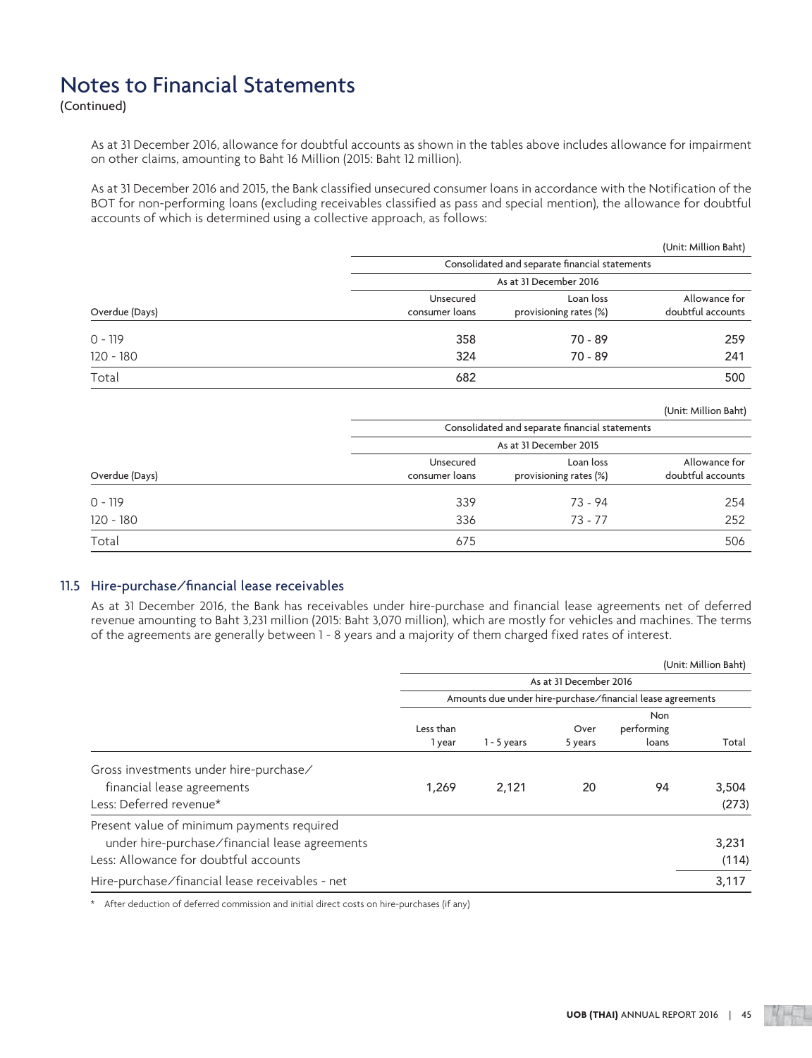# Notes to Financial Statements

(Continued)

As at 31 December 2016, allowance for doubtful accounts as shown in the tables above includes allowance for impairment on other claims, amounting to Baht 16 Million (2015: Baht 12 million).

As at 31 December 2016 and 2015, the Bank classified unsecured consumer loans in accordance with the Notification of the BOT for non-performing loans (excluding receivables classified as pass and special mention), the allowance for doubtful accounts of which is determined using a collective approach, as follows:

(Unit: Million Baht)

| | Consolidated and separate financial statements | | |
|---|---|---|---|
| | As at 31 December 2016 | | |
| Overdue (Days) | Unsecured consumer loans | Loan loss provisioning rates (%) | Allowance for doubtful accounts |
| 0 - 119 | 358 | 70 - 89 | 259 |
| 120 - 180 | 324 | 70 - 89 | 241 |
| Total | 682 | | 500 |

(Unit: Million Baht)

| | Consolidated and separate financial statements | | |
|---|---|---|---|
| | As at 31 December 2015 | | |
| Overdue (Days) | Unsecured consumer loans | Loan loss provisioning rates (%) | Allowance for doubtful accounts |
| 0 - 119 | 339 | 73 - 94 | 254 |
| 120 - 180 | 336 | 73 - 77 | 252 |
| Total | 675 | | 506 |

## 11.5 Hire-purchase/financial lease receivables

As at 31 December 2016, the Bank has receivables under hire-purchase and financial lease agreements net of deferred revenue amounting to Baht 3,231 million (2015: Baht 3,070 million), which are mostly for vehicles and machines. The terms of the agreements are generally between 1 - 8 years and a majority of them charged fixed rates of interest.

(Unit: Million Baht)

| | As at 31 December 2016 | | | | |
|---|---|---|---|---|---|
| | Amounts due under hire-purchase/financial lease agreements | | | | |
| | Less than 1 year | 1 - 5 years | Over 5 years | Non performing loans | Total |
| Gross investments under hire-purchase/ financial lease agreements | 1,269 | 2,121 | 20 | 94 | 3,504 |
| Less: Deferred revenue* | | | | | (273) |
| Present value of minimum payments required under hire-purchase/financial lease agreements | | | | | 3,231 |
| Less: Allowance for doubtful accounts | | | | | (114) |
| Hire-purchase/financial lease receivables - net | | | | | 3,117 |

\* After deduction of deferred commission and initial direct costs on hire-purchases (if any)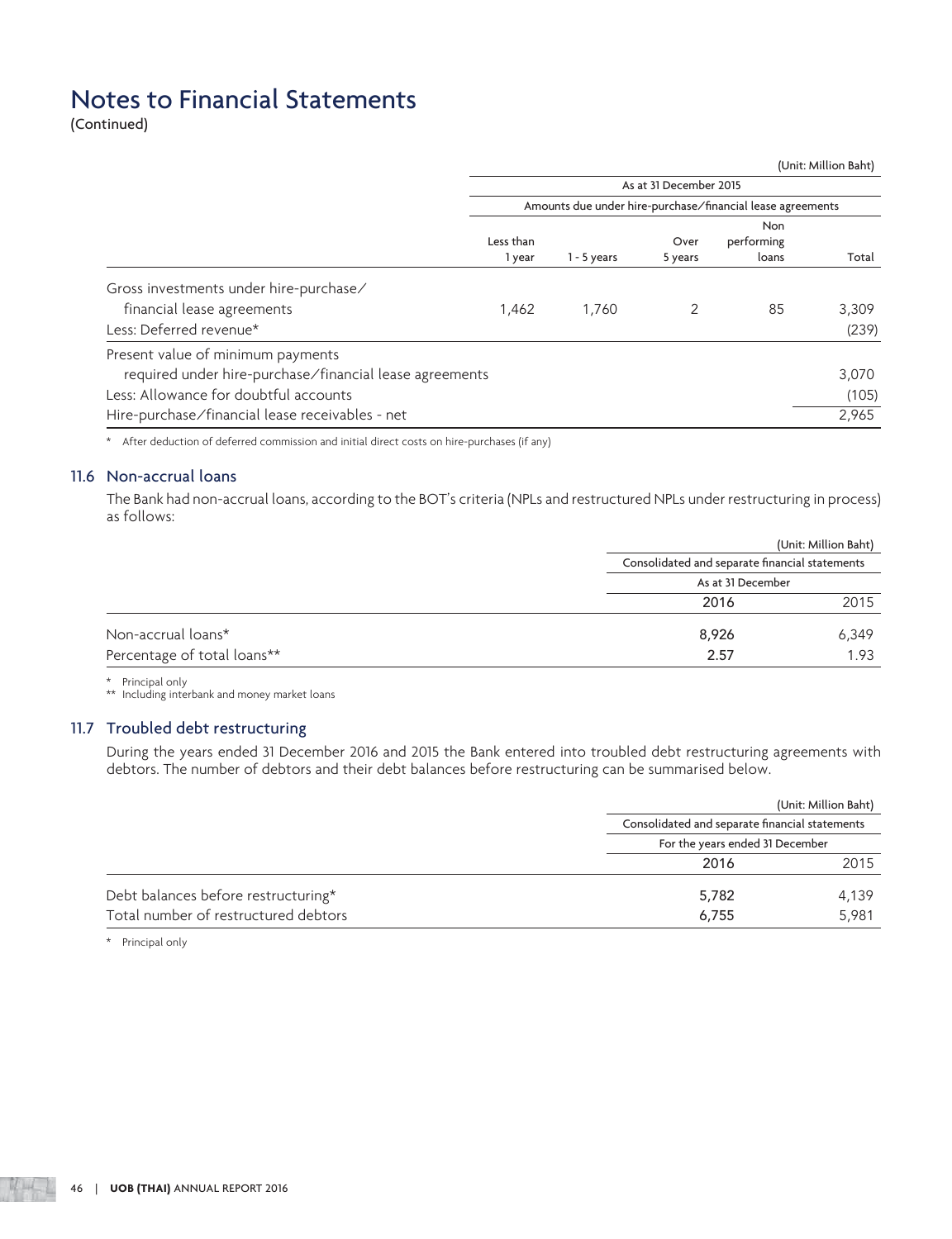# Notes to Financial Statements

(Continued)

(Unit: Million Baht)

| | As at 31 December 2015 | | | | |
|---|---|---|---|---|---|
| | Amounts due under hire-purchase/financial lease agreements | | | | |
| | Less than 1 year | 1 - 5 years | Over 5 years | Non performing loans | Total |
| Gross investments under hire-purchase/ financial lease agreements | 1,462 | 1,760 | 2 | 85 | 3,309 |
| Less: Deferred revenue* | | | | | (239) |
| Present value of minimum payments required under hire-purchase/financial lease agreements | | | | | 3,070 |
| Less: Allowance for doubtful accounts | | | | | (105) |
| Hire-purchase/financial lease receivables - net | | | | | 2,965 |

\* After deduction of deferred commission and initial direct costs on hire-purchases (if any)

## 11.6 Non-accrual loans

The Bank had non-accrual loans, according to the BOT's criteria (NPLs and restructured NPLs under restructuring in process) as follows:

(Unit: Million Baht)

| | Consolidated and separate financial statements | |
|---|---|---|
| | As at 31 December | |
| | **2016** | 2015 |
| Non-accrual loans* | **8,926** | 6,349 |
| Percentage of total loans** | **2.57** | 1.93 |

\* Principal only
\*\* Including interbank and money market loans

## 11.7 Troubled debt restructuring

During the years ended 31 December 2016 and 2015 the Bank entered into troubled debt restructuring agreements with debtors. The number of debtors and their debt balances before restructuring can be summarised below.

(Unit: Million Baht)

| | Consolidated and separate financial statements | |
|---|---|---|
| | For the years ended 31 December | |
| | **2016** | 2015 |
| Debt balances before restructuring* | **5,782** | 4,139 |
| Total number of restructured debtors | **6,755** | 5,981 |

\* Principal only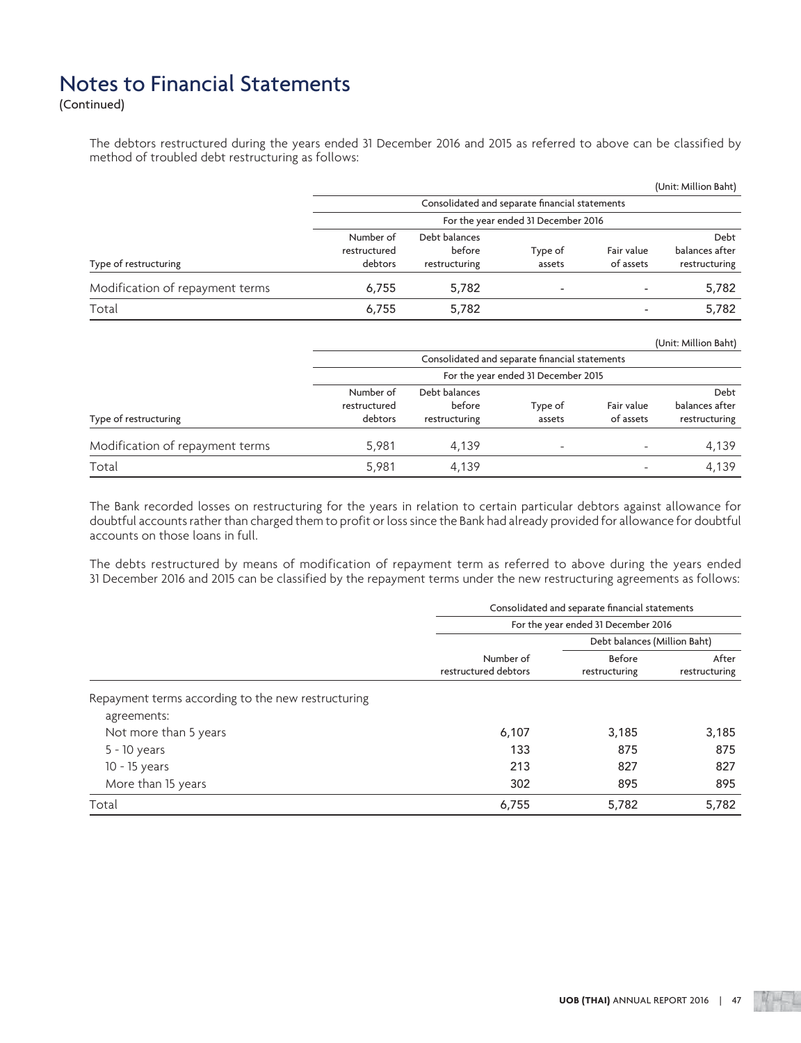# Notes to Financial Statements

(Continued)

The debtors restructured during the years ended 31 December 2016 and 2015 as referred to above can be classified by method of troubled debt restructuring as follows:

(Unit: Million Baht)

| | Consolidated and separate financial statements | | | | |
|---|---|---|---|---|---|
| | For the year ended 31 December 2016 | | | | |
| Type of restructuring | Number of restructured debtors | Debt balances before restructuring | Type of assets | Fair value of assets | Debt balances after restructuring |
| Modification of repayment terms | 6,755 | 5,782 | - | - | 5,782 |
| Total | 6,755 | 5,782 | | - | 5,782 |

(Unit: Million Baht)

| | Consolidated and separate financial statements | | | | |
|---|---|---|---|---|---|
| | For the year ended 31 December 2015 | | | | |
| Type of restructuring | Number of restructured debtors | Debt balances before restructuring | Type of assets | Fair value of assets | Debt balances after restructuring |
| Modification of repayment terms | 5,981 | 4,139 | - | - | 4,139 |
| Total | 5,981 | 4,139 | | - | 4,139 |

The Bank recorded losses on restructuring for the years in relation to certain particular debtors against allowance for doubtful accounts rather than charged them to profit or loss since the Bank had already provided for allowance for doubtful accounts on those loans in full.

The debts restructured by means of modification of repayment term as referred to above during the years ended 31 December 2016 and 2015 can be classified by the repayment terms under the new restructuring agreements as follows:

| | Consolidated and separate financial statements | | |
|---|---|---|---|
| | For the year ended 31 December 2016 | | |
| | | Debt balances (Million Baht) | |
| | Number of restructured debtors | Before restructuring | After restructuring |
| Repayment terms according to the new restructuring agreements: | | | |
| Not more than 5 years | 6,107 | 3,185 | 3,185 |
| 5 - 10 years | 133 | 875 | 875 |
| 10 - 15 years | 213 | 827 | 827 |
| More than 15 years | 302 | 895 | 895 |
| Total | 6,755 | 5,782 | 5,782 |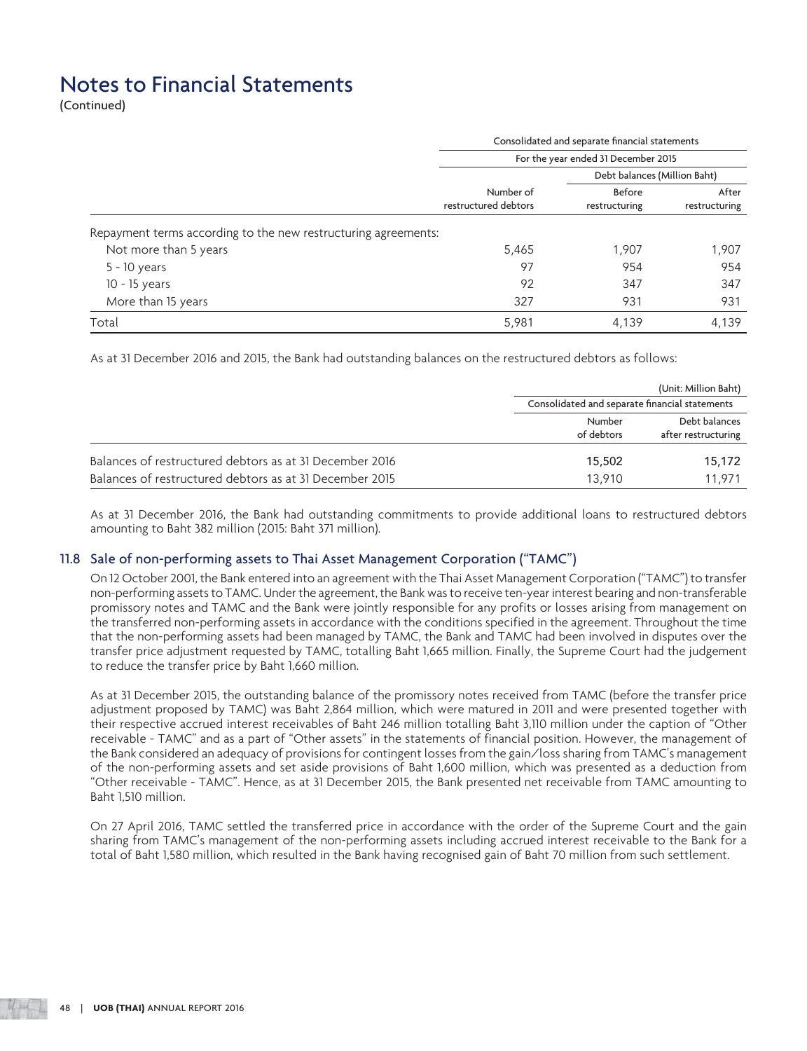# Notes to Financial Statements

(Continued)

| | Consolidated and separate financial statements | | |
|---|---|---|---|
| | For the year ended 31 December 2015 | | |
| | | Debt balances (Million Baht) | |
| | Number of restructured debtors | Before restructuring | After restructuring |
| Repayment terms according to the new restructuring agreements: | | | |
| Not more than 5 years | 5,465 | 1,907 | 1,907 |
| 5 - 10 years | 97 | 954 | 954 |
| 10 - 15 years | 92 | 347 | 347 |
| More than 15 years | 327 | 931 | 931 |
| Total | 5,981 | 4,139 | 4,139 |

As at 31 December 2016 and 2015, the Bank had outstanding balances on the restructured debtors as follows:

(Unit: Million Baht)

| | Consolidated and separate financial statements | |
|---|---|---|
| | Number of debtors | Debt balances after restructuring |
| Balances of restructured debtors as at 31 December 2016 | **15,502** | **15,172** |
| Balances of restructured debtors as at 31 December 2015 | 13,910 | 11,971 |

As at 31 December 2016, the Bank had outstanding commitments to provide additional loans to restructured debtors amounting to Baht 382 million (2015: Baht 371 million).

## 11.8 Sale of non-performing assets to Thai Asset Management Corporation ("TAMC")

On 12 October 2001, the Bank entered into an agreement with the Thai Asset Management Corporation ("TAMC") to transfer non-performing assets to TAMC. Under the agreement, the Bank was to receive ten-year interest bearing and non-transferable promissory notes and TAMC and the Bank were jointly responsible for any profits or losses arising from management on the transferred non-performing assets in accordance with the conditions specified in the agreement. Throughout the time that the non-performing assets had been managed by TAMC, the Bank and TAMC had been involved in disputes over the transfer price adjustment requested by TAMC, totalling Baht 1,665 million. Finally, the Supreme Court had the judgement to reduce the transfer price by Baht 1,660 million.

As at 31 December 2015, the outstanding balance of the promissory notes received from TAMC (before the transfer price adjustment proposed by TAMC) was Baht 2,864 million, which were matured in 2011 and were presented together with their respective accrued interest receivables of Baht 246 million totalling Baht 3,110 million under the caption of "Other receivable - TAMC" and as a part of "Other assets" in the statements of financial position. However, the management of the Bank considered an adequacy of provisions for contingent losses from the gain/loss sharing from TAMC's management of the non-performing assets and set aside provisions of Baht 1,600 million, which was presented as a deduction from "Other receivable - TAMC". Hence, as at 31 December 2015, the Bank presented net receivable from TAMC amounting to Baht 1,510 million.

On 27 April 2016, TAMC settled the transferred price in accordance with the order of the Supreme Court and the gain sharing from TAMC's management of the non-performing assets including accrued interest receivable to the Bank for a total of Baht 1,580 million, which resulted in the Bank having recognised gain of Baht 70 million from such settlement.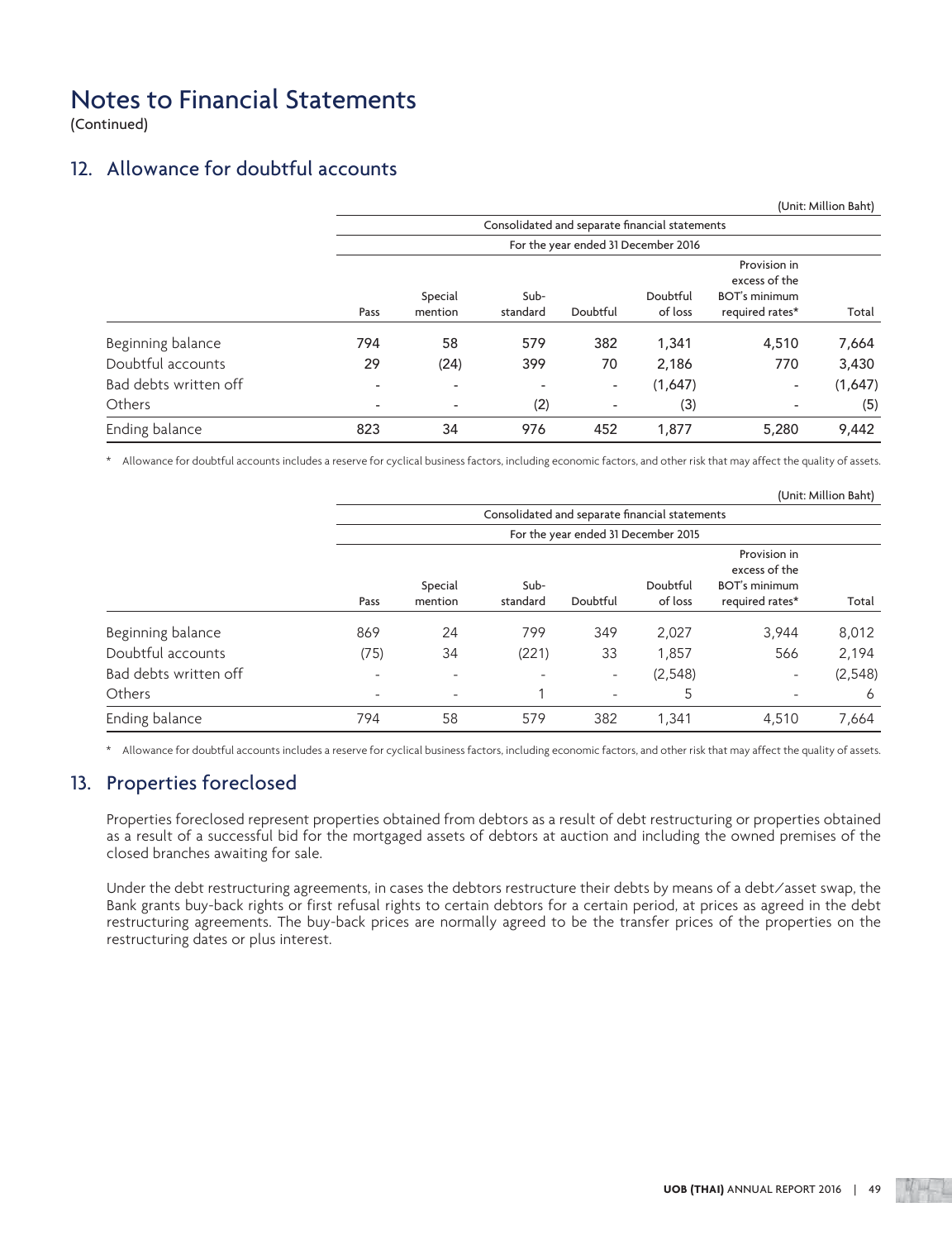# Notes to Financial Statements

(Continued)

## 12. Allowance for doubtful accounts

(Unit: Million Baht)

| | Consolidated and separate financial statements | | | | | | |
|---|---|---|---|---|---|---|---|
| | For the year ended 31 December 2016 | | | | | | |
| | Pass | Special mention | Sub-standard | Doubtful | Doubtful of loss | Provision in excess of the BOT's minimum required rates* | Total |
| Beginning balance | 794 | 58 | 579 | 382 | 1,341 | 4,510 | 7,664 |
| Doubtful accounts | 29 | (24) | 399 | 70 | 2,186 | 770 | 3,430 |
| Bad debts written off | - | - | - | - | (1,647) | - | (1,647) |
| Others | - | - | (2) | - | (3) | - | (5) |
| Ending balance | 823 | 34 | 976 | 452 | 1,877 | 5,280 | 9,442 |

\* Allowance for doubtful accounts includes a reserve for cyclical business factors, including economic factors, and other risk that may affect the quality of assets.

(Unit: Million Baht)

| | Consolidated and separate financial statements | | | | | | |
|---|---|---|---|---|---|---|---|
| | For the year ended 31 December 2015 | | | | | | |
| | Pass | Special mention | Sub-standard | Doubtful | Doubtful of loss | Provision in excess of the BOT's minimum required rates* | Total |
| Beginning balance | 869 | 24 | 799 | 349 | 2,027 | 3,944 | 8,012 |
| Doubtful accounts | (75) | 34 | (221) | 33 | 1,857 | 566 | 2,194 |
| Bad debts written off | - | - | - | - | (2,548) | - | (2,548) |
| Others | - | - | 1 | - | 5 | - | 6 |
| Ending balance | 794 | 58 | 579 | 382 | 1,341 | 4,510 | 7,664 |

\* Allowance for doubtful accounts includes a reserve for cyclical business factors, including economic factors, and other risk that may affect the quality of assets.

## 13. Properties foreclosed

Properties foreclosed represent properties obtained from debtors as a result of debt restructuring or properties obtained as a result of a successful bid for the mortgaged assets of debtors at auction and including the owned premises of the closed branches awaiting for sale.

Under the debt restructuring agreements, in cases the debtors restructure their debts by means of a debt/asset swap, the Bank grants buy-back rights or first refusal rights to certain debtors for a certain period, at prices as agreed in the debt restructuring agreements. The buy-back prices are normally agreed to be the transfer prices of the properties on the restructuring dates or plus interest.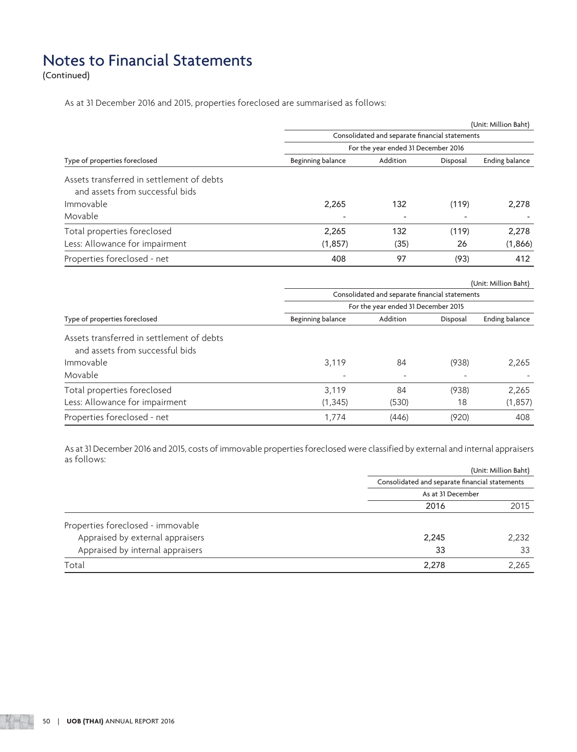# Notes to Financial Statements

(Continued)

As at 31 December 2016 and 2015, properties foreclosed are summarised as follows:

(Unit: Million Baht)

| | Consolidated and separate financial statements | | | |
|---|---|---|---|---|
| | For the year ended 31 December 2016 | | | |
| Type of properties foreclosed | Beginning balance | Addition | Disposal | Ending balance |
| Assets transferred in settlement of debts and assets from successful bids | | | | |
| Immovable | 2,265 | 132 | (119) | 2,278 |
| Movable | - | - | - | - |
| Total properties foreclosed | 2,265 | 132 | (119) | 2,278 |
| Less: Allowance for impairment | (1,857) | (35) | 26 | (1,866) |
| Properties foreclosed - net | 408 | 97 | (93) | 412 |

(Unit: Million Baht)

| | Consolidated and separate financial statements | | | |
|---|---|---|---|---|
| | For the year ended 31 December 2015 | | | |
| Type of properties foreclosed | Beginning balance | Addition | Disposal | Ending balance |
| Assets transferred in settlement of debts and assets from successful bids | | | | |
| Immovable | 3,119 | 84 | (938) | 2,265 |
| Movable | - | - | - | - |
| Total properties foreclosed | 3,119 | 84 | (938) | 2,265 |
| Less: Allowance for impairment | (1,345) | (530) | 18 | (1,857) |
| Properties foreclosed - net | 1,774 | (446) | (920) | 408 |

As at 31 December 2016 and 2015, costs of immovable properties foreclosed were classified by external and internal appraisers as follows:

(Unit: Million Baht)

| | Consolidated and separate financial statements | |
|---|---|---|
| | As at 31 December | |
| | 2016 | 2015 |
| Properties foreclosed - immovable | | |
| Appraised by external appraisers | 2,245 | 2,232 |
| Appraised by internal appraisers | 33 | 33 |
| Total | 2,278 | 2,265 |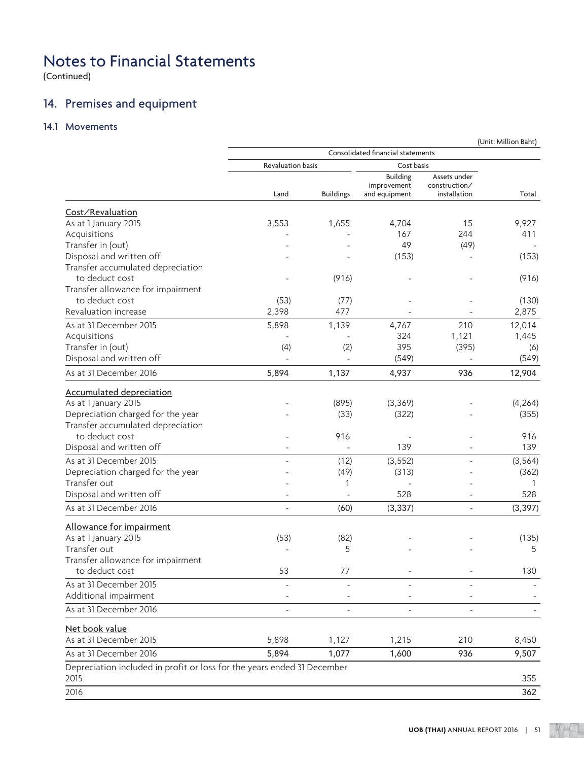# Notes to Financial Statements

(Continued)

## 14. Premises and equipment

### 14.1 Movements

(Unit: Million Baht)

| | Consolidated financial statements | | | | |
|---|---|---|---|---|---|
| | Revaluation basis | | Cost basis | | |
| | Land | Buildings | Building improvement and equipment | Assets under construction/ installation | Total |
| **Cost/Revaluation** | | | | | |
| As at 1 January 2015 | 3,553 | 1,655 | 4,704 | 15 | 9,927 |
| Acquisitions | - | - | 167 | 244 | 411 |
| Transfer in (out) | - | - | 49 | (49) | - |
| Disposal and written off | - | - | (153) | - | (153) |
| Transfer accumulated depreciation to deduct cost | - | (916) | - | - | (916) |
| Transfer allowance for impairment to deduct cost | (53) | (77) | - | - | (130) |
| Revaluation increase | 2,398 | 477 | - | - | 2,875 |
| As at 31 December 2015 | 5,898 | 1,139 | 4,767 | 210 | 12,014 |
| Acquisitions | - | - | 324 | 1,121 | 1,445 |
| Transfer in (out) | (4) | (2) | 395 | (395) | (6) |
| Disposal and written off | - | - | (549) | - | (549) |
| As at 31 December 2016 | **5,894** | **1,137** | **4,937** | **936** | **12,904** |
| **Accumulated depreciation** | | | | | |
| As at 1 January 2015 | - | (895) | (3,369) | - | (4,264) |
| Depreciation charged for the year | - | (33) | (322) | - | (355) |
| Transfer accumulated depreciation to deduct cost | - | 916 | - | - | 916 |
| Disposal and written off | - | - | 139 | - | 139 |
| As at 31 December 2015 | - | (12) | (3,552) | - | (3,564) |
| Depreciation charged for the year | - | (49) | (313) | - | (362) |
| Transfer out | - | 1 | - | - | 1 |
| Disposal and written off | - | - | 528 | - | 528 |
| As at 31 December 2016 | **-** | **(60)** | **(3,337)** | **-** | **(3,397)** |
| **Allowance for impairment** | | | | | |
| As at 1 January 2015 | (53) | (82) | - | - | (135) |
| Transfer out | - | 5 | - | - | 5 |
| Transfer allowance for impairment to deduct cost | 53 | 77 | - | - | 130 |
| As at 31 December 2015 | - | - | - | - | - |
| Additional impairment | - | - | - | - | - |
| As at 31 December 2016 | - | - | - | - | - |
| **Net book value** | | | | | |
| As at 31 December 2015 | 5,898 | 1,127 | 1,215 | 210 | 8,450 |
| As at 31 December 2016 | **5,894** | **1,077** | **1,600** | **936** | **9,507** |
| Depreciation included in profit or loss for the years ended 31 December | | | | | |
| 2015 | | | | | 355 |
| 2016 | | | | | **362** |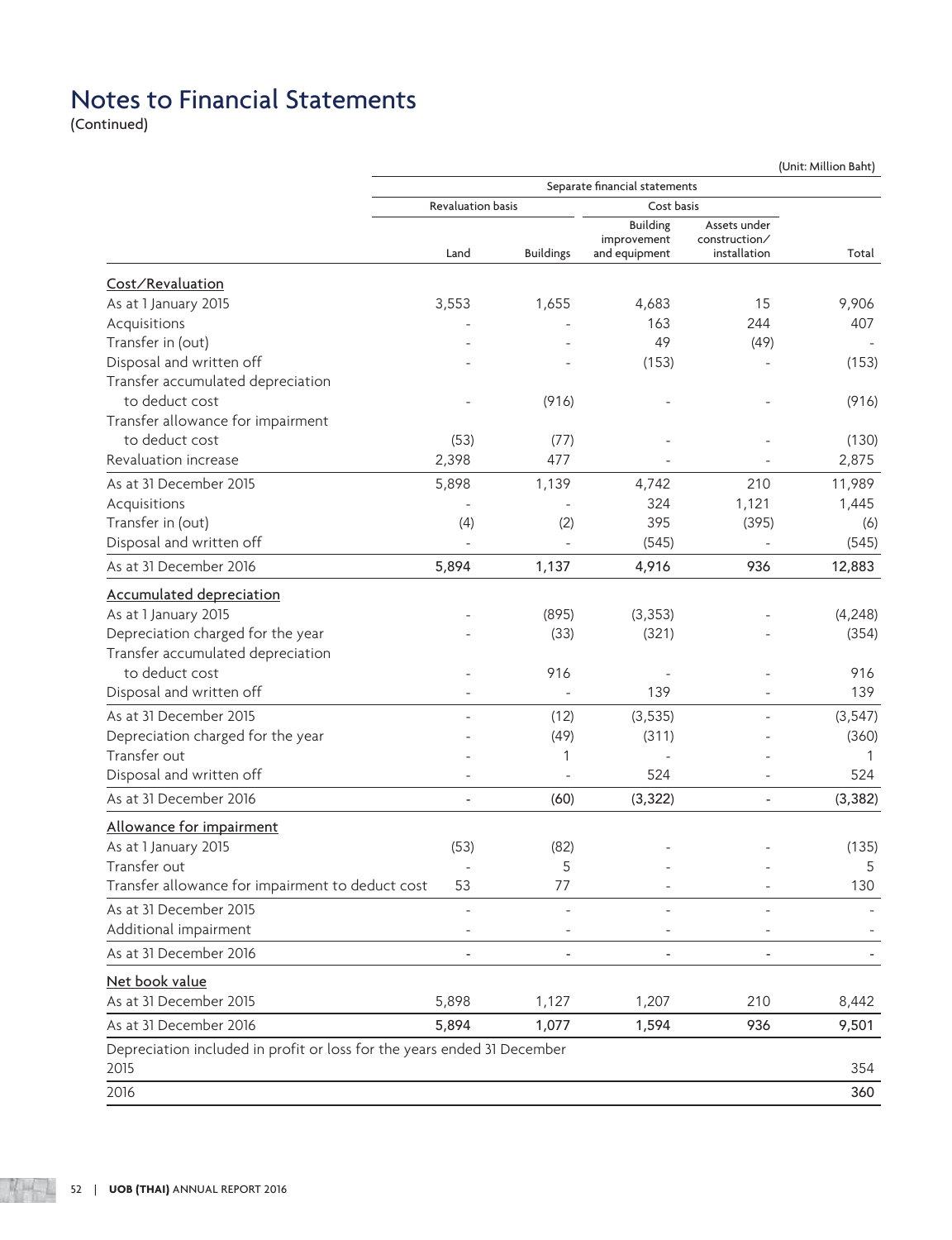# Notes to Financial Statements

(Continued)

(Unit: Million Baht)

| | Separate financial statements | | | | |
|---|---|---|---|---|---|
| | Revaluation basis | | Cost basis | | |
| | Land | Buildings | Building improvement and equipment | Assets under construction/ installation | Total |
| **Cost/Revaluation** | | | | | |
| As at 1 January 2015 | 3,553 | 1,655 | 4,683 | 15 | 9,906 |
| Acquisitions | - | - | 163 | 244 | 407 |
| Transfer in (out) | - | - | 49 | (49) | - |
| Disposal and written off | - | - | (153) | - | (153) |
| Transfer accumulated depreciation to deduct cost | - | (916) | - | - | (916) |
| Transfer allowance for impairment to deduct cost | (53) | (77) | - | - | (130) |
| Revaluation increase | 2,398 | 477 | - | - | 2,875 |
| As at 31 December 2015 | 5,898 | 1,139 | 4,742 | 210 | 11,989 |
| Acquisitions | - | - | 324 | 1,121 | 1,445 |
| Transfer in (out) | (4) | (2) | 395 | (395) | (6) |
| Disposal and written off | - | - | (545) | - | (545) |
| **As at 31 December 2016** | **5,894** | **1,137** | **4,916** | **936** | **12,883** |
| **Accumulated depreciation** | | | | | |
| As at 1 January 2015 | - | (895) | (3,353) | - | (4,248) |
| Depreciation charged for the year | - | (33) | (321) | - | (354) |
| Transfer accumulated depreciation to deduct cost | - | 916 | - | - | 916 |
| Disposal and written off | - | - | 139 | - | 139 |
| As at 31 December 2015 | - | (12) | (3,535) | - | (3,547) |
| Depreciation charged for the year | - | (49) | (311) | - | (360) |
| Transfer out | - | 1 | - | - | 1 |
| Disposal and written off | - | - | 524 | - | 524 |
| **As at 31 December 2016** | **-** | **(60)** | **(3,322)** | **-** | **(3,382)** |
| **Allowance for impairment** | | | | | |
| As at 1 January 2015 | (53) | (82) | - | - | (135) |
| Transfer out | - | 5 | - | - | 5 |
| Transfer allowance for impairment to deduct cost | 53 | 77 | - | - | 130 |
| As at 31 December 2015 | - | - | - | - | - |
| Additional impairment | - | - | - | - | - |
| As at 31 December 2016 | - | - | - | - | - |
| **Net book value** | | | | | |
| As at 31 December 2015 | 5,898 | 1,127 | 1,207 | 210 | 8,442 |
| **As at 31 December 2016** | **5,894** | **1,077** | **1,594** | **936** | **9,501** |
| Depreciation included in profit or loss for the years ended 31 December | | | | | |
| 2015 | | | | | 354 |
| **2016** | | | | | **360** |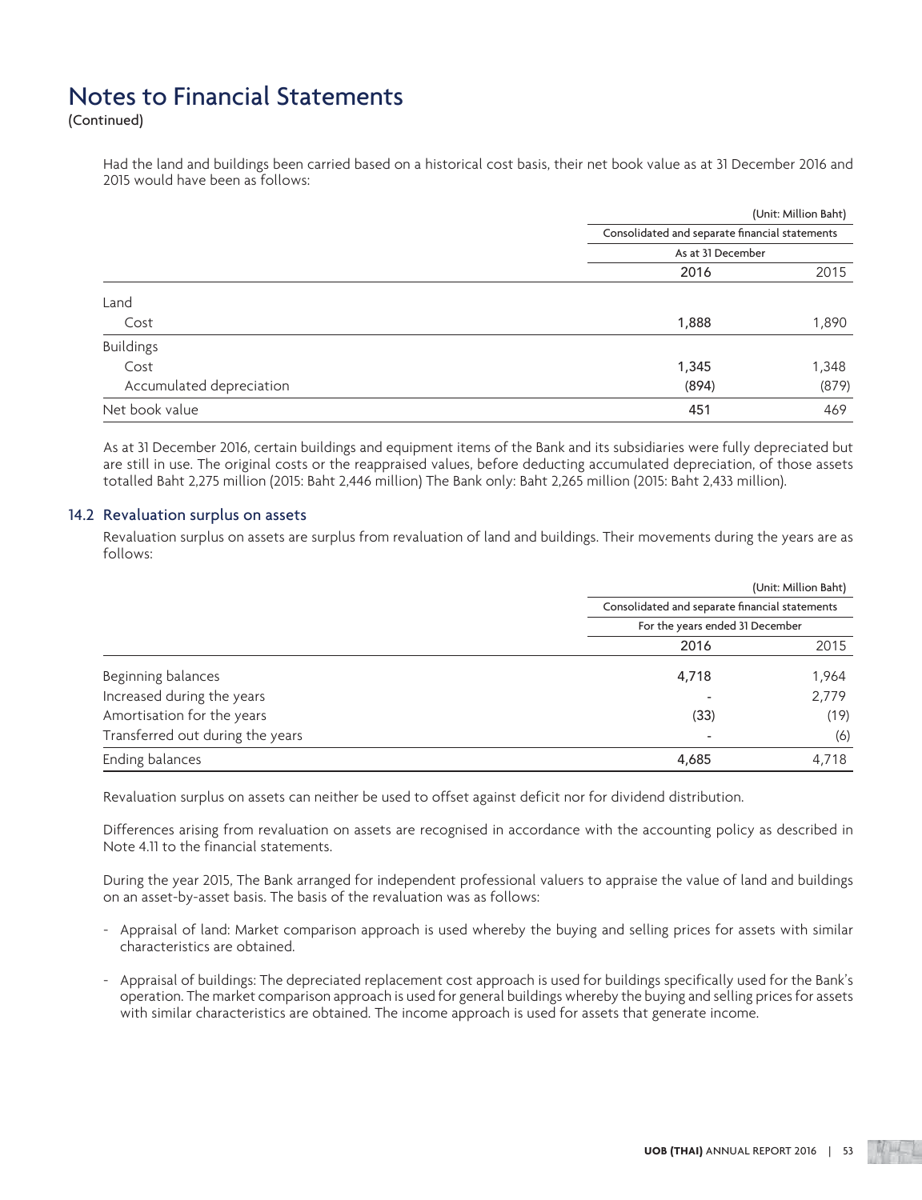# Notes to Financial Statements

(Continued)

Had the land and buildings been carried based on a historical cost basis, their net book value as at 31 December 2016 and 2015 would have been as follows:

| | (Unit: Million Baht) | |
|---|---|---|
| | Consolidated and separate financial statements | |
| | As at 31 December | |
| | 2016 | 2015 |
| Land | | |
| Cost | 1,888 | 1,890 |
| Buildings | | |
| Cost | 1,345 | 1,348 |
| Accumulated depreciation | (894) | (879) |
| Net book value | 451 | 469 |

As at 31 December 2016, certain buildings and equipment items of the Bank and its subsidiaries were fully depreciated but are still in use. The original costs or the reappraised values, before deducting accumulated depreciation, of those assets totalled Baht 2,275 million (2015: Baht 2,446 million) The Bank only: Baht 2,265 million (2015: Baht 2,433 million).

## 14.2 Revaluation surplus on assets

Revaluation surplus on assets are surplus from revaluation of land and buildings. Their movements during the years are as follows:

| | (Unit: Million Baht) | |
|---|---|---|
| | Consolidated and separate financial statements | |
| | For the years ended 31 December | |
| | 2016 | 2015 |
| Beginning balances | 4,718 | 1,964 |
| Increased during the years | - | 2,779 |
| Amortisation for the years | (33) | (19) |
| Transferred out during the years | - | (6) |
| Ending balances | 4,685 | 4,718 |

Revaluation surplus on assets can neither be used to offset against deficit nor for dividend distribution.

Differences arising from revaluation on assets are recognised in accordance with the accounting policy as described in Note 4.11 to the financial statements.

During the year 2015, The Bank arranged for independent professional valuers to appraise the value of land and buildings on an asset-by-asset basis. The basis of the revaluation was as follows:

- Appraisal of land: Market comparison approach is used whereby the buying and selling prices for assets with similar characteristics are obtained.
- Appraisal of buildings: The depreciated replacement cost approach is used for buildings specifically used for the Bank's operation. The market comparison approach is used for general buildings whereby the buying and selling prices for assets with similar characteristics are obtained. The income approach is used for assets that generate income.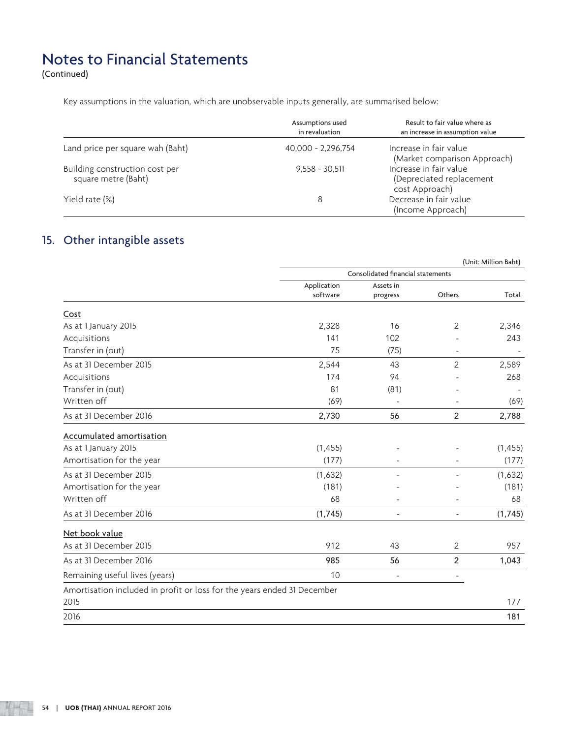# Notes to Financial Statements

(Continued)

Key assumptions in the valuation, which are unobservable inputs generally, are summarised below:

| | Assumptions used in revaluation | Result to fair value where as an increase in assumption value |
|---|---|---|
| Land price per square wah (Baht) | 40,000 - 2,296,754 | Increase in fair value (Market comparison Approach) |
| Building construction cost per square metre (Baht) | 9,558 - 30,511 | Increase in fair value (Depreciated replacement cost Approach) |
| Yield rate (%) | 8 | Decrease in fair value (Income Approach) |

## 15. Other intangible assets

(Unit: Million Baht)

| | Consolidated financial statements | | | |
|---|---|---|---|---|
| | Application software | Assets in progress | Others | Total |
| Cost | | | | |
| As at 1 January 2015 | 2,328 | 16 | 2 | 2,346 |
| Acquisitions | 141 | 102 | - | 243 |
| Transfer in (out) | 75 | (75) | - | - |
| As at 31 December 2015 | 2,544 | 43 | 2 | 2,589 |
| Acquisitions | 174 | 94 | - | 268 |
| Transfer in (out) | 81 | (81) | - | - |
| Written off | (69) | - | - | (69) |
| As at 31 December 2016 | **2,730** | **56** | **2** | **2,788** |
| Accumulated amortisation | | | | |
| As at 1 January 2015 | (1,455) | - | - | (1,455) |
| Amortisation for the year | (177) | - | - | (177) |
| As at 31 December 2015 | (1,632) | - | - | (1,632) |
| Amortisation for the year | (181) | - | - | (181) |
| Written off | 68 | - | - | 68 |
| As at 31 December 2016 | **(1,745)** | **-** | **-** | **(1,745)** |
| Net book value | | | | |
| As at 31 December 2015 | 912 | 43 | 2 | 957 |
| As at 31 December 2016 | **985** | **56** | **2** | **1,043** |
| Remaining useful lives (years) | 10 | - | - | |
| Amortisation included in profit or loss for the years ended 31 December | | | | |
| 2015 | | | | 177 |
| 2016 | | | | **181** |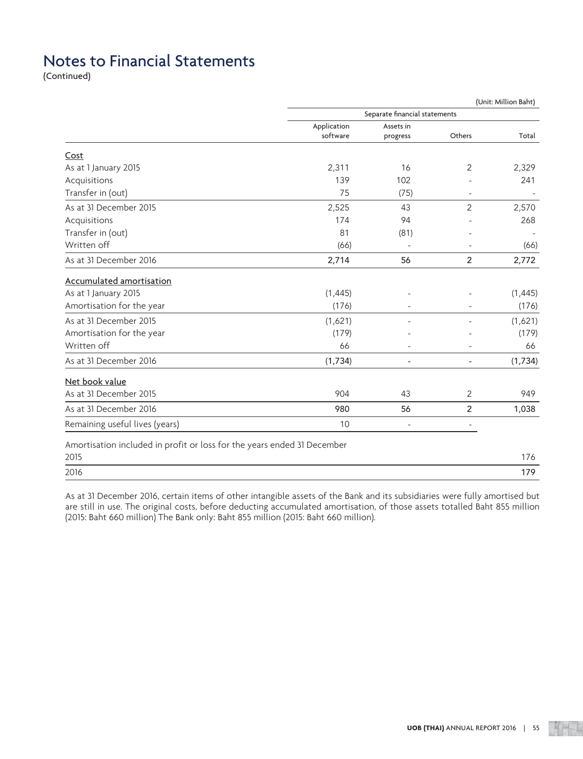# Notes to Financial Statements

(Continued)

(Unit: Million Baht)

| | Separate financial statements | | | |
|---|---|---|---|---|
| | Application software | Assets in progress | Others | Total |
| **Cost** | | | | |
| As at 1 January 2015 | 2,311 | 16 | 2 | 2,329 |
| Acquisitions | 139 | 102 | - | 241 |
| Transfer in (out) | 75 | (75) | - | - |
| As at 31 December 2015 | 2,525 | 43 | 2 | 2,570 |
| Acquisitions | 174 | 94 | - | 268 |
| Transfer in (out) | 81 | (81) | - | - |
| Written off | (66) | - | - | (66) |
| As at 31 December 2016 | **2,714** | **56** | **2** | **2,772** |
| **Accumulated amortisation** | | | | |
| As at 1 January 2015 | (1,445) | - | - | (1,445) |
| Amortisation for the year | (176) | - | - | (176) |
| As at 31 December 2015 | (1,621) | - | - | (1,621) |
| Amortisation for the year | (179) | - | - | (179) |
| Written off | 66 | - | - | 66 |
| As at 31 December 2016 | **(1,734)** | **-** | **-** | **(1,734)** |
| **Net book value** | | | | |
| As at 31 December 2015 | 904 | 43 | 2 | 949 |
| As at 31 December 2016 | **980** | **56** | **2** | **1,038** |
| Remaining useful lives (years) | 10 | - | - | |
| Amortisation included in profit or loss for the years ended 31 December | | | | |
| 2015 | | | | 176 |
| 2016 | | | | **179** |

As at 31 December 2016, certain items of other intangible assets of the Bank and its subsidiaries were fully amortised but are still in use. The original costs, before deducting accumulated amortisation, of those assets totalled Baht 855 million (2015: Baht 660 million) The Bank only: Baht 855 million (2015: Baht 660 million).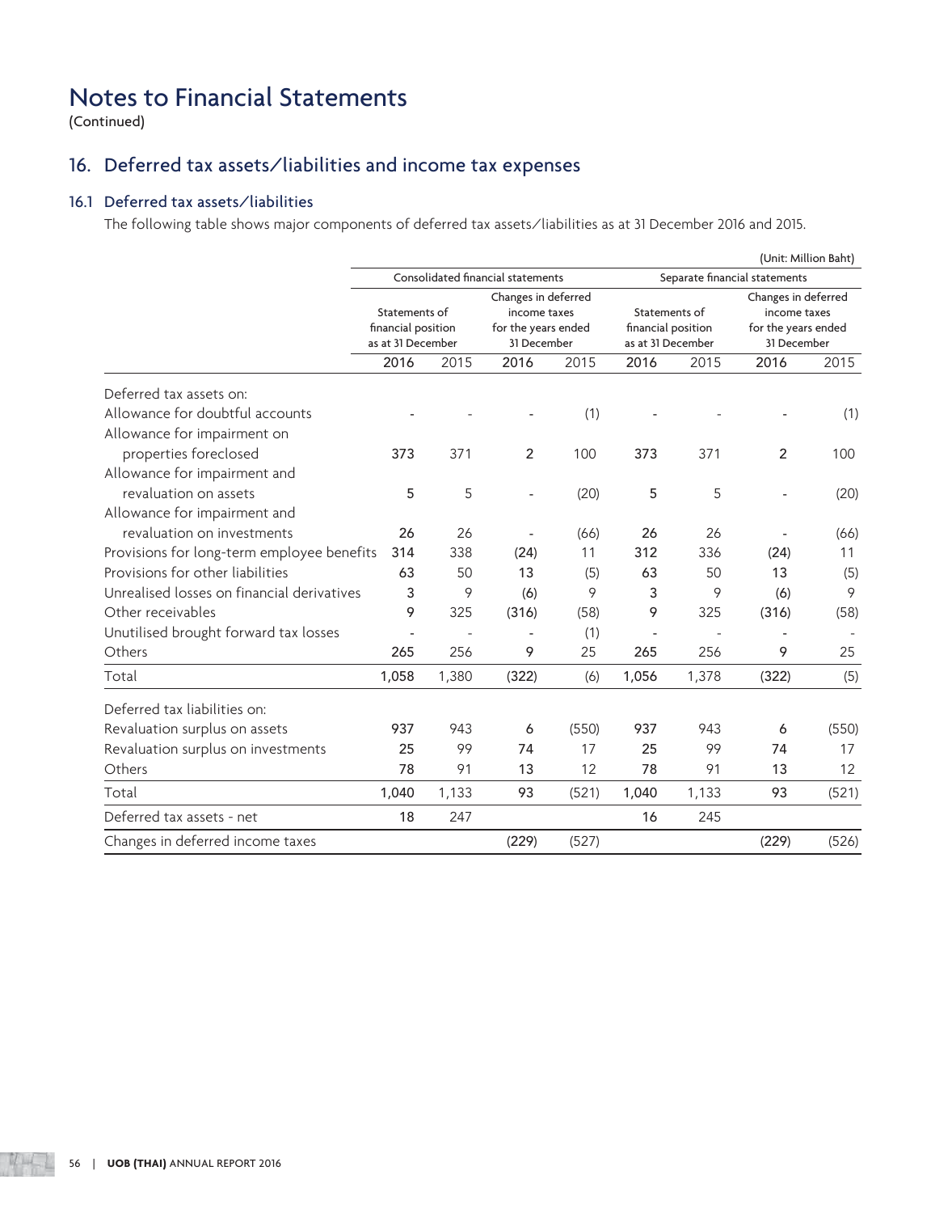# Notes to Financial Statements

(Continued)

## 16. Deferred tax assets/liabilities and income tax expenses

### 16.1 Deferred tax assets/liabilities

The following table shows major components of deferred tax assets/liabilities as at 31 December 2016 and 2015.

(Unit: Million Baht)

| | Consolidated financial statements | | | | Separate financial statements | | | |
|---|---|---|---|---|---|---|---|---|
| | Statements of financial position as at 31 December | | Changes in deferred income taxes for the years ended 31 December | | Statements of financial position as at 31 December | | Changes in deferred income taxes for the years ended 31 December | |
| | 2016 | 2015 | 2016 | 2015 | 2016 | 2015 | 2016 | 2015 |
| Deferred tax assets on: | | | | | | | | |
| Allowance for doubtful accounts | - | - | - | (1) | - | - | - | (1) |
| Allowance for impairment on properties foreclosed | 373 | 371 | 2 | 100 | 373 | 371 | 2 | 100 |
| Allowance for impairment and revaluation on assets | 5 | 5 | - | (20) | 5 | 5 | - | (20) |
| Allowance for impairment and revaluation on investments | 26 | 26 | - | (66) | 26 | 26 | - | (66) |
| Provisions for long-term employee benefits | 314 | 338 | (24) | 11 | 312 | 336 | (24) | 11 |
| Provisions for other liabilities | 63 | 50 | 13 | (5) | 63 | 50 | 13 | (5) |
| Unrealised losses on financial derivatives | 3 | 9 | (6) | 9 | 3 | 9 | (6) | 9 |
| Other receivables | 9 | 325 | (316) | (58) | 9 | 325 | (316) | (58) |
| Unutilised brought forward tax losses | - | - | - | (1) | - | - | - | - |
| Others | 265 | 256 | 9 | 25 | 265 | 256 | 9 | 25 |
| Total | 1,058 | 1,380 | (322) | (6) | 1,056 | 1,378 | (322) | (5) |
| Deferred tax liabilities on: | | | | | | | | |
| Revaluation surplus on assets | 937 | 943 | 6 | (550) | 937 | 943 | 6 | (550) |
| Revaluation surplus on investments | 25 | 99 | 74 | 17 | 25 | 99 | 74 | 17 |
| Others | 78 | 91 | 13 | 12 | 78 | 91 | 13 | 12 |
| Total | 1,040 | 1,133 | 93 | (521) | 1,040 | 1,133 | 93 | (521) |
| Deferred tax assets - net | 18 | 247 | | | 16 | 245 | | |
| Changes in deferred income taxes | | | (229) | (527) | | | (229) | (526) |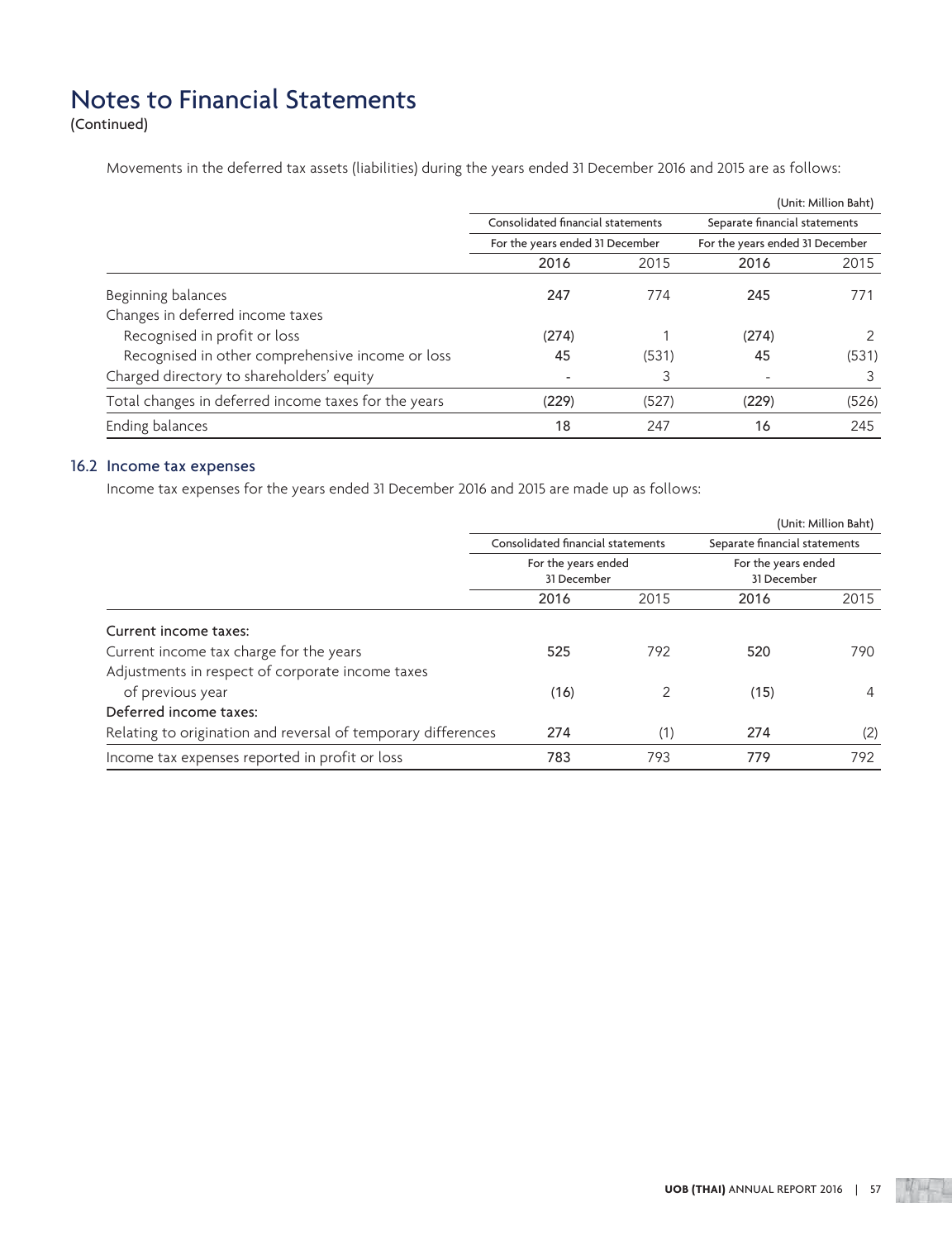# Notes to Financial Statements

(Continued)

Movements in the deferred tax assets (liabilities) during the years ended 31 December 2016 and 2015 are as follows:

(Unit: Million Baht)

| | Consolidated financial statements | | Separate financial statements | |
|---|---|---|---|---|
| | For the years ended 31 December | | For the years ended 31 December | |
| | **2016** | 2015 | **2016** | 2015 |
| Beginning balances | **247** | 774 | **245** | 771 |
| Changes in deferred income taxes | | | | |
| Recognised in profit or loss | **(274)** | 1 | **(274)** | 2 |
| Recognised in other comprehensive income or loss | **45** | (531) | **45** | (531) |
| Charged directory to shareholders' equity | **-** | 3 | **-** | 3 |
| Total changes in deferred income taxes for the years | **(229)** | (527) | **(229)** | (526) |
| Ending balances | **18** | 247 | **16** | 245 |

## 16.2 Income tax expenses

Income tax expenses for the years ended 31 December 2016 and 2015 are made up as follows:

(Unit: Million Baht)

| | Consolidated financial statements | | Separate financial statements | |
|---|---|---|---|---|
| | For the years ended 31 December | | For the years ended 31 December | |
| | **2016** | 2015 | **2016** | 2015 |
| Current income taxes: | | | | |
| Current income tax charge for the years | **525** | 792 | **520** | 790 |
| Adjustments in respect of corporate income taxes of previous year | **(16)** | 2 | **(15)** | 4 |
| Deferred income taxes: | | | | |
| Relating to origination and reversal of temporary differences | **274** | (1) | **274** | (2) |
| Income tax expenses reported in profit or loss | **783** | 793 | **779** | 792 |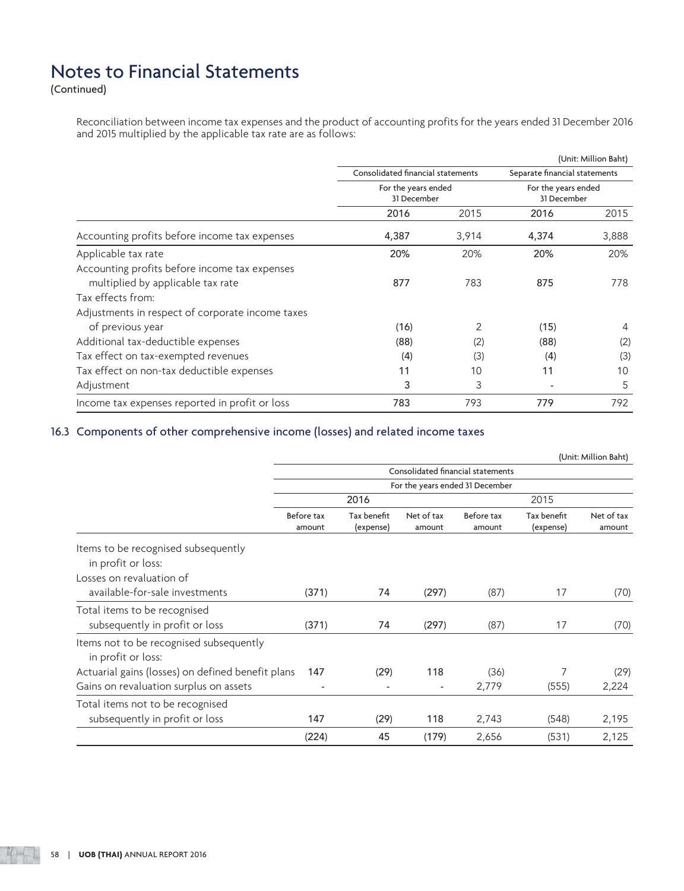# Notes to Financial Statements

(Continued)

Reconciliation between income tax expenses and the product of accounting profits for the years ended 31 December 2016 and 2015 multiplied by the applicable tax rate are as follows:

(Unit: Million Baht)

| | Consolidated financial statements | | Separate financial statements | |
|---|---|---|---|---|
| | For the years ended 31 December | | For the years ended 31 December | |
| | 2016 | 2015 | 2016 | 2015 |
| Accounting profits before income tax expenses | 4,387 | 3,914 | 4,374 | 3,888 |
| Applicable tax rate | 20% | 20% | 20% | 20% |
| Accounting profits before income tax expenses multiplied by applicable tax rate | 877 | 783 | 875 | 778 |
| Tax effects from: | | | | |
| Adjustments in respect of corporate income taxes of previous year | (16) | 2 | (15) | 4 |
| Additional tax-deductible expenses | (88) | (2) | (88) | (2) |
| Tax effect on tax-exempted revenues | (4) | (3) | (4) | (3) |
| Tax effect on non-tax deductible expenses | 11 | 10 | 11 | 10 |
| Adjustment | 3 | 3 | - | 5 |
| Income tax expenses reported in profit or loss | 783 | 793 | 779 | 792 |

## 16.3 Components of other comprehensive income (losses) and related income taxes

(Unit: Million Baht)

| | Consolidated financial statements | | | | | |
|---|---|---|---|---|---|---|
| | For the years ended 31 December | | | | | |
| | 2016 | | | 2015 | | |
| | Before tax amount | Tax benefit (expense) | Net of tax amount | Before tax amount | Tax benefit (expense) | Net of tax amount |
| Items to be recognised subsequently in profit or loss: | | | | | | |
| Losses on revaluation of available-for-sale investments | (371) | 74 | (297) | (87) | 17 | (70) |
| Total items to be recognised subsequently in profit or loss | (371) | 74 | (297) | (87) | 17 | (70) |
| Items not to be recognised subsequently in profit or loss: | | | | | | |
| Actuarial gains (losses) on defined benefit plans | 147 | (29) | 118 | (36) | 7 | (29) |
| Gains on revaluation surplus on assets | - | - | - | 2,779 | (555) | 2,224 |
| Total items not to be recognised subsequently in profit or loss | 147 | (29) | 118 | 2,743 | (548) | 2,195 |
| | (224) | 45 | (179) | 2,656 | (531) | 2,125 |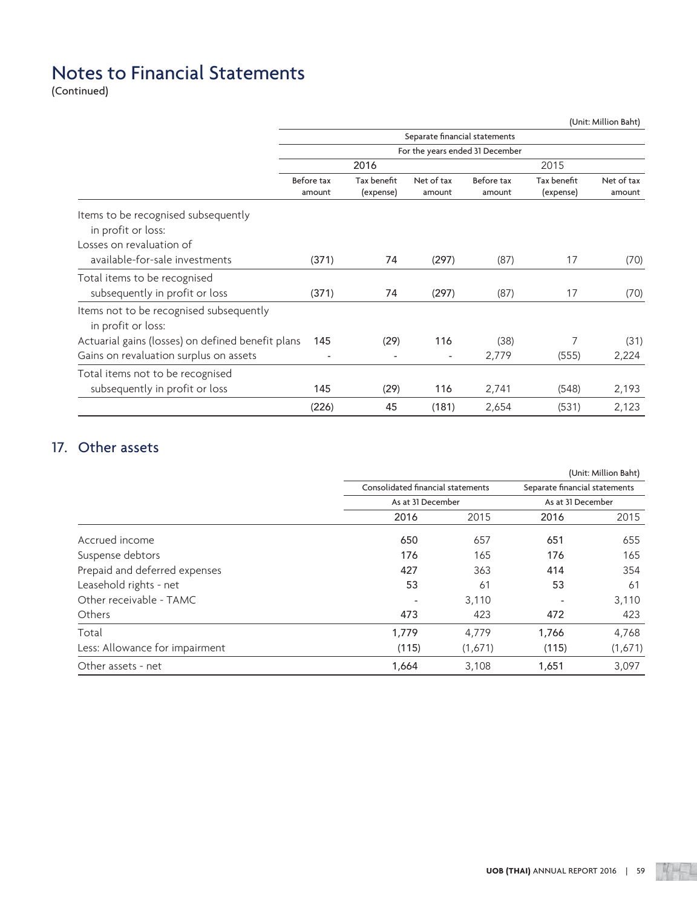# Notes to Financial Statements

(Continued)

(Unit: Million Baht)

| | Separate financial statements | | | | | |
|---|---|---|---|---|---|---|
| | For the years ended 31 December | | | | | |
| | 2016 | | | 2015 | | |
| | Before tax amount | Tax benefit (expense) | Net of tax amount | Before tax amount | Tax benefit (expense) | Net of tax amount |
| Items to be recognised subsequently in profit or loss: | | | | | | |
| Losses on revaluation of available-for-sale investments | (371) | 74 | (297) | (87) | 17 | (70) |
| Total items to be recognised subsequently in profit or loss | (371) | 74 | (297) | (87) | 17 | (70) |
| Items not to be recognised subsequently in profit or loss: | | | | | | |
| Actuarial gains (losses) on defined benefit plans | 145 | (29) | 116 | (38) | 7 | (31) |
| Gains on revaluation surplus on assets | - | - | - | 2,779 | (555) | 2,224 |
| Total items not to be recognised subsequently in profit or loss | 145 | (29) | 116 | 2,741 | (548) | 2,193 |
| | (226) | 45 | (181) | 2,654 | (531) | 2,123 |

## 17. Other assets

(Unit: Million Baht)

| | Consolidated financial statements | | Separate financial statements | |
|---|---|---|---|---|
| | As at 31 December | | As at 31 December | |
| | 2016 | 2015 | 2016 | 2015 |
| Accrued income | 650 | 657 | 651 | 655 |
| Suspense debtors | 176 | 165 | 176 | 165 |
| Prepaid and deferred expenses | 427 | 363 | 414 | 354 |
| Leasehold rights - net | 53 | 61 | 53 | 61 |
| Other receivable - TAMC | - | 3,110 | - | 3,110 |
| Others | 473 | 423 | 472 | 423 |
| Total | 1,779 | 4,779 | 1,766 | 4,768 |
| Less: Allowance for impairment | (115) | (1,671) | (115) | (1,671) |
| Other assets - net | 1,664 | 3,108 | 1,651 | 3,097 |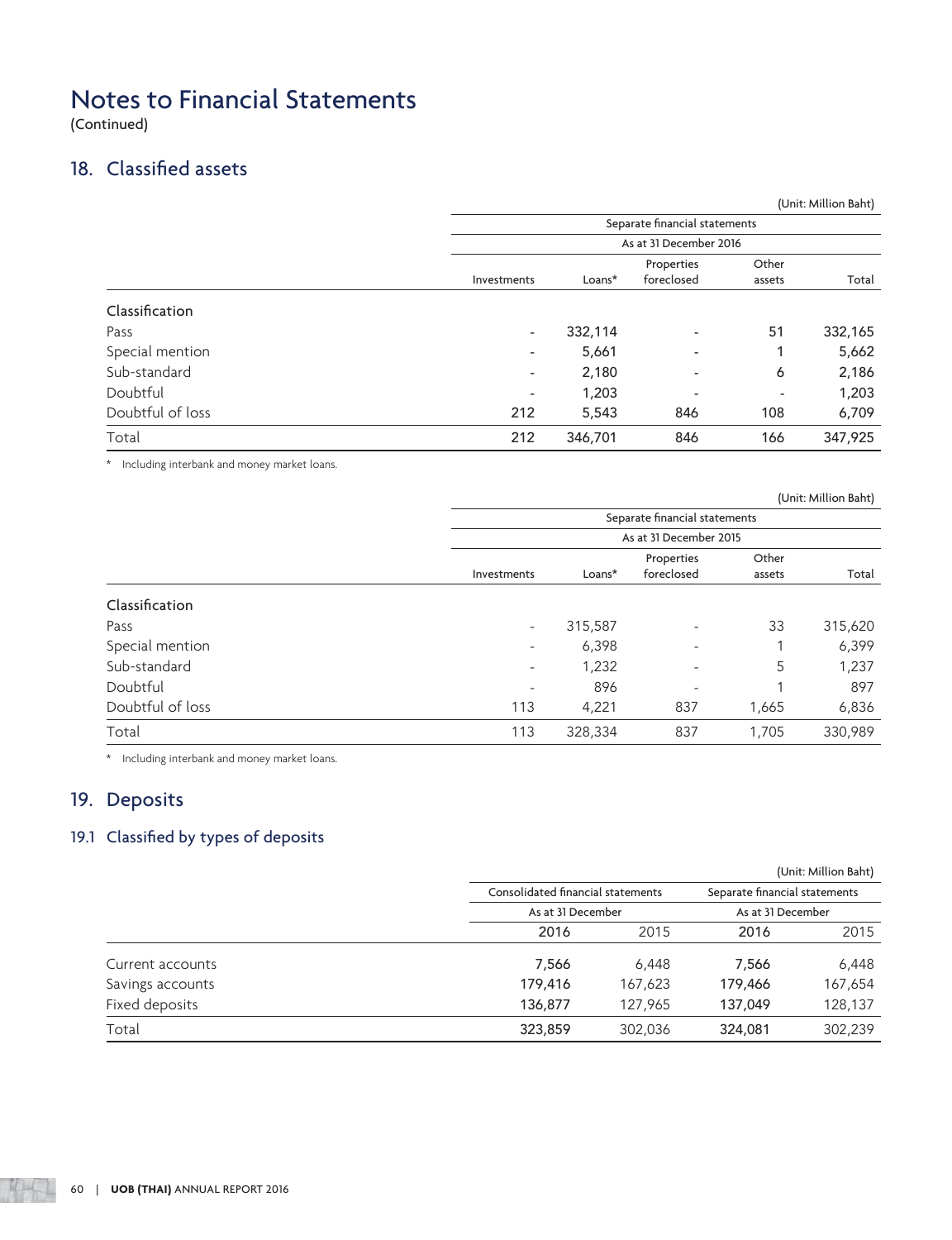# Notes to Financial Statements

(Continued)

## 18. Classified assets

(Unit: Million Baht)

| | Separate financial statements | | | | |
|---|---|---|---|---|---|
| | As at 31 December 2016 | | | | |
| | Investments | Loans* | Properties foreclosed | Other assets | Total |
| **Classification** | | | | | |
| Pass | - | 332,114 | - | 51 | 332,165 |
| Special mention | - | 5,661 | - | 1 | 5,662 |
| Sub-standard | - | 2,180 | - | 6 | 2,186 |
| Doubtful | - | 1,203 | - | - | 1,203 |
| Doubtful of loss | 212 | 5,543 | 846 | 108 | 6,709 |
| Total | 212 | 346,701 | 846 | 166 | 347,925 |

\* Including interbank and money market loans.

(Unit: Million Baht)

| | Separate financial statements | | | | |
|---|---|---|---|---|---|
| | As at 31 December 2015 | | | | |
| | Investments | Loans* | Properties foreclosed | Other assets | Total |
| **Classification** | | | | | |
| Pass | - | 315,587 | - | 33 | 315,620 |
| Special mention | - | 6,398 | - | 1 | 6,399 |
| Sub-standard | - | 1,232 | - | 5 | 1,237 |
| Doubtful | - | 896 | - | 1 | 897 |
| Doubtful of loss | 113 | 4,221 | 837 | 1,665 | 6,836 |
| Total | 113 | 328,334 | 837 | 1,705 | 330,989 |

\* Including interbank and money market loans.

## 19. Deposits

### 19.1 Classified by types of deposits

(Unit: Million Baht)

| | Consolidated financial statements | | Separate financial statements | |
|---|---|---|---|---|
| | As at 31 December | | As at 31 December | |
| | 2016 | 2015 | 2016 | 2015 |
| Current accounts | 7,566 | 6,448 | 7,566 | 6,448 |
| Savings accounts | 179,416 | 167,623 | 179,466 | 167,654 |
| Fixed deposits | 136,877 | 127,965 | 137,049 | 128,137 |
| Total | 323,859 | 302,036 | 324,081 | 302,239 |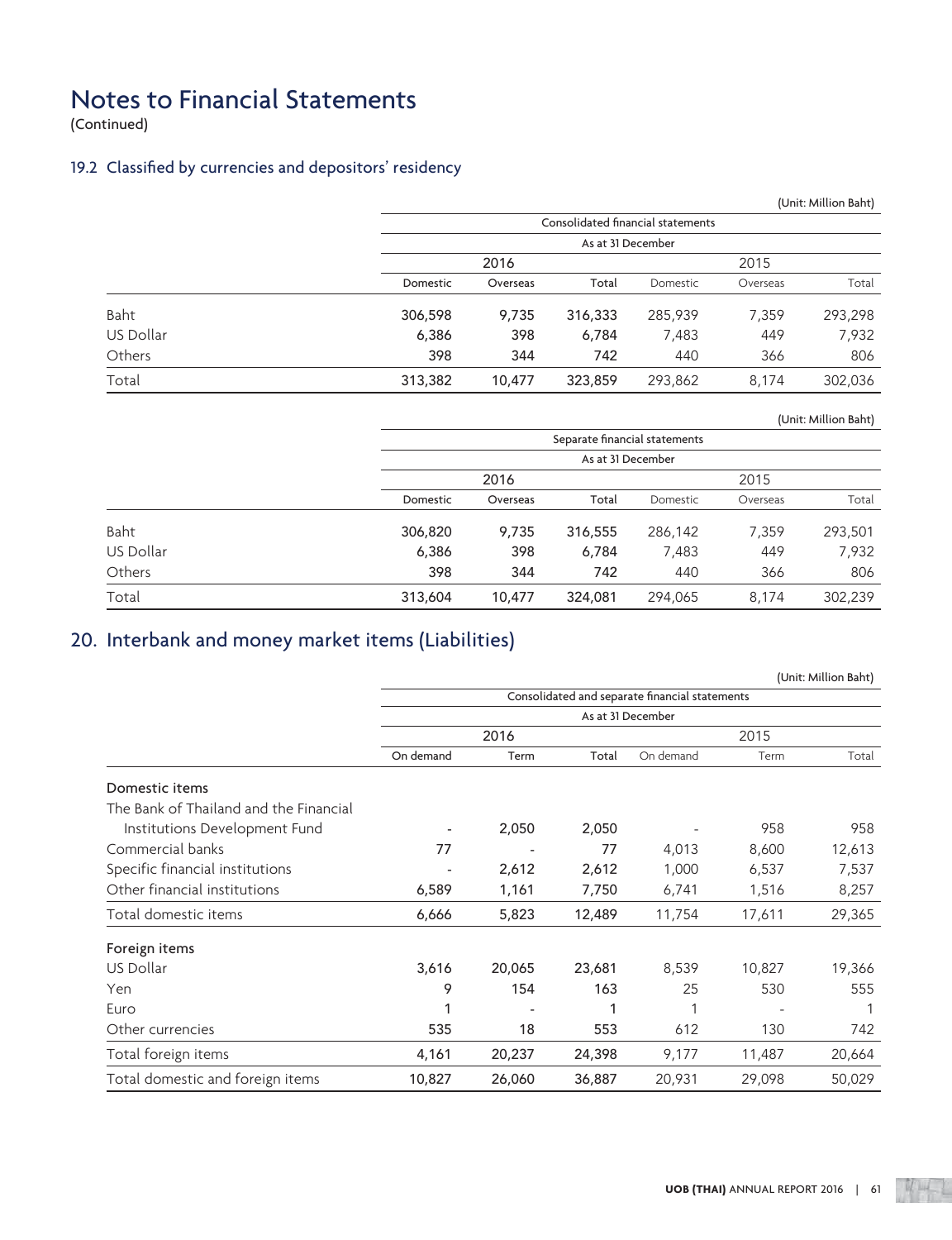# Notes to Financial Statements

(Continued)

### 19.2 Classified by currencies and depositors' residency

(Unit: Million Baht)

| | Consolidated financial statements | | | | | |
|---|---|---|---|---|---|---|
| | As at 31 December | | | | | |
| | 2016 | | | 2015 | | |
| | Domestic | Overseas | Total | Domestic | Overseas | Total |
| Baht | 306,598 | 9,735 | 316,333 | 285,939 | 7,359 | 293,298 |
| US Dollar | 6,386 | 398 | 6,784 | 7,483 | 449 | 7,932 |
| Others | 398 | 344 | 742 | 440 | 366 | 806 |
| Total | 313,382 | 10,477 | 323,859 | 293,862 | 8,174 | 302,036 |

(Unit: Million Baht)

| | Separate financial statements | | | | | |
|---|---|---|---|---|---|---|
| | As at 31 December | | | | | |
| | 2016 | | | 2015 | | |
| | Domestic | Overseas | Total | Domestic | Overseas | Total |
| Baht | 306,820 | 9,735 | 316,555 | 286,142 | 7,359 | 293,501 |
| US Dollar | 6,386 | 398 | 6,784 | 7,483 | 449 | 7,932 |
| Others | 398 | 344 | 742 | 440 | 366 | 806 |
| Total | 313,604 | 10,477 | 324,081 | 294,065 | 8,174 | 302,239 |

## 20. Interbank and money market items (Liabilities)

(Unit: Million Baht)

| | Consolidated and separate financial statements | | | | | |
|---|---|---|---|---|---|---|
| | As at 31 December | | | | | |
| | 2016 | | | 2015 | | |
| | On demand | Term | Total | On demand | Term | Total |
| **Domestic items** | | | | | | |
| The Bank of Thailand and the Financial Institutions Development Fund | - | 2,050 | 2,050 | - | 958 | 958 |
| Commercial banks | 77 | - | 77 | 4,013 | 8,600 | 12,613 |
| Specific financial institutions | - | 2,612 | 2,612 | 1,000 | 6,537 | 7,537 |
| Other financial institutions | 6,589 | 1,161 | 7,750 | 6,741 | 1,516 | 8,257 |
| Total domestic items | 6,666 | 5,823 | 12,489 | 11,754 | 17,611 | 29,365 |
| **Foreign items** | | | | | | |
| US Dollar | 3,616 | 20,065 | 23,681 | 8,539 | 10,827 | 19,366 |
| Yen | 9 | 154 | 163 | 25 | 530 | 555 |
| Euro | 1 | - | 1 | 1 | - | 1 |
| Other currencies | 535 | 18 | 553 | 612 | 130 | 742 |
| Total foreign items | 4,161 | 20,237 | 24,398 | 9,177 | 11,487 | 20,664 |
| Total domestic and foreign items | 10,827 | 26,060 | 36,887 | 20,931 | 29,098 | 50,029 |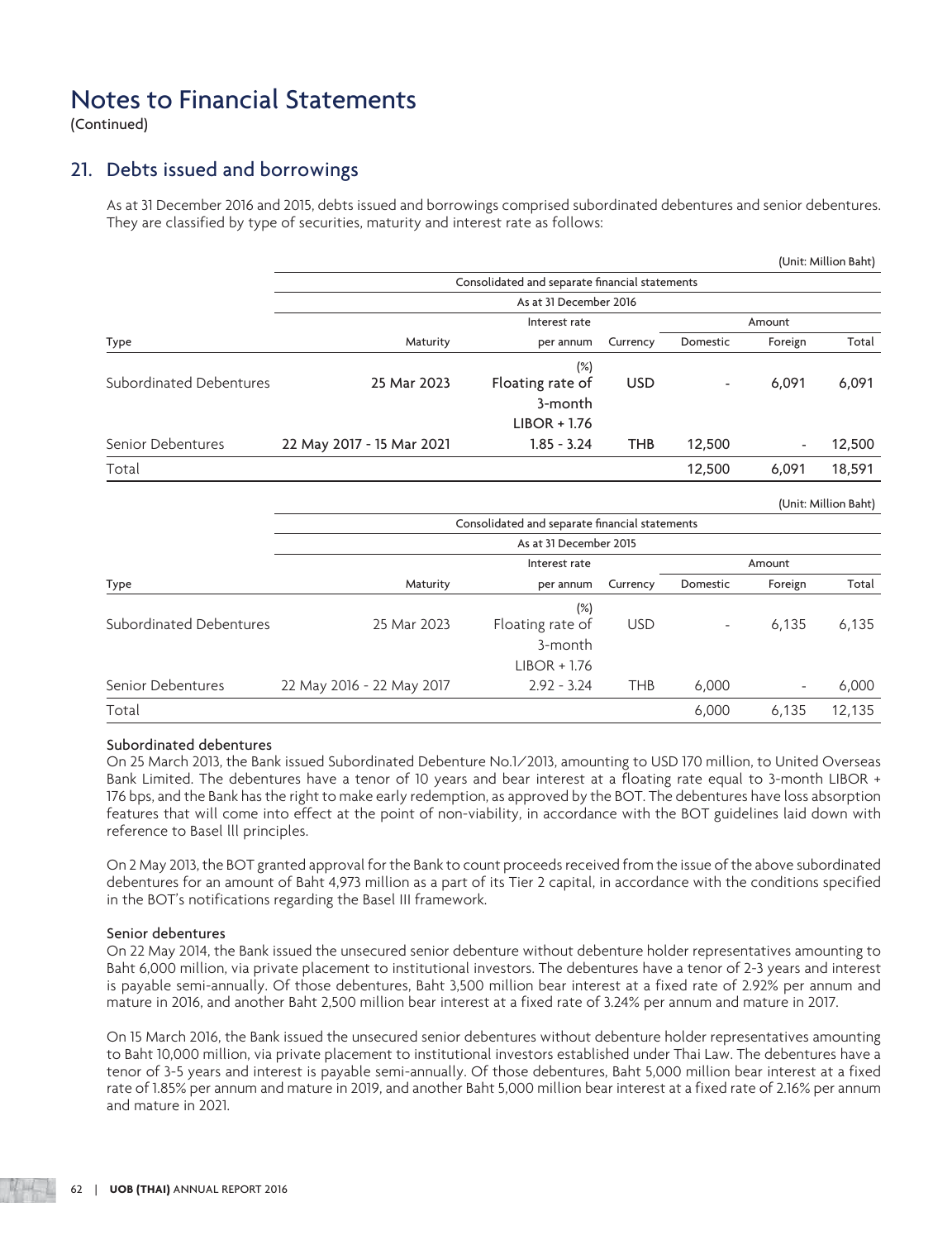# Notes to Financial Statements

(Continued)

## 21. Debts issued and borrowings

As at 31 December 2016 and 2015, debts issued and borrowings comprised subordinated debentures and senior debentures. They are classified by type of securities, maturity and interest rate as follows:

(Unit: Million Baht)

| | Consolidated and separate financial statements | | | | | |
|---|---|---|---|---|---|---|
| | As at 31 December 2016 | | | | | |
| | | Interest rate | | Amount | | |
| Type | Maturity | per annum | Currency | Domestic | Foreign | Total |
| | | (%) | | | | |
| Subordinated Debentures | 25 Mar 2023 | Floating rate of 3-month LIBOR + 1.76 | USD | - | 6,091 | 6,091 |
| Senior Debentures | 22 May 2017 - 15 Mar 2021 | 1.85 - 3.24 | THB | 12,500 | - | 12,500 |
| Total | | | | 12,500 | 6,091 | 18,591 |

(Unit: Million Baht)

| | Consolidated and separate financial statements | | | | | |
|---|---|---|---|---|---|---|
| | As at 31 December 2015 | | | | | |
| | | Interest rate | | Amount | | |
| Type | Maturity | per annum | Currency | Domestic | Foreign | Total |
| | | (%) | | | | |
| Subordinated Debentures | 25 Mar 2023 | Floating rate of 3-month LIBOR + 1.76 | USD | - | 6,135 | 6,135 |
| Senior Debentures | 22 May 2016 - 22 May 2017 | 2.92 - 3.24 | THB | 6,000 | - | 6,000 |
| Total | | | | 6,000 | 6,135 | 12,135 |

### Subordinated debentures

On 25 March 2013, the Bank issued Subordinated Debenture No.1/2013, amounting to USD 170 million, to United Overseas Bank Limited. The debentures have a tenor of 10 years and bear interest at a floating rate equal to 3-month LIBOR + 176 bps, and the Bank has the right to make early redemption, as approved by the BOT. The debentures have loss absorption features that will come into effect at the point of non-viability, in accordance with the BOT guidelines laid down with reference to Basel III principles.

On 2 May 2013, the BOT granted approval for the Bank to count proceeds received from the issue of the above subordinated debentures for an amount of Baht 4,973 million as a part of its Tier 2 capital, in accordance with the conditions specified in the BOT's notifications regarding the Basel III framework.

### Senior debentures

On 22 May 2014, the Bank issued the unsecured senior debenture without debenture holder representatives amounting to Baht 6,000 million, via private placement to institutional investors. The debentures have a tenor of 2-3 years and interest is payable semi-annually. Of those debentures, Baht 3,500 million bear interest at a fixed rate of 2.92% per annum and mature in 2016, and another Baht 2,500 million bear interest at a fixed rate of 3.24% per annum and mature in 2017.

On 15 March 2016, the Bank issued the unsecured senior debentures without debenture holder representatives amounting to Baht 10,000 million, via private placement to institutional investors established under Thai Law. The debentures have a tenor of 3-5 years and interest is payable semi-annually. Of those debentures, Baht 5,000 million bear interest at a fixed rate of 1.85% per annum and mature in 2019, and another Baht 5,000 million bear interest at a fixed rate of 2.16% per annum and mature in 2021.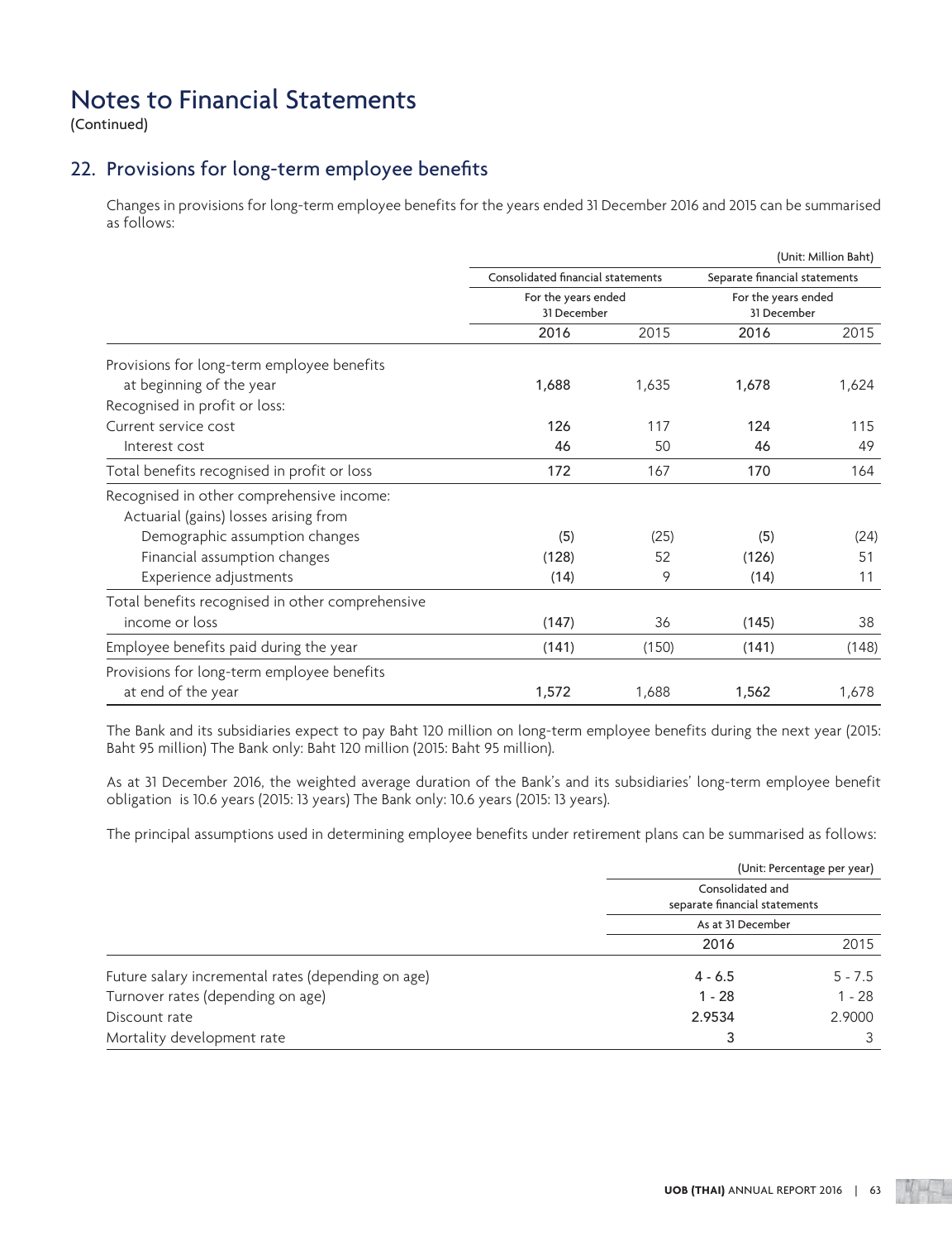# Notes to Financial Statements

(Continued)

## 22. Provisions for long-term employee benefits

Changes in provisions for long-term employee benefits for the years ended 31 December 2016 and 2015 can be summarised as follows:

(Unit: Million Baht)

| | Consolidated financial statements | | Separate financial statements | |
|---|---|---|---|---|
| | For the years ended 31 December | | For the years ended 31 December | |
| | **2016** | 2015 | **2016** | 2015 |
| Provisions for long-term employee benefits at beginning of the year | **1,688** | 1,635 | **1,678** | 1,624 |
| Recognised in profit or loss: | | | | |
| Current service cost | **126** | 117 | **124** | 115 |
| Interest cost | **46** | 50 | **46** | 49 |
| Total benefits recognised in profit or loss | **172** | 167 | **170** | 164 |
| Recognised in other comprehensive income: | | | | |
| Actuarial (gains) losses arising from | | | | |
| Demographic assumption changes | **(5)** | (25) | **(5)** | (24) |
| Financial assumption changes | **(128)** | 52 | **(126)** | 51 |
| Experience adjustments | **(14)** | 9 | **(14)** | 11 |
| Total benefits recognised in other comprehensive income or loss | **(147)** | 36 | **(145)** | 38 |
| Employee benefits paid during the year | **(141)** | (150) | **(141)** | (148) |
| Provisions for long-term employee benefits at end of the year | **1,572** | 1,688 | **1,562** | 1,678 |

The Bank and its subsidiaries expect to pay Baht 120 million on long-term employee benefits during the next year (2015: Baht 95 million) The Bank only: Baht 120 million (2015: Baht 95 million).

As at 31 December 2016, the weighted average duration of the Bank's and its subsidiaries' long-term employee benefit obligation is 10.6 years (2015: 13 years) The Bank only: 10.6 years (2015: 13 years).

The principal assumptions used in determining employee benefits under retirement plans can be summarised as follows:

(Unit: Percentage per year)

| | Consolidated and separate financial statements | |
|---|---|---|
| | As at 31 December | |
| | **2016** | 2015 |
| Future salary incremental rates (depending on age) | **4 - 6.5** | 5 - 7.5 |
| Turnover rates (depending on age) | **1 - 28** | 1 - 28 |
| Discount rate | **2.9534** | 2.9000 |
| Mortality development rate | **3** | 3 |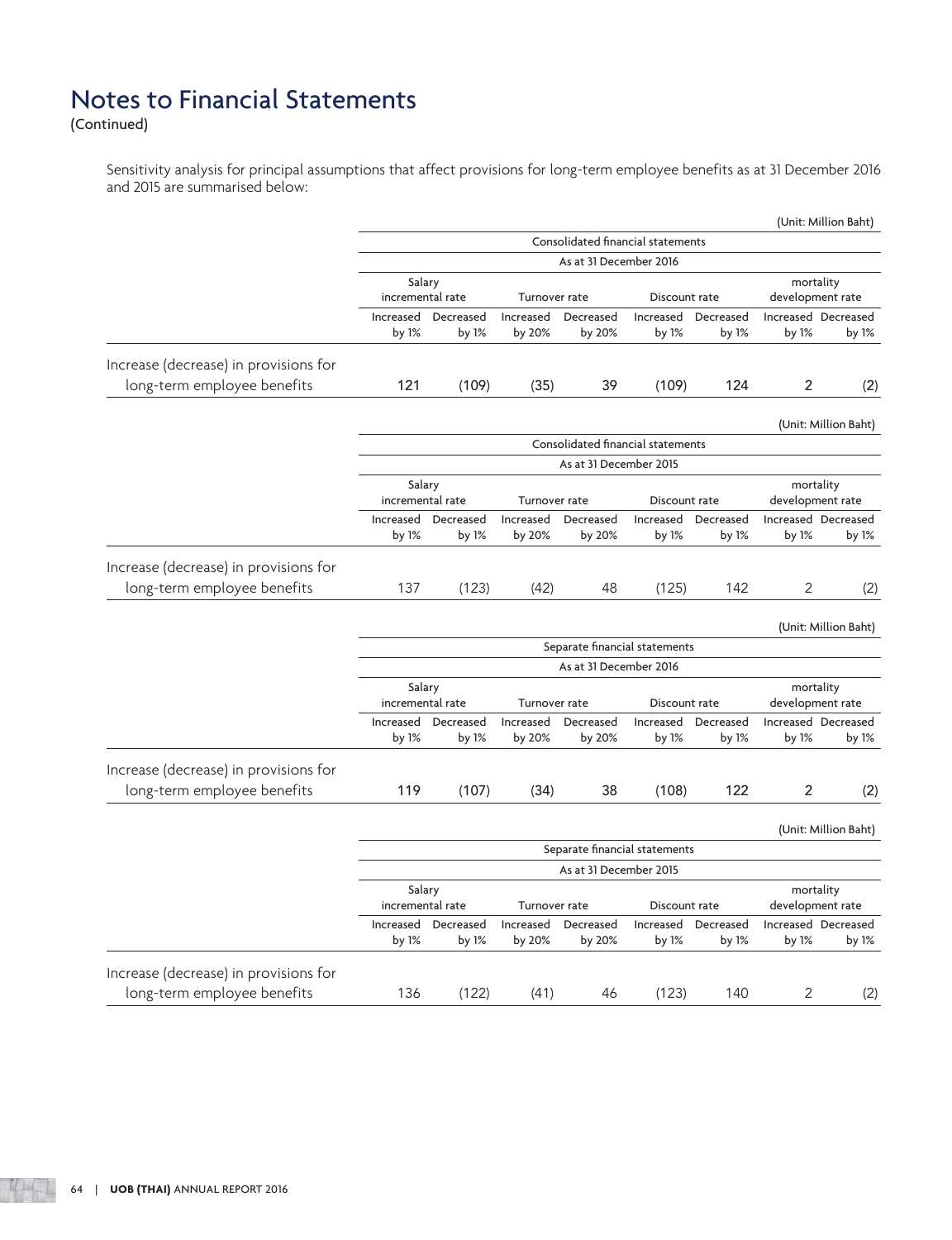# Notes to Financial Statements

(Continued)

Sensitivity analysis for principal assumptions that affect provisions for long-term employee benefits as at 31 December 2016 and 2015 are summarised below:

(Unit: Million Baht)

| | Consolidated financial statements | | | | | | | |
|---|---|---|---|---|---|---|---|---|
| | As at 31 December 2016 | | | | | | | |
| | Salary incremental rate | | Turnover rate | | Discount rate | | mortality development rate | |
| | Increased by 1% | Decreased by 1% | Increased by 20% | Decreased by 20% | Increased by 1% | Decreased by 1% | Increased by 1% | Decreased by 1% |
| Increase (decrease) in provisions for long-term employee benefits | 121 | (109) | (35) | 39 | (109) | 124 | 2 | (2) |

(Unit: Million Baht)

| | Consolidated financial statements | | | | | | | |
|---|---|---|---|---|---|---|---|---|
| | As at 31 December 2015 | | | | | | | |
| | Salary incremental rate | | Turnover rate | | Discount rate | | mortality development rate | |
| | Increased by 1% | Decreased by 1% | Increased by 20% | Decreased by 20% | Increased by 1% | Decreased by 1% | Increased by 1% | Decreased by 1% |
| Increase (decrease) in provisions for long-term employee benefits | 137 | (123) | (42) | 48 | (125) | 142 | 2 | (2) |

(Unit: Million Baht)

| | Separate financial statements | | | | | | | |
|---|---|---|---|---|---|---|---|---|
| | As at 31 December 2016 | | | | | | | |
| | Salary incremental rate | | Turnover rate | | Discount rate | | mortality development rate | |
| | Increased by 1% | Decreased by 1% | Increased by 20% | Decreased by 20% | Increased by 1% | Decreased by 1% | Increased by 1% | Decreased by 1% |
| Increase (decrease) in provisions for long-term employee benefits | 119 | (107) | (34) | 38 | (108) | 122 | 2 | (2) |

(Unit: Million Baht)

| | Separate financial statements | | | | | | | |
|---|---|---|---|---|---|---|---|---|
| | As at 31 December 2015 | | | | | | | |
| | Salary incremental rate | | Turnover rate | | Discount rate | | mortality development rate | |
| | Increased by 1% | Decreased by 1% | Increased by 20% | Decreased by 20% | Increased by 1% | Decreased by 1% | Increased by 1% | Decreased by 1% |
| Increase (decrease) in provisions for long-term employee benefits | 136 | (122) | (41) | 46 | (123) | 140 | 2 | (2) |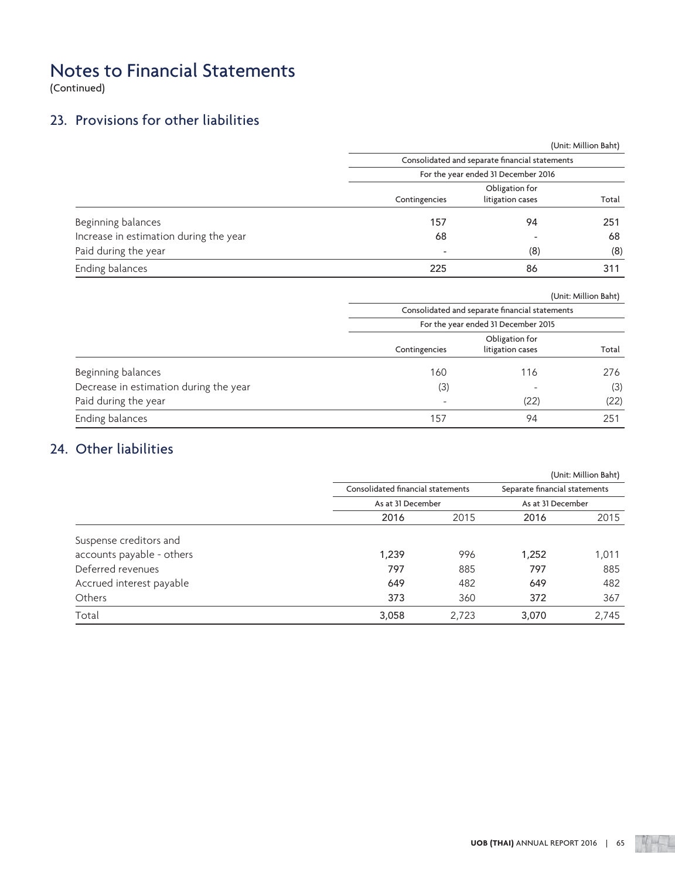# Notes to Financial Statements

(Continued)

## 23. Provisions for other liabilities

(Unit: Million Baht)

| | Consolidated and separate financial statements | | |
|---|---|---|---|
| | For the year ended 31 December 2016 | | |
| | Contingencies | Obligation for litigation cases | Total |
| Beginning balances | 157 | 94 | 251 |
| Increase in estimation during the year | 68 | - | 68 |
| Paid during the year | - | (8) | (8) |
| Ending balances | 225 | 86 | 311 |

(Unit: Million Baht)

| | Consolidated and separate financial statements | | |
|---|---|---|---|
| | For the year ended 31 December 2015 | | |
| | Contingencies | Obligation for litigation cases | Total |
| Beginning balances | 160 | 116 | 276 |
| Decrease in estimation during the year | (3) | - | (3) |
| Paid during the year | - | (22) | (22) |
| Ending balances | 157 | 94 | 251 |

## 24. Other liabilities

(Unit: Million Baht)

| | Consolidated financial statements | | Separate financial statements | |
|---|---|---|---|---|
| | As at 31 December | | As at 31 December | |
| | 2016 | 2015 | 2016 | 2015 |
| Suspense creditors and accounts payable - others | 1,239 | 996 | 1,252 | 1,011 |
| Deferred revenues | 797 | 885 | 797 | 885 |
| Accrued interest payable | 649 | 482 | 649 | 482 |
| Others | 373 | 360 | 372 | 367 |
| Total | 3,058 | 2,723 | 3,070 | 2,745 |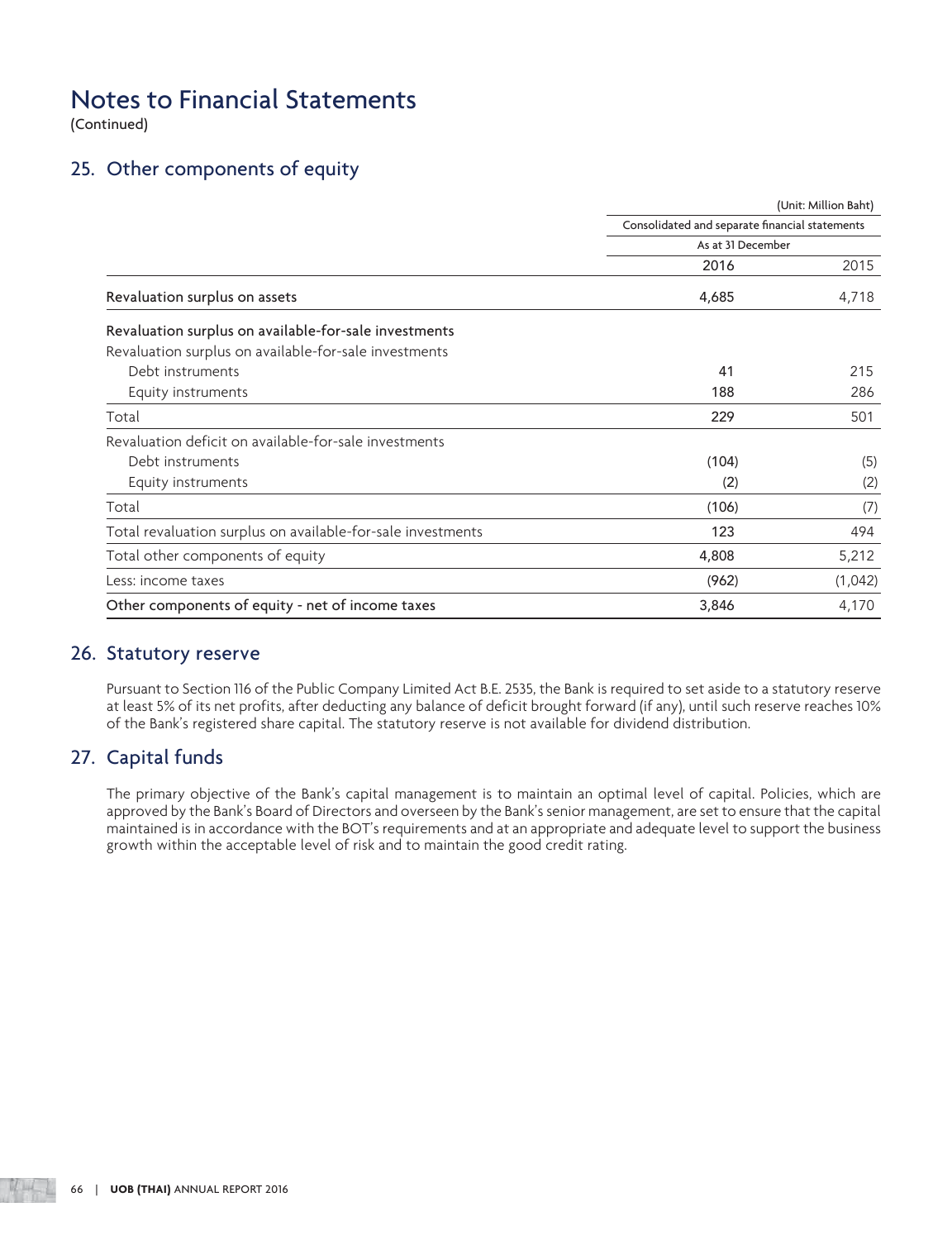# Notes to Financial Statements

(Continued)

## 25. Other components of equity

| | (Unit: Million Baht) | |
|---|---|---|
| | Consolidated and separate financial statements | |
| | As at 31 December | |
| | 2016 | 2015 |
| **Revaluation surplus on assets** | **4,685** | 4,718 |
| **Revaluation surplus on available-for-sale investments** | | |
| Revaluation surplus on available-for-sale investments | | |
| Debt instruments | **41** | 215 |
| Equity instruments | **188** | 286 |
| Total | **229** | 501 |
| Revaluation deficit on available-for-sale investments | | |
| Debt instruments | **(104)** | (5) |
| Equity instruments | **(2)** | (2) |
| Total | **(106)** | (7) |
| Total revaluation surplus on available-for-sale investments | **123** | 494 |
| Total other components of equity | **4,808** | 5,212 |
| Less: income taxes | **(962)** | (1,042) |
| **Other components of equity - net of income taxes** | **3,846** | 4,170 |

## 26. Statutory reserve

Pursuant to Section 116 of the Public Company Limited Act B.E. 2535, the Bank is required to set aside to a statutory reserve at least 5% of its net profits, after deducting any balance of deficit brought forward (if any), until such reserve reaches 10% of the Bank's registered share capital. The statutory reserve is not available for dividend distribution.

## 27. Capital funds

The primary objective of the Bank's capital management is to maintain an optimal level of capital. Policies, which are approved by the Bank's Board of Directors and overseen by the Bank's senior management, are set to ensure that the capital maintained is in accordance with the BOT's requirements and at an appropriate and adequate level to support the business growth within the acceptable level of risk and to maintain the good credit rating.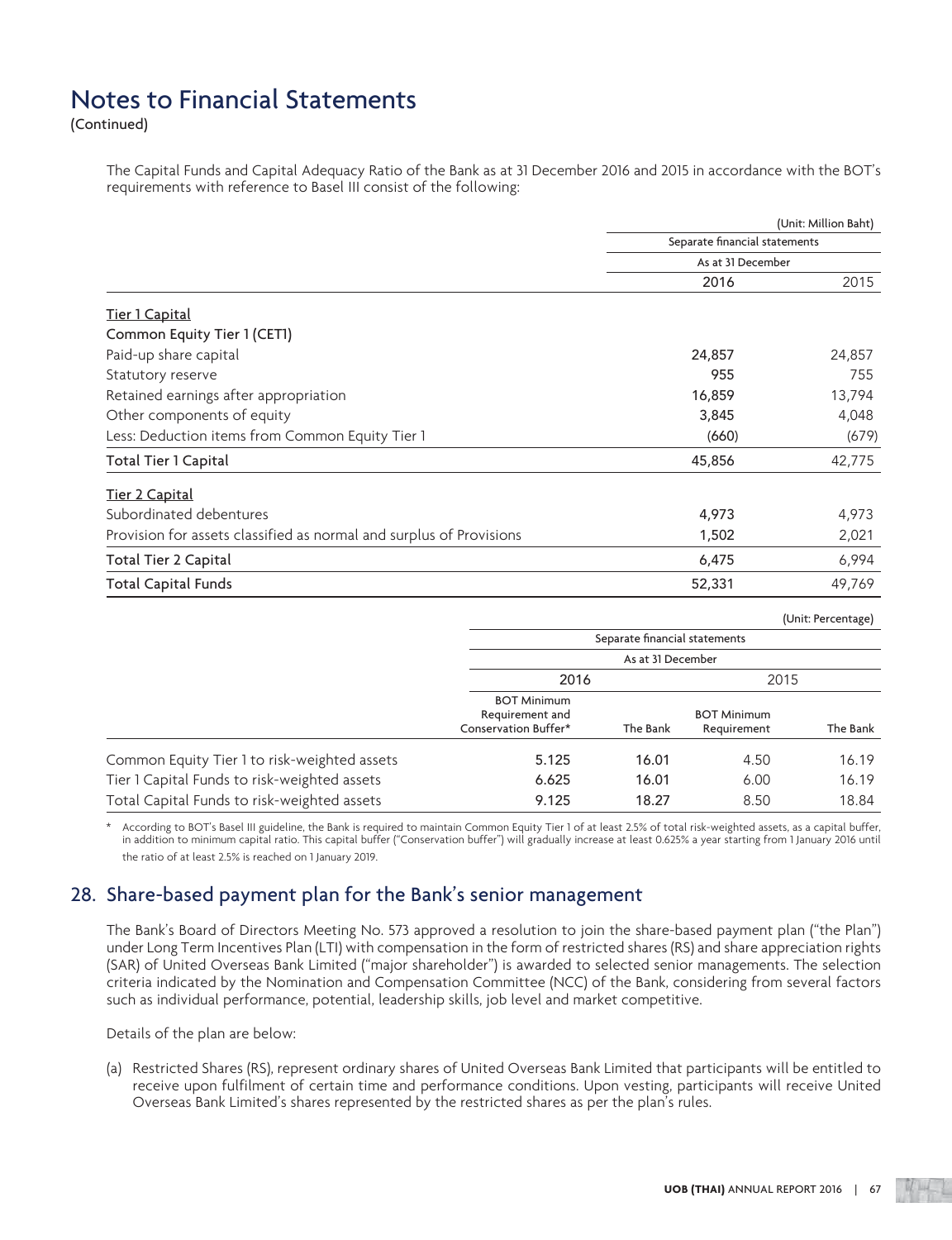# Notes to Financial Statements

(Continued)

The Capital Funds and Capital Adequacy Ratio of the Bank as at 31 December 2016 and 2015 in accordance with the BOT's requirements with reference to Basel III consist of the following:

(Unit: Million Baht)

| | Separate financial statements | |
|---|---|---|
| | As at 31 December | |
| | 2016 | 2015 |
| Tier 1 Capital | | |
| Common Equity Tier 1 (CET1) | | |
| Paid-up share capital | 24,857 | 24,857 |
| Statutory reserve | 955 | 755 |
| Retained earnings after appropriation | 16,859 | 13,794 |
| Other components of equity | 3,845 | 4,048 |
| Less: Deduction items from Common Equity Tier 1 | (660) | (679) |
| **Total Tier 1 Capital** | **45,856** | **42,775** |
| Tier 2 Capital | | |
| Subordinated debentures | 4,973 | 4,973 |
| Provision for assets classified as normal and surplus of Provisions | 1,502 | 2,021 |
| **Total Tier 2 Capital** | **6,475** | **6,994** |
| **Total Capital Funds** | **52,331** | **49,769** |

(Unit: Percentage)

| | Separate financial statements | | | |
|---|---|---|---|---|
| | As at 31 December | | | |
| | 2016 | | 2015 | |
| | BOT Minimum Requirement and Conservation Buffer* | The Bank | BOT Minimum Requirement | The Bank |
| Common Equity Tier 1 to risk-weighted assets | 5.125 | 16.01 | 4.50 | 16.19 |
| Tier 1 Capital Funds to risk-weighted assets | 6.625 | 16.01 | 6.00 | 16.19 |
| Total Capital Funds to risk-weighted assets | 9.125 | 18.27 | 8.50 | 18.84 |

\* According to BOT's Basel III guideline, the Bank is required to maintain Common Equity Tier 1 of at least 2.5% of total risk-weighted assets, as a capital buffer, in addition to minimum capital ratio. This capital buffer ("Conservation buffer") will gradually increase at least 0.625% a year starting from 1 January 2016 until the ratio of at least 2.5% is reached on 1 January 2019.

## 28. Share-based payment plan for the Bank's senior management

The Bank's Board of Directors Meeting No. 573 approved a resolution to join the share-based payment plan ("the Plan") under Long Term Incentives Plan (LTI) with compensation in the form of restricted shares (RS) and share appreciation rights (SAR) of United Overseas Bank Limited ("major shareholder") is awarded to selected senior managements. The selection criteria indicated by the Nomination and Compensation Committee (NCC) of the Bank, considering from several factors such as individual performance, potential, leadership skills, job level and market competitive.

Details of the plan are below:

(a) Restricted Shares (RS), represent ordinary shares of United Overseas Bank Limited that participants will be entitled to receive upon fulfilment of certain time and performance conditions. Upon vesting, participants will receive United Overseas Bank Limited's shares represented by the restricted shares as per the plan's rules.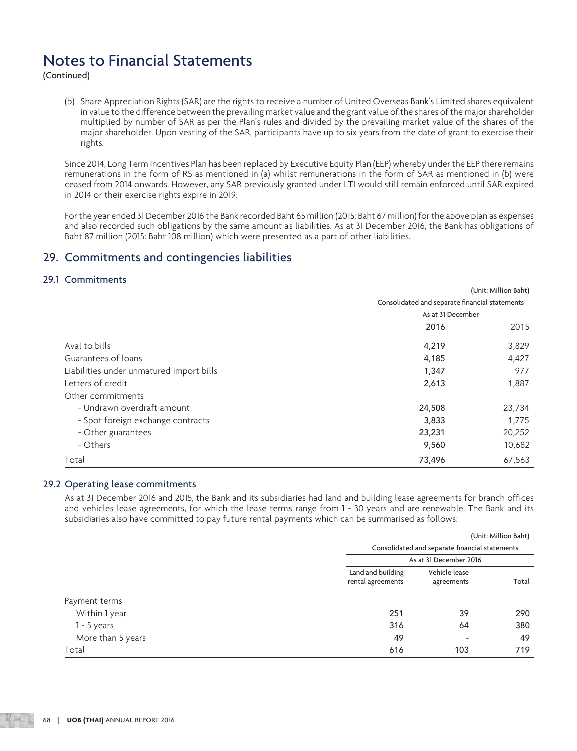# Notes to Financial Statements

(Continued)

(b) Share Appreciation Rights (SAR) are the rights to receive a number of United Overseas Bank's Limited shares equivalent in value to the difference between the prevailing market value and the grant value of the shares of the major shareholder multiplied by number of SAR as per the Plan's rules and divided by the prevailing market value of the shares of the major shareholder. Upon vesting of the SAR, participants have up to six years from the date of grant to exercise their rights.

Since 2014, Long Term Incentives Plan has been replaced by Executive Equity Plan (EEP) whereby under the EEP there remains remunerations in the form of RS as mentioned in (a) whilst remunerations in the form of SAR as mentioned in (b) were ceased from 2014 onwards. However, any SAR previously granted under LTI would still remain enforced until SAR expired in 2014 or their exercise rights expire in 2019.

For the year ended 31 December 2016 the Bank recorded Baht 65 million (2015: Baht 67 million) for the above plan as expenses and also recorded such obligations by the same amount as liabilities. As at 31 December 2016, the Bank has obligations of Baht 87 million (2015: Baht 108 million) which were presented as a part of other liabilities.

## 29. Commitments and contingencies liabilities

### 29.1 Commitments

(Unit: Million Baht)

| | Consolidated and separate financial statements | |
|---|---|---|
| | As at 31 December | |
| | 2016 | 2015 |
| Aval to bills | 4,219 | 3,829 |
| Guarantees of loans | 4,185 | 4,427 |
| Liabilities under unmatured import bills | 1,347 | 977 |
| Letters of credit | 2,613 | 1,887 |
| Other commitments | | |
| - Undrawn overdraft amount | 24,508 | 23,734 |
| - Spot foreign exchange contracts | 3,833 | 1,775 |
| - Other guarantees | 23,231 | 20,252 |
| - Others | 9,560 | 10,682 |
| Total | 73,496 | 67,563 |

### 29.2 Operating lease commitments

As at 31 December 2016 and 2015, the Bank and its subsidiaries had land and building lease agreements for branch offices and vehicles lease agreements, for which the lease terms range from 1 - 30 years and are renewable. The Bank and its subsidiaries also have committed to pay future rental payments which can be summarised as follows:

(Unit: Million Baht)

| | Consolidated and separate financial statements | | |
|---|---|---|---|
| | As at 31 December 2016 | | |
| | Land and building rental agreements | Vehicle lease agreements | Total |
| Payment terms | | | |
| Within 1 year | 251 | 39 | 290 |
| 1 - 5 years | 316 | 64 | 380 |
| More than 5 years | 49 | - | 49 |
| Total | 616 | 103 | 719 |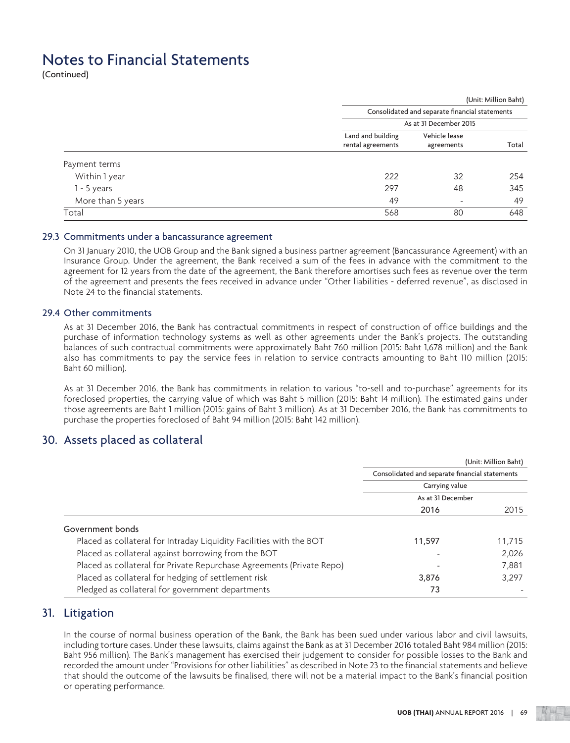# Notes to Financial Statements
(Continued)

| | (Unit: Million Baht) | | |
|---|---|---|---|
| | Consolidated and separate financial statements | | |
| | As at 31 December 2015 | | |
| | Land and building rental agreements | Vehicle lease agreements | Total |
| Payment terms | | | |
| Within 1 year | 222 | 32 | 254 |
| 1 - 5 years | 297 | 48 | 345 |
| More than 5 years | 49 | - | 49 |
| Total | 568 | 80 | 648 |

### 29.3 Commitments under a bancassurance agreement

On 31 January 2010, the UOB Group and the Bank signed a business partner agreement (Bancassurance Agreement) with an Insurance Group. Under the agreement, the Bank received a sum of the fees in advance with the commitment to the agreement for 12 years from the date of the agreement, the Bank therefore amortises such fees as revenue over the term of the agreement and presents the fees received in advance under "Other liabilities - deferred revenue", as disclosed in Note 24 to the financial statements.

### 29.4 Other commitments

As at 31 December 2016, the Bank has contractual commitments in respect of construction of office buildings and the purchase of information technology systems as well as other agreements under the Bank's projects. The outstanding balances of such contractual commitments were approximately Baht 760 million (2015: Baht 1,678 million) and the Bank also has commitments to pay the service fees in relation to service contracts amounting to Baht 110 million (2015: Baht 60 million).

As at 31 December 2016, the Bank has commitments in relation to various "to-sell and to-purchase" agreements for its foreclosed properties, the carrying value of which was Baht 5 million (2015: Baht 14 million). The estimated gains under those agreements are Baht 1 million (2015: gains of Baht 3 million). As at 31 December 2016, the Bank has commitments to purchase the properties foreclosed of Baht 94 million (2015: Baht 142 million).

## 30. Assets placed as collateral

| | (Unit: Million Baht) | |
|---|---|---|
| | Consolidated and separate financial statements | |
| | Carrying value | |
| | As at 31 December | |
| | **2016** | 2015 |
| Government bonds | | |
| Placed as collateral for Intraday Liquidity Facilities with the BOT | **11,597** | 11,715 |
| Placed as collateral against borrowing from the BOT | **-** | 2,026 |
| Placed as collateral for Private Repurchase Agreements (Private Repo) | **-** | 7,881 |
| Placed as collateral for hedging of settlement risk | **3,876** | 3,297 |
| Pledged as collateral for government departments | **73** | - |

## 31. Litigation

In the course of normal business operation of the Bank, the Bank has been sued under various labor and civil lawsuits, including torture cases. Under these lawsuits, claims against the Bank as at 31 December 2016 totaled Baht 984 million (2015: Baht 956 million). The Bank's management has exercised their judgement to consider for possible losses to the Bank and recorded the amount under "Provisions for other liabilities" as described in Note 23 to the financial statements and believe that should the outcome of the lawsuits be finalised, there will not be a material impact to the Bank's financial position or operating performance.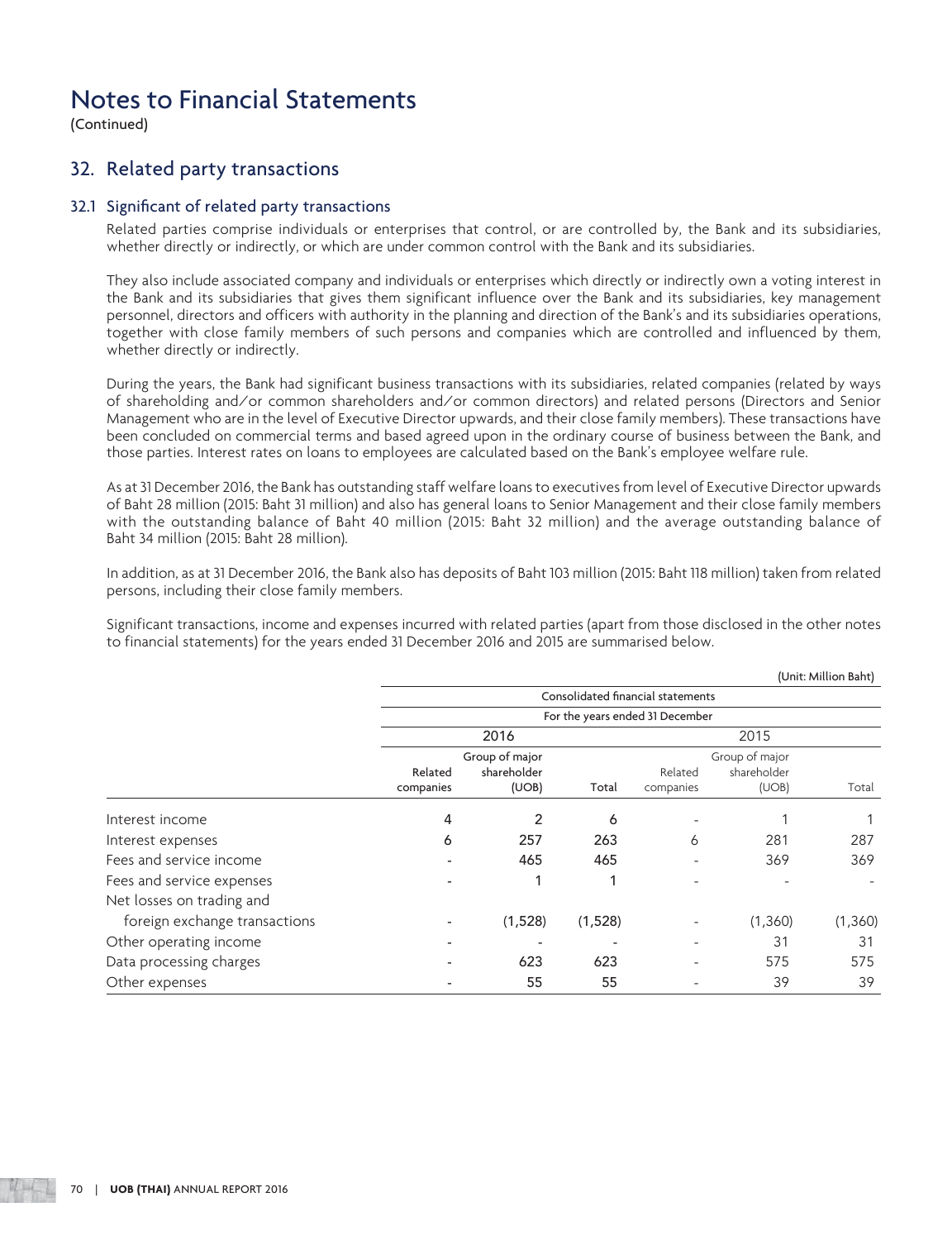# Notes to Financial Statements

(Continued)

## 32. Related party transactions

### 32.1 Significant of related party transactions

Related parties comprise individuals or enterprises that control, or are controlled by, the Bank and its subsidiaries, whether directly or indirectly, or which are under common control with the Bank and its subsidiaries.

They also include associated company and individuals or enterprises which directly or indirectly own a voting interest in the Bank and its subsidiaries that gives them significant influence over the Bank and its subsidiaries, key management personnel, directors and officers with authority in the planning and direction of the Bank's and its subsidiaries operations, together with close family members of such persons and companies which are controlled and influenced by them, whether directly or indirectly.

During the years, the Bank had significant business transactions with its subsidiaries, related companies (related by ways of shareholding and/or common shareholders and/or common directors) and related persons (Directors and Senior Management who are in the level of Executive Director upwards, and their close family members). These transactions have been concluded on commercial terms and based agreed upon in the ordinary course of business between the Bank, and those parties. Interest rates on loans to employees are calculated based on the Bank's employee welfare rule.

As at 31 December 2016, the Bank has outstanding staff welfare loans to executives from level of Executive Director upwards of Baht 28 million (2015: Baht 31 million) and also has general loans to Senior Management and their close family members with the outstanding balance of Baht 40 million (2015: Baht 32 million) and the average outstanding balance of Baht 34 million (2015: Baht 28 million).

In addition, as at 31 December 2016, the Bank also has deposits of Baht 103 million (2015: Baht 118 million) taken from related persons, including their close family members.

Significant transactions, income and expenses incurred with related parties (apart from those disclosed in the other notes to financial statements) for the years ended 31 December 2016 and 2015 are summarised below.

(Unit: Million Baht)

| | Consolidated financial statements | | | | | |
|---|---|---|---|---|---|---|
| | For the years ended 31 December | | | | | |
| | 2016 | | | 2015 | | |
| | Related companies | Group of major shareholder (UOB) | Total | Related companies | Group of major shareholder (UOB) | Total |
| Interest income | 4 | 2 | 6 | - | 1 | 1 |
| Interest expenses | 6 | 257 | 263 | 6 | 281 | 287 |
| Fees and service income | - | 465 | 465 | - | 369 | 369 |
| Fees and service expenses | - | 1 | 1 | - | - | - |
| Net losses on trading and foreign exchange transactions | - | (1,528) | (1,528) | - | (1,360) | (1,360) |
| Other operating income | - | - | - | - | 31 | 31 |
| Data processing charges | - | 623 | 623 | - | 575 | 575 |
| Other expenses | - | 55 | 55 | - | 39 | 39 |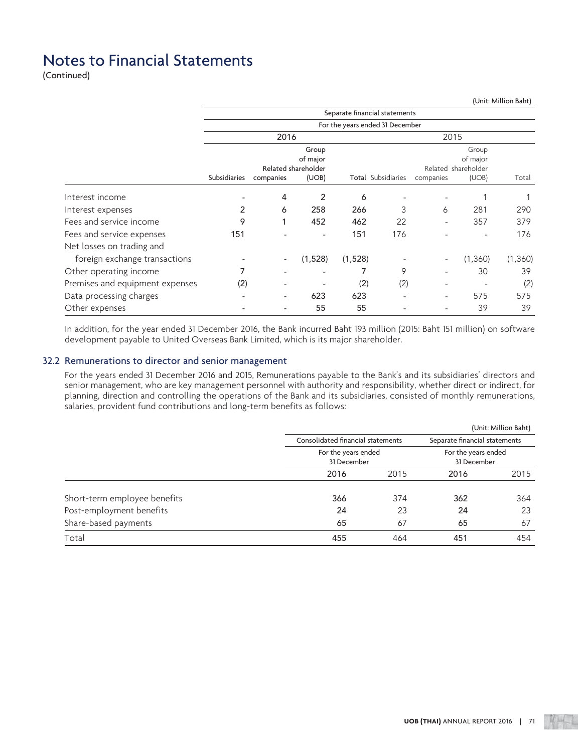# Notes to Financial Statements

(Continued)

(Unit: Million Baht)

| | Separate financial statements | | | | | | | |
|---|---|---|---|---|---|---|---|---|
| | For the years ended 31 December | | | | | | | |
| | 2016 | | | | 2015 | | | |
| | Subsidiaries | Related companies | Group of major shareholder (UOB) | Total | Subsidiaries | Related companies | Group of major shareholder (UOB) | Total |
| Interest income | - | 4 | 2 | 6 | - | - | 1 | 1 |
| Interest expenses | 2 | 6 | 258 | 266 | 3 | 6 | 281 | 290 |
| Fees and service income | 9 | 1 | 452 | 462 | 22 | - | 357 | 379 |
| Fees and service expenses | 151 | - | - | 151 | 176 | - | - | 176 |
| Net losses on trading and foreign exchange transactions | - | - | (1,528) | (1,528) | - | - | (1,360) | (1,360) |
| Other operating income | 7 | - | - | 7 | 9 | - | 30 | 39 |
| Premises and equipment expenses | (2) | - | - | (2) | (2) | - | - | (2) |
| Data processing charges | - | - | 623 | 623 | - | - | 575 | 575 |
| Other expenses | - | - | 55 | 55 | - | - | 39 | 39 |

In addition, for the year ended 31 December 2016, the Bank incurred Baht 193 million (2015: Baht 151 million) on software development payable to United Overseas Bank Limited, which is its major shareholder.

## 32.2 Remunerations to director and senior management

For the years ended 31 December 2016 and 2015, Remunerations payable to the Bank's and its subsidiaries' directors and senior management, who are key management personnel with authority and responsibility, whether direct or indirect, for planning, direction and controlling the operations of the Bank and its subsidiaries, consisted of monthly remunerations, salaries, provident fund contributions and long-term benefits as follows:

(Unit: Million Baht)

| | Consolidated financial statements | | Separate financial statements | |
|---|---|---|---|---|
| | For the years ended 31 December | | For the years ended 31 December | |
| | 2016 | 2015 | 2016 | 2015 |
| Short-term employee benefits | 366 | 374 | 362 | 364 |
| Post-employment benefits | 24 | 23 | 24 | 23 |
| Share-based payments | 65 | 67 | 65 | 67 |
| Total | 455 | 464 | 451 | 454 |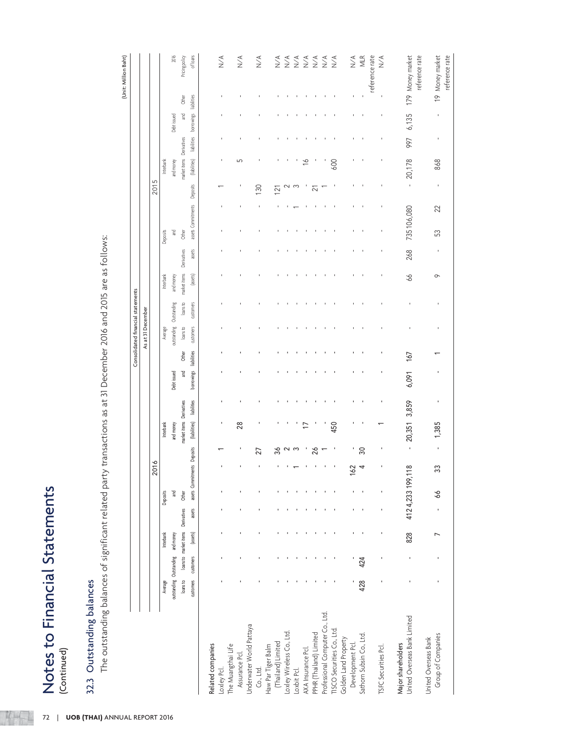# Notes to Financial Statements

(Continued)

## 32.3 Outstanding balances

The outstanding balances of significant related party transactions as at 31 December 2016 and 2015 are as follows:

(Unit: Million Baht)

| | Consolidated financial statements | | | | | | | | | | | | | | | | | | | | | | |
|---|---|---|---|---|---|---|---|---|---|---|---|---|---|---|---|---|---|---|---|---|---|---|---|
| | As at 31 December | | | | | | | | | | | | | | | | | | | | | | |
| | 2016 | | | | | | | | | | | 2015 | | | | | | | | | | | 2016 |
| | Average outstanding loans to customers | Outstanding loans to customers | Interbank and money market items (assets) | Derivatives assets | Deposits and Other assets | Commitments | Deposits | Interbank and money market items (liabilities) | Derivatives liabilities | Debt issued and borrowings | Other liabilities | Average outstanding loans to customers | Outstanding loans to customers | Interbank and money market items (assets) | Derivatives assets | Deposits and Other assets | Commitments | Deposits | Interbank and money market items (liabilities) | Derivatives liabilities | Debt issued and borrowings | Other liabilities | Pricing policy of loans |
| **Related companies** | | | | | | | | | | | | | | | | | | | | | | | |
| Loxley Pcl. | - | - | - | - | - | - | 1 | - | - | - | - | - | - | - | - | - | - | 1 | - | - | - | - | N/A |
| The Muangthai Life Assurance Pcl. | - | - | - | - | - | - | - | 28 | - | - | - | - | - | - | - | - | - | - | 5 | - | - | - | N/A |
| Underwater World Pattaya Co., Ltd. | - | - | - | - | - | - | 27 | - | - | - | - | - | - | - | - | - | - | 130 | - | - | - | - | N/A |
| Haw Par Tiger Balm (Thailand) Limited | - | - | - | - | - | - | 36 | - | - | - | - | - | - | - | - | - | - | 121 | - | - | - | - | N/A |
| Loxley Wireless Co., Ltd. | - | - | - | - | - | - | 2 | - | - | - | - | - | - | - | - | - | - | 2 | - | - | - | - | N/A |
| Loxbit Pcl. | - | - | - | - | - | 1 | 3 | - | - | - | - | - | - | - | - | - | 1 | 3 | - | - | - | - | N/A |
| AXA Insurance Pcl. | - | - | - | - | - | - | - | 17 | - | - | - | - | - | - | - | - | - | - | 16 | - | - | - | N/A |
| PPHR (Thailand) Limited | - | - | - | - | - | - | 26 | - | - | - | - | - | - | - | - | - | - | 21 | - | - | - | - | N/A |
| Professional Computer Co., Ltd. | - | - | - | - | - | - | 1 | - | - | - | - | - | - | - | - | - | - | 1 | - | - | - | - | N/A |
| TISCO Securities Co., Ltd. | - | - | - | - | - | - | - | 450 | - | - | - | - | - | - | - | - | - | - | 600 | - | - | - | N/A |
| Golden Land Property Development Pcl. | - | - | - | - | - | 162 | - | - | - | - | - | - | - | - | - | - | - | - | - | - | - | - | N/A |
| Sathorn Subsin Co., Ltd. | 428 | 424 | - | - | - | 4 | 30 | - | - | - | - | - | - | - | - | - | - | - | - | - | - | - | MLR reference rate |
| TSFC Securities Pcl. | - | - | - | - | - | - | - | 1 | - | - | - | - | - | - | - | - | - | - | - | - | - | - | N/A |
| **Major shareholders** | | | | | | | | | | | | | | | | | | | | | | | |
| United Overseas Bank Limited | - | - | 828 | 412 | 4,233 | 199,118 | - | 20,351 | 3,859 | 6,091 | 167 | - | - | 66 | 268 | 735 | 106,080 | - | 20,178 | 997 | 6,135 | 179 | Money market reference rate |
| United Overseas Bank Group of Companies | - | - | 7 | - | 66 | 33 | - | 1,385 | - | - | 1 | - | - | 9 | - | 53 | 22 | - | 868 | - | - | 19 | Money market reference rate |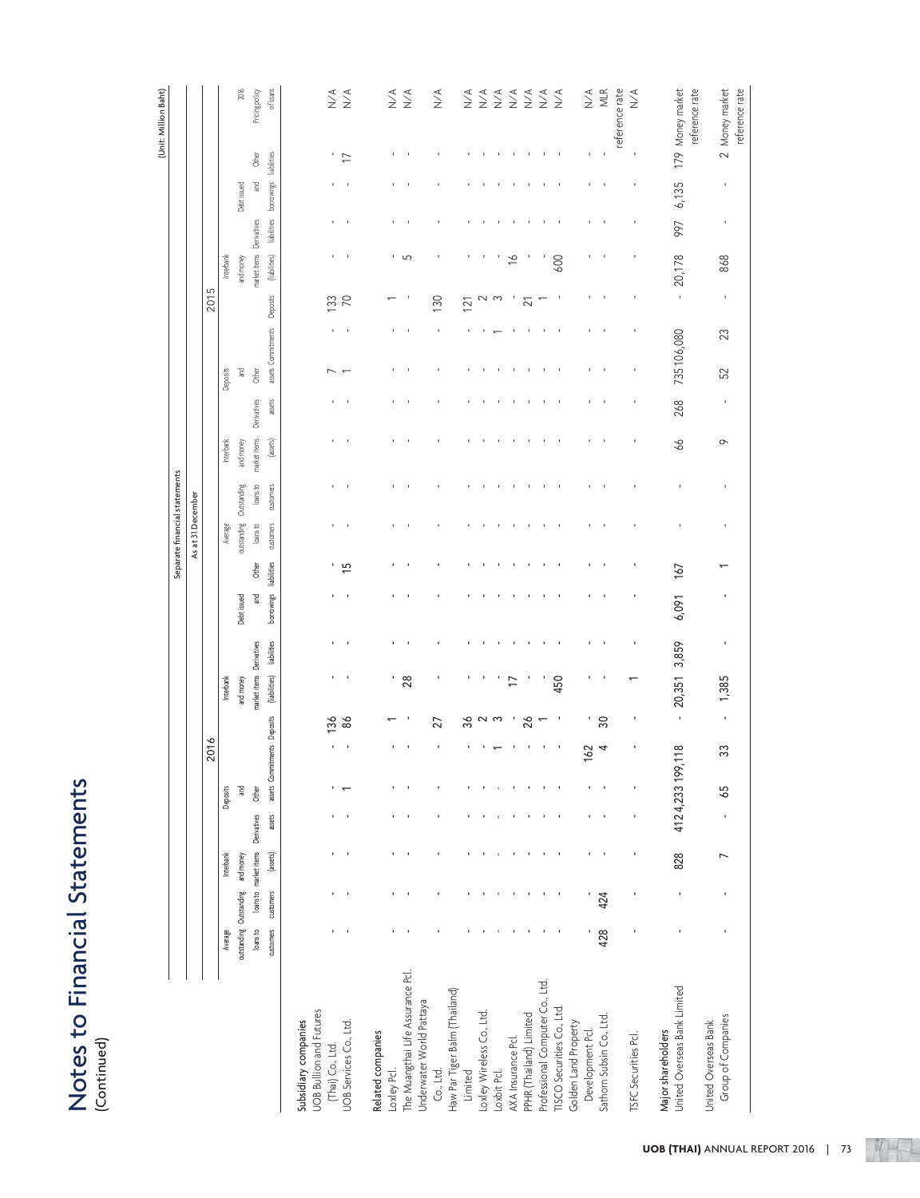# Notes to Financial Statements
(Continued)

(Unit: Million Baht)

| | Separate financial statements | | | | | | | | | | | | | | | | | | | | | | |
|---|---|---|---|---|---|---|---|---|---|---|---|---|---|---|---|---|---|---|---|---|---|---|---|
| | As at 31 December | | | | | | | | | | | | | | | | | | | | | | |
| | 2016 | | | | | | | | | | | 2015 | | | | | | | | | | | 2016 |
| | Average outstanding loans to customers | Outstanding loans to customers | Interbank and money market items (assets) | Derivatives assets | Deposits and Other assets | Commitments | Deposits | Interbank and money market items (liabilities) | Derivatives liabilities | Debt issued and borrowings | Other liabilities | Average outstanding loans to customers | Outstanding loans to customers | Interbank and money market items (assets) | Derivatives assets | Deposits and Other assets | Commitments | Deposits | Interbank and money market items (liabilities) | Derivatives liabilities | Debt issued and borrowings | Other liabilities | Pricing policy of loans |
| **Subsidiary companies** | | | | | | | | | | | | | | | | | | | | | | | |
| UOB Bullion and Futures (Thai) Co., Ltd. | - | - | - | - | - | - | 136 | - | - | - | - | - | - | - | - | 7 | - | 133 | - | - | - | - | N/A |
| UOB Services Co., Ltd. | - | - | - | - | 1 | - | 86 | - | - | - | 15 | - | - | - | - | 1 | - | 70 | - | - | - | 17 | N/A |
| **Related companies** | | | | | | | | | | | | | | | | | | | | | | | |
| Loxley Pcl. | - | - | - | - | - | - | 1 | - | - | - | - | - | - | - | - | - | - | 1 | - | - | - | - | N/A |
| The Muangthai Life Assurance Pcl. | - | - | - | - | - | - | - | 28 | - | - | - | - | - | - | - | - | - | - | 5 | - | - | - | N/A |
| Underwater World Pattaya Co., Ltd. | - | - | - | - | - | - | 27 | - | - | - | - | - | - | - | - | - | - | 130 | - | - | - | - | N/A |
| Haw Par Tiger Balm (Thailand) Limited | - | - | - | - | - | - | 36 | - | - | - | - | - | - | - | - | - | - | 121 | - | - | - | - | N/A |
| Loxley Wireless Co., Ltd. | - | - | - | - | - | - | 2 | - | - | - | - | - | - | - | - | - | - | 2 | - | - | - | - | N/A |
| Loxbit Pcl. | - | - | - | - | - | 1 | 3 | - | - | - | - | - | - | - | - | - | 1 | 3 | - | - | - | - | N/A |
| AXA Insurance Pcl. | - | - | - | - | - | - | - | 17 | - | - | - | - | - | - | - | - | - | - | 16 | - | - | - | N/A |
| PPHR (Thailand) Limited | - | - | - | - | - | - | 26 | - | - | - | - | - | - | - | - | - | - | 21 | - | - | - | - | N/A |
| Professional Computer Co., Ltd. | - | - | - | - | - | - | 1 | - | - | - | - | - | - | - | - | - | - | 1 | - | - | - | - | N/A |
| TISCO Securities Co., Ltd. | - | - | - | - | - | - | - | 450 | - | - | - | - | - | - | - | - | - | - | 600 | - | - | - | N/A |
| Golden Land Property Development Pcl. | - | - | - | - | - | 162 | - | - | - | - | - | - | - | - | - | - | - | - | - | - | - | - | N/A |
| Sathorn Subsin Co., Ltd. | 428 | 424 | - | - | - | 4 | 30 | - | - | - | - | - | - | - | - | - | - | - | - | - | - | - | MLR reference rate |
| TSFC Securities Pcl. | - | - | - | - | - | - | - | 1 | - | - | - | - | - | - | - | - | - | - | - | - | - | - | N/A |
| **Major shareholders** | | | | | | | | | | | | | | | | | | | | | | | |
| United Overseas Bank Limited | - | - | 828 | 412 | 4,233 | 199,118 | - | 20,351 | 3,859 | 6,091 | 167 | - | - | 66 | 268 | 735 | 106,080 | - | 20,178 | 997 | 6,135 | 179 | Money market reference rate |
| United Overseas Bank Group of Companies | - | - | 7 | - | 65 | 33 | - | 1,385 | - | - | 1 | - | - | 9 | - | 52 | 23 | - | 868 | - | - | 2 | Money market reference rate |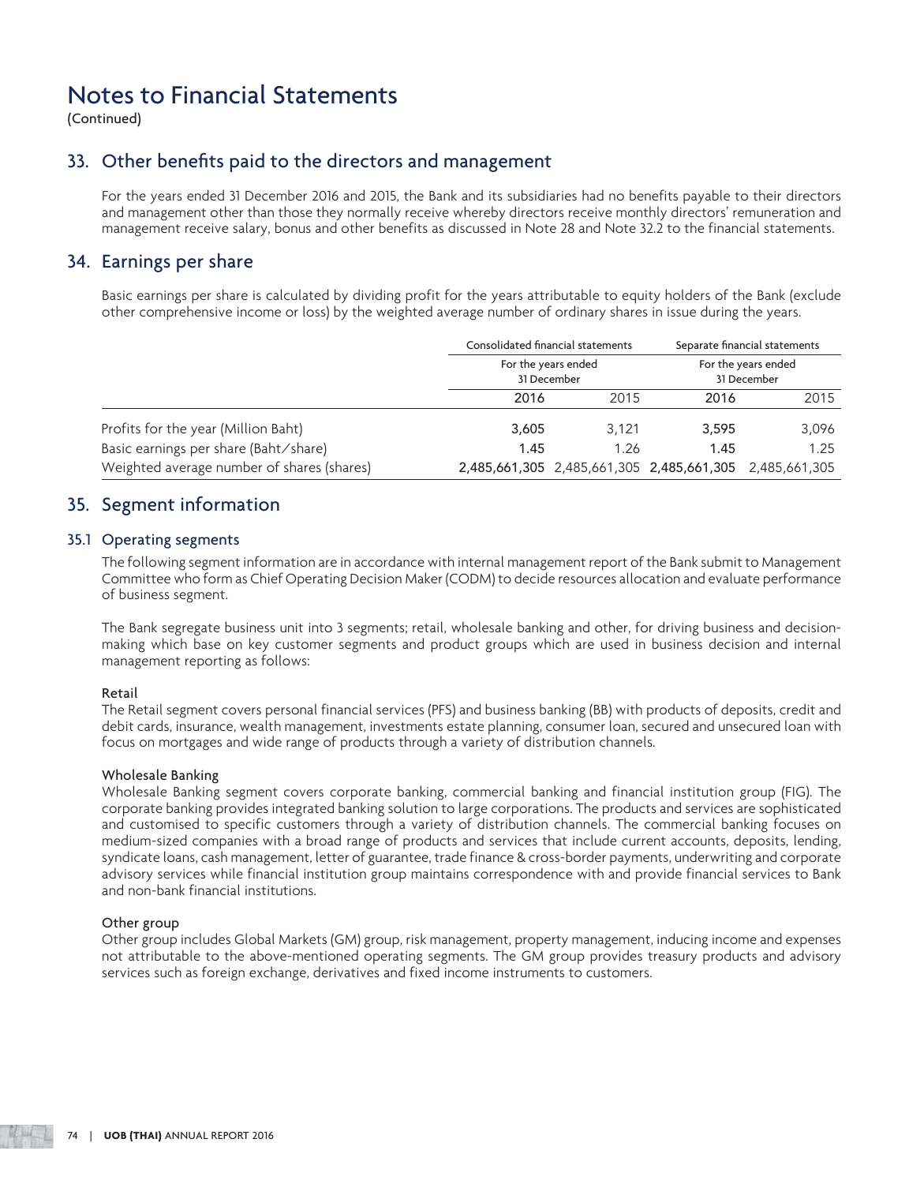# Notes to Financial Statements

(Continued)

## 33. Other benefits paid to the directors and management

For the years ended 31 December 2016 and 2015, the Bank and its subsidiaries had no benefits payable to their directors and management other than those they normally receive whereby directors receive monthly directors' remuneration and management receive salary, bonus and other benefits as discussed in Note 28 and Note 32.2 to the financial statements.

## 34. Earnings per share

Basic earnings per share is calculated by dividing profit for the years attributable to equity holders of the Bank (exclude other comprehensive income or loss) by the weighted average number of ordinary shares in issue during the years.

| | Consolidated financial statements | | Separate financial statements | |
|---|---|---|---|---|
| | For the years ended 31 December | | For the years ended 31 December | |
| | **2016** | 2015 | **2016** | 2015 |
| Profits for the year (Million Baht) | **3,605** | 3,121 | **3,595** | 3,096 |
| Basic earnings per share (Baht/share) | **1.45** | 1.26 | **1.45** | 1.25 |
| Weighted average number of shares (shares) | **2,485,661,305** | 2,485,661,305 | **2,485,661,305** | 2,485,661,305 |

## 35. Segment information

### 35.1 Operating segments

The following segment information are in accordance with internal management report of the Bank submit to Management Committee who form as Chief Operating Decision Maker (CODM) to decide resources allocation and evaluate performance of business segment.

The Bank segregate business unit into 3 segments; retail, wholesale banking and other, for driving business and decision-making which base on key customer segments and product groups which are used in business decision and internal management reporting as follows:

**Retail**
The Retail segment covers personal financial services (PFS) and business banking (BB) with products of deposits, credit and debit cards, insurance, wealth management, investments estate planning, consumer loan, secured and unsecured loan with focus on mortgages and wide range of products through a variety of distribution channels.

**Wholesale Banking**
Wholesale Banking segment covers corporate banking, commercial banking and financial institution group (FIG). The corporate banking provides integrated banking solution to large corporations. The products and services are sophisticated and customised to specific customers through a variety of distribution channels. The commercial banking focuses on medium-sized companies with a broad range of products and services that include current accounts, deposits, lending, syndicate loans, cash management, letter of guarantee, trade finance & cross-border payments, underwriting and corporate advisory services while financial institution group maintains correspondence with and provide financial services to Bank and non-bank financial institutions.

**Other group**
Other group includes Global Markets (GM) group, risk management, property management, inducing income and expenses not attributable to the above-mentioned operating segments. The GM group provides treasury products and advisory services such as foreign exchange, derivatives and fixed income instruments to customers.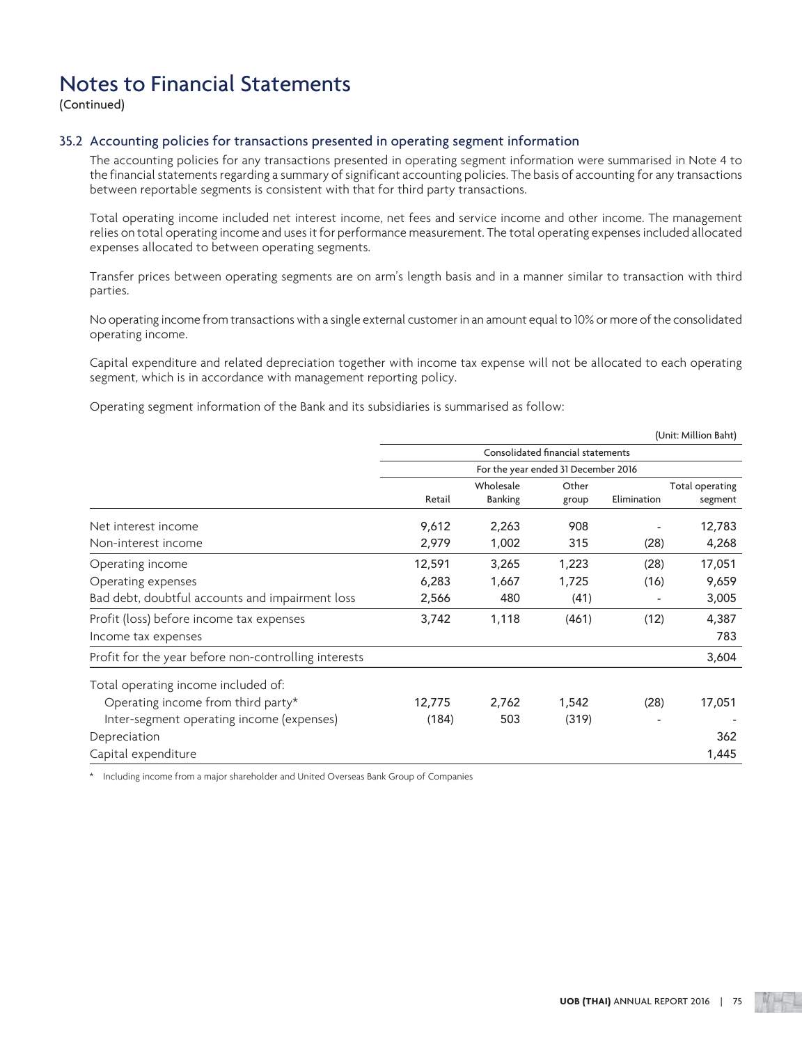# Notes to Financial Statements

(Continued)

### 35.2 Accounting policies for transactions presented in operating segment information

The accounting policies for any transactions presented in operating segment information were summarised in Note 4 to the financial statements regarding a summary of significant accounting policies. The basis of accounting for any transactions between reportable segments is consistent with that for third party transactions.

Total operating income included net interest income, net fees and service income and other income. The management relies on total operating income and uses it for performance measurement. The total operating expenses included allocated expenses allocated to between operating segments.

Transfer prices between operating segments are on arm's length basis and in a manner similar to transaction with third parties.

No operating income from transactions with a single external customer in an amount equal to 10% or more of the consolidated operating income.

Capital expenditure and related depreciation together with income tax expense will not be allocated to each operating segment, which is in accordance with management reporting policy.

Operating segment information of the Bank and its subsidiaries is summarised as follow:

(Unit: Million Baht)

| | Consolidated financial statements | | | | |
|---|---|---|---|---|---|
| | For the year ended 31 December 2016 | | | | |
| | Retail | Wholesale Banking | Other group | Elimination | Total operating segment |
| Net interest income | 9,612 | 2,263 | 908 | - | 12,783 |
| Non-interest income | 2,979 | 1,002 | 315 | (28) | 4,268 |
| Operating income | 12,591 | 3,265 | 1,223 | (28) | 17,051 |
| Operating expenses | 6,283 | 1,667 | 1,725 | (16) | 9,659 |
| Bad debt, doubtful accounts and impairment loss | 2,566 | 480 | (41) | - | 3,005 |
| Profit (loss) before income tax expenses | 3,742 | 1,118 | (461) | (12) | 4,387 |
| Income tax expenses | | | | | 783 |
| Profit for the year before non-controlling interests | | | | | 3,604 |
| Total operating income included of: | | | | | |
| Operating income from third party* | 12,775 | 2,762 | 1,542 | (28) | 17,051 |
| Inter-segment operating income (expenses) | (184) | 503 | (319) | - | - |
| Depreciation | | | | | 362 |
| Capital expenditure | | | | | 1,445 |

\* Including income from a major shareholder and United Overseas Bank Group of Companies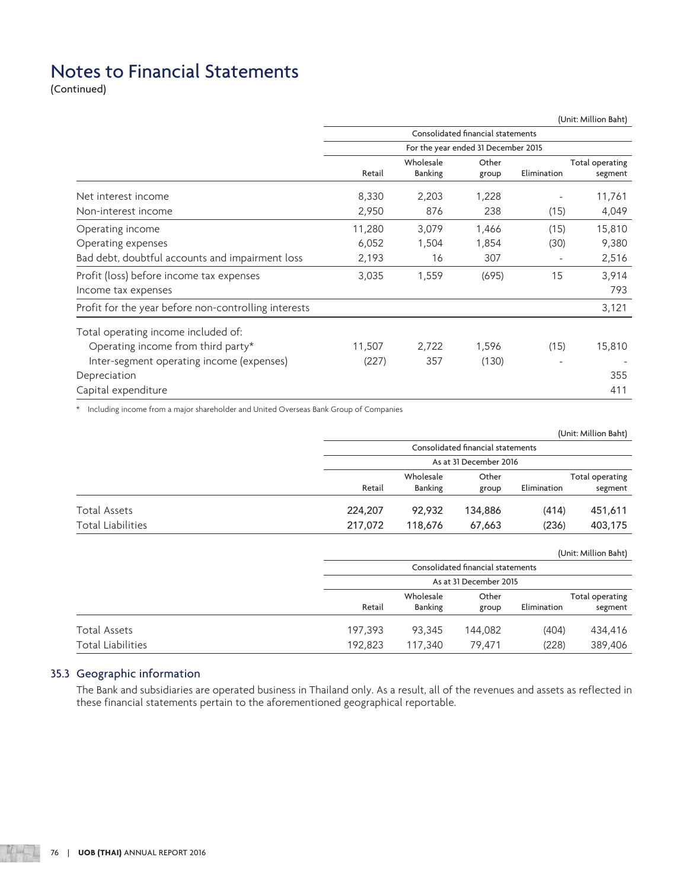# Notes to Financial Statements

(Continued)

(Unit: Million Baht)

| | Consolidated financial statements | | | | |
|---|---|---|---|---|---|
| | For the year ended 31 December 2015 | | | | |
| | Retail | Wholesale Banking | Other group | Elimination | Total operating segment |
| Net interest income | 8,330 | 2,203 | 1,228 | - | 11,761 |
| Non-interest income | 2,950 | 876 | 238 | (15) | 4,049 |
| Operating income | 11,280 | 3,079 | 1,466 | (15) | 15,810 |
| Operating expenses | 6,052 | 1,504 | 1,854 | (30) | 9,380 |
| Bad debt, doubtful accounts and impairment loss | 2,193 | 16 | 307 | - | 2,516 |
| Profit (loss) before income tax expenses | 3,035 | 1,559 | (695) | 15 | 3,914 |
| Income tax expenses | | | | | 793 |
| Profit for the year before non-controlling interests | | | | | 3,121 |
| Total operating income included of: | | | | | |
| Operating income from third party* | 11,507 | 2,722 | 1,596 | (15) | 15,810 |
| Inter-segment operating income (expenses) | (227) | 357 | (130) | - | - |
| Depreciation | | | | | 355 |
| Capital expenditure | | | | | 411 |

\* Including income from a major shareholder and United Overseas Bank Group of Companies

(Unit: Million Baht)

| | Consolidated financial statements | | | | |
|---|---|---|---|---|---|
| | As at 31 December 2016 | | | | |
| | Retail | Wholesale Banking | Other group | Elimination | Total operating segment |
| Total Assets | **224,207** | **92,932** | **134,886** | **(414)** | **451,611** |
| Total Liabilities | **217,072** | **118,676** | **67,663** | **(236)** | **403,175** |

(Unit: Million Baht)

| | Consolidated financial statements | | | | |
|---|---|---|---|---|---|
| | As at 31 December 2015 | | | | |
| | Retail | Wholesale Banking | Other group | Elimination | Total operating segment |
| Total Assets | 197,393 | 93,345 | 144,082 | (404) | 434,416 |
| Total Liabilities | 192,823 | 117,340 | 79,471 | (228) | 389,406 |

## 35.3 Geographic information

The Bank and subsidiaries are operated business in Thailand only. As a result, all of the revenues and assets as reflected in these financial statements pertain to the aforementioned geographical reportable.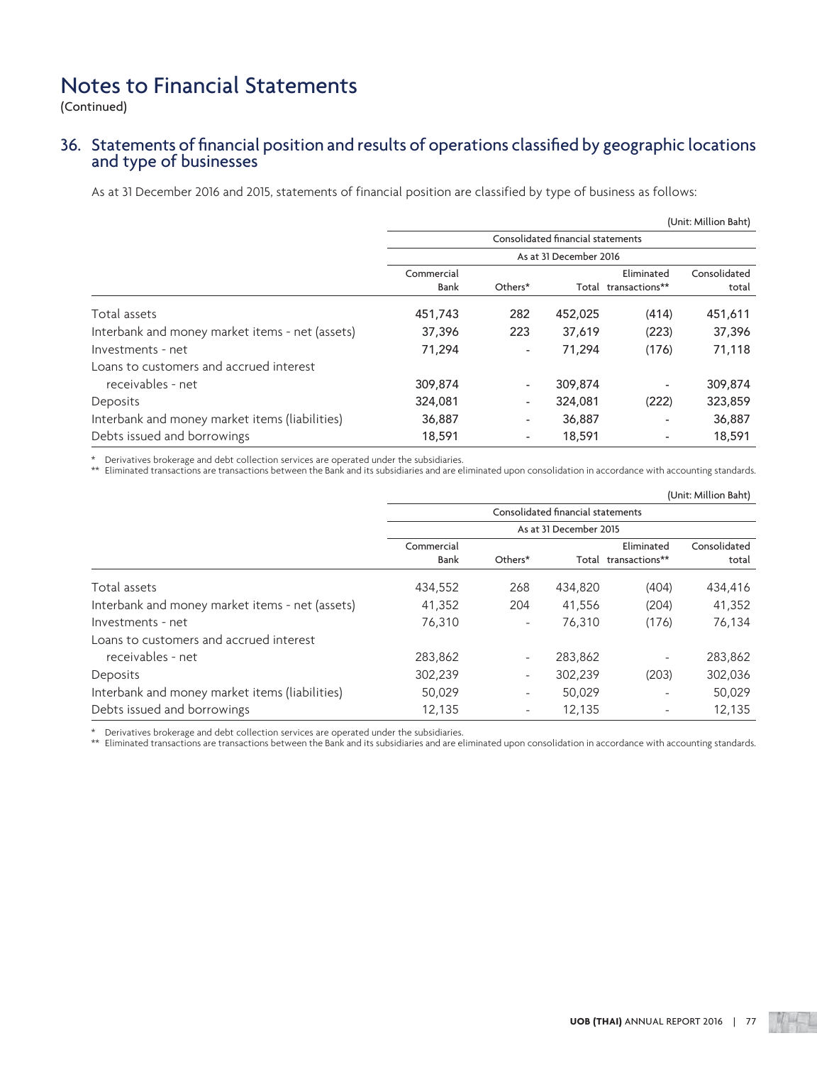# Notes to Financial Statements

(Continued)

## 36. Statements of financial position and results of operations classified by geographic locations and type of businesses

As at 31 December 2016 and 2015, statements of financial position are classified by type of business as follows:

(Unit: Million Baht)

| | Consolidated financial statements | | | | |
|---|---|---|---|---|---|
| | As at 31 December 2016 | | | | |
| | Commercial Bank | Others* | Total | Eliminated transactions** | Consolidated total |
| Total assets | 451,743 | 282 | 452,025 | (414) | 451,611 |
| Interbank and money market items - net (assets) | 37,396 | 223 | 37,619 | (223) | 37,396 |
| Investments - net | 71,294 | - | 71,294 | (176) | 71,118 |
| Loans to customers and accrued interest receivables - net | 309,874 | - | 309,874 | - | 309,874 |
| Deposits | 324,081 | - | 324,081 | (222) | 323,859 |
| Interbank and money market items (liabilities) | 36,887 | - | 36,887 | - | 36,887 |
| Debts issued and borrowings | 18,591 | - | 18,591 | - | 18,591 |

\* Derivatives brokerage and debt collection services are operated under the subsidiaries.

\*\* Eliminated transactions are transactions between the Bank and its subsidiaries and are eliminated upon consolidation in accordance with accounting standards.

(Unit: Million Baht)

| | Consolidated financial statements | | | | |
|---|---|---|---|---|---|
| | As at 31 December 2015 | | | | |
| | Commercial Bank | Others* | Total | Eliminated transactions** | Consolidated total |
| Total assets | 434,552 | 268 | 434,820 | (404) | 434,416 |
| Interbank and money market items - net (assets) | 41,352 | 204 | 41,556 | (204) | 41,352 |
| Investments - net | 76,310 | - | 76,310 | (176) | 76,134 |
| Loans to customers and accrued interest receivables - net | 283,862 | - | 283,862 | - | 283,862 |
| Deposits | 302,239 | - | 302,239 | (203) | 302,036 |
| Interbank and money market items (liabilities) | 50,029 | - | 50,029 | - | 50,029 |
| Debts issued and borrowings | 12,135 | - | 12,135 | - | 12,135 |

\* Derivatives brokerage and debt collection services are operated under the subsidiaries.

\*\* Eliminated transactions are transactions between the Bank and its subsidiaries and are eliminated upon consolidation in accordance with accounting standards.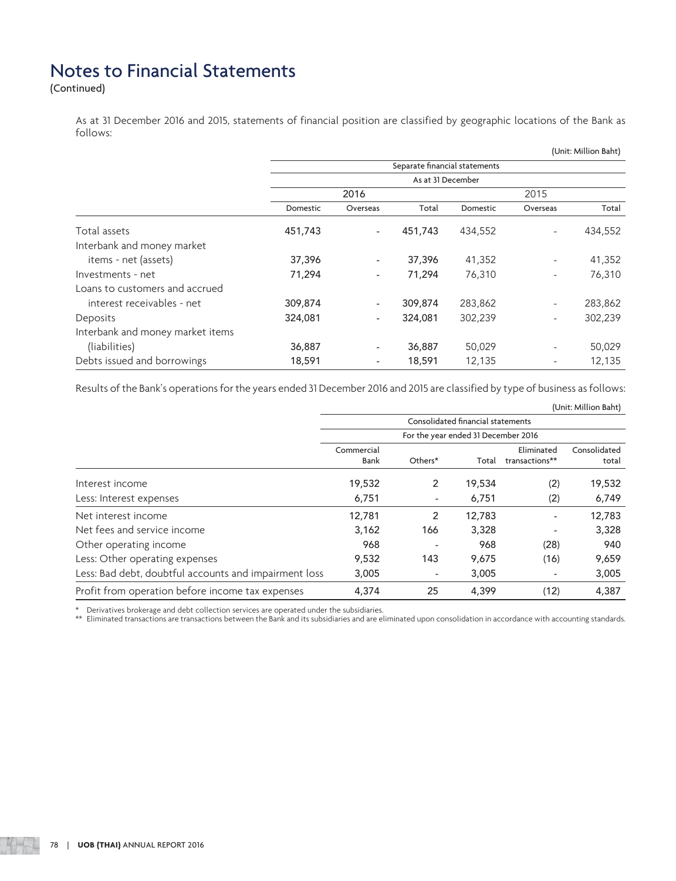# Notes to Financial Statements

(Continued)

As at 31 December 2016 and 2015, statements of financial position are classified by geographic locations of the Bank as follows:

(Unit: Million Baht)

| | Separate financial statements | | | | | |
|---|---|---|---|---|---|---|
| | As at 31 December | | | | | |
| | 2016 | | | 2015 | | |
| | Domestic | Overseas | Total | Domestic | Overseas | Total |
| Total assets | 451,743 | - | 451,743 | 434,552 | - | 434,552 |
| Interbank and money market items - net (assets) | 37,396 | - | 37,396 | 41,352 | - | 41,352 |
| Investments - net | 71,294 | - | 71,294 | 76,310 | - | 76,310 |
| Loans to customers and accrued interest receivables - net | 309,874 | - | 309,874 | 283,862 | - | 283,862 |
| Deposits | 324,081 | - | 324,081 | 302,239 | - | 302,239 |
| Interbank and money market items (liabilities) | 36,887 | - | 36,887 | 50,029 | - | 50,029 |
| Debts issued and borrowings | 18,591 | - | 18,591 | 12,135 | - | 12,135 |

Results of the Bank's operations for the years ended 31 December 2016 and 2015 are classified by type of business as follows:

(Unit: Million Baht)

| | Consolidated financial statements | | | | |
|---|---|---|---|---|---|
| | For the year ended 31 December 2016 | | | | |
| | Commercial Bank | Others* | Total | Eliminated transactions** | Consolidated total |
| Interest income | 19,532 | 2 | 19,534 | (2) | 19,532 |
| Less: Interest expenses | 6,751 | - | 6,751 | (2) | 6,749 |
| Net interest income | 12,781 | 2 | 12,783 | - | 12,783 |
| Net fees and service income | 3,162 | 166 | 3,328 | - | 3,328 |
| Other operating income | 968 | - | 968 | (28) | 940 |
| Less: Other operating expenses | 9,532 | 143 | 9,675 | (16) | 9,659 |
| Less: Bad debt, doubtful accounts and impairment loss | 3,005 | - | 3,005 | - | 3,005 |
| Profit from operation before income tax expenses | 4,374 | 25 | 4,399 | (12) | 4,387 |

\* Derivatives brokerage and debt collection services are operated under the subsidiaries.

\** Eliminated transactions are transactions between the Bank and its subsidiaries and are eliminated upon consolidation in accordance with accounting standards.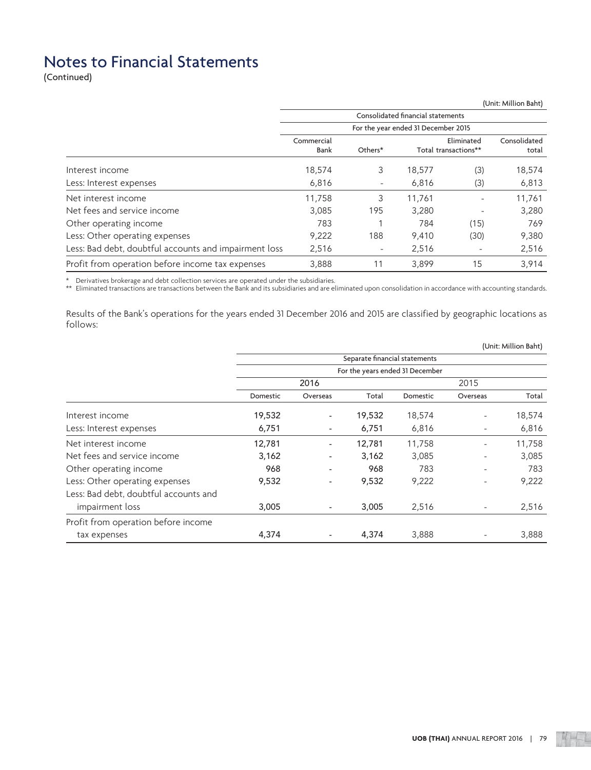# Notes to Financial Statements

(Continued)

(Unit: Million Baht)

| | Consolidated financial statements | | | | |
|---|---|---|---|---|---|
| | For the year ended 31 December 2015 | | | | |
| | Commercial Bank | Others* | Total | Eliminated transactions** | Consolidated total |
| Interest income | 18,574 | 3 | 18,577 | (3) | 18,574 |
| Less: Interest expenses | 6,816 | - | 6,816 | (3) | 6,813 |
| Net interest income | 11,758 | 3 | 11,761 | - | 11,761 |
| Net fees and service income | 3,085 | 195 | 3,280 | - | 3,280 |
| Other operating income | 783 | 1 | 784 | (15) | 769 |
| Less: Other operating expenses | 9,222 | 188 | 9,410 | (30) | 9,380 |
| Less: Bad debt, doubtful accounts and impairment loss | 2,516 | - | 2,516 | - | 2,516 |
| Profit from operation before income tax expenses | 3,888 | 11 | 3,899 | 15 | 3,914 |

\* Derivatives brokerage and debt collection services are operated under the subsidiaries.

\*\* Eliminated transactions are transactions between the Bank and its subsidiaries and are eliminated upon consolidation in accordance with accounting standards.

Results of the Bank's operations for the years ended 31 December 2016 and 2015 are classified by geographic locations as follows:

(Unit: Million Baht)

| | Separate financial statements | | | | | |
|---|---|---|---|---|---|---|
| | For the years ended 31 December | | | | | |
| | 2016 | | | 2015 | | |
| | Domestic | Overseas | Total | Domestic | Overseas | Total |
| Interest income | 19,532 | - | 19,532 | 18,574 | - | 18,574 |
| Less: Interest expenses | 6,751 | - | 6,751 | 6,816 | - | 6,816 |
| Net interest income | 12,781 | - | 12,781 | 11,758 | - | 11,758 |
| Net fees and service income | 3,162 | - | 3,162 | 3,085 | - | 3,085 |
| Other operating income | 968 | - | 968 | 783 | - | 783 |
| Less: Other operating expenses | 9,532 | - | 9,532 | 9,222 | - | 9,222 |
| Less: Bad debt, doubtful accounts and impairment loss | 3,005 | - | 3,005 | 2,516 | - | 2,516 |
| Profit from operation before income tax expenses | 4,374 | - | 4,374 | 3,888 | - | 3,888 |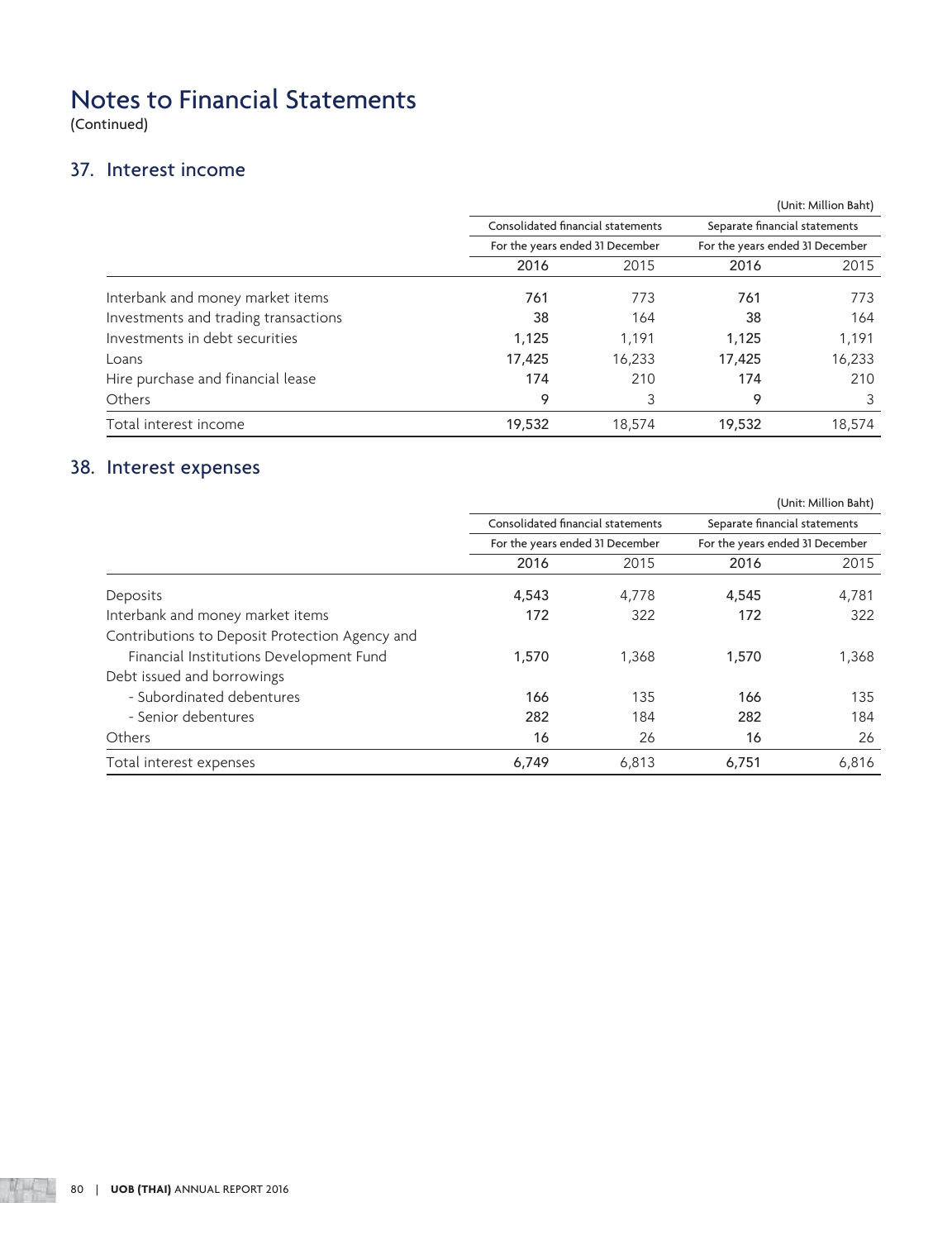# Notes to Financial Statements

(Continued)

## 37. Interest income

(Unit: Million Baht)

| | Consolidated financial statements | | Separate financial statements | |
|---|---|---|---|---|
| | For the years ended 31 December | | For the years ended 31 December | |
| | **2016** | 2015 | **2016** | 2015 |
| Interbank and money market items | **761** | 773 | **761** | 773 |
| Investments and trading transactions | **38** | 164 | **38** | 164 |
| Investments in debt securities | **1,125** | 1,191 | **1,125** | 1,191 |
| Loans | **17,425** | 16,233 | **17,425** | 16,233 |
| Hire purchase and financial lease | **174** | 210 | **174** | 210 |
| Others | **9** | 3 | **9** | 3 |
| Total interest income | **19,532** | 18,574 | **19,532** | 18,574 |

## 38. Interest expenses

(Unit: Million Baht)

| | Consolidated financial statements | | Separate financial statements | |
|---|---|---|---|---|
| | For the years ended 31 December | | For the years ended 31 December | |
| | **2016** | 2015 | **2016** | 2015 |
| Deposits | **4,543** | 4,778 | **4,545** | 4,781 |
| Interbank and money market items | **172** | 322 | **172** | 322 |
| Contributions to Deposit Protection Agency and Financial Institutions Development Fund | **1,570** | 1,368 | **1,570** | 1,368 |
| Debt issued and borrowings | | | | |
| - Subordinated debentures | **166** | 135 | **166** | 135 |
| - Senior debentures | **282** | 184 | **282** | 184 |
| Others | **16** | 26 | **16** | 26 |
| Total interest expenses | **6,749** | 6,813 | **6,751** | 6,816 |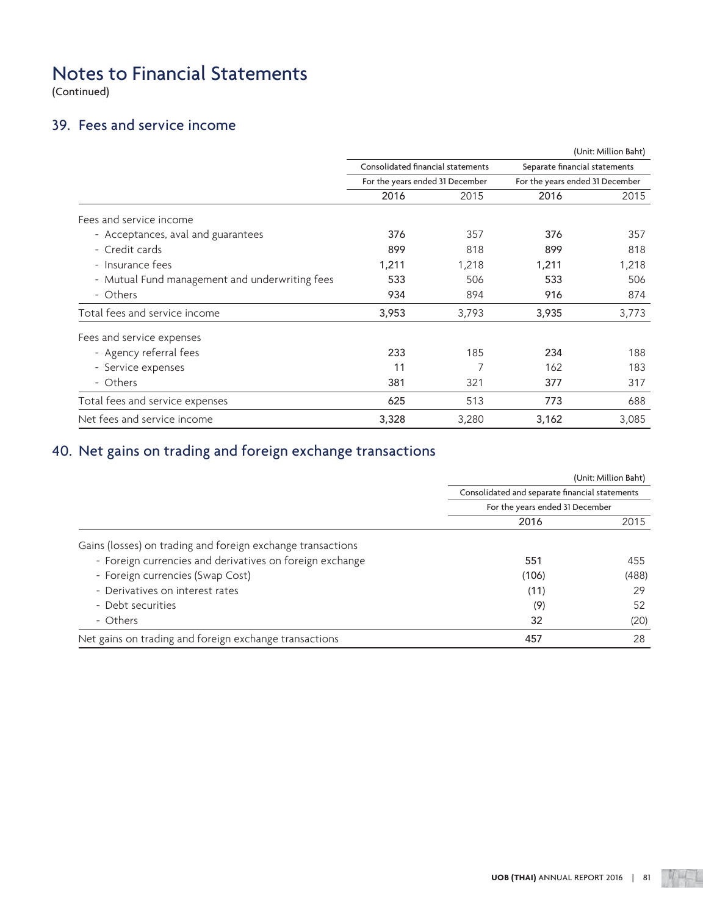# Notes to Financial Statements
(Continued)

## 39. Fees and service income

(Unit: Million Baht)

| | Consolidated financial statements | | Separate financial statements | |
|---|---|---|---|---|
| | For the years ended 31 December | | For the years ended 31 December | |
| | 2016 | 2015 | 2016 | 2015 |
| Fees and service income | | | | |
| - Acceptances, aval and guarantees | 376 | 357 | 376 | 357 |
| - Credit cards | 899 | 818 | 899 | 818 |
| - Insurance fees | 1,211 | 1,218 | 1,211 | 1,218 |
| - Mutual Fund management and underwriting fees | 533 | 506 | 533 | 506 |
| - Others | 934 | 894 | 916 | 874 |
| Total fees and service income | 3,953 | 3,793 | 3,935 | 3,773 |
| Fees and service expenses | | | | |
| - Agency referral fees | 233 | 185 | 234 | 188 |
| - Service expenses | 11 | 7 | 162 | 183 |
| - Others | 381 | 321 | 377 | 317 |
| Total fees and service expenses | 625 | 513 | 773 | 688 |
| Net fees and service income | 3,328 | 3,280 | 3,162 | 3,085 |

## 40. Net gains on trading and foreign exchange transactions

(Unit: Million Baht)

| | Consolidated and separate financial statements | |
|---|---|---|
| | For the years ended 31 December | |
| | 2016 | 2015 |
| Gains (losses) on trading and foreign exchange transactions | | |
| - Foreign currencies and derivatives on foreign exchange | 551 | 455 |
| - Foreign currencies (Swap Cost) | (106) | (488) |
| - Derivatives on interest rates | (11) | 29 |
| - Debt securities | (9) | 52 |
| - Others | 32 | (20) |
| Net gains on trading and foreign exchange transactions | 457 | 28 |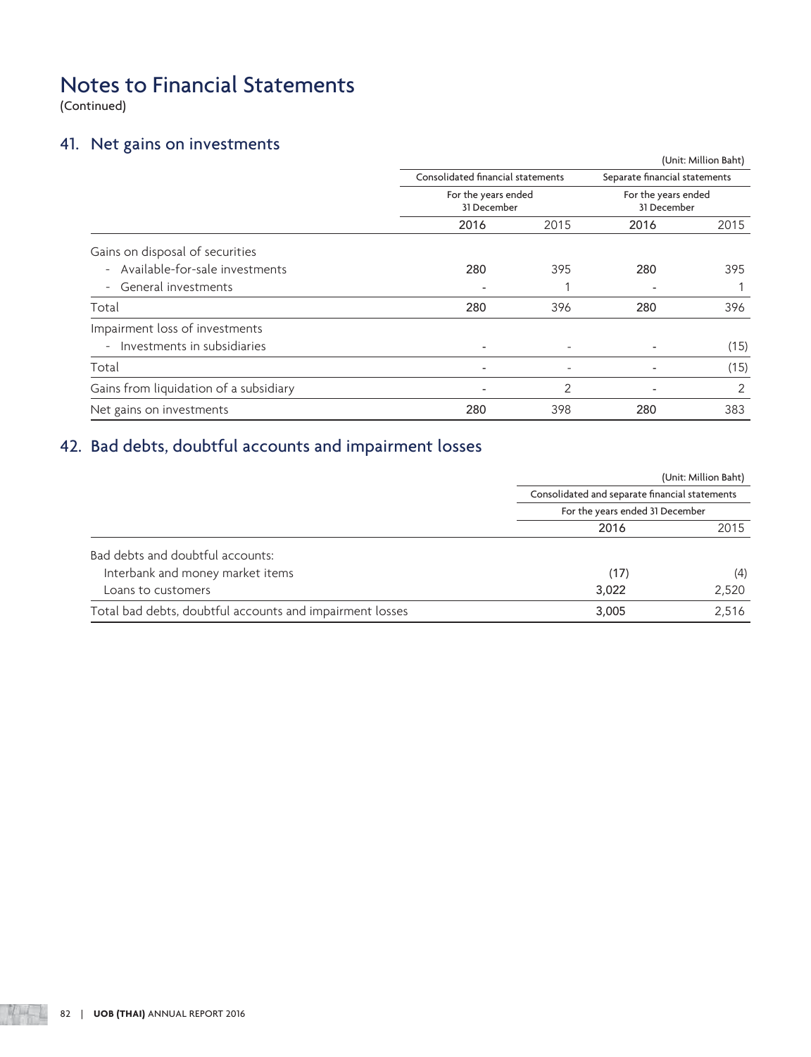# Notes to Financial Statements
(Continued)

## 41. Net gains on investments

(Unit: Million Baht)

| | Consolidated financial statements | | Separate financial statements | |
|---|---|---|---|---|
| | For the years ended 31 December | | For the years ended 31 December | |
| | **2016** | 2015 | **2016** | 2015 |
| Gains on disposal of securities | | | | |
| - Available-for-sale investments | **280** | 395 | **280** | 395 |
| - General investments | - | 1 | - | 1 |
| Total | **280** | 396 | **280** | 396 |
| Impairment loss of investments | | | | |
| - Investments in subsidiaries | - | - | - | (15) |
| Total | - | - | - | (15) |
| Gains from liquidation of a subsidiary | - | 2 | - | 2 |
| Net gains on investments | **280** | 398 | **280** | 383 |

## 42. Bad debts, doubtful accounts and impairment losses

(Unit: Million Baht)

| | Consolidated and separate financial statements | |
|---|---|---|
| | For the years ended 31 December | |
| | **2016** | 2015 |
| Bad debts and doubtful accounts: | | |
| Interbank and money market items | **(17)** | (4) |
| Loans to customers | **3,022** | 2,520 |
| Total bad debts, doubtful accounts and impairment losses | **3,005** | 2,516 |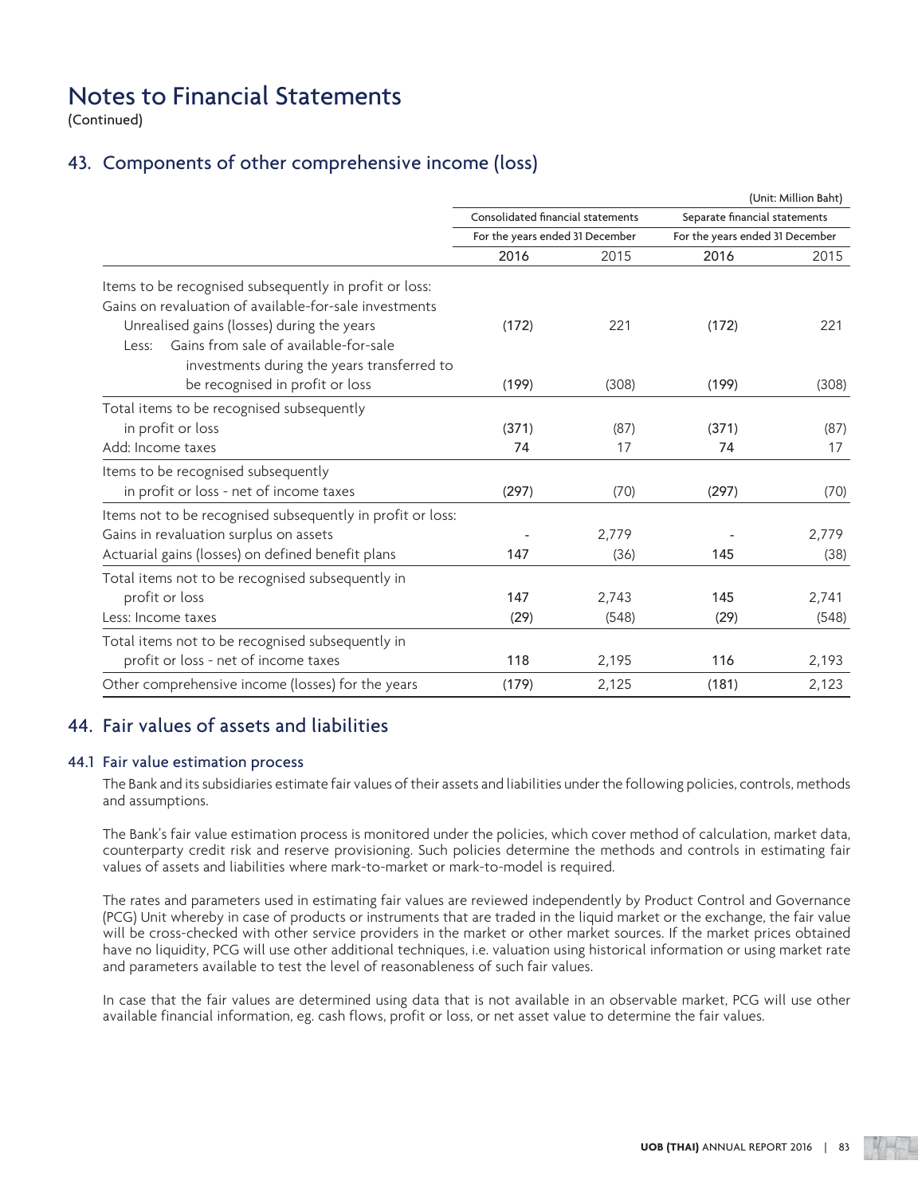# Notes to Financial Statements

(Continued)

## 43. Components of other comprehensive income (loss)

(Unit: Million Baht)

| | Consolidated financial statements | | Separate financial statements | |
|---|---|---|---|---|
| | For the years ended 31 December | | For the years ended 31 December | |
| | **2016** | 2015 | **2016** | 2015 |
| Items to be recognised subsequently in profit or loss: | | | | |
| Gains on revaluation of available-for-sale investments | | | | |
| Unrealised gains (losses) during the years | **(172)** | 221 | **(172)** | 221 |
| Less: Gains from sale of available-for-sale investments during the years transferred to be recognised in profit or loss | **(199)** | (308) | **(199)** | (308) |
| Total items to be recognised subsequently in profit or loss | **(371)** | (87) | **(371)** | (87) |
| Add: Income taxes | **74** | 17 | **74** | 17 |
| Items to be recognised subsequently in profit or loss - net of income taxes | **(297)** | (70) | **(297)** | (70) |
| Items not to be recognised subsequently in profit or loss: | | | | |
| Gains in revaluation surplus on assets | **-** | 2,779 | **-** | 2,779 |
| Actuarial gains (losses) on defined benefit plans | **147** | (36) | **145** | (38) |
| Total items not to be recognised subsequently in profit or loss | **147** | 2,743 | **145** | 2,741 |
| Less: Income taxes | **(29)** | (548) | **(29)** | (548) |
| Total items not to be recognised subsequently in profit or loss - net of income taxes | **118** | 2,195 | **116** | 2,193 |
| Other comprehensive income (losses) for the years | **(179)** | 2,125 | **(181)** | 2,123 |

## 44. Fair values of assets and liabilities

### 44.1 Fair value estimation process

The Bank and its subsidiaries estimate fair values of their assets and liabilities under the following policies, controls, methods and assumptions.

The Bank's fair value estimation process is monitored under the policies, which cover method of calculation, market data, counterparty credit risk and reserve provisioning. Such policies determine the methods and controls in estimating fair values of assets and liabilities where mark-to-market or mark-to-model is required.

The rates and parameters used in estimating fair values are reviewed independently by Product Control and Governance (PCG) Unit whereby in case of products or instruments that are traded in the liquid market or the exchange, the fair value will be cross-checked with other service providers in the market or other market sources. If the market prices obtained have no liquidity, PCG will use other additional techniques, i.e. valuation using historical information or using market rate and parameters available to test the level of reasonableness of such fair values.

In case that the fair values are determined using data that is not available in an observable market, PCG will use other available financial information, eg. cash flows, profit or loss, or net asset value to determine the fair values.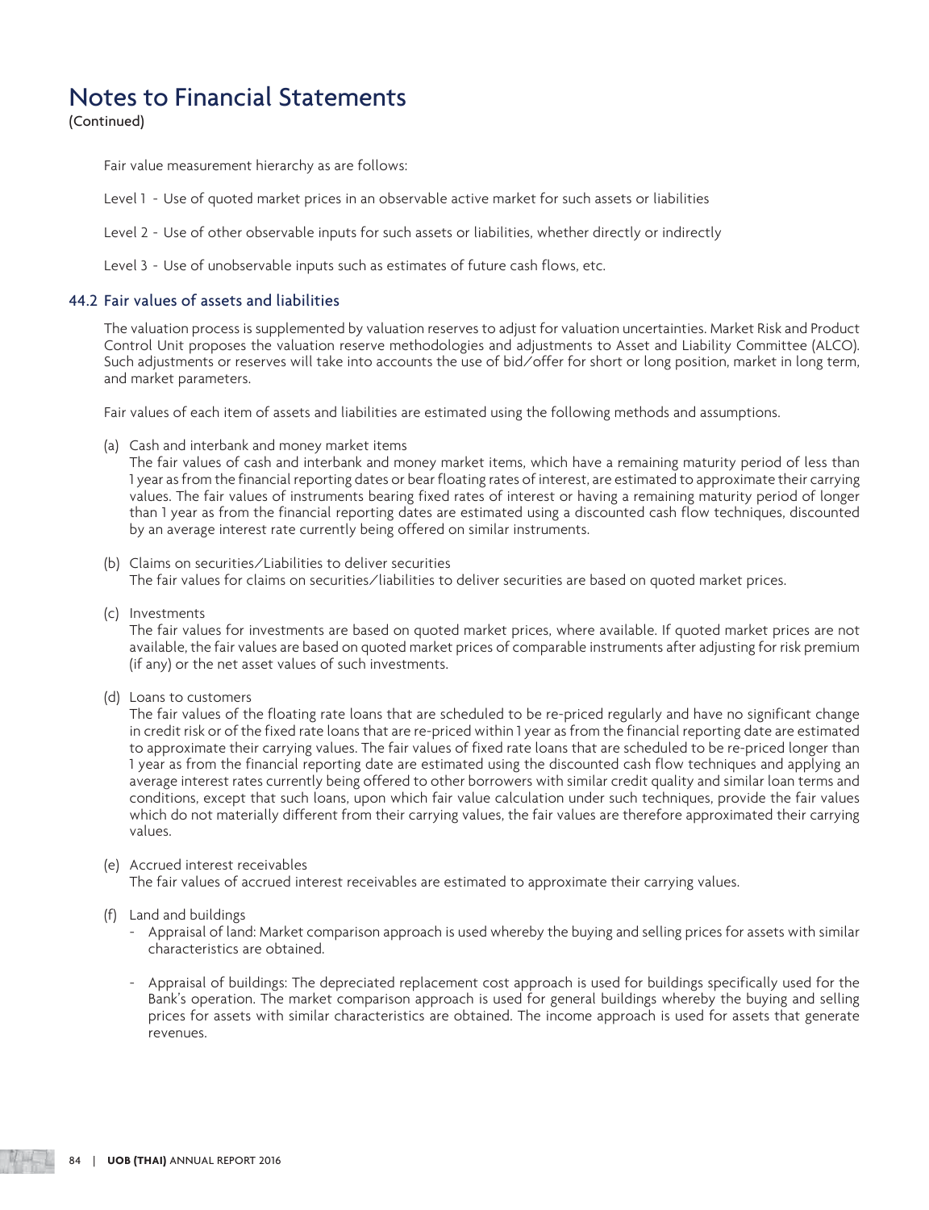# Notes to Financial Statements

(Continued)

Fair value measurement hierarchy as are follows:

Level 1 - Use of quoted market prices in an observable active market for such assets or liabilities

Level 2 - Use of other observable inputs for such assets or liabilities, whether directly or indirectly

Level 3 - Use of unobservable inputs such as estimates of future cash flows, etc.

## 44.2 Fair values of assets and liabilities

The valuation process is supplemented by valuation reserves to adjust for valuation uncertainties. Market Risk and Product Control Unit proposes the valuation reserve methodologies and adjustments to Asset and Liability Committee (ALCO). Such adjustments or reserves will take into accounts the use of bid/offer for short or long position, market in long term, and market parameters.

Fair values of each item of assets and liabilities are estimated using the following methods and assumptions.

(a) Cash and interbank and money market items
The fair values of cash and interbank and money market items, which have a remaining maturity period of less than 1 year as from the financial reporting dates or bear floating rates of interest, are estimated to approximate their carrying values. The fair values of instruments bearing fixed rates of interest or having a remaining maturity period of longer than 1 year as from the financial reporting dates are estimated using a discounted cash flow techniques, discounted by an average interest rate currently being offered on similar instruments.

(b) Claims on securities/Liabilities to deliver securities
The fair values for claims on securities/liabilities to deliver securities are based on quoted market prices.

(c) Investments
The fair values for investments are based on quoted market prices, where available. If quoted market prices are not available, the fair values are based on quoted market prices of comparable instruments after adjusting for risk premium (if any) or the net asset values of such investments.

(d) Loans to customers
The fair values of the floating rate loans that are scheduled to be re-priced regularly and have no significant change in credit risk or of the fixed rate loans that are re-priced within 1 year as from the financial reporting date are estimated to approximate their carrying values. The fair values of fixed rate loans that are scheduled to be re-priced longer than 1 year as from the financial reporting date are estimated using the discounted cash flow techniques and applying an average interest rates currently being offered to other borrowers with similar credit quality and similar loan terms and conditions, except that such loans, upon which fair value calculation under such techniques, provide the fair values which do not materially different from their carrying values, the fair values are therefore approximated their carrying values.

(e) Accrued interest receivables
The fair values of accrued interest receivables are estimated to approximate their carrying values.

(f) Land and buildings
- Appraisal of land: Market comparison approach is used whereby the buying and selling prices for assets with similar characteristics are obtained.
- Appraisal of buildings: The depreciated replacement cost approach is used for buildings specifically used for the Bank's operation. The market comparison approach is used for general buildings whereby the buying and selling prices for assets with similar characteristics are obtained. The income approach is used for assets that generate revenues.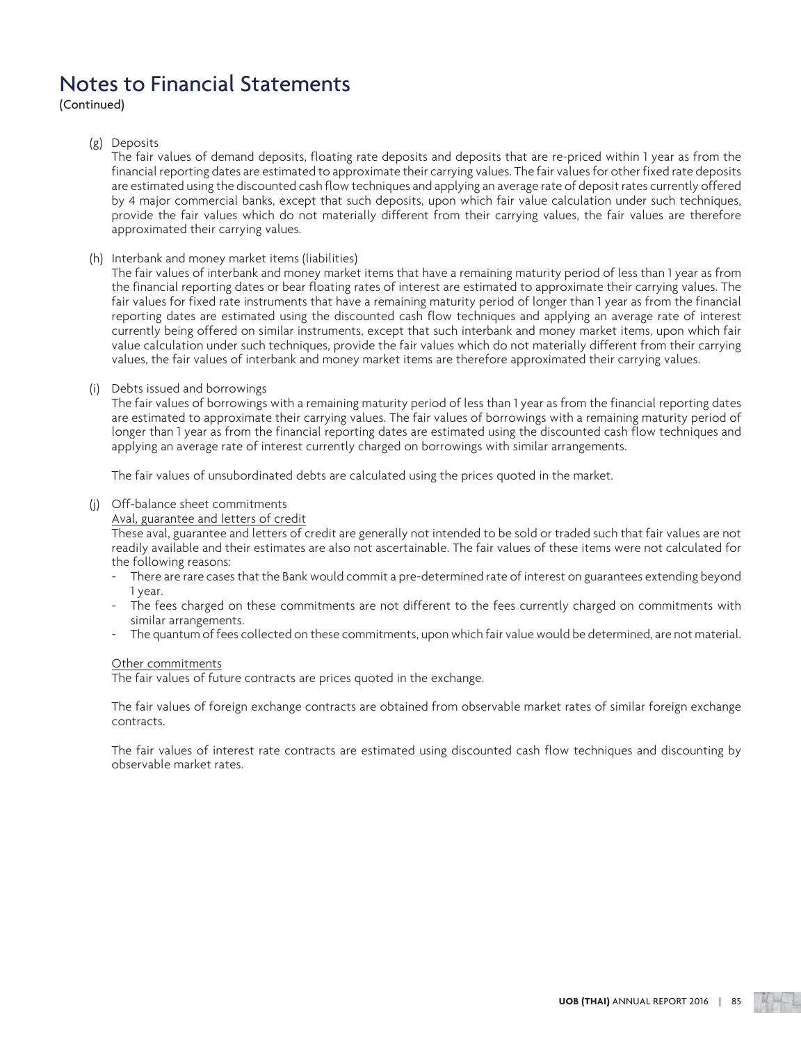(g) Deposits

The fair values of demand deposits, floating rate deposits and deposits that are re-priced within 1 year as from the financial reporting dates are estimated to approximate their carrying values. The fair values for other fixed rate deposits are estimated using the discounted cash flow techniques and applying an average rate of deposit rates currently offered by 4 major commercial banks, except that such deposits, upon which fair value calculation under such techniques, provide the fair values which do not materially different from their carrying values, the fair values are therefore approximated their carrying values.

(h) Interbank and money market items (liabilities)

The fair values of interbank and money market items that have a remaining maturity period of less than 1 year as from the financial reporting dates or bear floating rates of interest are estimated to approximate their carrying values. The fair values for fixed rate instruments that have a remaining maturity period of longer than 1 year as from the financial reporting dates are estimated using the discounted cash flow techniques and applying an average rate of interest currently being offered on similar instruments, except that such interbank and money market items, upon which fair value calculation under such techniques, provide the fair values which do not materially different from their carrying values, the fair values of interbank and money market items are therefore approximated their carrying values.

(i) Debts issued and borrowings

The fair values of borrowings with a remaining maturity period of less than 1 year as from the financial reporting dates are estimated to approximate their carrying values. The fair values of borrowings with a remaining maturity period of longer than 1 year as from the financial reporting dates are estimated using the discounted cash flow techniques and applying an average rate of interest currently charged on borrowings with similar arrangements.

The fair values of unsubordinated debts are calculated using the prices quoted in the market.

(j) Off-balance sheet commitments

Aval, guarantee and letters of credit

These aval, guarantee and letters of credit are generally not intended to be sold or traded such that fair values are not readily available and their estimates are also not ascertainable. The fair values of these items were not calculated for the following reasons:

- There are rare cases that the Bank would commit a pre-determined rate of interest on guarantees extending beyond 1 year.
- The fees charged on these commitments are not different to the fees currently charged on commitments with similar arrangements.
- The quantum of fees collected on these commitments, upon which fair value would be determined, are not material.

Other commitments

The fair values of future contracts are prices quoted in the exchange.

The fair values of foreign exchange contracts are obtained from observable market rates of similar foreign exchange contracts.

The fair values of interest rate contracts are estimated using discounted cash flow techniques and discounting by observable market rates.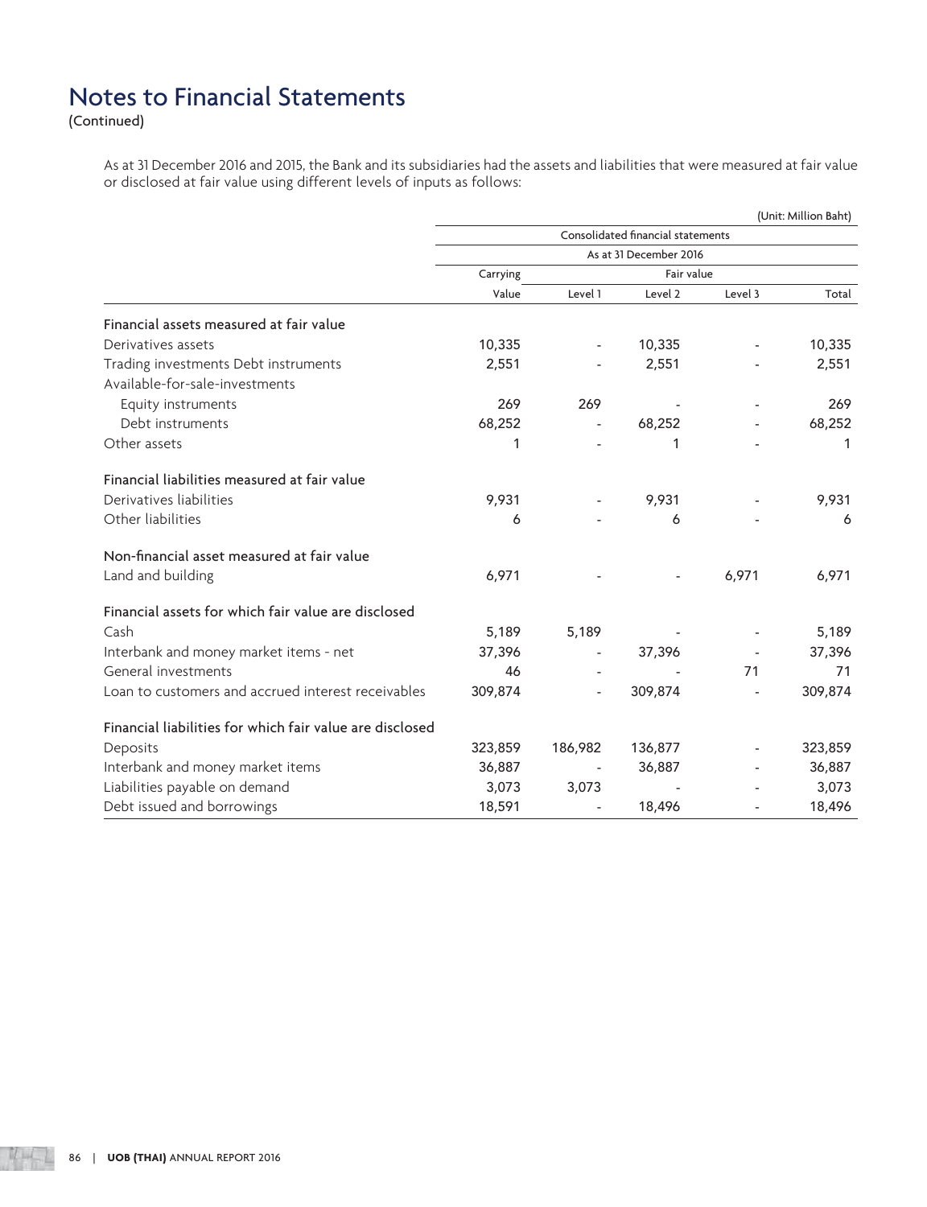# Notes to Financial Statements

(Continued)

As at 31 December 2016 and 2015, the Bank and its subsidiaries had the assets and liabilities that were measured at fair value or disclosed at fair value using different levels of inputs as follows:

(Unit: Million Baht)

| | Consolidated financial statements | | | | |
|---|---|---|---|---|---|
| | As at 31 December 2016 | | | | |
| | Carrying | Fair value | | | |
| | Value | Level 1 | Level 2 | Level 3 | Total |
| **Financial assets measured at fair value** | | | | | |
| Derivatives assets | 10,335 | - | 10,335 | - | 10,335 |
| Trading investments Debt instruments | 2,551 | - | 2,551 | - | 2,551 |
| Available-for-sale-investments | | | | | |
| Equity instruments | 269 | 269 | - | - | 269 |
| Debt instruments | 68,252 | - | 68,252 | - | 68,252 |
| Other assets | 1 | - | 1 | - | 1 |
| **Financial liabilities measured at fair value** | | | | | |
| Derivatives liabilities | 9,931 | - | 9,931 | - | 9,931 |
| Other liabilities | 6 | - | 6 | - | 6 |
| **Non-financial asset measured at fair value** | | | | | |
| Land and building | 6,971 | - | - | 6,971 | 6,971 |
| **Financial assets for which fair value are disclosed** | | | | | |
| Cash | 5,189 | 5,189 | - | - | 5,189 |
| Interbank and money market items - net | 37,396 | - | 37,396 | - | 37,396 |
| General investments | 46 | - | - | 71 | 71 |
| Loan to customers and accrued interest receivables | 309,874 | - | 309,874 | - | 309,874 |
| **Financial liabilities for which fair value are disclosed** | | | | | |
| Deposits | 323,859 | 186,982 | 136,877 | - | 323,859 |
| Interbank and money market items | 36,887 | - | 36,887 | - | 36,887 |
| Liabilities payable on demand | 3,073 | 3,073 | - | - | 3,073 |
| Debt issued and borrowings | 18,591 | - | 18,496 | - | 18,496 |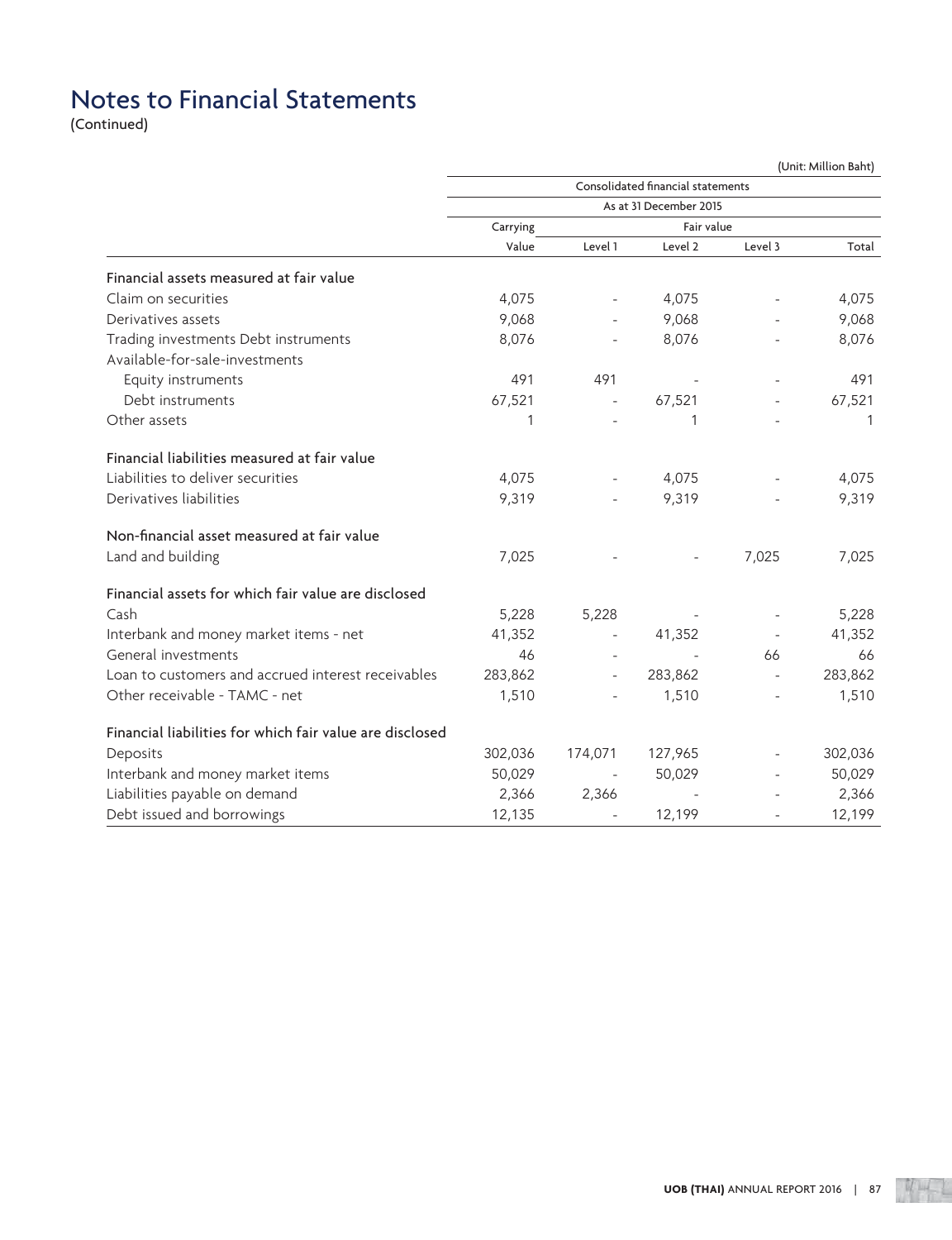# Notes to Financial Statements
(Continued)

(Unit: Million Baht)

| | Consolidated financial statements | | | | |
|---|---|---|---|---|---|
| | As at 31 December 2015 | | | | |
| | Carrying | Fair value | | | |
| | Value | Level 1 | Level 2 | Level 3 | Total |
| **Financial assets measured at fair value** | | | | | |
| Claim on securities | 4,075 | - | 4,075 | - | 4,075 |
| Derivatives assets | 9,068 | - | 9,068 | - | 9,068 |
| Trading investments Debt instruments | 8,076 | - | 8,076 | - | 8,076 |
| Available-for-sale-investments | | | | | |
| Equity instruments | 491 | 491 | - | - | 491 |
| Debt instruments | 67,521 | - | 67,521 | - | 67,521 |
| Other assets | 1 | - | 1 | - | 1 |
| **Financial liabilities measured at fair value** | | | | | |
| Liabilities to deliver securities | 4,075 | - | 4,075 | - | 4,075 |
| Derivatives liabilities | 9,319 | - | 9,319 | - | 9,319 |
| **Non-financial asset measured at fair value** | | | | | |
| Land and building | 7,025 | - | - | 7,025 | 7,025 |
| **Financial assets for which fair value are disclosed** | | | | | |
| Cash | 5,228 | 5,228 | - | - | 5,228 |
| Interbank and money market items - net | 41,352 | - | 41,352 | - | 41,352 |
| General investments | 46 | - | - | 66 | 66 |
| Loan to customers and accrued interest receivables | 283,862 | - | 283,862 | - | 283,862 |
| Other receivable - TAMC - net | 1,510 | - | 1,510 | - | 1,510 |
| **Financial liabilities for which fair value are disclosed** | | | | | |
| Deposits | 302,036 | 174,071 | 127,965 | - | 302,036 |
| Interbank and money market items | 50,029 | - | 50,029 | - | 50,029 |
| Liabilities payable on demand | 2,366 | 2,366 | - | - | 2,366 |
| Debt issued and borrowings | 12,135 | - | 12,199 | - | 12,199 |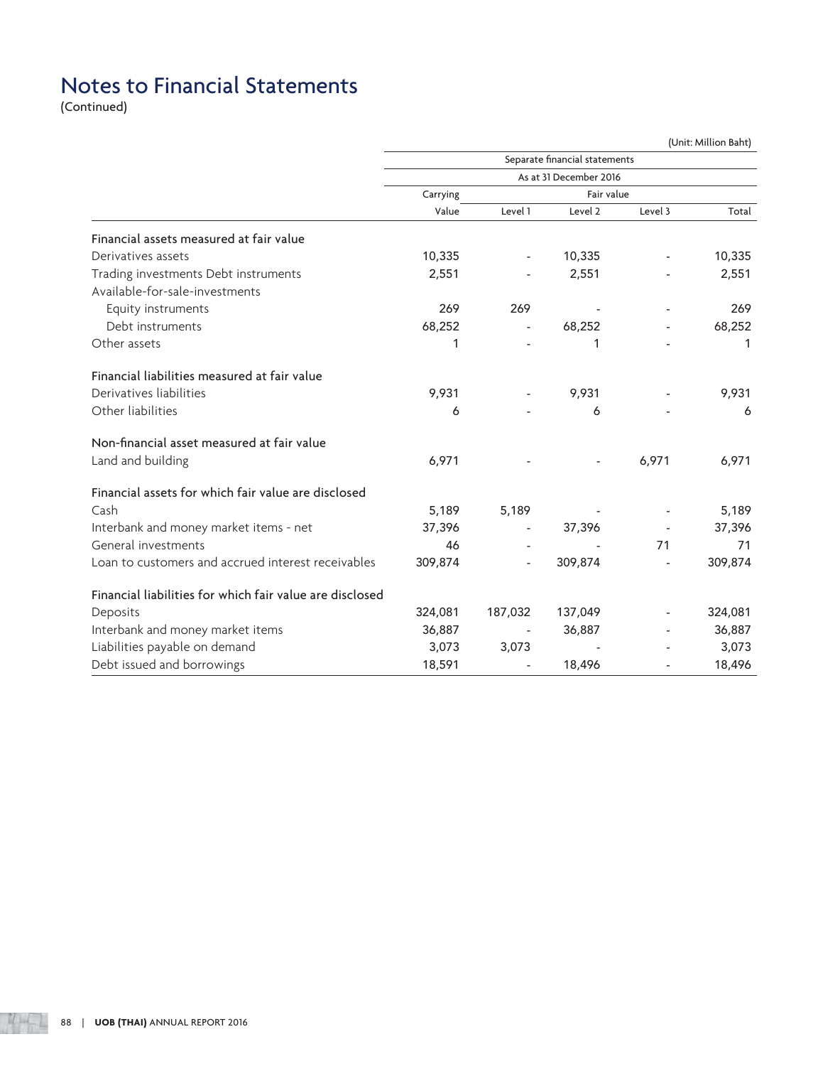# Notes to Financial Statements

(Continued)

(Unit: Million Baht)

| | Separate financial statements | | | | |
|---|---|---|---|---|---|
| | As at 31 December 2016 | | | | |
| | Carrying | Fair value | | | |
| | Value | Level 1 | Level 2 | Level 3 | Total |
| **Financial assets measured at fair value** | | | | | |
| Derivatives assets | 10,335 | - | 10,335 | - | 10,335 |
| Trading investments Debt instruments | 2,551 | - | 2,551 | - | 2,551 |
| Available-for-sale-investments | | | | | |
| Equity instruments | 269 | 269 | - | - | 269 |
| Debt instruments | 68,252 | - | 68,252 | - | 68,252 |
| Other assets | 1 | - | 1 | - | 1 |
| **Financial liabilities measured at fair value** | | | | | |
| Derivatives liabilities | 9,931 | - | 9,931 | - | 9,931 |
| Other liabilities | 6 | - | 6 | - | 6 |
| **Non-financial asset measured at fair value** | | | | | |
| Land and building | 6,971 | - | - | 6,971 | 6,971 |
| **Financial assets for which fair value are disclosed** | | | | | |
| Cash | 5,189 | 5,189 | - | - | 5,189 |
| Interbank and money market items - net | 37,396 | - | 37,396 | - | 37,396 |
| General investments | 46 | - | - | 71 | 71 |
| Loan to customers and accrued interest receivables | 309,874 | - | 309,874 | - | 309,874 |
| **Financial liabilities for which fair value are disclosed** | | | | | |
| Deposits | 324,081 | 187,032 | 137,049 | - | 324,081 |
| Interbank and money market items | 36,887 | - | 36,887 | - | 36,887 |
| Liabilities payable on demand | 3,073 | 3,073 | - | - | 3,073 |
| Debt issued and borrowings | 18,591 | - | 18,496 | - | 18,496 |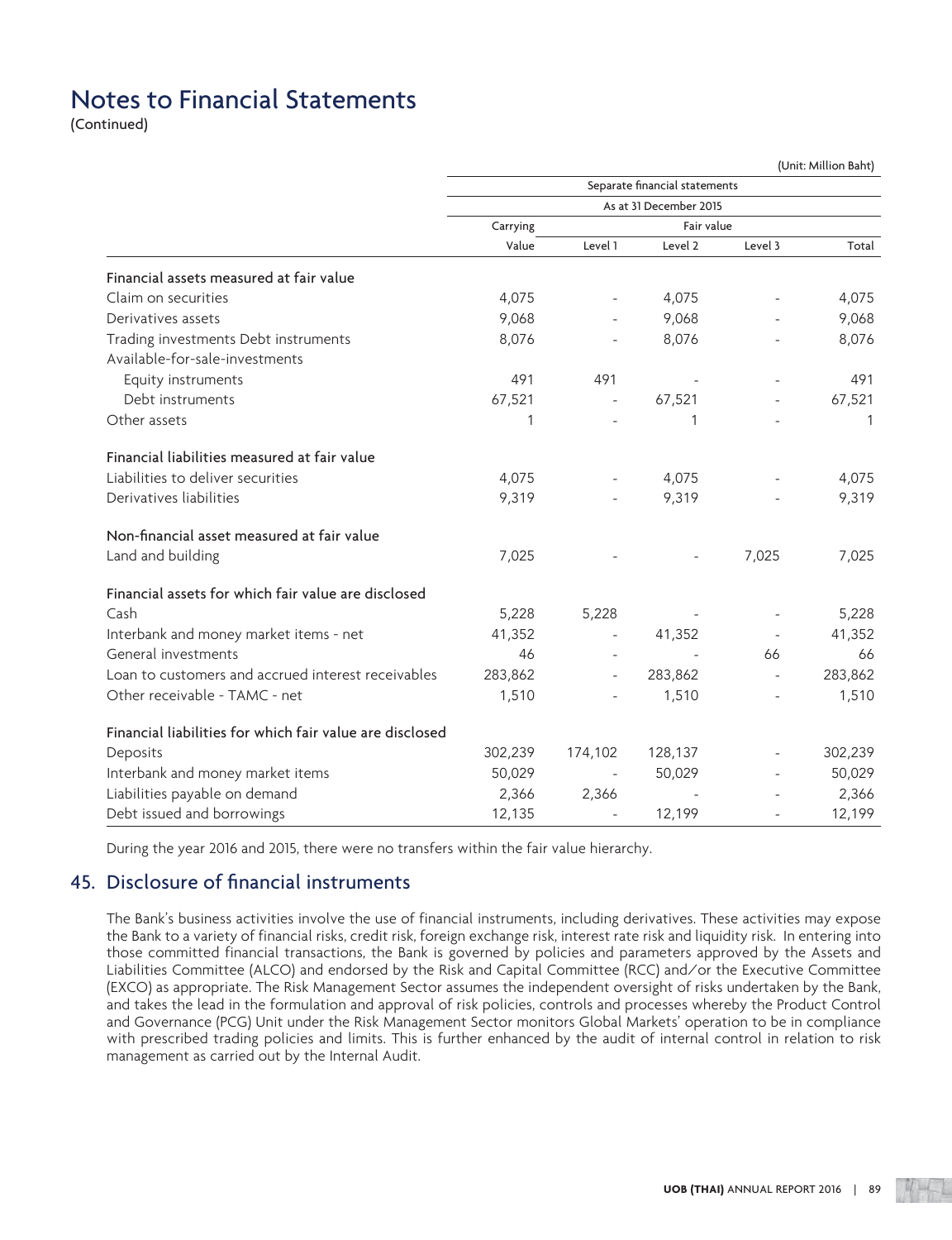# Notes to Financial Statements

(Continued)

(Unit: Million Baht)

| | Separate financial statements | | | | |
|---|---|---|---|---|---|
| | As at 31 December 2015 | | | | |
| | Carrying | Fair value | | | |
| | Value | Level 1 | Level 2 | Level 3 | Total |
| **Financial assets measured at fair value** | | | | | |
| Claim on securities | 4,075 | - | 4,075 | - | 4,075 |
| Derivatives assets | 9,068 | - | 9,068 | - | 9,068 |
| Trading investments Debt instruments | 8,076 | - | 8,076 | - | 8,076 |
| Available-for-sale-investments | | | | | |
| Equity instruments | 491 | 491 | - | - | 491 |
| Debt instruments | 67,521 | - | 67,521 | - | 67,521 |
| Other assets | 1 | - | 1 | - | 1 |
| **Financial liabilities measured at fair value** | | | | | |
| Liabilities to deliver securities | 4,075 | - | 4,075 | - | 4,075 |
| Derivatives liabilities | 9,319 | - | 9,319 | - | 9,319 |
| **Non-financial asset measured at fair value** | | | | | |
| Land and building | 7,025 | - | - | 7,025 | 7,025 |
| **Financial assets for which fair value are disclosed** | | | | | |
| Cash | 5,228 | 5,228 | - | - | 5,228 |
| Interbank and money market items - net | 41,352 | - | 41,352 | - | 41,352 |
| General investments | 46 | - | - | 66 | 66 |
| Loan to customers and accrued interest receivables | 283,862 | - | 283,862 | - | 283,862 |
| Other receivable - TAMC - net | 1,510 | - | 1,510 | - | 1,510 |
| **Financial liabilities for which fair value are disclosed** | | | | | |
| Deposits | 302,239 | 174,102 | 128,137 | - | 302,239 |
| Interbank and money market items | 50,029 | - | 50,029 | - | 50,029 |
| Liabilities payable on demand | 2,366 | 2,366 | - | - | 2,366 |
| Debt issued and borrowings | 12,135 | - | 12,199 | - | 12,199 |

During the year 2016 and 2015, there were no transfers within the fair value hierarchy.

## 45. Disclosure of financial instruments

The Bank's business activities involve the use of financial instruments, including derivatives. These activities may expose the Bank to a variety of financial risks, credit risk, foreign exchange risk, interest rate risk and liquidity risk. In entering into those committed financial transactions, the Bank is governed by policies and parameters approved by the Assets and Liabilities Committee (ALCO) and endorsed by the Risk and Capital Committee (RCC) and/or the Executive Committee (EXCO) as appropriate. The Risk Management Sector assumes the independent oversight of risks undertaken by the Bank, and takes the lead in the formulation and approval of risk policies, controls and processes whereby the Product Control and Governance (PCG) Unit under the Risk Management Sector monitors Global Markets' operation to be in compliance with prescribed trading policies and limits. This is further enhanced by the audit of internal control in relation to risk management as carried out by the Internal Audit.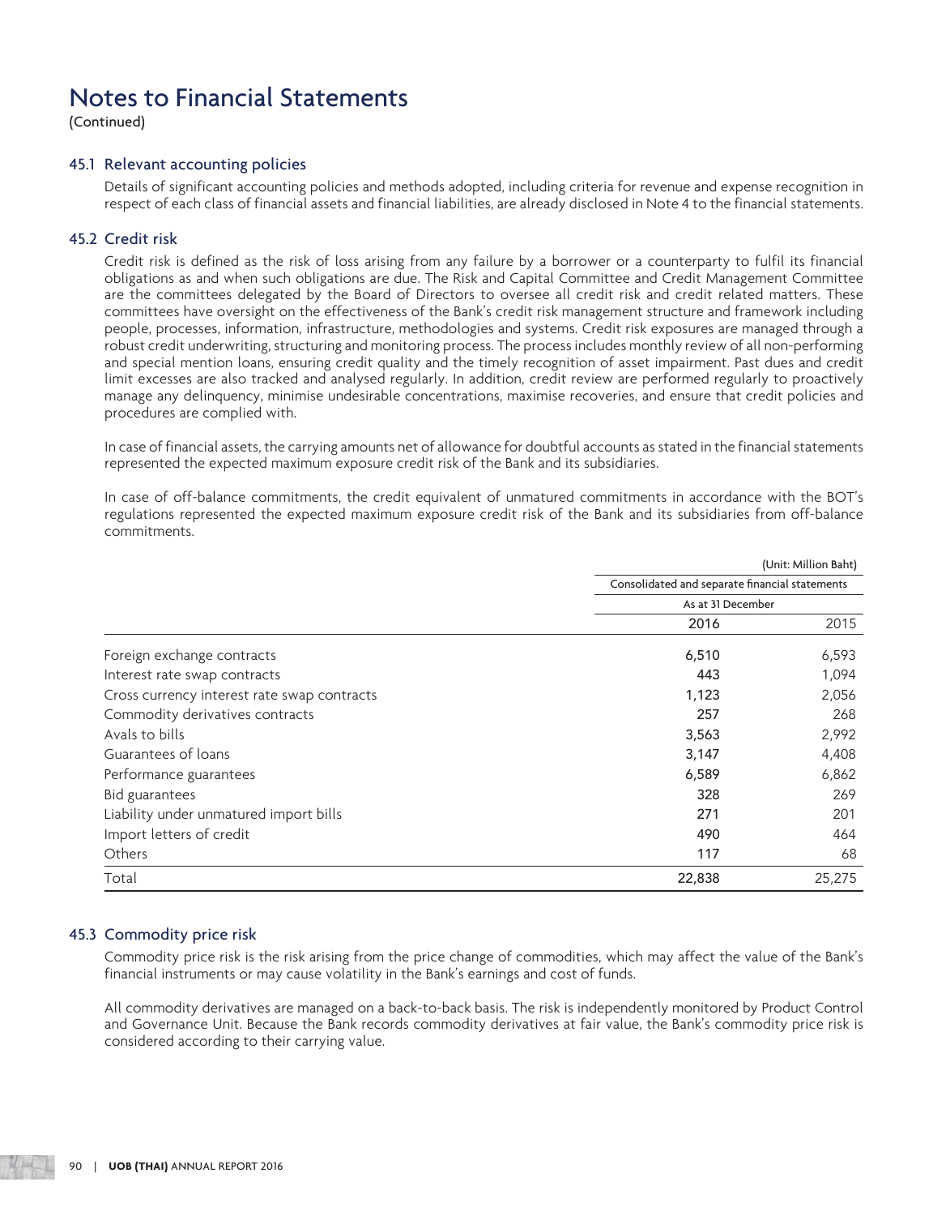# Notes to Financial Statements

(Continued)

## 45.1 Relevant accounting policies

Details of significant accounting policies and methods adopted, including criteria for revenue and expense recognition in respect of each class of financial assets and financial liabilities, are already disclosed in Note 4 to the financial statements.

## 45.2 Credit risk

Credit risk is defined as the risk of loss arising from any failure by a borrower or a counterparty to fulfil its financial obligations as and when such obligations are due. The Risk and Capital Committee and Credit Management Committee are the committees delegated by the Board of Directors to oversee all credit risk and credit related matters. These committees have oversight on the effectiveness of the Bank's credit risk management structure and framework including people, processes, information, infrastructure, methodologies and systems. Credit risk exposures are managed through a robust credit underwriting, structuring and monitoring process. The process includes monthly review of all non-performing and special mention loans, ensuring credit quality and the timely recognition of asset impairment. Past dues and credit limit excesses are also tracked and analysed regularly. In addition, credit review are performed regularly to proactively manage any delinquency, minimise undesirable concentrations, maximise recoveries, and ensure that credit policies and procedures are complied with.

In case of financial assets, the carrying amounts net of allowance for doubtful accounts as stated in the financial statements represented the expected maximum exposure credit risk of the Bank and its subsidiaries.

In case of off-balance commitments, the credit equivalent of unmatured commitments in accordance with the BOT's regulations represented the expected maximum exposure credit risk of the Bank and its subsidiaries from off-balance commitments.

(Unit: Million Baht)

| | Consolidated and separate financial statements | |
|---|---|---|
| | As at 31 December | |
| | 2016 | 2015 |
| Foreign exchange contracts | 6,510 | 6,593 |
| Interest rate swap contracts | 443 | 1,094 |
| Cross currency interest rate swap contracts | 1,123 | 2,056 |
| Commodity derivatives contracts | 257 | 268 |
| Avals to bills | 3,563 | 2,992 |
| Guarantees of loans | 3,147 | 4,408 |
| Performance guarantees | 6,589 | 6,862 |
| Bid guarantees | 328 | 269 |
| Liability under unmatured import bills | 271 | 201 |
| Import letters of credit | 490 | 464 |
| Others | 117 | 68 |
| Total | 22,838 | 25,275 |

## 45.3 Commodity price risk

Commodity price risk is the risk arising from the price change of commodities, which may affect the value of the Bank's financial instruments or may cause volatility in the Bank's earnings and cost of funds.

All commodity derivatives are managed on a back-to-back basis. The risk is independently monitored by Product Control and Governance Unit. Because the Bank records commodity derivatives at fair value, the Bank's commodity price risk is considered according to their carrying value.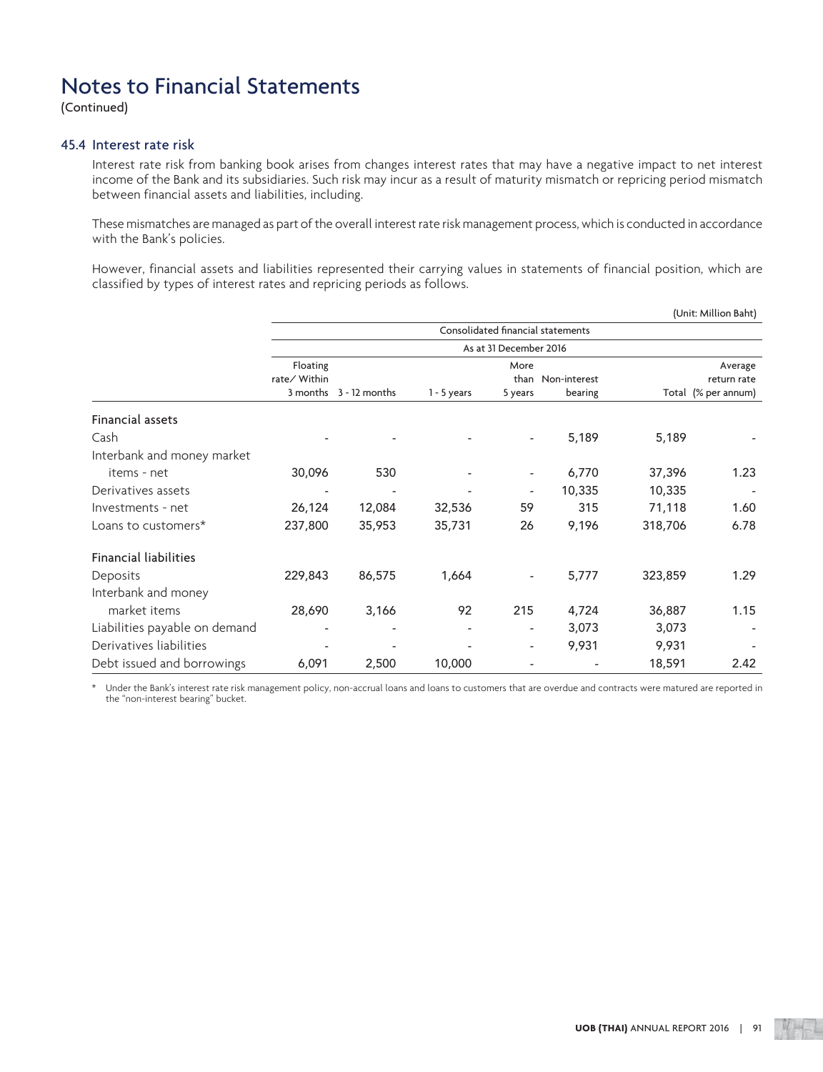# Notes to Financial Statements

(Continued)

## 45.4 Interest rate risk

Interest rate risk from banking book arises from changes interest rates that may have a negative impact to net interest income of the Bank and its subsidiaries. Such risk may incur as a result of maturity mismatch or repricing period mismatch between financial assets and liabilities, including.

These mismatches are managed as part of the overall interest rate risk management process, which is conducted in accordance with the Bank's policies.

However, financial assets and liabilities represented their carrying values in statements of financial position, which are classified by types of interest rates and repricing periods as follows.

(Unit: Million Baht)

| | Consolidated financial statements | | | | | | |
|---|---|---|---|---|---|---|---|
| | As at 31 December 2016 | | | | | | |
| | Floating rate/ Within 3 months | 3 - 12 months | 1 - 5 years | More than 5 years | Non-interest bearing | Total | Average return rate (% per annum) |
| **Financial assets** | | | | | | | |
| Cash | - | - | - | - | 5,189 | 5,189 | - |
| Interbank and money market items - net | 30,096 | 530 | - | - | 6,770 | 37,396 | 1.23 |
| Derivatives assets | - | - | - | - | 10,335 | 10,335 | - |
| Investments - net | 26,124 | 12,084 | 32,536 | 59 | 315 | 71,118 | 1.60 |
| Loans to customers* | 237,800 | 35,953 | 35,731 | 26 | 9,196 | 318,706 | 6.78 |
| **Financial liabilities** | | | | | | | |
| Deposits | 229,843 | 86,575 | 1,664 | - | 5,777 | 323,859 | 1.29 |
| Interbank and money market items | 28,690 | 3,166 | 92 | 215 | 4,724 | 36,887 | 1.15 |
| Liabilities payable on demand | - | - | - | - | 3,073 | 3,073 | - |
| Derivatives liabilities | - | - | - | - | 9,931 | 9,931 | - |
| Debt issued and borrowings | 6,091 | 2,500 | 10,000 | - | - | 18,591 | 2.42 |

\* Under the Bank's interest rate risk management policy, non-accrual loans and loans to customers that are overdue and contracts were matured are reported in the "non-interest bearing" bucket.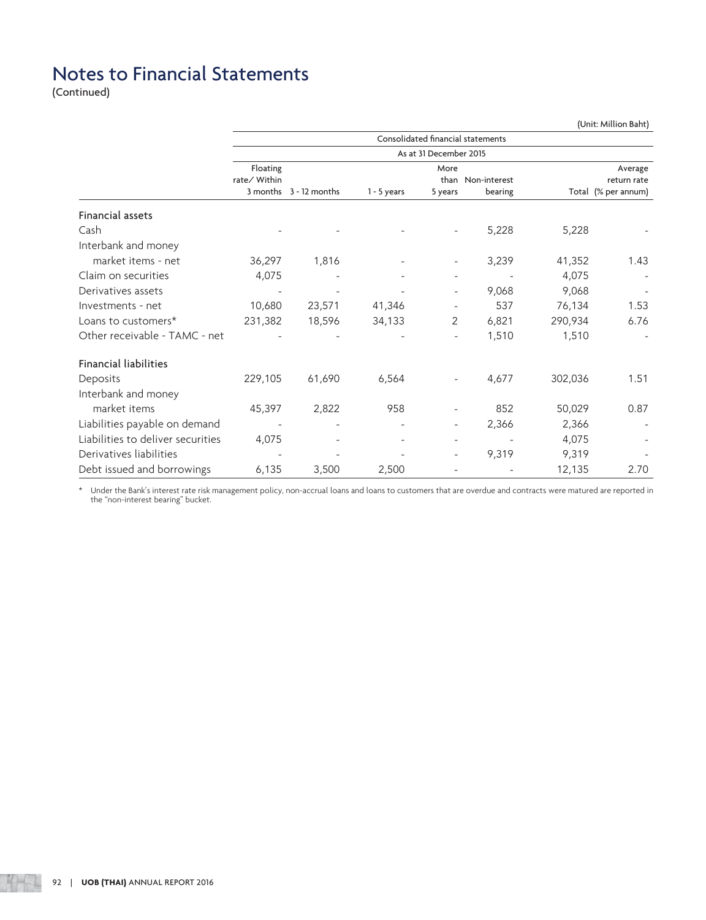# Notes to Financial Statements

(Continued)

(Unit: Million Baht)

| | Consolidated financial statements | | | | | | |
|---|---|---|---|---|---|---|---|
| | As at 31 December 2015 | | | | | | |
| | Floating rate/ Within 3 months | 3 - 12 months | 1 - 5 years | More than 5 years | Non-interest bearing | Total | Average return rate (% per annum) |
| **Financial assets** | | | | | | | |
| Cash | - | - | - | - | 5,228 | 5,228 | - |
| Interbank and money market items - net | 36,297 | 1,816 | - | - | 3,239 | 41,352 | 1.43 |
| Claim on securities | 4,075 | - | - | - | - | 4,075 | - |
| Derivatives assets | - | - | - | - | 9,068 | 9,068 | - |
| Investments - net | 10,680 | 23,571 | 41,346 | - | 537 | 76,134 | 1.53 |
| Loans to customers* | 231,382 | 18,596 | 34,133 | 2 | 6,821 | 290,934 | 6.76 |
| Other receivable - TAMC - net | - | - | - | - | 1,510 | 1,510 | - |
| **Financial liabilities** | | | | | | | |
| Deposits | 229,105 | 61,690 | 6,564 | - | 4,677 | 302,036 | 1.51 |
| Interbank and money market items | 45,397 | 2,822 | 958 | - | 852 | 50,029 | 0.87 |
| Liabilities payable on demand | - | - | - | - | 2,366 | 2,366 | - |
| Liabilities to deliver securities | 4,075 | - | - | - | - | 4,075 | - |
| Derivatives liabilities | - | - | - | - | 9,319 | 9,319 | - |
| Debt issued and borrowings | 6,135 | 3,500 | 2,500 | - | - | 12,135 | 2.70 |

\* Under the Bank's interest rate risk management policy, non-accrual loans and loans to customers that are overdue and contracts were matured are reported in the "non-interest bearing" bucket.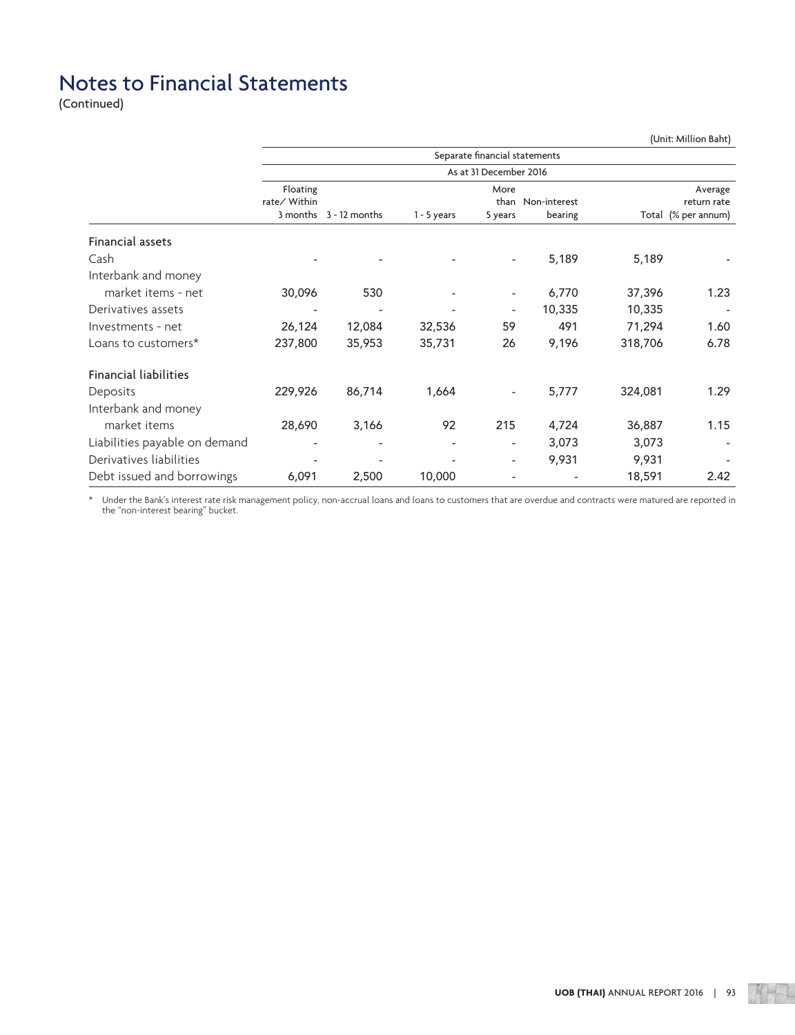# Notes to Financial Statements

(Continued)

(Unit: Million Baht)

| | Separate financial statements | | | | | | |
|---|---|---|---|---|---|---|---|
| | As at 31 December 2016 | | | | | | |
| | Floating rate/ Within 3 months | 3 - 12 months | 1 - 5 years | More than 5 years | Non-interest bearing | Total | Average return rate (% per annum) |
| **Financial assets** | | | | | | | |
| Cash | - | - | - | - | 5,189 | 5,189 | - |
| Interbank and money market items - net | 30,096 | 530 | - | - | 6,770 | 37,396 | 1.23 |
| Derivatives assets | - | - | - | - | 10,335 | 10,335 | - |
| Investments - net | 26,124 | 12,084 | 32,536 | 59 | 491 | 71,294 | 1.60 |
| Loans to customers* | 237,800 | 35,953 | 35,731 | 26 | 9,196 | 318,706 | 6.78 |
| **Financial liabilities** | | | | | | | |
| Deposits | 229,926 | 86,714 | 1,664 | - | 5,777 | 324,081 | 1.29 |
| Interbank and money market items | 28,690 | 3,166 | 92 | 215 | 4,724 | 36,887 | 1.15 |
| Liabilities payable on demand | - | - | - | - | 3,073 | 3,073 | - |
| Derivatives liabilities | - | - | - | - | 9,931 | 9,931 | - |
| Debt issued and borrowings | 6,091 | 2,500 | 10,000 | - | - | 18,591 | 2.42 |

\* Under the Bank's interest rate risk management policy, non-accrual loans and loans to customers that are overdue and contracts were matured are reported in the "non-interest bearing" bucket.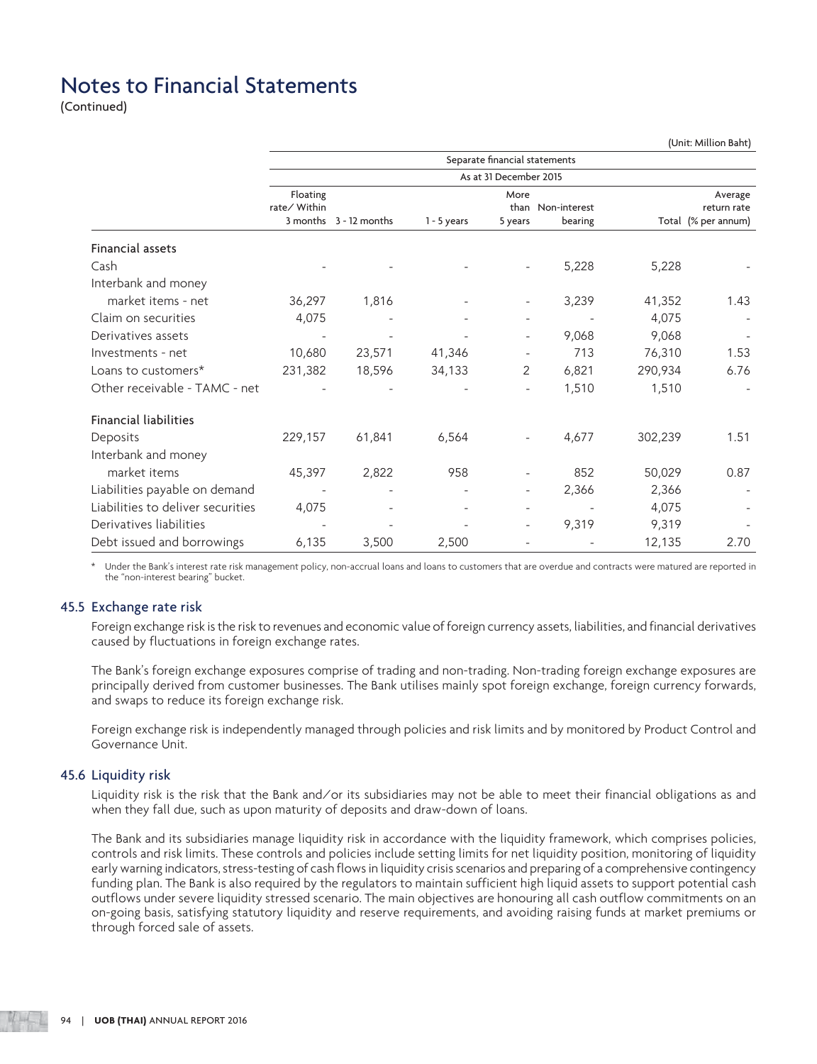# Notes to Financial Statements

(Continued)

(Unit: Million Baht)

| | Separate financial statements | | | | | | |
|---|---|---|---|---|---|---|---|
| | As at 31 December 2015 | | | | | | |
| | Floating rate/ Within 3 months | 3 - 12 months | 1 - 5 years | More than 5 years | Non-interest bearing | Total | Average return rate (% per annum) |
| **Financial assets** | | | | | | | |
| Cash | - | - | - | - | 5,228 | 5,228 | - |
| Interbank and money market items - net | 36,297 | 1,816 | - | - | 3,239 | 41,352 | 1.43 |
| Claim on securities | 4,075 | - | - | - | - | 4,075 | - |
| Derivatives assets | - | - | - | - | 9,068 | 9,068 | - |
| Investments - net | 10,680 | 23,571 | 41,346 | - | 713 | 76,310 | 1.53 |
| Loans to customers* | 231,382 | 18,596 | 34,133 | 2 | 6,821 | 290,934 | 6.76 |
| Other receivable - TAMC - net | - | - | - | - | 1,510 | 1,510 | - |
| **Financial liabilities** | | | | | | | |
| Deposits | 229,157 | 61,841 | 6,564 | - | 4,677 | 302,239 | 1.51 |
| Interbank and money market items | 45,397 | 2,822 | 958 | - | 852 | 50,029 | 0.87 |
| Liabilities payable on demand | - | - | - | - | 2,366 | 2,366 | - |
| Liabilities to deliver securities | 4,075 | - | - | - | - | 4,075 | - |
| Derivatives liabilities | - | - | - | - | 9,319 | 9,319 | - |
| Debt issued and borrowings | 6,135 | 3,500 | 2,500 | - | - | 12,135 | 2.70 |

\* Under the Bank's interest rate risk management policy, non-accrual loans and loans to customers that are overdue and contracts were matured are reported in the "non-interest bearing" bucket.

### 45.5 Exchange rate risk

Foreign exchange risk is the risk to revenues and economic value of foreign currency assets, liabilities, and financial derivatives caused by fluctuations in foreign exchange rates.

The Bank's foreign exchange exposures comprise of trading and non-trading. Non-trading foreign exchange exposures are principally derived from customer businesses. The Bank utilises mainly spot foreign exchange, foreign currency forwards, and swaps to reduce its foreign exchange risk.

Foreign exchange risk is independently managed through policies and risk limits and by monitored by Product Control and Governance Unit.

### 45.6 Liquidity risk

Liquidity risk is the risk that the Bank and/or its subsidiaries may not be able to meet their financial obligations as and when they fall due, such as upon maturity of deposits and draw-down of loans.

The Bank and its subsidiaries manage liquidity risk in accordance with the liquidity framework, which comprises policies, controls and risk limits. These controls and policies include setting limits for net liquidity position, monitoring of liquidity early warning indicators, stress-testing of cash flows in liquidity crisis scenarios and preparing of a comprehensive contingency funding plan. The Bank is also required by the regulators to maintain sufficient high liquid assets to support potential cash outflows under severe liquidity stressed scenario. The main objectives are honouring all cash outflow commitments on an on-going basis, satisfying statutory liquidity and reserve requirements, and avoiding raising funds at market premiums or through forced sale of assets.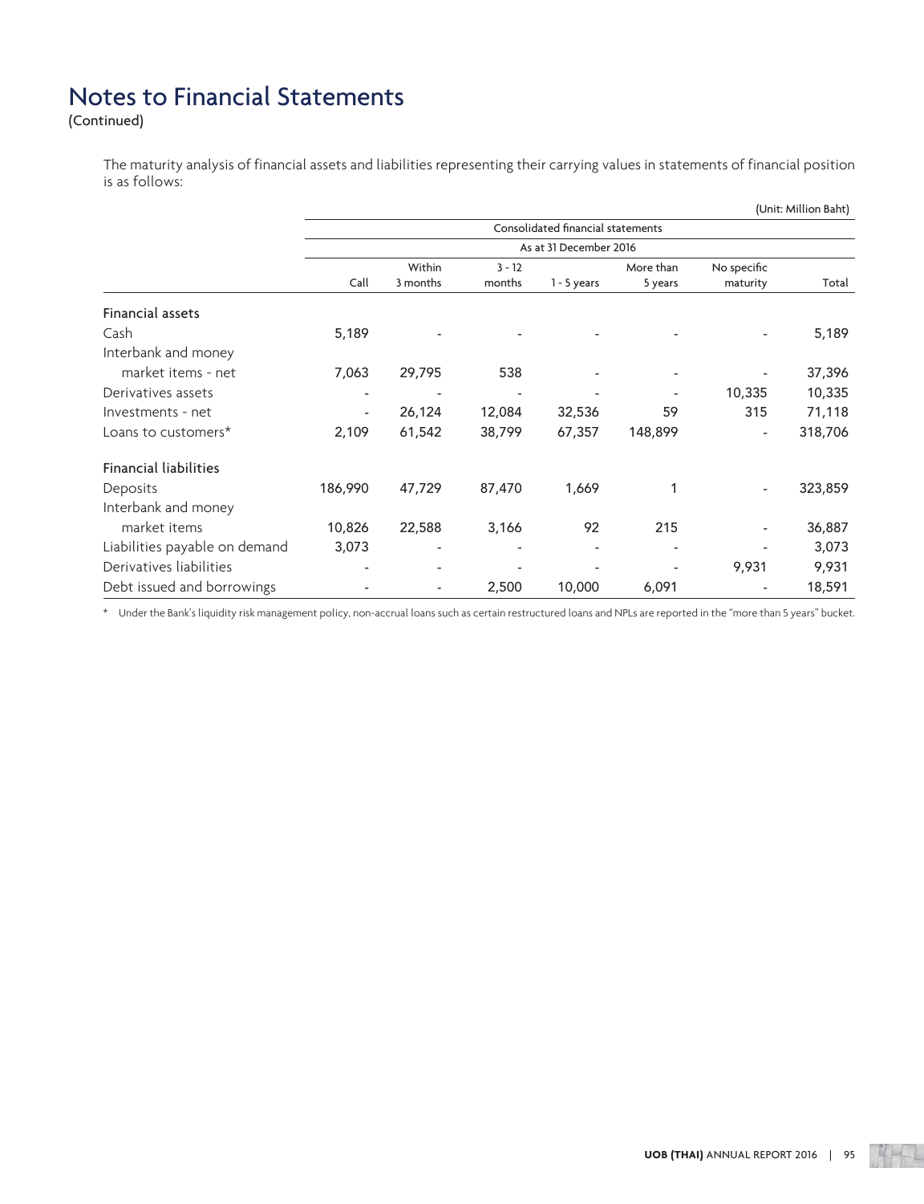# Notes to Financial Statements

(Continued)

The maturity analysis of financial assets and liabilities representing their carrying values in statements of financial position is as follows:

(Unit: Million Baht)

| | Consolidated financial statements | | | | | | |
|---|---|---|---|---|---|---|---|
| | As at 31 December 2016 | | | | | | |
| | Call | Within 3 months | 3 - 12 months | 1 - 5 years | More than 5 years | No specific maturity | Total |
| **Financial assets** | | | | | | | |
| Cash | 5,189 | - | - | - | - | - | 5,189 |
| Interbank and money market items - net | 7,063 | 29,795 | 538 | - | - | - | 37,396 |
| Derivatives assets | - | - | - | - | - | 10,335 | 10,335 |
| Investments - net | - | 26,124 | 12,084 | 32,536 | 59 | 315 | 71,118 |
| Loans to customers* | 2,109 | 61,542 | 38,799 | 67,357 | 148,899 | - | 318,706 |
| **Financial liabilities** | | | | | | | |
| Deposits | 186,990 | 47,729 | 87,470 | 1,669 | 1 | - | 323,859 |
| Interbank and money market items | 10,826 | 22,588 | 3,166 | 92 | 215 | - | 36,887 |
| Liabilities payable on demand | 3,073 | - | - | - | - | - | 3,073 |
| Derivatives liabilities | - | - | - | - | - | 9,931 | 9,931 |
| Debt issued and borrowings | - | - | 2,500 | 10,000 | 6,091 | - | 18,591 |

\* Under the Bank's liquidity risk management policy, non-accrual loans such as certain restructured loans and NPLs are reported in the "more than 5 years" bucket.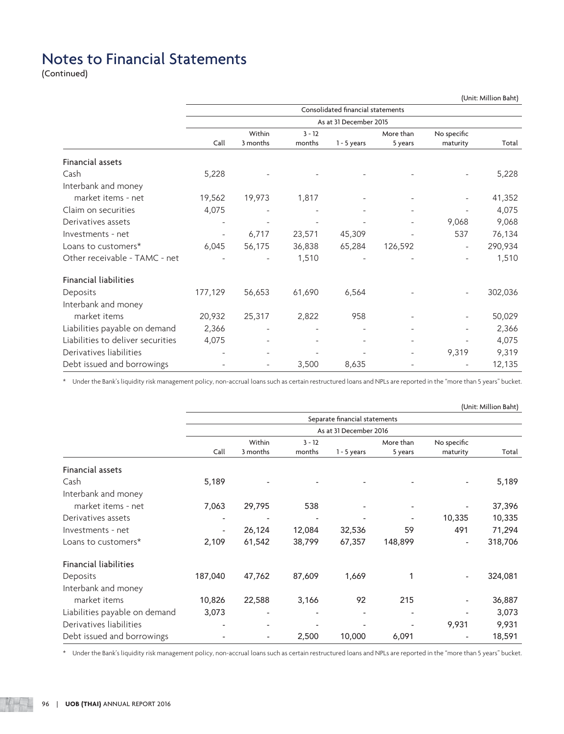# Notes to Financial Statements

(Continued)

(Unit: Million Baht)

| | Consolidated financial statements | | | | | | |
|---|---|---|---|---|---|---|---|
| | As at 31 December 2015 | | | | | | |
| | Call | Within 3 months | 3 - 12 months | 1 - 5 years | More than 5 years | No specific maturity | Total |
| **Financial assets** | | | | | | | |
| Cash | 5,228 | - | - | - | - | - | 5,228 |
| Interbank and money market items - net | 19,562 | 19,973 | 1,817 | - | - | - | 41,352 |
| Claim on securities | 4,075 | - | - | - | - | - | 4,075 |
| Derivatives assets | - | - | - | - | - | 9,068 | 9,068 |
| Investments - net | - | 6,717 | 23,571 | 45,309 | - | 537 | 76,134 |
| Loans to customers* | 6,045 | 56,175 | 36,838 | 65,284 | 126,592 | - | 290,934 |
| Other receivable - TAMC - net | - | - | 1,510 | - | - | - | 1,510 |
| **Financial liabilities** | | | | | | | |
| Deposits | 177,129 | 56,653 | 61,690 | 6,564 | - | - | 302,036 |
| Interbank and money market items | 20,932 | 25,317 | 2,822 | 958 | - | - | 50,029 |
| Liabilities payable on demand | 2,366 | - | - | - | - | - | 2,366 |
| Liabilities to deliver securities | 4,075 | - | - | - | - | - | 4,075 |
| Derivatives liabilities | - | - | - | - | - | 9,319 | 9,319 |
| Debt issued and borrowings | - | - | 3,500 | 8,635 | - | - | 12,135 |

* Under the Bank's liquidity risk management policy, non-accrual loans such as certain restructured loans and NPLs are reported in the "more than 5 years" bucket.

(Unit: Million Baht)

| | Separate financial statements | | | | | | |
|---|---|---|---|---|---|---|---|
| | As at 31 December 2016 | | | | | | |
| | Call | Within 3 months | 3 - 12 months | 1 - 5 years | More than 5 years | No specific maturity | Total |
| **Financial assets** | | | | | | | |
| Cash | 5,189 | - | - | - | - | - | 5,189 |
| Interbank and money market items - net | 7,063 | 29,795 | 538 | - | - | - | 37,396 |
| Derivatives assets | - | - | - | - | - | 10,335 | 10,335 |
| Investments - net | - | 26,124 | 12,084 | 32,536 | 59 | 491 | 71,294 |
| Loans to customers* | 2,109 | 61,542 | 38,799 | 67,357 | 148,899 | - | 318,706 |
| **Financial liabilities** | | | | | | | |
| Deposits | 187,040 | 47,762 | 87,609 | 1,669 | 1 | - | 324,081 |
| Interbank and money market items | 10,826 | 22,588 | 3,166 | 92 | 215 | - | 36,887 |
| Liabilities payable on demand | 3,073 | - | - | - | - | - | 3,073 |
| Derivatives liabilities | - | - | - | - | - | 9,931 | 9,931 |
| Debt issued and borrowings | - | - | 2,500 | 10,000 | 6,091 | - | 18,591 |

* Under the Bank's liquidity risk management policy, non-accrual loans such as certain restructured loans and NPLs are reported in the "more than 5 years" bucket.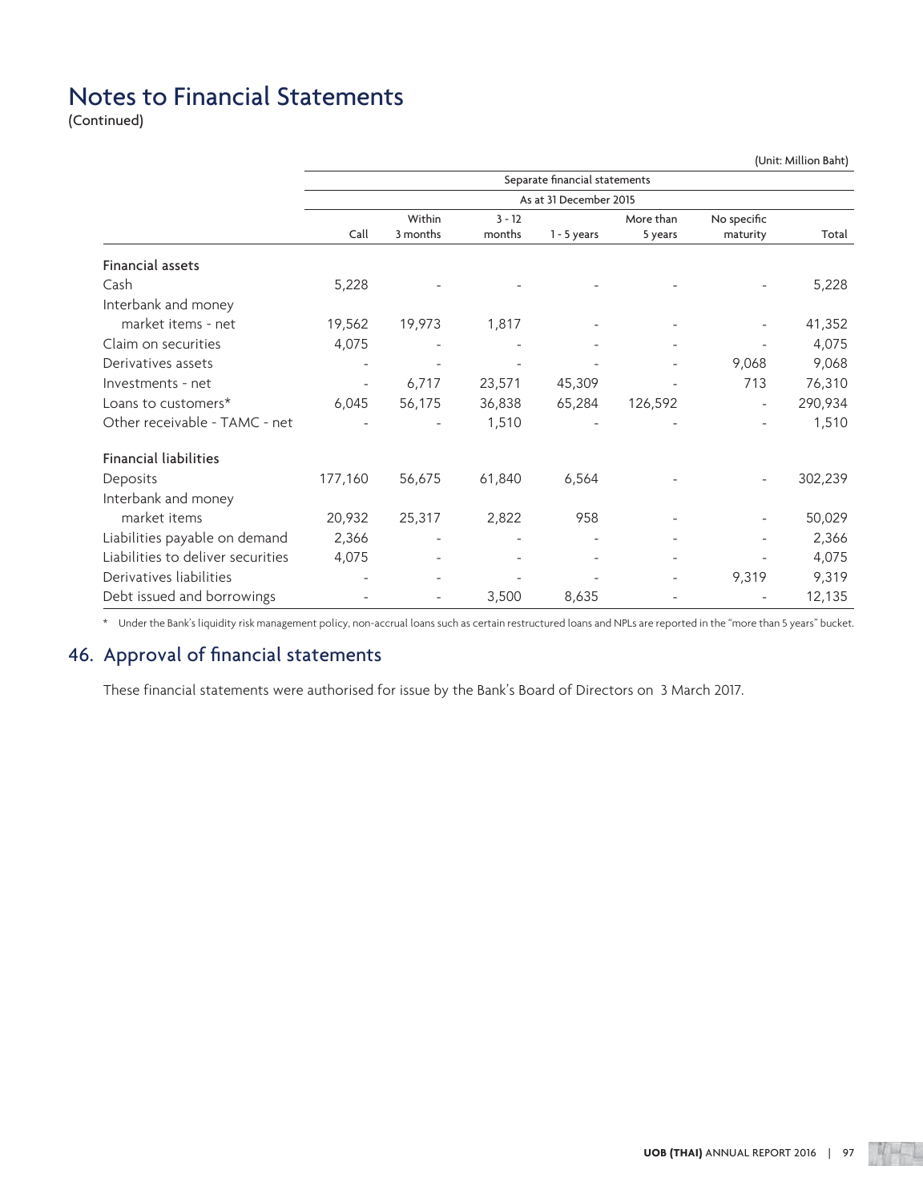# Notes to Financial Statements

(Continued)

(Unit: Million Baht)

| | Separate financial statements | | | | | | |
|---|---|---|---|---|---|---|---|
| | As at 31 December 2015 | | | | | | |
| | Call | Within 3 months | 3 - 12 months | 1 - 5 years | More than 5 years | No specific maturity | Total |
| **Financial assets** | | | | | | | |
| Cash | 5,228 | - | - | - | - | - | 5,228 |
| Interbank and money market items - net | 19,562 | 19,973 | 1,817 | - | - | - | 41,352 |
| Claim on securities | 4,075 | - | - | - | - | - | 4,075 |
| Derivatives assets | - | - | - | - | - | 9,068 | 9,068 |
| Investments - net | - | 6,717 | 23,571 | 45,309 | - | 713 | 76,310 |
| Loans to customers* | 6,045 | 56,175 | 36,838 | 65,284 | 126,592 | - | 290,934 |
| Other receivable - TAMC - net | - | - | 1,510 | - | - | - | 1,510 |
| **Financial liabilities** | | | | | | | |
| Deposits | 177,160 | 56,675 | 61,840 | 6,564 | - | - | 302,239 |
| Interbank and money market items | 20,932 | 25,317 | 2,822 | 958 | - | - | 50,029 |
| Liabilities payable on demand | 2,366 | - | - | - | - | - | 2,366 |
| Liabilities to deliver securities | 4,075 | - | - | - | - | - | 4,075 |
| Derivatives liabilities | - | - | - | - | - | 9,319 | 9,319 |
| Debt issued and borrowings | - | - | 3,500 | 8,635 | - | - | 12,135 |

\* Under the Bank's liquidity risk management policy, non-accrual loans such as certain restructured loans and NPLs are reported in the "more than 5 years" bucket.

## 46. Approval of financial statements

These financial statements were authorised for issue by the Bank's Board of Directors on 3 March 2017.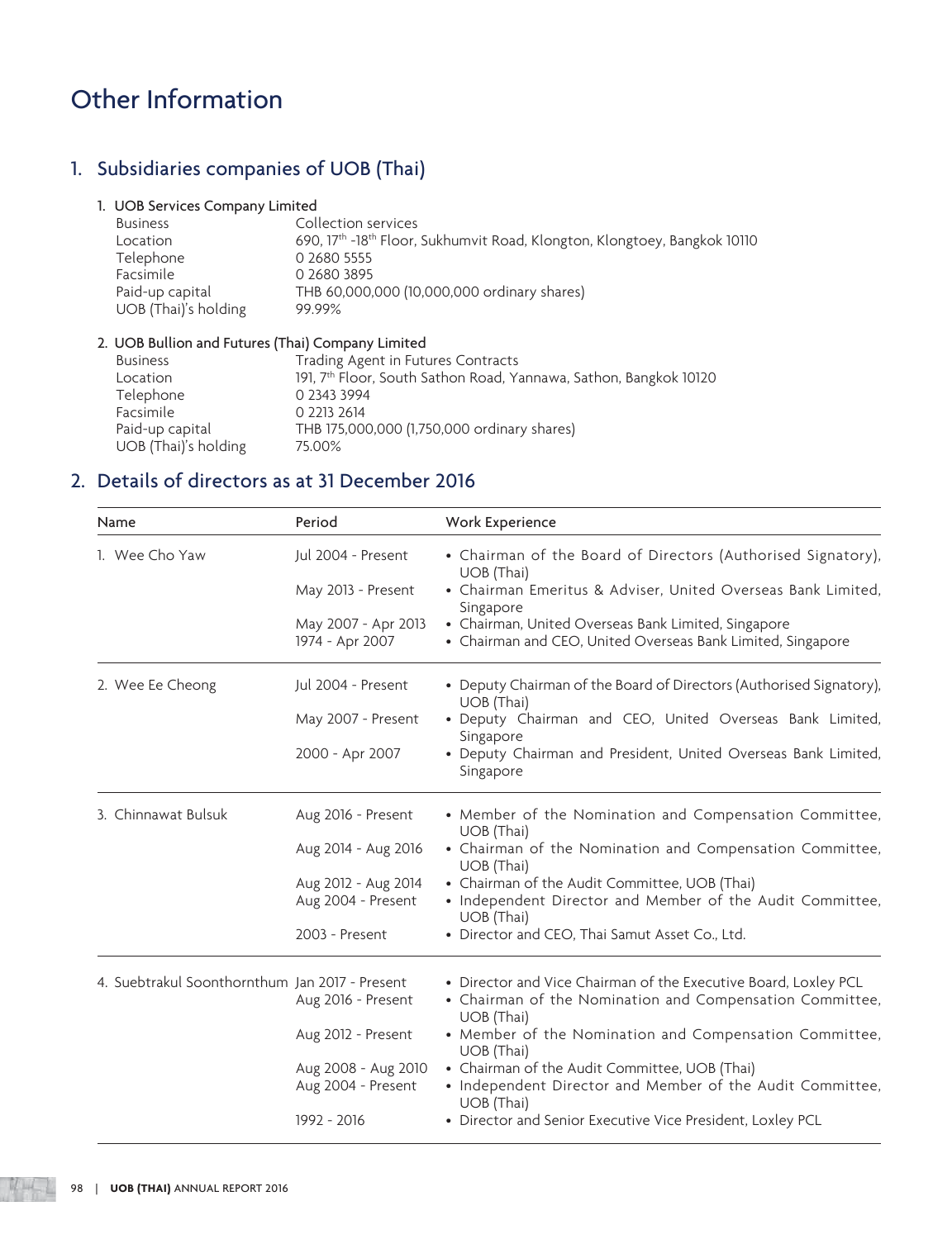# Other Information

## 1. Subsidiaries companies of UOB (Thai)

### 1. UOB Services Company Limited

| | |
|---|---|
| Business | Collection services |
| Location | 690, 17th -18th Floor, Sukhumvit Road, Klongton, Klongtoey, Bangkok 10110 |
| Telephone | 0 2680 5555 |
| Facsimile | 0 2680 3895 |
| Paid-up capital | THB 60,000,000 (10,000,000 ordinary shares) |
| UOB (Thai)'s holding | 99.99% |

### 2. UOB Bullion and Futures (Thai) Company Limited

| | |
|---|---|
| Business | Trading Agent in Futures Contracts |
| Location | 191, 7th Floor, South Sathon Road, Yannawa, Sathon, Bangkok 10120 |
| Telephone | 0 2343 3994 |
| Facsimile | 0 2213 2614 |
| Paid-up capital | THB 175,000,000 (1,750,000 ordinary shares) |
| UOB (Thai)'s holding | 75.00% |

## 2. Details of directors as at 31 December 2016

| Name | Period | Work Experience |
|---|---|---|
| 1. Wee Cho Yaw | Jul 2004 - Present | • Chairman of the Board of Directors (Authorised Signatory), UOB (Thai) |
| | May 2013 - Present | • Chairman Emeritus & Adviser, United Overseas Bank Limited, Singapore |
| | May 2007 - Apr 2013 | • Chairman, United Overseas Bank Limited, Singapore |
| | 1974 - Apr 2007 | • Chairman and CEO, United Overseas Bank Limited, Singapore |
| 2. Wee Ee Cheong | Jul 2004 - Present | • Deputy Chairman of the Board of Directors (Authorised Signatory), UOB (Thai) |
| | May 2007 - Present | • Deputy Chairman and CEO, United Overseas Bank Limited, Singapore |
| | 2000 - Apr 2007 | • Deputy Chairman and President, United Overseas Bank Limited, Singapore |
| 3. Chinnawat Bulsuk | Aug 2016 - Present | • Member of the Nomination and Compensation Committee, UOB (Thai) |
| | Aug 2014 - Aug 2016 | • Chairman of the Nomination and Compensation Committee, UOB (Thai) |
| | Aug 2012 - Aug 2014 | • Chairman of the Audit Committee, UOB (Thai) |
| | Aug 2004 - Present | • Independent Director and Member of the Audit Committee, UOB (Thai) |
| | 2003 - Present | • Director and CEO, Thai Samut Asset Co., Ltd. |
| 4. Suebtrakul Soonthornthum | Jan 2017 - Present | • Director and Vice Chairman of the Executive Board, Loxley PCL |
| | Aug 2016 - Present | • Chairman of the Nomination and Compensation Committee, UOB (Thai) |
| | Aug 2012 - Present | • Member of the Nomination and Compensation Committee, UOB (Thai) |
| | Aug 2008 - Aug 2010 | • Chairman of the Audit Committee, UOB (Thai) |
| | Aug 2004 - Present | • Independent Director and Member of the Audit Committee, UOB (Thai) |
| | 1992 - 2016 | • Director and Senior Executive Vice President, Loxley PCL |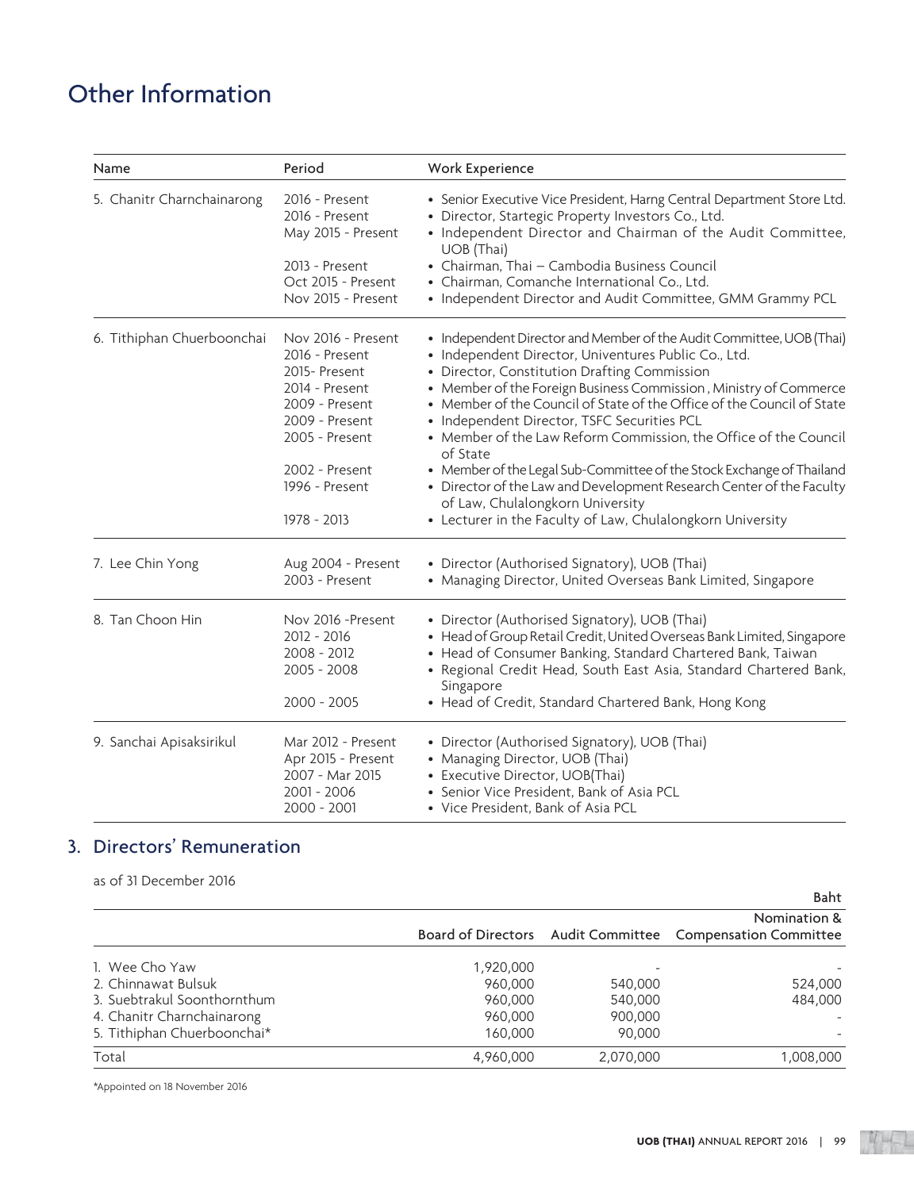# Other Information

| Name | Period | Work Experience |
|---|---|---|
| 5. Chanitr Charnchainarong | 2016 - Present<br>2016 - Present<br>May 2015 - Present<br><br>2013 - Present<br>Oct 2015 - Present<br>Nov 2015 - Present | • Senior Executive Vice President, Harng Central Department Store Ltd.<br>• Director, Startegic Property Investors Co., Ltd.<br>• Independent Director and Chairman of the Audit Committee, UOB (Thai)<br>• Chairman, Thai – Cambodia Business Council<br>• Chairman, Comanche International Co., Ltd.<br>• Independent Director and Audit Committee, GMM Grammy PCL |
| 6. Tithiphan Chuerboonchai | Nov 2016 - Present<br>2016 - Present<br>2015- Present<br>2014 - Present<br>2009 - Present<br>2009 - Present<br>2005 - Present<br><br>2002 - Present<br>1996 - Present<br><br>1978 - 2013 | • Independent Director and Member of the Audit Committee, UOB (Thai)<br>• Independent Director, Univentures Public Co., Ltd.<br>• Director, Constitution Drafting Commission<br>• Member of the Foreign Business Commission , Ministry of Commerce<br>• Member of the Council of State of the Office of the Council of State<br>• Independent Director, TSFC Securities PCL<br>• Member of the Law Reform Commission, the Office of the Council of State<br>• Member of the Legal Sub-Committee of the Stock Exchange of Thailand<br>• Director of the Law and Development Research Center of the Faculty of Law, Chulalongkorn University<br>• Lecturer in the Faculty of Law, Chulalongkorn University |
| 7. Lee Chin Yong | Aug 2004 - Present<br>2003 - Present | • Director (Authorised Signatory), UOB (Thai)<br>• Managing Director, United Overseas Bank Limited, Singapore |
| 8. Tan Choon Hin | Nov 2016 -Present<br>2012 - 2016<br>2008 - 2012<br>2005 - 2008<br><br>2000 - 2005 | • Director (Authorised Signatory), UOB (Thai)<br>• Head of Group Retail Credit, United Overseas Bank Limited, Singapore<br>• Head of Consumer Banking, Standard Chartered Bank, Taiwan<br>• Regional Credit Head, South East Asia, Standard Chartered Bank, Singapore<br>• Head of Credit, Standard Chartered Bank, Hong Kong |
| 9. Sanchai Apisaksirikul | Mar 2012 - Present<br>Apr 2015 - Present<br>2007 - Mar 2015<br>2001 - 2006<br>2000 - 2001 | • Director (Authorised Signatory), UOB (Thai)<br>• Managing Director, UOB (Thai)<br>• Executive Director, UOB(Thai)<br>• Senior Vice President, Bank of Asia PCL<br>• Vice President, Bank of Asia PCL |

## 3. Directors' Remuneration

as of 31 December 2016

Baht

| | Board of Directors | Audit Committee | Nomination & Compensation Committee |
|---|---|---|---|
| 1. Wee Cho Yaw | 1,920,000 | - | - |
| 2. Chinnawat Bulsuk | 960,000 | 540,000 | 524,000 |
| 3. Suebtrakul Soonthornthum | 960,000 | 540,000 | 484,000 |
| 4. Chanitr Charnchainarong | 960,000 | 900,000 | - |
| 5. Tithiphan Chuerboonchai* | 160,000 | 90,000 | - |
| Total | 4,960,000 | 2,070,000 | 1,008,000 |

*Appointed on 18 November 2016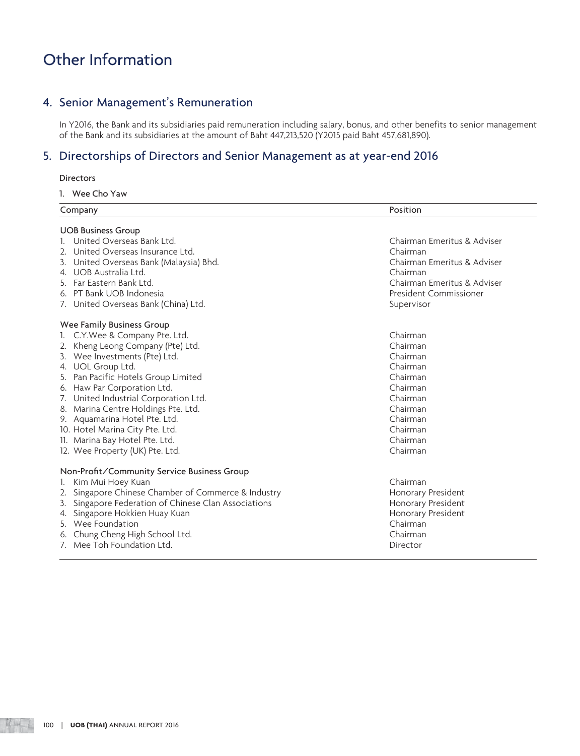# Other Information

## 4. Senior Management's Remuneration

In Y2016, the Bank and its subsidiaries paid remuneration including salary, bonus, and other benefits to senior management of the Bank and its subsidiaries at the amount of Baht 447,213,520 (Y2015 paid Baht 457,681,890).

## 5. Directorships of Directors and Senior Management as at year-end 2016

Directors

1. Wee Cho Yaw

| Company | Position |
|---|---|
| **UOB Business Group** | |
| 1. United Overseas Bank Ltd. | Chairman Emeritus & Adviser |
| 2. United Overseas Insurance Ltd. | Chairman |
| 3. United Overseas Bank (Malaysia) Bhd. | Chairman Emeritus & Adviser |
| 4. UOB Australia Ltd. | Chairman |
| 5. Far Eastern Bank Ltd. | Chairman Emeritus & Adviser |
| 6. PT Bank UOB Indonesia | President Commissioner |
| 7. United Overseas Bank (China) Ltd. | Supervisor |
| **Wee Family Business Group** | |
| 1. C.Y.Wee & Company Pte. Ltd. | Chairman |
| 2. Kheng Leong Company (Pte) Ltd. | Chairman |
| 3. Wee Investments (Pte) Ltd. | Chairman |
| 4. UOL Group Ltd. | Chairman |
| 5. Pan Pacific Hotels Group Limited | Chairman |
| 6. Haw Par Corporation Ltd. | Chairman |
| 7. United Industrial Corporation Ltd. | Chairman |
| 8. Marina Centre Holdings Pte. Ltd. | Chairman |
| 9. Aquamarina Hotel Pte. Ltd. | Chairman |
| 10. Hotel Marina City Pte. Ltd. | Chairman |
| 11. Marina Bay Hotel Pte. Ltd. | Chairman |
| 12. Wee Property (UK) Pte. Ltd. | Chairman |
| **Non-Profit/Community Service Business Group** | |
| 1. Kim Mui Hoey Kuan | Chairman |
| 2. Singapore Chinese Chamber of Commerce & Industry | Honorary President |
| 3. Singapore Federation of Chinese Clan Associations | Honorary President |
| 4. Singapore Hokkien Huay Kuan | Honorary President |
| 5. Wee Foundation | Chairman |
| 6. Chung Cheng High School Ltd. | Chairman |
| 7. Mee Toh Foundation Ltd. | Director |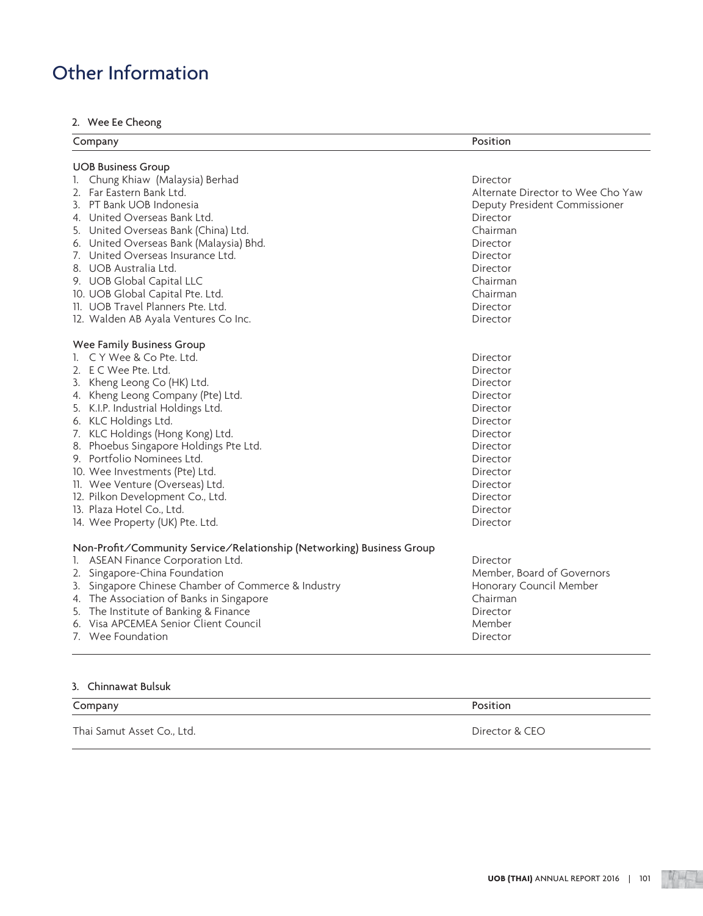# Other Information

### 2. Wee Ee Cheong

| Company | Position |
|---|---|
| **UOB Business Group** | |
| 1. Chung Khiaw (Malaysia) Berhad | Director |
| 2. Far Eastern Bank Ltd. | Alternate Director to Wee Cho Yaw |
| 3. PT Bank UOB Indonesia | Deputy President Commissioner |
| 4. United Overseas Bank Ltd. | Director |
| 5. United Overseas Bank (China) Ltd. | Chairman |
| 6. United Overseas Bank (Malaysia) Bhd. | Director |
| 7. United Overseas Insurance Ltd. | Director |
| 8. UOB Australia Ltd. | Director |
| 9. UOB Global Capital LLC | Chairman |
| 10. UOB Global Capital Pte. Ltd. | Chairman |
| 11. UOB Travel Planners Pte. Ltd. | Director |
| 12. Walden AB Ayala Ventures Co Inc. | Director |
| **Wee Family Business Group** | |
| 1. C Y Wee & Co Pte. Ltd. | Director |
| 2. E C Wee Pte. Ltd. | Director |
| 3. Kheng Leong Co (HK) Ltd. | Director |
| 4. Kheng Leong Company (Pte) Ltd. | Director |
| 5. K.I.P. Industrial Holdings Ltd. | Director |
| 6. KLC Holdings Ltd. | Director |
| 7. KLC Holdings (Hong Kong) Ltd. | Director |
| 8. Phoebus Singapore Holdings Pte Ltd. | Director |
| 9. Portfolio Nominees Ltd. | Director |
| 10. Wee Investments (Pte) Ltd. | Director |
| 11. Wee Venture (Overseas) Ltd. | Director |
| 12. Pilkon Development Co., Ltd. | Director |
| 13. Plaza Hotel Co., Ltd. | Director |
| 14. Wee Property (UK) Pte. Ltd. | Director |
| **Non-Profit/Community Service/Relationship (Networking) Business Group** | |
| 1. ASEAN Finance Corporation Ltd. | Director |
| 2. Singapore-China Foundation | Member, Board of Governors |
| 3. Singapore Chinese Chamber of Commerce & Industry | Honorary Council Member |
| 4. The Association of Banks in Singapore | Chairman |
| 5. The Institute of Banking & Finance | Director |
| 6. Visa APCEMEA Senior Client Council | Member |
| 7. Wee Foundation | Director |

### 3. Chinnawat Bulsuk

| Company | Position |
|---|---|
| Thai Samut Asset Co., Ltd. | Director & CEO |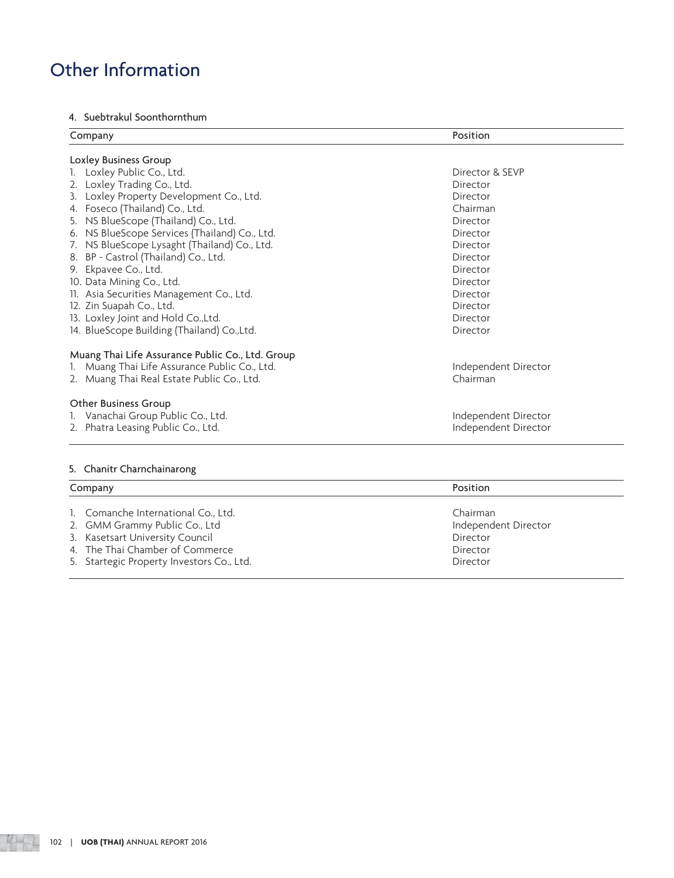# Other Information

#### 4. Suebtrakul Soonthornthum

| Company | Position |
|---|---|
| **Loxley Business Group** | |
| 1. Loxley Public Co., Ltd. | Director & SEVP |
| 2. Loxley Trading Co., Ltd. | Director |
| 3. Loxley Property Development Co., Ltd. | Director |
| 4. Foseco (Thailand) Co., Ltd. | Chairman |
| 5. NS BlueScope (Thailand) Co., Ltd. | Director |
| 6. NS BlueScope Services (Thailand) Co., Ltd. | Director |
| 7. NS BlueScope Lysaght (Thailand) Co., Ltd. | Director |
| 8. BP - Castrol (Thailand) Co., Ltd. | Director |
| 9. Ekpavee Co., Ltd. | Director |
| 10. Data Mining Co., Ltd. | Director |
| 11. Asia Securities Management Co., Ltd. | Director |
| 12. Zin Suapah Co., Ltd. | Director |
| 13. Loxley Joint and Hold Co.,Ltd. | Director |
| 14. BlueScope Building (Thailand) Co.,Ltd. | Director |
| **Muang Thai Life Assurance Public Co., Ltd. Group** | |
| 1. Muang Thai Life Assurance Public Co., Ltd. | Independent Director |
| 2. Muang Thai Real Estate Public Co., Ltd. | Chairman |
| **Other Business Group** | |
| 1. Vanachai Group Public Co., Ltd. | Independent Director |
| 2. Phatra Leasing Public Co., Ltd. | Independent Director |

#### 5. Chanitr Charnchainarong

| Company | Position |
|---|---|
| 1. Comanche International Co., Ltd. | Chairman |
| 2. GMM Grammy Public Co., Ltd | Independent Director |
| 3. Kasetsart University Council | Director |
| 4. The Thai Chamber of Commerce | Director |
| 5. Startegic Property Investors Co., Ltd. | Director |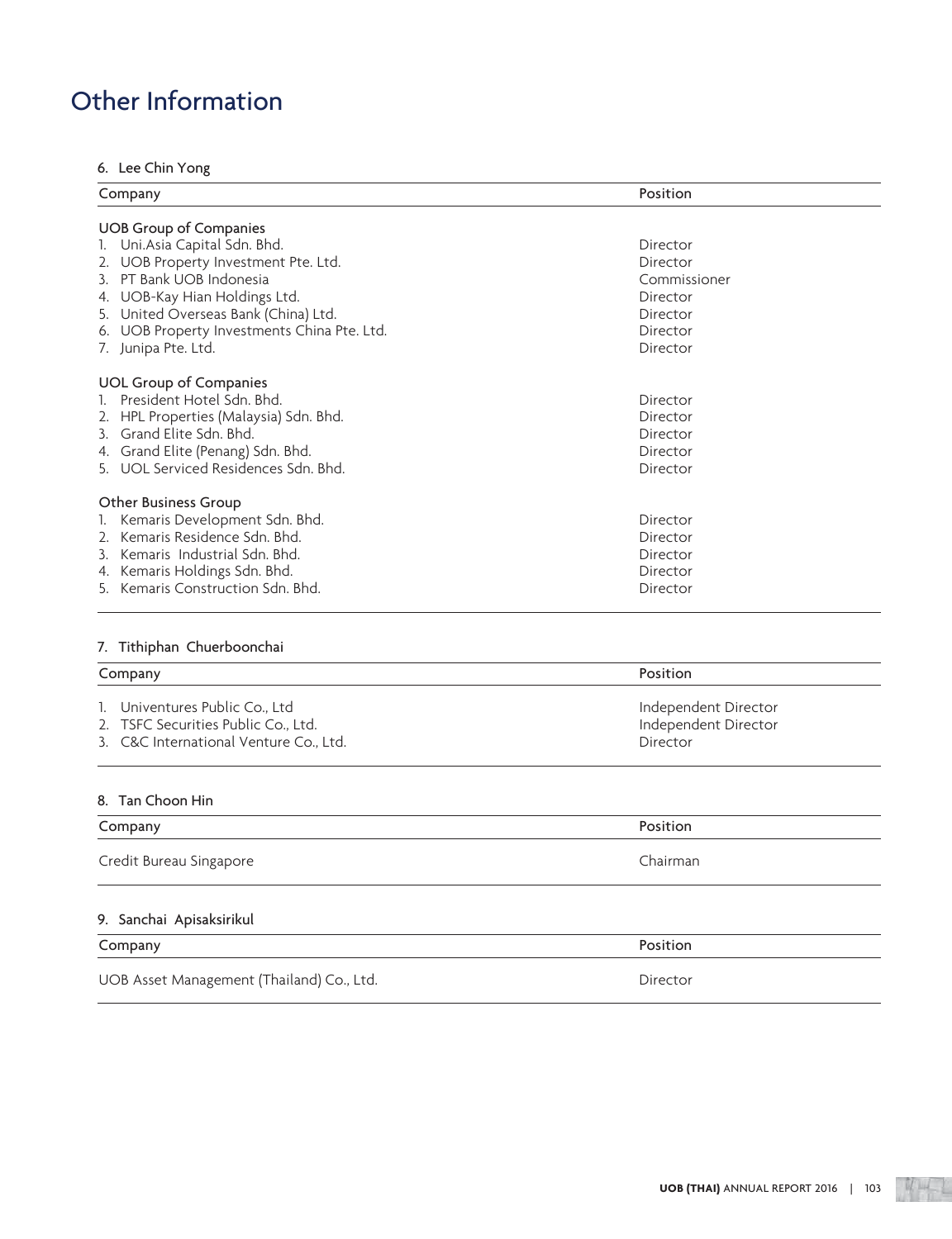# Other Information

### 6. Lee Chin Yong

| Company | Position |
|---|---|
| **UOB Group of Companies** | |
| 1. Uni.Asia Capital Sdn. Bhd. | Director |
| 2. UOB Property Investment Pte. Ltd. | Director |
| 3. PT Bank UOB Indonesia | Commissioner |
| 4. UOB-Kay Hian Holdings Ltd. | Director |
| 5. United Overseas Bank (China) Ltd. | Director |
| 6. UOB Property Investments China Pte. Ltd. | Director |
| 7. Junipa Pte. Ltd. | Director |
| **UOL Group of Companies** | |
| 1. President Hotel Sdn. Bhd. | Director |
| 2. HPL Properties (Malaysia) Sdn. Bhd. | Director |
| 3. Grand Elite Sdn. Bhd. | Director |
| 4. Grand Elite (Penang) Sdn. Bhd. | Director |
| 5. UOL Serviced Residences Sdn. Bhd. | Director |
| **Other Business Group** | |
| 1. Kemaris Development Sdn. Bhd. | Director |
| 2. Kemaris Residence Sdn. Bhd. | Director |
| 3. Kemaris Industrial Sdn. Bhd. | Director |
| 4. Kemaris Holdings Sdn. Bhd. | Director |
| 5. Kemaris Construction Sdn. Bhd. | Director |

### 7. Tithiphan Chuerboonchai

| Company | Position |
|---|---|
| 1. Univentures Public Co., Ltd | Independent Director |
| 2. TSFC Securities Public Co., Ltd. | Independent Director |
| 3. C&C International Venture Co., Ltd. | Director |

### 8. Tan Choon Hin

| Company | Position |
|---|---|
| Credit Bureau Singapore | Chairman |

### 9. Sanchai Apisaksirikul

| Company | Position |
|---|---|
| UOB Asset Management (Thailand) Co., Ltd. | Director |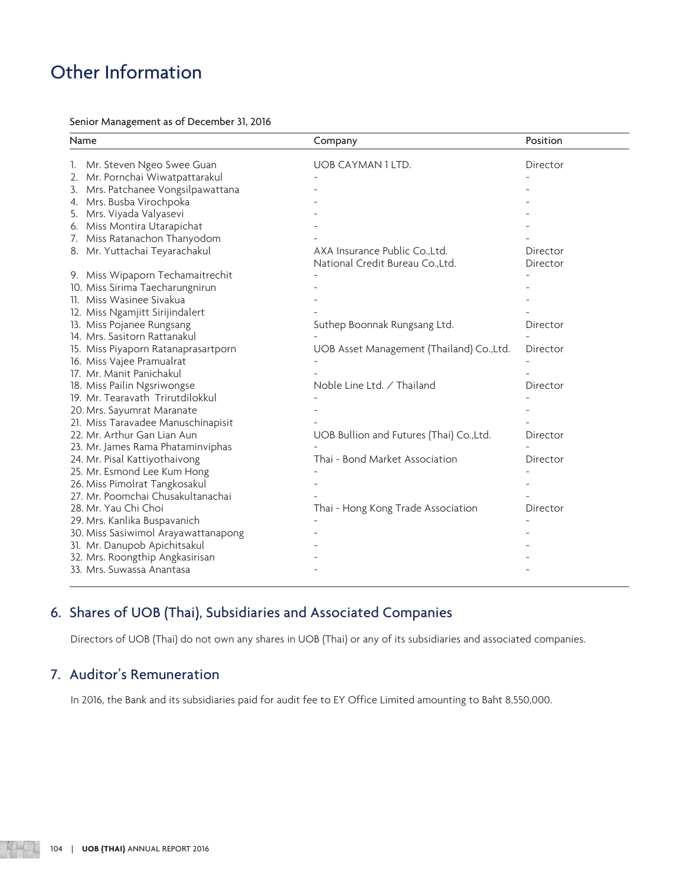# Other Information

Senior Management as of December 31, 2016

| Name | Company | Position |
|---|---|---|
| 1. Mr. Steven Ngeo Swee Guan | UOB CAYMAN 1 LTD. | Director |
| 2. Mr. Pornchai Wiwatpattarakul | - | - |
| 3. Mrs. Patchanee Vongsilpawattana | - | - |
| 4. Mrs. Busba Virochpoka | - | - |
| 5. Mrs. Viyada Valyasevi | - | - |
| 6. Miss Montira Utarapichat | - | - |
| 7. Miss Ratanachon Thanyodom | - | - |
| 8. Mr. Yuttachai Teyarachakul | AXA Insurance Public Co.,Ltd. | Director |
| | National Credit Bureau Co.,Ltd. | Director |
| 9. Miss Wipaporn Techamaitrechit | - | - |
| 10. Miss Sirima Taecharungnirun | - | - |
| 11. Miss Wasinee Sivakua | - | - |
| 12. Miss Ngamjitt Sirijindalert | - | - |
| 13. Miss Pojanee Rungsang | Suthep Boonnak Rungsang Ltd. | Director |
| 14. Mrs. Sasitorn Rattanakul | - | - |
| 15. Miss Piyaporn Ratanaprasartporn | UOB Asset Management (Thailand) Co.,Ltd. | Director |
| 16. Miss Vajee Pramualrat | - | - |
| 17. Mr. Manit Panichakul | - | - |
| 18. Miss Pailin Ngsriwongse | Noble Line Ltd. / Thailand | Director |
| 19. Mr. Tearavath Trirutdilokkul | - | - |
| 20. Mrs. Sayumrat Maranate | - | - |
| 21. Miss Taravadee Manuschinapisit | - | - |
| 22. Mr. Arthur Gan Lian Aun | UOB Bullion and Futures (Thai) Co.,Ltd. | Director |
| 23. Mr. James Rama Phataminviphas | - | - |
| 24. Mr. Pisal Kattiyothaivong | Thai - Bond Market Association | Director |
| 25. Mr. Esmond Lee Kum Hong | - | - |
| 26. Miss Pimolrat Tangkosakul | - | - |
| 27. Mr. Poomchai Chusakultanachai | - | - |
| 28. Mr. Yau Chi Choi | Thai - Hong Kong Trade Association | Director |
| 29. Mrs. Kanlika Buspavanich | - | - |
| 30. Miss Sasiwimol Arayawattanapong | - | - |
| 31. Mr. Danupob Apichitsakul | - | - |
| 32. Mrs. Roongthip Angkasirisan | - | - |
| 33. Mrs. Suwassa Anantasa | - | - |

## 6. Shares of UOB (Thai), Subsidiaries and Associated Companies

Directors of UOB (Thai) do not own any shares in UOB (Thai) or any of its subsidiaries and associated companies.

## 7. Auditor's Remuneration

In 2016, the Bank and its subsidiaries paid for audit fee to EY Office Limited amounting to Baht 8,550,000.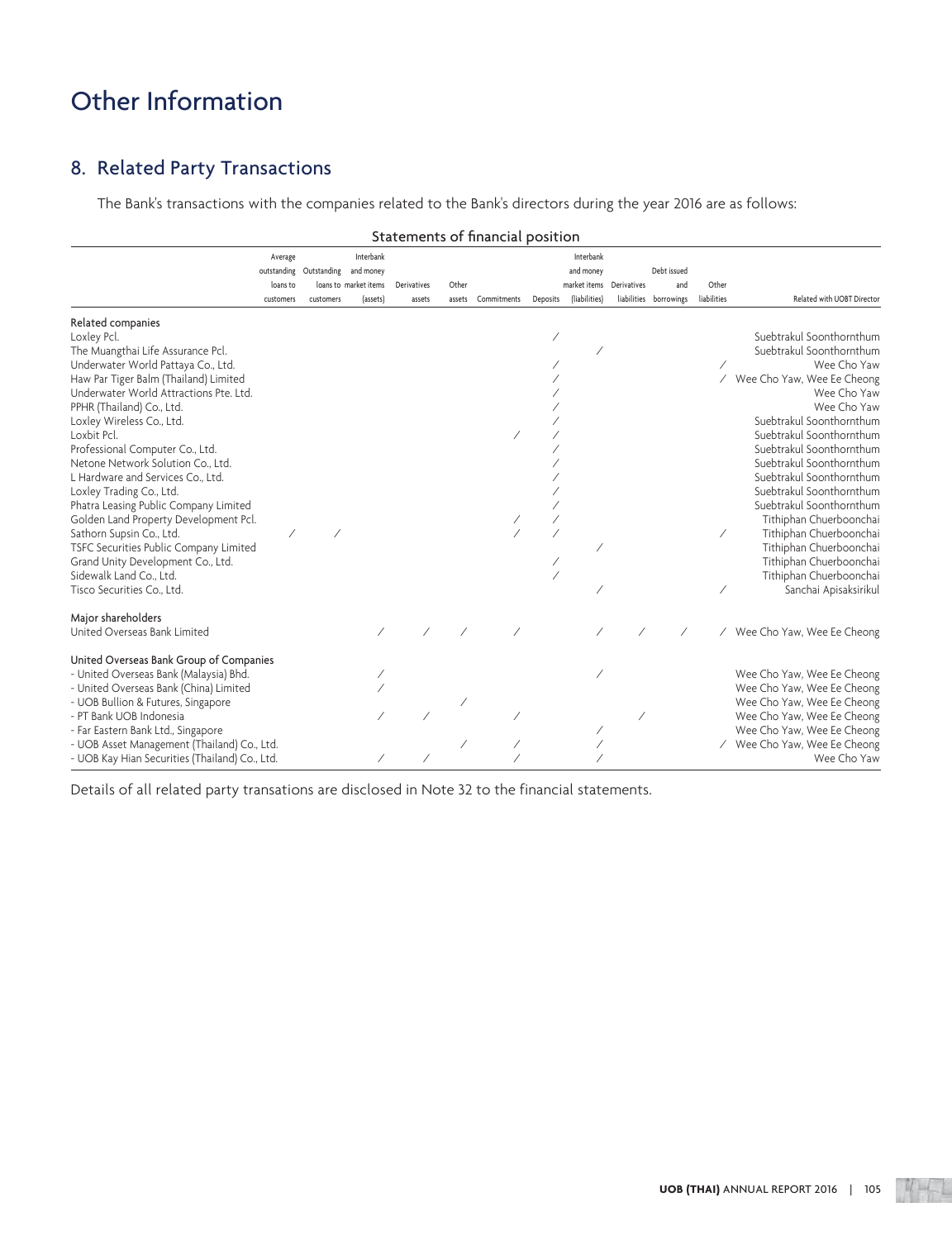# Other Information

## 8. Related Party Transactions

The Bank's transactions with the companies related to the Bank's directors during the year 2016 are as follows:

**Statements of financial position**

| | Average outstanding loans to customers | Outstanding loans to customers | Interbank and money market items (assets) | Derivatives assets | Other assets | Commitments | Deposits | Interbank and money market items (liabilities) | Derivatives liabilities | Debt issued and borrowings | Other liabilities | Related with UOBT Director |
|---|---|---|---|---|---|---|---|---|---|---|---|---|
| **Related companies** | | | | | | | | | | | | |
| Loxley Pcl. | | | | | | | / | | | | | Suebtrakul Soonthornthum |
| The Muangthai Life Assurance Pcl. | | | | | | | | / | | | | Suebtrakul Soonthornthum |
| Underwater World Pattaya Co., Ltd. | | | | | | | / | | | | / | Wee Cho Yaw |
| Haw Par Tiger Balm (Thailand) Limited | | | | | | | / | | | | / | Wee Cho Yaw, Wee Ee Cheong |
| Underwater World Attractions Pte. Ltd. | | | | | | | / | | | | | Wee Cho Yaw |
| PPHR (Thailand) Co., Ltd. | | | | | | | / | | | | | Wee Cho Yaw |
| Loxley Wireless Co., Ltd. | | | | | | | / | | | | | Suebtrakul Soonthornthum |
| Loxbit Pcl. | | | | | | / | / | | | | | Suebtrakul Soonthornthum |
| Professional Computer Co., Ltd. | | | | | | | / | | | | | Suebtrakul Soonthornthum |
| Netone Network Solution Co., Ltd. | | | | | | | / | | | | | Suebtrakul Soonthornthum |
| L Hardware and Services Co., Ltd. | | | | | | | / | | | | | Suebtrakul Soonthornthum |
| Loxley Trading Co., Ltd. | | | | | | | / | | | | | Suebtrakul Soonthornthum |
| Phatra Leasing Public Company Limited | | | | | | | / | | | | | Suebtrakul Soonthornthum |
| Golden Land Property Development Pcl. | | | | | | / | / | | | | | Tithiphan Chuerboonchai |
| Sathorn Supsin Co., Ltd. | / | / | | | | / | / | | | | / | Tithiphan Chuerboonchai |
| TSFC Securities Public Company Limited | | | | | | | | / | | | | Tithiphan Chuerboonchai |
| Grand Unity Development Co., Ltd. | | | | | | | / | | | | | Tithiphan Chuerboonchai |
| Sidewalk Land Co., Ltd. | | | | | | | / | | | | | Tithiphan Chuerboonchai |
| Tisco Securities Co., Ltd. | | | | | | | | / | | | / | Sanchai Apisaksirikul |
| **Major shareholders** | | | | | | | | | | | | |
| United Overseas Bank Limited | | | / | / | / | / | | / | / | / | / | Wee Cho Yaw, Wee Ee Cheong |
| **United Overseas Bank Group of Companies** | | | | | | | | | | | | |
| - United Overseas Bank (Malaysia) Bhd. | | | / | | | | | / | | | | Wee Cho Yaw, Wee Ee Cheong |
| - United Overseas Bank (China) Limited | | | / | | | | | | | | | Wee Cho Yaw, Wee Ee Cheong |
| - UOB Bullion & Futures, Singapore | | | | | / | | | | | | | Wee Cho Yaw, Wee Ee Cheong |
| - PT Bank UOB Indonesia | | | / | / | | / | | | / | | | Wee Cho Yaw, Wee Ee Cheong |
| - Far Eastern Bank Ltd., Singapore | | | | | | | | / | | | | Wee Cho Yaw, Wee Ee Cheong |
| - UOB Asset Management (Thailand) Co., Ltd. | | | | | / | / | | / | | | / | Wee Cho Yaw, Wee Ee Cheong |
| - UOB Kay Hian Securities (Thailand) Co., Ltd. | | | / | / | | / | | / | | | | Wee Cho Yaw |

Details of all related party transations are disclosed in Note 32 to the financial statements.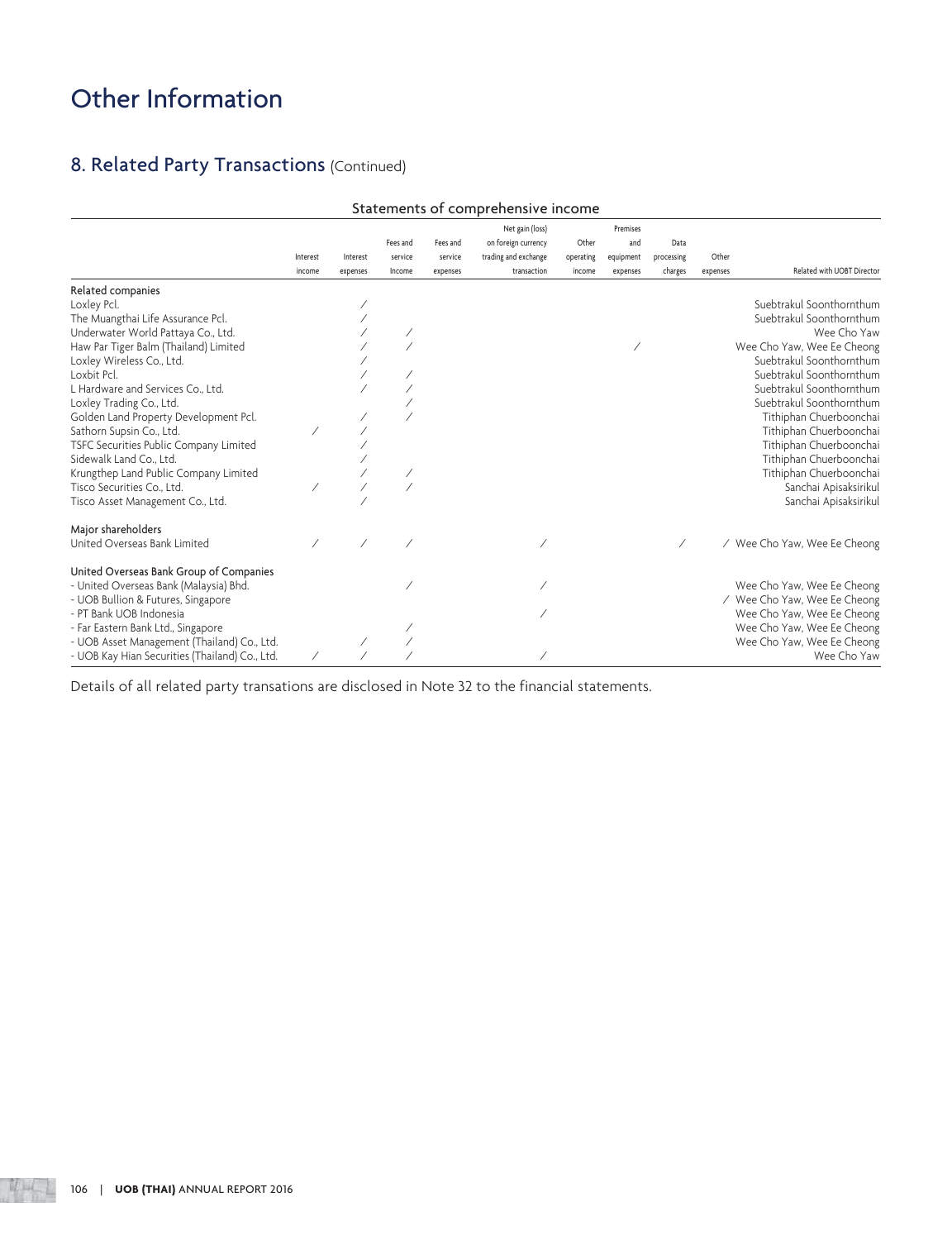# Other Information

## 8. Related Party Transactions (Continued)

### Statements of comprehensive income

| | Interest income | Interest expenses | Fees and service Income | Fees and service expenses | Net gain (loss) on foreign currency trading and exchange transaction | Other operating income | Premises and equipment expenses | Data processing charges | Other expenses | Related with UOBT Director |
|---|---|---|---|---|---|---|---|---|---|---|
| **Related companies** | | | | | | | | | | |
| Loxley Pcl. | | / | | | | | | | | Suebtrakul Soonthornthum |
| The Muangthai Life Assurance Pcl. | | / | | | | | | | | Suebtrakul Soonthornthum |
| Underwater World Pattaya Co., Ltd. | | / | / | | | | | | | Wee Cho Yaw |
| Haw Par Tiger Balm (Thailand) Limited | | / | / | | | | / | | | Wee Cho Yaw, Wee Ee Cheong |
| Loxley Wireless Co., Ltd. | | / | | | | | | | | Suebtrakul Soonthornthum |
| Loxbit Pcl. | | / | / | | | | | | | Suebtrakul Soonthornthum |
| L Hardware and Services Co., Ltd. | | / | / | | | | | | | Suebtrakul Soonthornthum |
| Loxley Trading Co., Ltd. | | | / | | | | | | | Suebtrakul Soonthornthum |
| Golden Land Property Development Pcl. | | / | / | | | | | | | Tithiphan Chuerboonchai |
| Sathorn Supsin Co., Ltd. | / | / | | | | | | | | Tithiphan Chuerboonchai |
| TSFC Securities Public Company Limited | | / | | | | | | | | Tithiphan Chuerboonchai |
| Sidewalk Land Co., Ltd. | | / | | | | | | | | Tithiphan Chuerboonchai |
| Krungthep Land Public Company Limited | | / | / | | | | | | | Tithiphan Chuerboonchai |
| Tisco Securities Co., Ltd. | / | / | / | | | | | | | Sanchai Apisaksirikul |
| Tisco Asset Management Co., Ltd. | | / | | | | | | | | Sanchai Apisaksirikul |
| **Major shareholders** | | | | | | | | | | |
| United Overseas Bank Limited | / | / | / | | / | | | / | / | Wee Cho Yaw, Wee Ee Cheong |
| **United Overseas Bank Group of Companies** | | | | | | | | | | |
| - United Overseas Bank (Malaysia) Bhd. | | | / | | / | | | | | Wee Cho Yaw, Wee Ee Cheong |
| - UOB Bullion & Futures, Singapore | | | | | | | | | / | Wee Cho Yaw, Wee Ee Cheong |
| - PT Bank UOB Indonesia | | | | | / | | | | | Wee Cho Yaw, Wee Ee Cheong |
| - Far Eastern Bank Ltd., Singapore | | | / | | | | | | | Wee Cho Yaw, Wee Ee Cheong |
| - UOB Asset Management (Thailand) Co., Ltd. | | / | / | | | | | | | Wee Cho Yaw, Wee Ee Cheong |
| - UOB Kay Hian Securities (Thailand) Co., Ltd. | / | / | / | | / | | | | | Wee Cho Yaw |

Details of all related party transations are disclosed in Note 32 to the financial statements.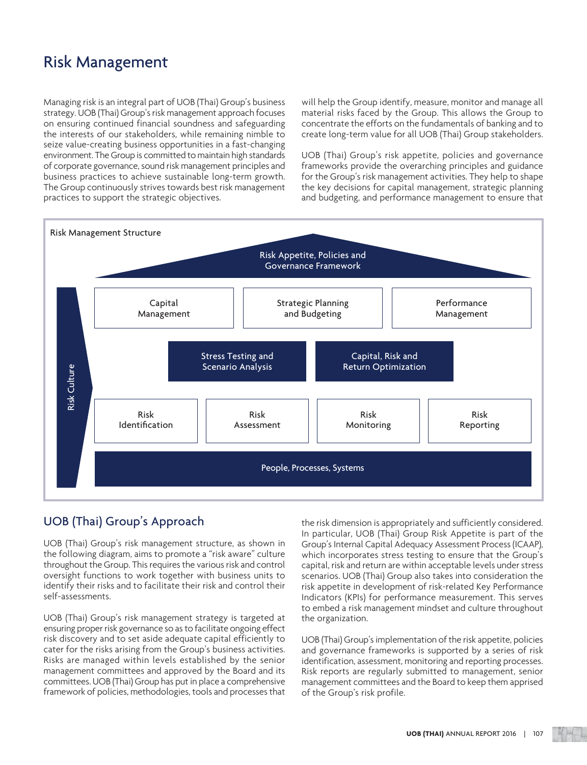# Risk Management

Managing risk is an integral part of UOB (Thai) Group's business strategy. UOB (Thai) Group's risk management approach focuses on ensuring continued financial soundness and safeguarding the interests of our stakeholders, while remaining nimble to seize value-creating business opportunities in a fast-changing environment. The Group is committed to maintain high standards of corporate governance, sound risk management principles and business practices to achieve sustainable long-term growth. The Group continuously strives towards best risk management practices to support the strategic objectives.

## UOB (Thai) Group's Approach

UOB (Thai) Group's risk management structure, as shown in the following diagram, aims to promote a "risk aware" culture throughout the Group. This requires the various risk and control oversight functions to work together with business units to identify their risks and to facilitate their risk and control their self-assessments.

UOB (Thai) Group's risk management strategy is targeted at ensuring proper risk governance so as to facilitate ongoing effect risk discovery and to set aside adequate capital efficiently to cater for the risks arising from the Group's business activities. Risks are managed within levels established by the senior management committees and approved by the Board and its committees. UOB (Thai) Group has put in place a comprehensive framework of policies, methodologies, tools and processes that will help the Group identify, measure, monitor and manage all material risks faced by the Group. This allows the Group to concentrate the efforts on the fundamentals of banking and to create long-term value for all UOB (Thai) Group stakeholders.

UOB (Thai) Group's risk appetite, policies and governance frameworks provide the overarching principles and guidance for the Group's risk management activities. They help to shape the key decisions for capital management, strategic planning and budgeting, and performance management to ensure that the risk dimension is appropriately and sufficiently considered. In particular, UOB (Thai) Group Risk Appetite is part of the Group's Internal Capital Adequacy Assessment Process (ICAAP), which incorporates stress testing to ensure that the Group's capital, risk and return are within acceptable levels under stress scenarios. UOB (Thai) Group also takes into consideration the risk appetite in development of risk-related Key Performance Indicators (KPIs) for performance measurement. This serves to embed a risk management mindset and culture throughout the organization.

UOB (Thai) Group's implementation of the risk appetite, policies and governance frameworks is supported by a series of risk identification, assessment, monitoring and reporting processes. Risk reports are regularly submitted to management, senior management committees and the Board to keep them apprised of the Group's risk profile.

**Risk Management Structure**

- Risk Appetite, Policies and Governance Framework
- Capital Management | Strategic Planning and Budgeting | Performance Management
- Stress Testing and Scenario Analysis | Capital, Risk and Return Optimization
- Risk Identification | Risk Assessment | Risk Monitoring | Risk Reporting
- People, Processes, Systems
- Risk Culture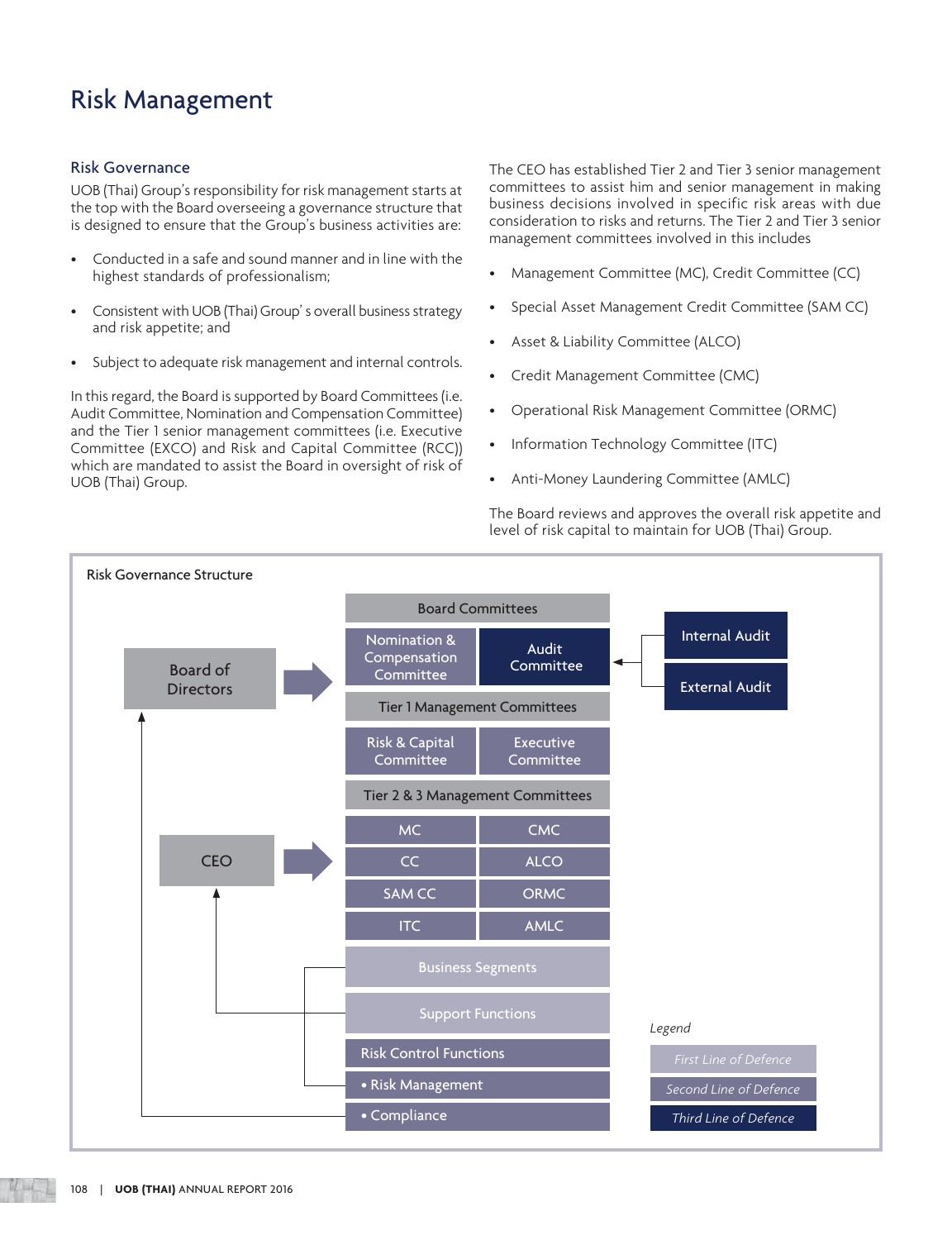# Risk Management

## Risk Governance

UOB (Thai) Group's responsibility for risk management starts at the top with the Board overseeing a governance structure that is designed to ensure that the Group's business activities are:

- Conducted in a safe and sound manner and in line with the highest standards of professionalism;
- Consistent with UOB (Thai) Group' s overall business strategy and risk appetite; and
- Subject to adequate risk management and internal controls.

In this regard, the Board is supported by Board Committees (i.e. Audit Committee, Nomination and Compensation Committee) and the Tier 1 senior management committees (i.e. Executive Committee (EXCO) and Risk and Capital Committee (RCC)) which are mandated to assist the Board in oversight of risk of UOB (Thai) Group.

The CEO has established Tier 2 and Tier 3 senior management committees to assist him and senior management in making business decisions involved in specific risk areas with due consideration to risks and returns. The Tier 2 and Tier 3 senior management committees involved in this includes

- Management Committee (MC), Credit Committee (CC)
- Special Asset Management Credit Committee (SAM CC)
- Asset & Liability Committee (ALCO)
- Credit Management Committee (CMC)
- Operational Risk Management Committee (ORMC)
- Information Technology Committee (ITC)
- Anti-Money Laundering Committee (AMLC)

The Board reviews and approves the overall risk appetite and level of risk capital to maintain for UOB (Thai) Group.

Risk Governance Structure

Board of Directors → Board Committees: Nomination & Compensation Committee; Audit Committee (← Internal Audit, External Audit)

Tier 1 Management Committees: Risk & Capital Committee; Executive Committee

CEO → Tier 2 & 3 Management Committees: MC; CMC; CC; ALCO; SAM CC; ORMC; ITC; AMLC

Business Segments

Support Functions

Risk Control Functions
- Risk Management
- Compliance

*Legend*

*First Line of Defence*

*Second Line of Defence*

*Third Line of Defence*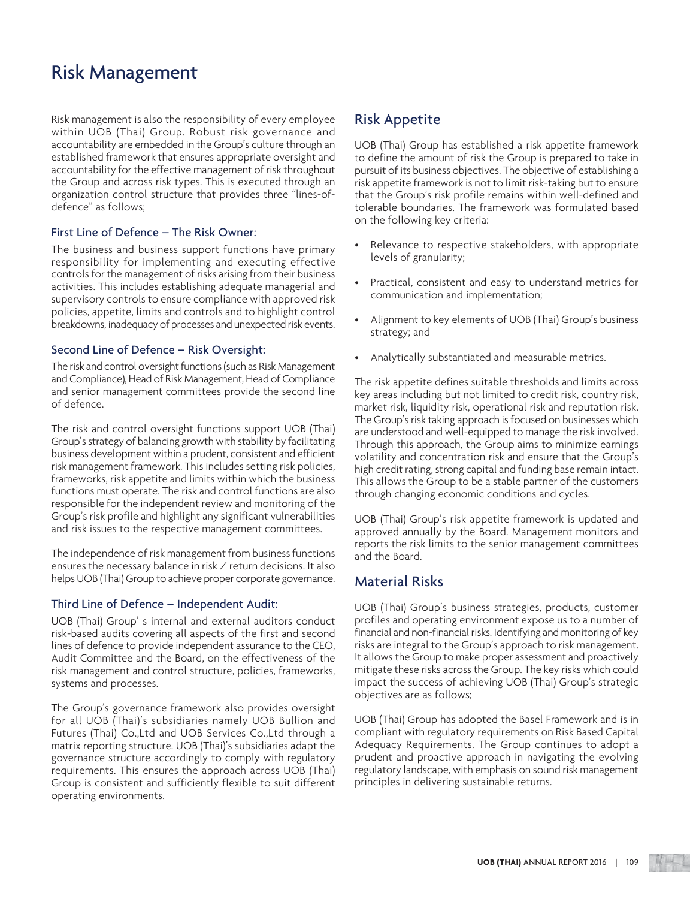# Risk Management

Risk management is also the responsibility of every employee within UOB (Thai) Group. Robust risk governance and accountability are embedded in the Group's culture through an established framework that ensures appropriate oversight and accountability for the effective management of risk throughout the Group and across risk types. This is executed through an organization control structure that provides three "lines-of-defence" as follows;

### First Line of Defence – The Risk Owner:

The business and business support functions have primary responsibility for implementing and executing effective controls for the management of risks arising from their business activities. This includes establishing adequate managerial and supervisory controls to ensure compliance with approved risk policies, appetite, limits and controls and to highlight control breakdowns, inadequacy of processes and unexpected risk events.

### Second Line of Defence – Risk Oversight:

The risk and control oversight functions (such as Risk Management and Compliance), Head of Risk Management, Head of Compliance and senior management committees provide the second line of defence.

The risk and control oversight functions support UOB (Thai) Group's strategy of balancing growth with stability by facilitating business development within a prudent, consistent and efficient risk management framework. This includes setting risk policies, frameworks, risk appetite and limits within which the business functions must operate. The risk and control functions are also responsible for the independent review and monitoring of the Group's risk profile and highlight any significant vulnerabilities and risk issues to the respective management committees.

The independence of risk management from business functions ensures the necessary balance in risk / return decisions. It also helps UOB (Thai) Group to achieve proper corporate governance.

### Third Line of Defence – Independent Audit:

UOB (Thai) Group' s internal and external auditors conduct risk-based audits covering all aspects of the first and second lines of defence to provide independent assurance to the CEO, Audit Committee and the Board, on the effectiveness of the risk management and control structure, policies, frameworks, systems and processes.

The Group's governance framework also provides oversight for all UOB (Thai)'s subsidiaries namely UOB Bullion and Futures (Thai) Co.,Ltd and UOB Services Co.,Ltd through a matrix reporting structure. UOB (Thai)'s subsidiaries adapt the governance structure accordingly to comply with regulatory requirements. This ensures the approach across UOB (Thai) Group is consistent and sufficiently flexible to suit different operating environments.

## Risk Appetite

UOB (Thai) Group has established a risk appetite framework to define the amount of risk the Group is prepared to take in pursuit of its business objectives. The objective of establishing a risk appetite framework is not to limit risk-taking but to ensure that the Group's risk profile remains within well-defined and tolerable boundaries. The framework was formulated based on the following key criteria:

- Relevance to respective stakeholders, with appropriate levels of granularity;
- Practical, consistent and easy to understand metrics for communication and implementation;
- Alignment to key elements of UOB (Thai) Group's business strategy; and
- Analytically substantiated and measurable metrics.

The risk appetite defines suitable thresholds and limits across key areas including but not limited to credit risk, country risk, market risk, liquidity risk, operational risk and reputation risk. The Group's risk taking approach is focused on businesses which are understood and well-equipped to manage the risk involved. Through this approach, the Group aims to minimize earnings volatility and concentration risk and ensure that the Group's high credit rating, strong capital and funding base remain intact. This allows the Group to be a stable partner of the customers through changing economic conditions and cycles.

UOB (Thai) Group's risk appetite framework is updated and approved annually by the Board. Management monitors and reports the risk limits to the senior management committees and the Board.

## Material Risks

UOB (Thai) Group's business strategies, products, customer profiles and operating environment expose us to a number of financial and non-financial risks. Identifying and monitoring of key risks are integral to the Group's approach to risk management. It allows the Group to make proper assessment and proactively mitigate these risks across the Group. The key risks which could impact the success of achieving UOB (Thai) Group's strategic objectives are as follows;

UOB (Thai) Group has adopted the Basel Framework and is in compliant with regulatory requirements on Risk Based Capital Adequacy Requirements. The Group continues to adopt a prudent and proactive approach in navigating the evolving regulatory landscape, with emphasis on sound risk management principles in delivering sustainable returns.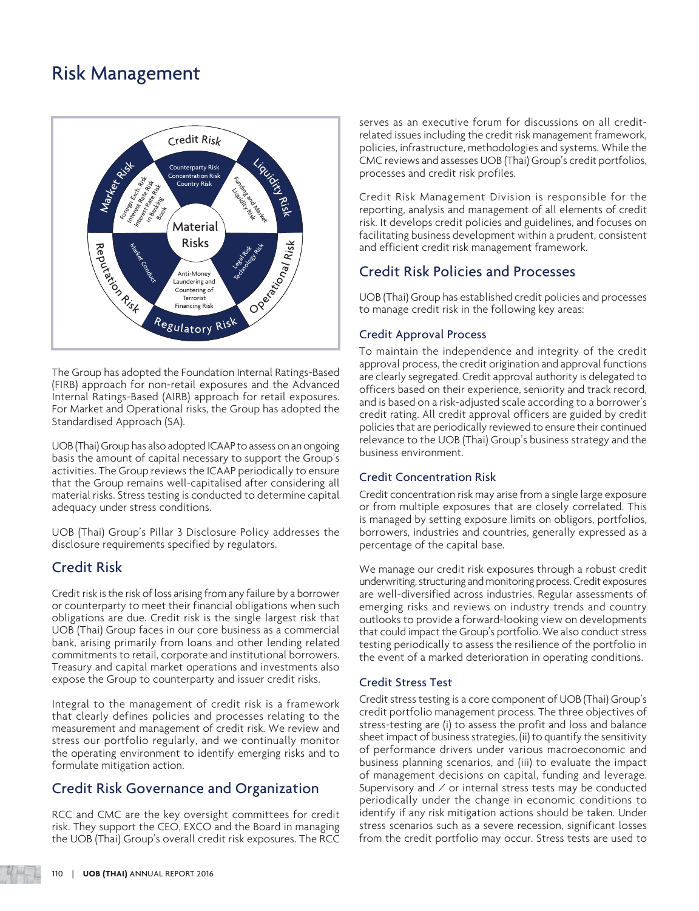# Risk Management

The Group has adopted the Foundation Internal Ratings-Based (FIRB) approach for non-retail exposures and the Advanced Internal Ratings-Based (AIRB) approach for retail exposures. For Market and Operational risks, the Group has adopted the Standardised Approach (SA).

UOB (Thai) Group has also adopted ICAAP to assess on an ongoing basis the amount of capital necessary to support the Group's activities. The Group reviews the ICAAP periodically to ensure that the Group remains well-capitalised after considering all material risks. Stress testing is conducted to determine capital adequacy under stress conditions.

UOB (Thai) Group's Pillar 3 Disclosure Policy addresses the disclosure requirements specified by regulators.

## Credit Risk

Credit risk is the risk of loss arising from any failure by a borrower or counterparty to meet their financial obligations when such obligations are due. Credit risk is the single largest risk that UOB (Thai) Group faces in our core business as a commercial bank, arising primarily from loans and other lending related commitments to retail, corporate and institutional borrowers. Treasury and capital market operations and investments also expose the Group to counterparty and issuer credit risks.

Integral to the management of credit risk is a framework that clearly defines policies and processes relating to the measurement and management of credit risk. We review and stress our portfolio regularly, and we continually monitor the operating environment to identify emerging risks and to formulate mitigation action.

## Credit Risk Governance and Organization

RCC and CMC are the key oversight committees for credit risk. They support the CEO, EXCO and the Board in managing the UOB (Thai) Group's overall credit risk exposures. The RCC serves as an executive forum for discussions on all credit-related issues including the credit risk management framework, policies, infrastructure, methodologies and systems. While the CMC reviews and assesses UOB (Thai) Group's credit portfolios, processes and credit risk profiles.

Credit Risk Management Division is responsible for the reporting, analysis and management of all elements of credit risk. It develops credit policies and guidelines, and focuses on facilitating business development within a prudent, consistent and efficient credit risk management framework.

## Credit Risk Policies and Processes

UOB (Thai) Group has established credit policies and processes to manage credit risk in the following key areas:

### Credit Approval Process

To maintain the independence and integrity of the credit approval process, the credit origination and approval functions are clearly segregated. Credit approval authority is delegated to officers based on their experience, seniority and track record, and is based on a risk-adjusted scale according to a borrower's credit rating. All credit approval officers are guided by credit policies that are periodically reviewed to ensure their continued relevance to the UOB (Thai) Group's business strategy and the business environment.

### Credit Concentration Risk

Credit concentration risk may arise from a single large exposure or from multiple exposures that are closely correlated. This is managed by setting exposure limits on obligors, portfolios, borrowers, industries and countries, generally expressed as a percentage of the capital base.

We manage our credit risk exposures through a robust credit underwriting, structuring and monitoring process. Credit exposures are well-diversified across industries. Regular assessments of emerging risks and reviews on industry trends and country outlooks to provide a forward-looking view on developments that could impact the Group's portfolio. We also conduct stress testing periodically to assess the resilience of the portfolio in the event of a marked deterioration in operating conditions.

### Credit Stress Test

Credit stress testing is a core component of UOB (Thai) Group's credit portfolio management process. The three objectives of stress-testing are (i) to assess the profit and loss and balance sheet impact of business strategies, (ii) to quantify the sensitivity of performance drivers under various macroeconomic and business planning scenarios, and (iii) to evaluate the impact of management decisions on capital, funding and leverage. Supervisory and / or internal stress tests may be conducted periodically under the change in economic conditions to identify if any risk mitigation actions should be taken. Under stress scenarios such as a severe recession, significant losses from the credit portfolio may occur. Stress tests are used to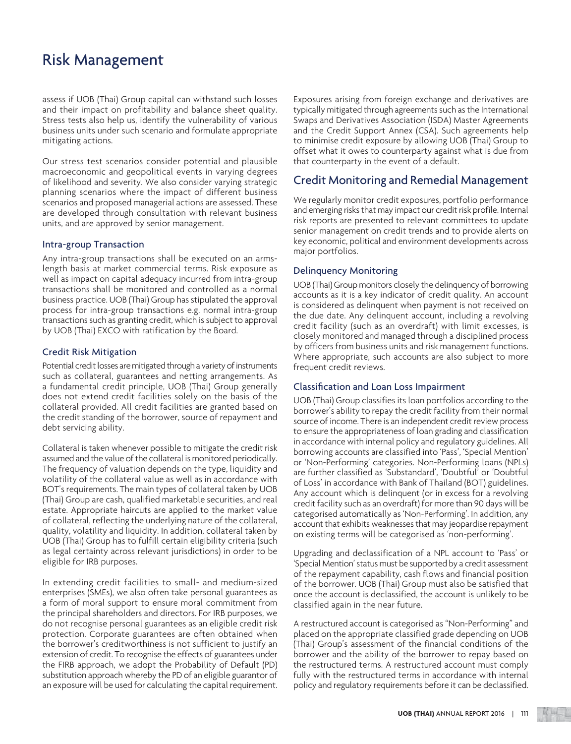# Risk Management

assess if UOB (Thai) Group capital can withstand such losses and their impact on profitability and balance sheet quality. Stress tests also help us, identify the vulnerability of various business units under such scenario and formulate appropriate mitigating actions.

Our stress test scenarios consider potential and plausible macroeconomic and geopolitical events in varying degrees of likelihood and severity. We also consider varying strategic planning scenarios where the impact of different business scenarios and proposed managerial actions are assessed. These are developed through consultation with relevant business units, and are approved by senior management.

### Intra-group Transaction

Any intra-group transactions shall be executed on an arms-length basis at market commercial terms. Risk exposure as well as impact on capital adequacy incurred from intra-group transactions shall be monitored and controlled as a normal business practice. UOB (Thai) Group has stipulated the approval process for intra-group transactions e.g. normal intra-group transactions such as granting credit, which is subject to approval by UOB (Thai) EXCO with ratification by the Board.

### Credit Risk Mitigation

Potential credit losses are mitigated through a variety of instruments such as collateral, guarantees and netting arrangements. As a fundamental credit principle, UOB (Thai) Group generally does not extend credit facilities solely on the basis of the collateral provided. All credit facilities are granted based on the credit standing of the borrower, source of repayment and debt servicing ability.

Collateral is taken whenever possible to mitigate the credit risk assumed and the value of the collateral is monitored periodically. The frequency of valuation depends on the type, liquidity and volatility of the collateral value as well as in accordance with BOT's requirements. The main types of collateral taken by UOB (Thai) Group are cash, qualified marketable securities, and real estate. Appropriate haircuts are applied to the market value of collateral, reflecting the underlying nature of the collateral, quality, volatility and liquidity. In addition, collateral taken by UOB (Thai) Group has to fulfill certain eligibility criteria (such as legal certainty across relevant jurisdictions) in order to be eligible for IRB purposes.

In extending credit facilities to small- and medium-sized enterprises (SMEs), we also often take personal guarantees as a form of moral support to ensure moral commitment from the principal shareholders and directors. For IRB purposes, we do not recognise personal guarantees as an eligible credit risk protection. Corporate guarantees are often obtained when the borrower's creditworthiness is not sufficient to justify an extension of credit. To recognise the effects of guarantees under the FIRB approach, we adopt the Probability of Default (PD) substitution approach whereby the PD of an eligible guarantor of an exposure will be used for calculating the capital requirement.

Exposures arising from foreign exchange and derivatives are typically mitigated through agreements such as the International Swaps and Derivatives Association (ISDA) Master Agreements and the Credit Support Annex (CSA). Such agreements help to minimise credit exposure by allowing UOB (Thai) Group to offset what it owes to counterparty against what is due from that counterparty in the event of a default.

## Credit Monitoring and Remedial Management

We regularly monitor credit exposures, portfolio performance and emerging risks that may impact our credit risk profile. Internal risk reports are presented to relevant committees to update senior management on credit trends and to provide alerts on key economic, political and environment developments across major portfolios.

### Delinquency Monitoring

UOB (Thai) Group monitors closely the delinquency of borrowing accounts as it is a key indicator of credit quality. An account is considered as delinquent when payment is not received on the due date. Any delinquent account, including a revolving credit facility (such as an overdraft) with limit excesses, is closely monitored and managed through a disciplined process by officers from business units and risk management functions. Where appropriate, such accounts are also subject to more frequent credit reviews.

### Classification and Loan Loss Impairment

UOB (Thai) Group classifies its loan portfolios according to the borrower's ability to repay the credit facility from their normal source of income. There is an independent credit review process to ensure the appropriateness of loan grading and classification in accordance with internal policy and regulatory guidelines. All borrowing accounts are classified into 'Pass', 'Special Mention' or 'Non-Performing' categories. Non-Performing loans (NPLs) are further classified as 'Substandard', 'Doubtful' or 'Doubtful of Loss' in accordance with Bank of Thailand (BOT) guidelines. Any account which is delinquent (or in excess for a revolving credit facility such as an overdraft) for more than 90 days will be categorised automatically as 'Non-Performing'. In addition, any account that exhibits weaknesses that may jeopardise repayment on existing terms will be categorised as 'non-performing'.

Upgrading and declassification of a NPL account to 'Pass' or 'Special Mention' status must be supported by a credit assessment of the repayment capability, cash flows and financial position of the borrower. UOB (Thai) Group must also be satisfied that once the account is declassified, the account is unlikely to be classified again in the near future.

A restructured account is categorised as "Non-Performing" and placed on the appropriate classified grade depending on UOB (Thai) Group's assessment of the financial conditions of the borrower and the ability of the borrower to repay based on the restructured terms. A restructured account must comply fully with the restructured terms in accordance with internal policy and regulatory requirements before it can be declassified.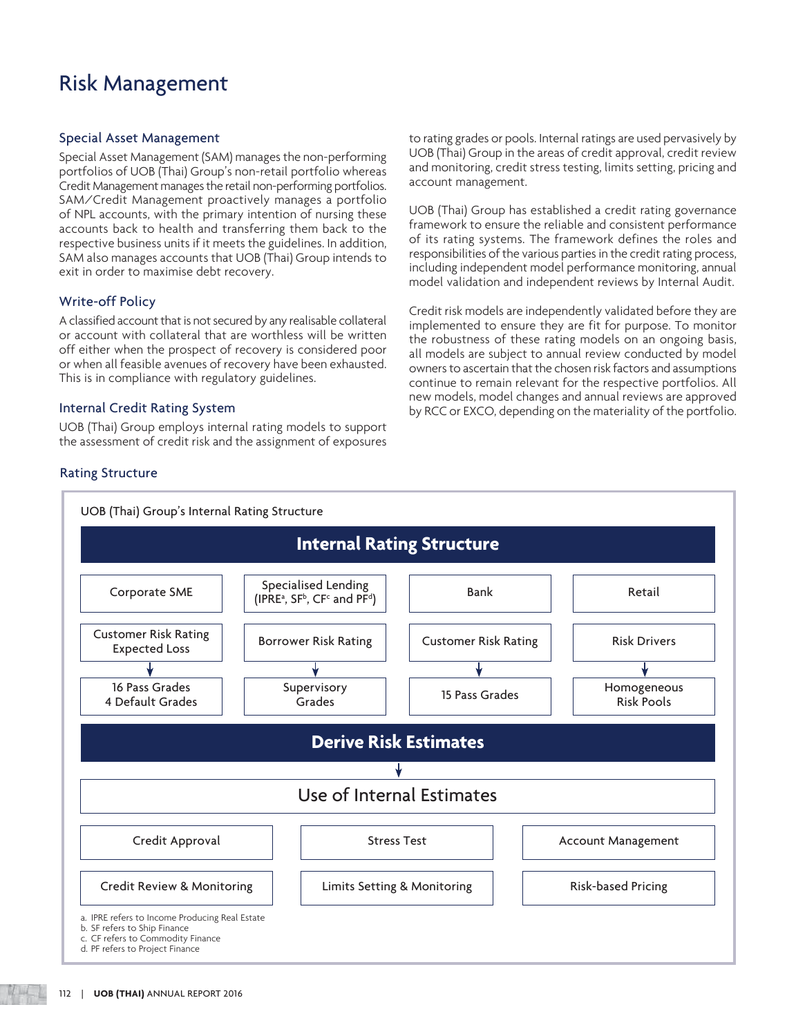# Risk Management

## Special Asset Management

Special Asset Management (SAM) manages the non-performing portfolios of UOB (Thai) Group's non-retail portfolio whereas Credit Management manages the retail non-performing portfolios. SAM/Credit Management proactively manages a portfolio of NPL accounts, with the primary intention of nursing these accounts back to health and transferring them back to the respective business units if it meets the guidelines. In addition, SAM also manages accounts that UOB (Thai) Group intends to exit in order to maximise debt recovery.

## Write-off Policy

A classified account that is not secured by any realisable collateral or account with collateral that are worthless will be written off either when the prospect of recovery is considered poor or when all feasible avenues of recovery have been exhausted. This is in compliance with regulatory guidelines.

## Internal Credit Rating System

UOB (Thai) Group employs internal rating models to support the assessment of credit risk and the assignment of exposures to rating grades or pools. Internal ratings are used pervasively by UOB (Thai) Group in the areas of credit approval, credit review and monitoring, credit stress testing, limits setting, pricing and account management.

UOB (Thai) Group has established a credit rating governance framework to ensure the reliable and consistent performance of its rating systems. The framework defines the roles and responsibilities of the various parties in the credit rating process, including independent model performance monitoring, annual model validation and independent reviews by Internal Audit.

Credit risk models are independently validated before they are implemented to ensure they are fit for purpose. To monitor the robustness of these rating models on an ongoing basis, all models are subject to annual review conducted by model owners to ascertain that the chosen risk factors and assumptions continue to remain relevant for the respective portfolios. All new models, model changes and annual reviews are approved by RCC or EXCO, depending on the materiality of the portfolio.

## Rating Structure

UOB (Thai) Group's Internal Rating Structure

**Internal Rating Structure**

| Corporate SME | Specialised Lending (IPRE[a], SF[b], CF[c] and PF[d]) | Bank | Retail |
|---|---|---|---|
| Customer Risk Rating Expected Loss | Borrower Risk Rating | Customer Risk Rating | Risk Drivers |
| ↓ | ↓ | ↓ | ↓ |
| 16 Pass Grades 4 Default Grades | Supervisory Grades | 15 Pass Grades | Homogeneous Risk Pools |

**Derive Risk Estimates**

↓

**Use of Internal Estimates**

| Credit Approval | Stress Test | Account Management |
|---|---|---|
| Credit Review & Monitoring | Limits Setting & Monitoring | Risk-based Pricing |

a. IPRE refers to Income Producing Real Estate
b. SF refers to Ship Finance
c. CF refers to Commodity Finance
d. PF refers to Project Finance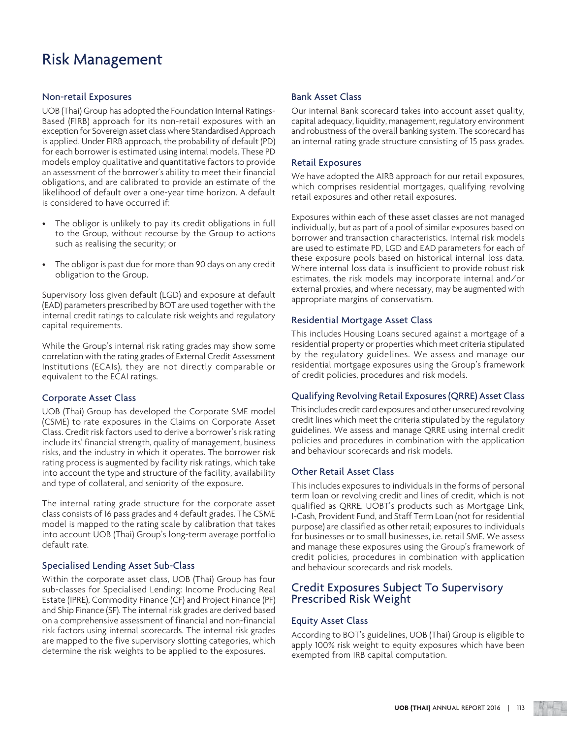# Risk Management

### Non-retail Exposures

UOB (Thai) Group has adopted the Foundation Internal Ratings-Based (FIRB) approach for its non-retail exposures with an exception for Sovereign asset class where Standardised Approach is applied. Under FIRB approach, the probability of default (PD) for each borrower is estimated using internal models. These PD models employ qualitative and quantitative factors to provide an assessment of the borrower's ability to meet their financial obligations, and are calibrated to provide an estimate of the likelihood of default over a one-year time horizon. A default is considered to have occurred if:

- The obligor is unlikely to pay its credit obligations in full to the Group, without recourse by the Group to actions such as realising the security; or
- The obligor is past due for more than 90 days on any credit obligation to the Group.

Supervisory loss given default (LGD) and exposure at default (EAD) parameters prescribed by BOT are used together with the internal credit ratings to calculate risk weights and regulatory capital requirements.

While the Group's internal risk rating grades may show some correlation with the rating grades of External Credit Assessment Institutions (ECAIs), they are not directly comparable or equivalent to the ECAI ratings.

### Corporate Asset Class

UOB (Thai) Group has developed the Corporate SME model (CSME) to rate exposures in the Claims on Corporate Asset Class. Credit risk factors used to derive a borrower's risk rating include its' financial strength, quality of management, business risks, and the industry in which it operates. The borrower risk rating process is augmented by facility risk ratings, which take into account the type and structure of the facility, availability and type of collateral, and seniority of the exposure.

The internal rating grade structure for the corporate asset class consists of 16 pass grades and 4 default grades. The CSME model is mapped to the rating scale by calibration that takes into account UOB (Thai) Group's long-term average portfolio default rate.

### Specialised Lending Asset Sub-Class

Within the corporate asset class, UOB (Thai) Group has four sub-classes for Specialised Lending: Income Producing Real Estate (IPRE), Commodity Finance (CF) and Project Finance (PF) and Ship Finance (SF). The internal risk grades are derived based on a comprehensive assessment of financial and non-financial risk factors using internal scorecards. The internal risk grades are mapped to the five supervisory slotting categories, which determine the risk weights to be applied to the exposures.

### Bank Asset Class

Our internal Bank scorecard takes into account asset quality, capital adequacy, liquidity, management, regulatory environment and robustness of the overall banking system. The scorecard has an internal rating grade structure consisting of 15 pass grades.

### Retail Exposures

We have adopted the AIRB approach for our retail exposures, which comprises residential mortgages, qualifying revolving retail exposures and other retail exposures.

Exposures within each of these asset classes are not managed individually, but as part of a pool of similar exposures based on borrower and transaction characteristics. Internal risk models are used to estimate PD, LGD and EAD parameters for each of these exposure pools based on historical internal loss data. Where internal loss data is insufficient to provide robust risk estimates, the risk models may incorporate internal and/or external proxies, and where necessary, may be augmented with appropriate margins of conservatism.

### Residential Mortgage Asset Class

This includes Housing Loans secured against a mortgage of a residential property or properties which meet criteria stipulated by the regulatory guidelines. We assess and manage our residential mortgage exposures using the Group's framework of credit policies, procedures and risk models.

### Qualifying Revolving Retail Exposures (QRRE) Asset Class

This includes credit card exposures and other unsecured revolving credit lines which meet the criteria stipulated by the regulatory guidelines. We assess and manage QRRE using internal credit policies and procedures in combination with the application and behaviour scorecards and risk models.

### Other Retail Asset Class

This includes exposures to individuals in the forms of personal term loan or revolving credit and lines of credit, which is not qualified as QRRE. UOBT's products such as Mortgage Link, I-Cash, Provident Fund, and Staff Term Loan (not for residential purpose) are classified as other retail; exposures to individuals for businesses or to small businesses, i.e. retail SME. We assess and manage these exposures using the Group's framework of credit policies, procedures in combination with application and behaviour scorecards and risk models.

## Credit Exposures Subject To Supervisory Prescribed Risk Weight

### Equity Asset Class

According to BOT's guidelines, UOB (Thai) Group is eligible to apply 100% risk weight to equity exposures which have been exempted from IRB capital computation.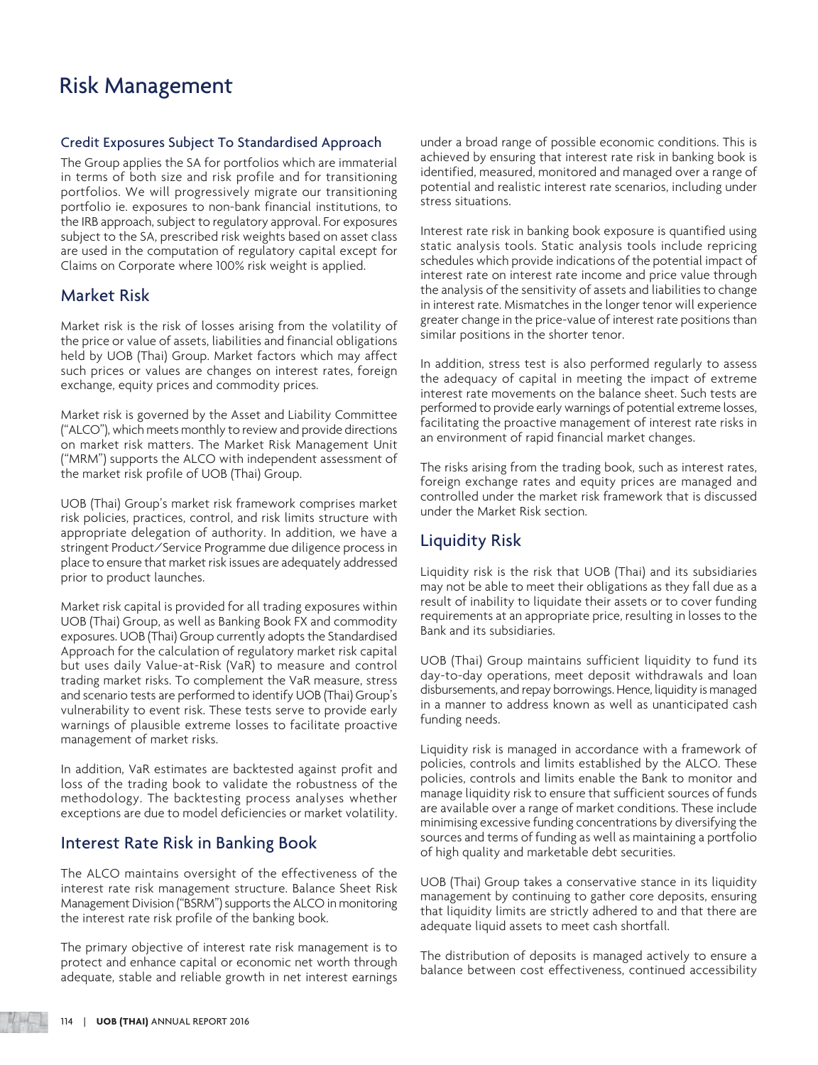# Risk Management

### Credit Exposures Subject To Standardised Approach

The Group applies the SA for portfolios which are immaterial in terms of both size and risk profile and for transitioning portfolios. We will progressively migrate our transitioning portfolio ie. exposures to non-bank financial institutions, to the IRB approach, subject to regulatory approval. For exposures subject to the SA, prescribed risk weights based on asset class are used in the computation of regulatory capital except for Claims on Corporate where 100% risk weight is applied.

## Market Risk

Market risk is the risk of losses arising from the volatility of the price or value of assets, liabilities and financial obligations held by UOB (Thai) Group. Market factors which may affect such prices or values are changes on interest rates, foreign exchange, equity prices and commodity prices.

Market risk is governed by the Asset and Liability Committee ("ALCO"), which meets monthly to review and provide directions on market risk matters. The Market Risk Management Unit ("MRM") supports the ALCO with independent assessment of the market risk profile of UOB (Thai) Group.

UOB (Thai) Group's market risk framework comprises market risk policies, practices, control, and risk limits structure with appropriate delegation of authority. In addition, we have a stringent Product/Service Programme due diligence process in place to ensure that market risk issues are adequately addressed prior to product launches.

Market risk capital is provided for all trading exposures within UOB (Thai) Group, as well as Banking Book FX and commodity exposures. UOB (Thai) Group currently adopts the Standardised Approach for the calculation of regulatory market risk capital but uses daily Value-at-Risk (VaR) to measure and control trading market risks. To complement the VaR measure, stress and scenario tests are performed to identify UOB (Thai) Group's vulnerability to event risk. These tests serve to provide early warnings of plausible extreme losses to facilitate proactive management of market risks.

In addition, VaR estimates are backtested against profit and loss of the trading book to validate the robustness of the methodology. The backtesting process analyses whether exceptions are due to model deficiencies or market volatility.

## Interest Rate Risk in Banking Book

The ALCO maintains oversight of the effectiveness of the interest rate risk management structure. Balance Sheet Risk Management Division ("BSRM") supports the ALCO in monitoring the interest rate risk profile of the banking book.

The primary objective of interest rate risk management is to protect and enhance capital or economic net worth through adequate, stable and reliable growth in net interest earnings under a broad range of possible economic conditions. This is achieved by ensuring that interest rate risk in banking book is identified, measured, monitored and managed over a range of potential and realistic interest rate scenarios, including under stress situations.

Interest rate risk in banking book exposure is quantified using static analysis tools. Static analysis tools include repricing schedules which provide indications of the potential impact of interest rate on interest rate income and price value through the analysis of the sensitivity of assets and liabilities to change in interest rate. Mismatches in the longer tenor will experience greater change in the price-value of interest rate positions than similar positions in the shorter tenor.

In addition, stress test is also performed regularly to assess the adequacy of capital in meeting the impact of extreme interest rate movements on the balance sheet. Such tests are performed to provide early warnings of potential extreme losses, facilitating the proactive management of interest rate risks in an environment of rapid financial market changes.

The risks arising from the trading book, such as interest rates, foreign exchange rates and equity prices are managed and controlled under the market risk framework that is discussed under the Market Risk section.

## Liquidity Risk

Liquidity risk is the risk that UOB (Thai) and its subsidiaries may not be able to meet their obligations as they fall due as a result of inability to liquidate their assets or to cover funding requirements at an appropriate price, resulting in losses to the Bank and its subsidiaries.

UOB (Thai) Group maintains sufficient liquidity to fund its day-to-day operations, meet deposit withdrawals and loan disbursements, and repay borrowings. Hence, liquidity is managed in a manner to address known as well as unanticipated cash funding needs.

Liquidity risk is managed in accordance with a framework of policies, controls and limits established by the ALCO. These policies, controls and limits enable the Bank to monitor and manage liquidity risk to ensure that sufficient sources of funds are available over a range of market conditions. These include minimising excessive funding concentrations by diversifying the sources and terms of funding as well as maintaining a portfolio of high quality and marketable debt securities.

UOB (Thai) Group takes a conservative stance in its liquidity management by continuing to gather core deposits, ensuring that liquidity limits are strictly adhered to and that there are adequate liquid assets to meet cash shortfall.

The distribution of deposits is managed actively to ensure a balance between cost effectiveness, continued accessibility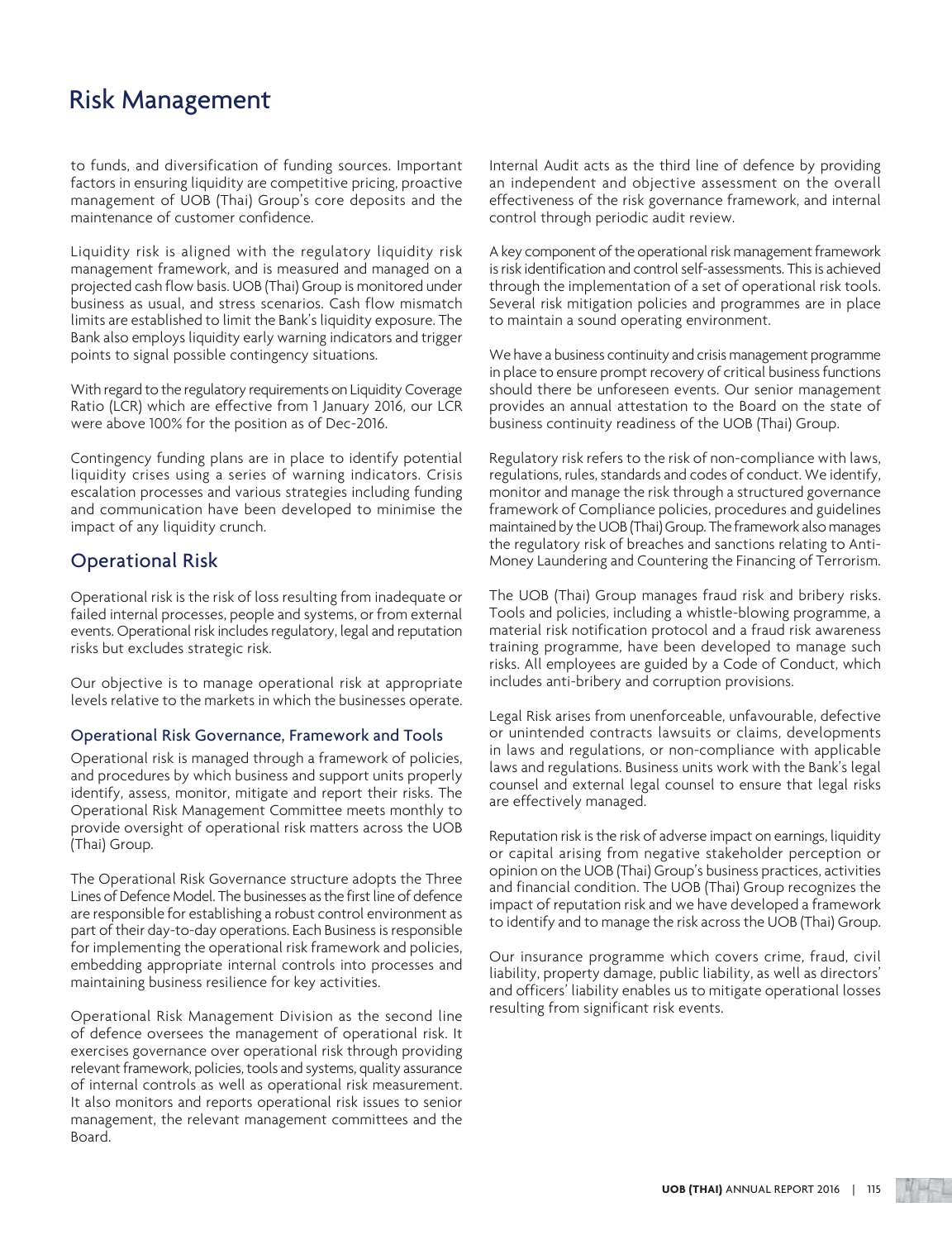# Risk Management

to funds, and diversification of funding sources. Important factors in ensuring liquidity are competitive pricing, proactive management of UOB (Thai) Group's core deposits and the maintenance of customer confidence.

Liquidity risk is aligned with the regulatory liquidity risk management framework, and is measured and managed on a projected cash flow basis. UOB (Thai) Group is monitored under business as usual, and stress scenarios. Cash flow mismatch limits are established to limit the Bank's liquidity exposure. The Bank also employs liquidity early warning indicators and trigger points to signal possible contingency situations.

With regard to the regulatory requirements on Liquidity Coverage Ratio (LCR) which are effective from 1 January 2016, our LCR were above 100% for the position as of Dec-2016.

Contingency funding plans are in place to identify potential liquidity crises using a series of warning indicators. Crisis escalation processes and various strategies including funding and communication have been developed to minimise the impact of any liquidity crunch.

## Operational Risk

Operational risk is the risk of loss resulting from inadequate or failed internal processes, people and systems, or from external events. Operational risk includes regulatory, legal and reputation risks but excludes strategic risk.

Our objective is to manage operational risk at appropriate levels relative to the markets in which the businesses operate.

### Operational Risk Governance, Framework and Tools

Operational risk is managed through a framework of policies, and procedures by which business and support units properly identify, assess, monitor, mitigate and report their risks. The Operational Risk Management Committee meets monthly to provide oversight of operational risk matters across the UOB (Thai) Group.

The Operational Risk Governance structure adopts the Three Lines of Defence Model. The businesses as the first line of defence are responsible for establishing a robust control environment as part of their day-to-day operations. Each Business is responsible for implementing the operational risk framework and policies, embedding appropriate internal controls into processes and maintaining business resilience for key activities.

Operational Risk Management Division as the second line of defence oversees the management of operational risk. It exercises governance over operational risk through providing relevant framework, policies, tools and systems, quality assurance of internal controls as well as operational risk measurement. It also monitors and reports operational risk issues to senior management, the relevant management committees and the Board.

Internal Audit acts as the third line of defence by providing an independent and objective assessment on the overall effectiveness of the risk governance framework, and internal control through periodic audit review.

A key component of the operational risk management framework is risk identification and control self-assessments. This is achieved through the implementation of a set of operational risk tools. Several risk mitigation policies and programmes are in place to maintain a sound operating environment.

We have a business continuity and crisis management programme in place to ensure prompt recovery of critical business functions should there be unforeseen events. Our senior management provides an annual attestation to the Board on the state of business continuity readiness of the UOB (Thai) Group.

Regulatory risk refers to the risk of non-compliance with laws, regulations, rules, standards and codes of conduct. We identify, monitor and manage the risk through a structured governance framework of Compliance policies, procedures and guidelines maintained by the UOB (Thai) Group. The framework also manages the regulatory risk of breaches and sanctions relating to Anti-Money Laundering and Countering the Financing of Terrorism.

The UOB (Thai) Group manages fraud risk and bribery risks. Tools and policies, including a whistle-blowing programme, a material risk notification protocol and a fraud risk awareness training programme, have been developed to manage such risks. All employees are guided by a Code of Conduct, which includes anti-bribery and corruption provisions.

Legal Risk arises from unenforceable, unfavourable, defective or unintended contracts lawsuits or claims, developments in laws and regulations, or non-compliance with applicable laws and regulations. Business units work with the Bank's legal counsel and external legal counsel to ensure that legal risks are effectively managed.

Reputation risk is the risk of adverse impact on earnings, liquidity or capital arising from negative stakeholder perception or opinion on the UOB (Thai) Group's business practices, activities and financial condition. The UOB (Thai) Group recognizes the impact of reputation risk and we have developed a framework to identify and to manage the risk across the UOB (Thai) Group.

Our insurance programme which covers crime, fraud, civil liability, property damage, public liability, as well as directors' and officers' liability enables us to mitigate operational losses resulting from significant risk events.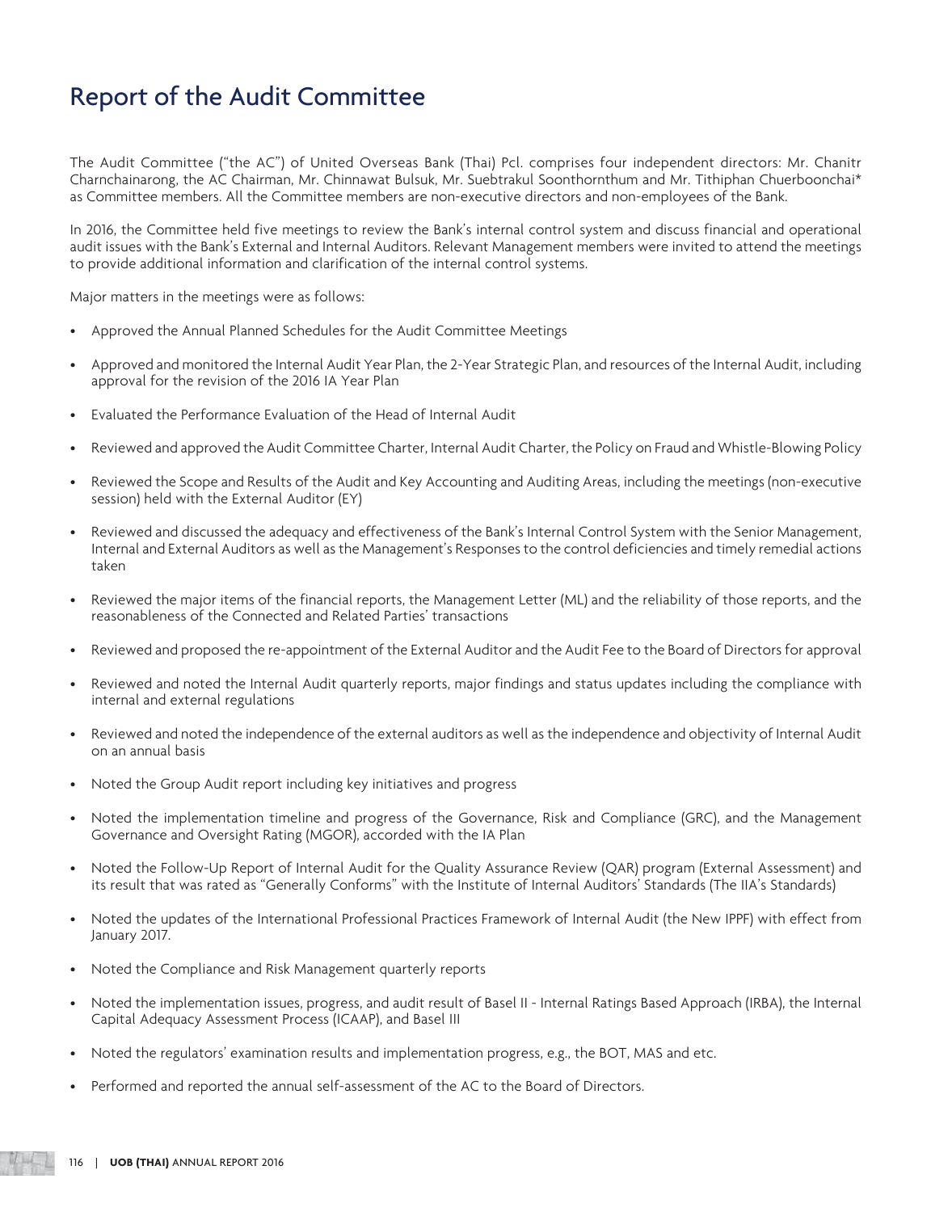# Report of the Audit Committee

The Audit Committee ("the AC") of United Overseas Bank (Thai) Pcl. comprises four independent directors: Mr. Chanitr Charnchainarong, the AC Chairman, Mr. Chinnawat Bulsuk, Mr. Suebtrakul Soonthornthum and Mr. Tithiphan Chuerboonchai* as Committee members. All the Committee members are non-executive directors and non-employees of the Bank.

In 2016, the Committee held five meetings to review the Bank's internal control system and discuss financial and operational audit issues with the Bank's External and Internal Auditors. Relevant Management members were invited to attend the meetings to provide additional information and clarification of the internal control systems.

Major matters in the meetings were as follows:

- Approved the Annual Planned Schedules for the Audit Committee Meetings
- Approved and monitored the Internal Audit Year Plan, the 2-Year Strategic Plan, and resources of the Internal Audit, including approval for the revision of the 2016 IA Year Plan
- Evaluated the Performance Evaluation of the Head of Internal Audit
- Reviewed and approved the Audit Committee Charter, Internal Audit Charter, the Policy on Fraud and Whistle-Blowing Policy
- Reviewed the Scope and Results of the Audit and Key Accounting and Auditing Areas, including the meetings (non-executive session) held with the External Auditor (EY)
- Reviewed and discussed the adequacy and effectiveness of the Bank's Internal Control System with the Senior Management, Internal and External Auditors as well as the Management's Responses to the control deficiencies and timely remedial actions taken
- Reviewed the major items of the financial reports, the Management Letter (ML) and the reliability of those reports, and the reasonableness of the Connected and Related Parties' transactions
- Reviewed and proposed the re-appointment of the External Auditor and the Audit Fee to the Board of Directors for approval
- Reviewed and noted the Internal Audit quarterly reports, major findings and status updates including the compliance with internal and external regulations
- Reviewed and noted the independence of the external auditors as well as the independence and objectivity of Internal Audit on an annual basis
- Noted the Group Audit report including key initiatives and progress
- Noted the implementation timeline and progress of the Governance, Risk and Compliance (GRC), and the Management Governance and Oversight Rating (MGOR), accorded with the IA Plan
- Noted the Follow-Up Report of Internal Audit for the Quality Assurance Review (QAR) program (External Assessment) and its result that was rated as "Generally Conforms" with the Institute of Internal Auditors' Standards (The IIA's Standards)
- Noted the updates of the International Professional Practices Framework of Internal Audit (the New IPPF) with effect from January 2017.
- Noted the Compliance and Risk Management quarterly reports
- Noted the implementation issues, progress, and audit result of Basel II - Internal Ratings Based Approach (IRBA), the Internal Capital Adequacy Assessment Process (ICAAP), and Basel III
- Noted the regulators' examination results and implementation progress, e.g., the BOT, MAS and etc.
- Performed and reported the annual self-assessment of the AC to the Board of Directors.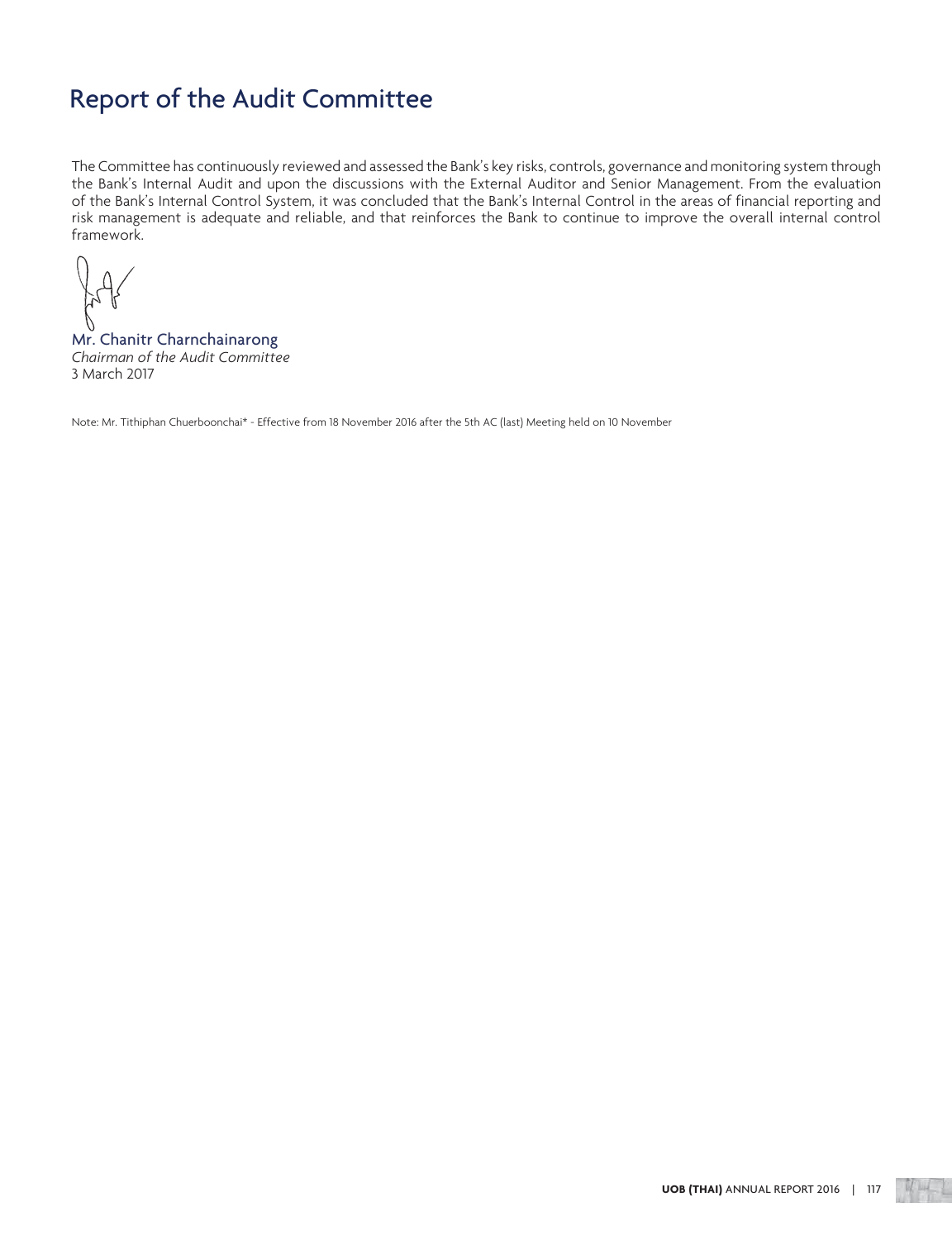# Report of the Audit Committee

The Committee has continuously reviewed and assessed the Bank's key risks, controls, governance and monitoring system through the Bank's Internal Audit and upon the discussions with the External Auditor and Senior Management. From the evaluation of the Bank's Internal Control System, it was concluded that the Bank's Internal Control in the areas of financial reporting and risk management is adequate and reliable, and that reinforces the Bank to continue to improve the overall internal control framework.

Mr. Chanitr Charnchainarong
*Chairman of the Audit Committee*
3 March 2017

Note: Mr. Tithiphan Chuerboonchai* - Effective from 18 November 2016 after the 5th AC (last) Meeting held on 10 November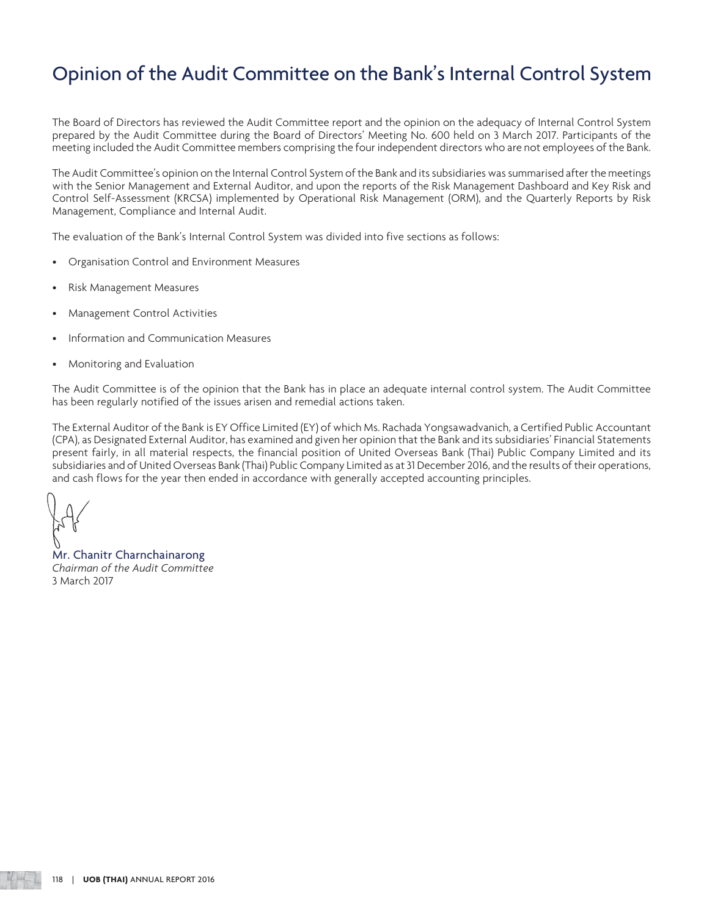# Opinion of the Audit Committee on the Bank's Internal Control System

The Board of Directors has reviewed the Audit Committee report and the opinion on the adequacy of Internal Control System prepared by the Audit Committee during the Board of Directors' Meeting No. 600 held on 3 March 2017. Participants of the meeting included the Audit Committee members comprising the four independent directors who are not employees of the Bank.

The Audit Committee's opinion on the Internal Control System of the Bank and its subsidiaries was summarised after the meetings with the Senior Management and External Auditor, and upon the reports of the Risk Management Dashboard and Key Risk and Control Self-Assessment (KRCSA) implemented by Operational Risk Management (ORM), and the Quarterly Reports by Risk Management, Compliance and Internal Audit.

The evaluation of the Bank's Internal Control System was divided into five sections as follows:

- Organisation Control and Environment Measures
- Risk Management Measures
- Management Control Activities
- Information and Communication Measures
- Monitoring and Evaluation

The Audit Committee is of the opinion that the Bank has in place an adequate internal control system. The Audit Committee has been regularly notified of the issues arisen and remedial actions taken.

The External Auditor of the Bank is EY Office Limited (EY) of which Ms. Rachada Yongsawadvanich, a Certified Public Accountant (CPA), as Designated External Auditor, has examined and given her opinion that the Bank and its subsidiaries' Financial Statements present fairly, in all material respects, the financial position of United Overseas Bank (Thai) Public Company Limited and its subsidiaries and of United Overseas Bank (Thai) Public Company Limited as at 31 December 2016, and the results of their operations, and cash flows for the year then ended in accordance with generally accepted accounting principles.

Mr. Chanitr Charnchainarong
*Chairman of the Audit Committee*
3 March 2017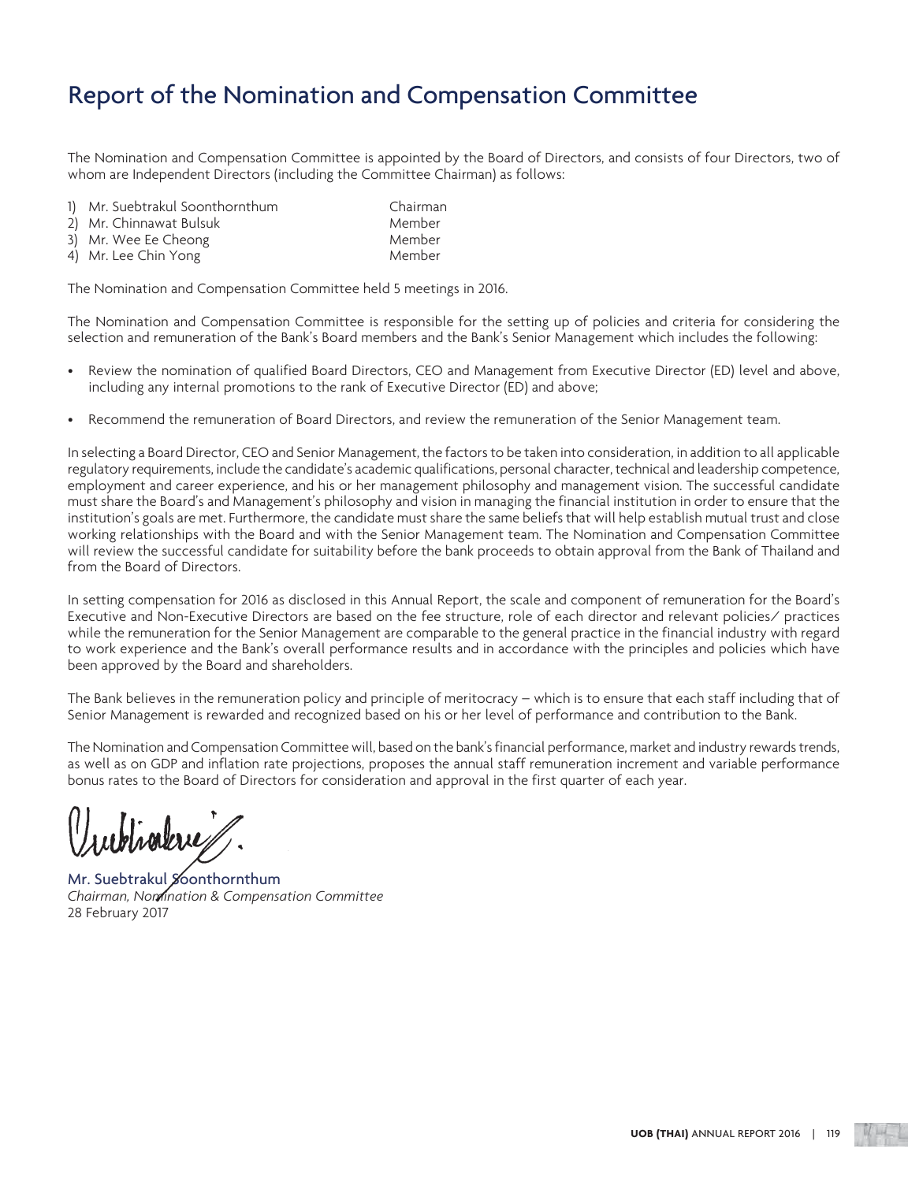# Report of the Nomination and Compensation Committee

The Nomination and Compensation Committee is appointed by the Board of Directors, and consists of four Directors, two of whom are Independent Directors (including the Committee Chairman) as follows:

| | |
|---|---|
| 1) Mr. Suebtrakul Soonthornthum | Chairman |
| 2) Mr. Chinnawat Bulsuk | Member |
| 3) Mr. Wee Ee Cheong | Member |
| 4) Mr. Lee Chin Yong | Member |

The Nomination and Compensation Committee held 5 meetings in 2016.

The Nomination and Compensation Committee is responsible for the setting up of policies and criteria for considering the selection and remuneration of the Bank's Board members and the Bank's Senior Management which includes the following:

- Review the nomination of qualified Board Directors, CEO and Management from Executive Director (ED) level and above, including any internal promotions to the rank of Executive Director (ED) and above;
- Recommend the remuneration of Board Directors, and review the remuneration of the Senior Management team.

In selecting a Board Director, CEO and Senior Management, the factors to be taken into consideration, in addition to all applicable regulatory requirements, include the candidate's academic qualifications, personal character, technical and leadership competence, employment and career experience, and his or her management philosophy and management vision. The successful candidate must share the Board's and Management's philosophy and vision in managing the financial institution in order to ensure that the institution's goals are met. Furthermore, the candidate must share the same beliefs that will help establish mutual trust and close working relationships with the Board and with the Senior Management team. The Nomination and Compensation Committee will review the successful candidate for suitability before the bank proceeds to obtain approval from the Bank of Thailand and from the Board of Directors.

In setting compensation for 2016 as disclosed in this Annual Report, the scale and component of remuneration for the Board's Executive and Non-Executive Directors are based on the fee structure, role of each director and relevant policies/ practices while the remuneration for the Senior Management are comparable to the general practice in the financial industry with regard to work experience and the Bank's overall performance results and in accordance with the principles and policies which have been approved by the Board and shareholders.

The Bank believes in the remuneration policy and principle of meritocracy – which is to ensure that each staff including that of Senior Management is rewarded and recognized based on his or her level of performance and contribution to the Bank.

The Nomination and Compensation Committee will, based on the bank's financial performance, market and industry rewards trends, as well as on GDP and inflation rate projections, proposes the annual staff remuneration increment and variable performance bonus rates to the Board of Directors for consideration and approval in the first quarter of each year.

Mr. Suebtrakul Soonthornthum  
*Chairman, Nomination & Compensation Committee*  
28 February 2017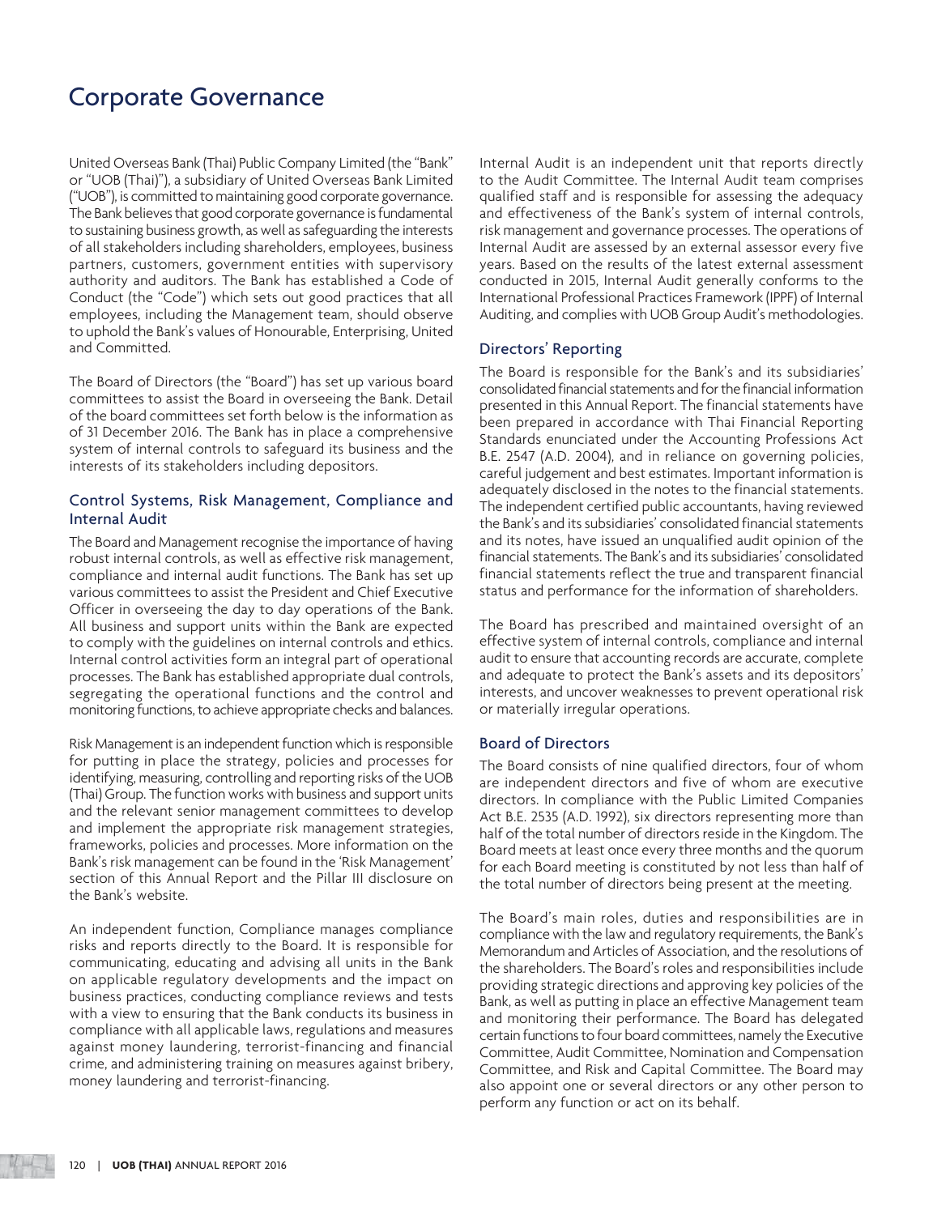# Corporate Governance

United Overseas Bank (Thai) Public Company Limited (the "Bank" or "UOB (Thai)"), a subsidiary of United Overseas Bank Limited ("UOB"), is committed to maintaining good corporate governance. The Bank believes that good corporate governance is fundamental to sustaining business growth, as well as safeguarding the interests of all stakeholders including shareholders, employees, business partners, customers, government entities with supervisory authority and auditors. The Bank has established a Code of Conduct (the "Code") which sets out good practices that all employees, including the Management team, should observe to uphold the Bank's values of Honourable, Enterprising, United and Committed.

The Board of Directors (the "Board") has set up various board committees to assist the Board in overseeing the Bank. Detail of the board committees set forth below is the information as of 31 December 2016. The Bank has in place a comprehensive system of internal controls to safeguard its business and the interests of its stakeholders including depositors.

## Control Systems, Risk Management, Compliance and Internal Audit

The Board and Management recognise the importance of having robust internal controls, as well as effective risk management, compliance and internal audit functions. The Bank has set up various committees to assist the President and Chief Executive Officer in overseeing the day to day operations of the Bank. All business and support units within the Bank are expected to comply with the guidelines on internal controls and ethics. Internal control activities form an integral part of operational processes. The Bank has established appropriate dual controls, segregating the operational functions and the control and monitoring functions, to achieve appropriate checks and balances.

Risk Management is an independent function which is responsible for putting in place the strategy, policies and processes for identifying, measuring, controlling and reporting risks of the UOB (Thai) Group. The function works with business and support units and the relevant senior management committees to develop and implement the appropriate risk management strategies, frameworks, policies and processes. More information on the Bank's risk management can be found in the 'Risk Management' section of this Annual Report and the Pillar III disclosure on the Bank's website.

An independent function, Compliance manages compliance risks and reports directly to the Board. It is responsible for communicating, educating and advising all units in the Bank on applicable regulatory developments and the impact on business practices, conducting compliance reviews and tests with a view to ensuring that the Bank conducts its business in compliance with all applicable laws, regulations and measures against money laundering, terrorist-financing and financial crime, and administering training on measures against bribery, money laundering and terrorist-financing.

Internal Audit is an independent unit that reports directly to the Audit Committee. The Internal Audit team comprises qualified staff and is responsible for assessing the adequacy and effectiveness of the Bank's system of internal controls, risk management and governance processes. The operations of Internal Audit are assessed by an external assessor every five years. Based on the results of the latest external assessment conducted in 2015, Internal Audit generally conforms to the International Professional Practices Framework (IPPF) of Internal Auditing, and complies with UOB Group Audit's methodologies.

## Directors' Reporting

The Board is responsible for the Bank's and its subsidiaries' consolidated financial statements and for the financial information presented in this Annual Report. The financial statements have been prepared in accordance with Thai Financial Reporting Standards enunciated under the Accounting Professions Act B.E. 2547 (A.D. 2004), and in reliance on governing policies, careful judgement and best estimates. Important information is adequately disclosed in the notes to the financial statements. The independent certified public accountants, having reviewed the Bank's and its subsidiaries' consolidated financial statements and its notes, have issued an unqualified audit opinion of the financial statements. The Bank's and its subsidiaries' consolidated financial statements reflect the true and transparent financial status and performance for the information of shareholders.

The Board has prescribed and maintained oversight of an effective system of internal controls, compliance and internal audit to ensure that accounting records are accurate, complete and adequate to protect the Bank's assets and its depositors' interests, and uncover weaknesses to prevent operational risk or materially irregular operations.

## Board of Directors

The Board consists of nine qualified directors, four of whom are independent directors and five of whom are executive directors. In compliance with the Public Limited Companies Act B.E. 2535 (A.D. 1992), six directors representing more than half of the total number of directors reside in the Kingdom. The Board meets at least once every three months and the quorum for each Board meeting is constituted by not less than half of the total number of directors being present at the meeting.

The Board's main roles, duties and responsibilities are in compliance with the law and regulatory requirements, the Bank's Memorandum and Articles of Association, and the resolutions of the shareholders. The Board's roles and responsibilities include providing strategic directions and approving key policies of the Bank, as well as putting in place an effective Management team and monitoring their performance. The Board has delegated certain functions to four board committees, namely the Executive Committee, Audit Committee, Nomination and Compensation Committee, and Risk and Capital Committee. The Board may also appoint one or several directors or any other person to perform any function or act on its behalf.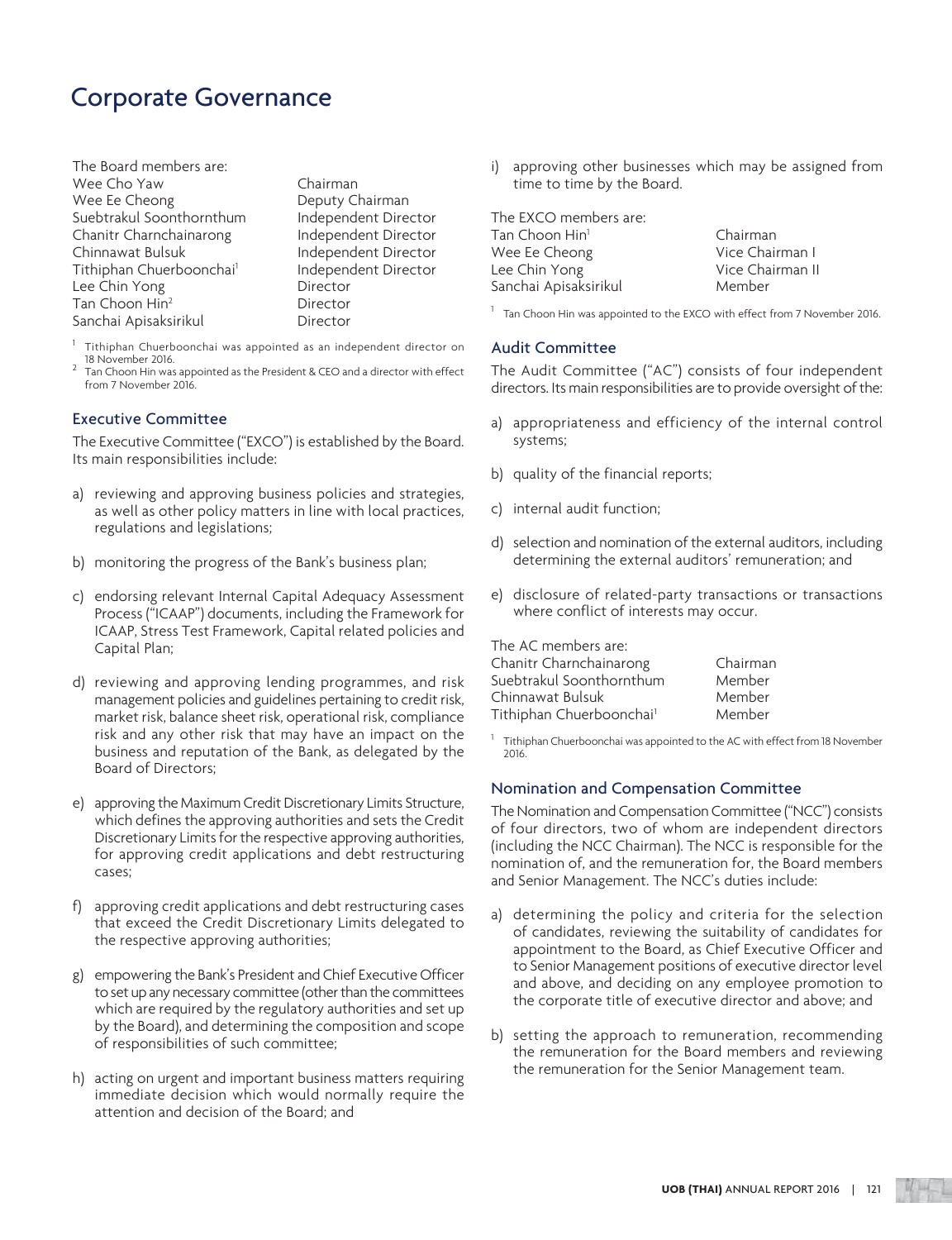# Corporate Governance

The Board members are:

| | |
|---|---|
| Wee Cho Yaw | Chairman |
| Wee Ee Cheong | Deputy Chairman |
| Suebtrakul Soonthornthum | Independent Director |
| Chanitr Charnchainarong | Independent Director |
| Chinnawat Bulsuk | Independent Director |
| Tithiphan Chuerboonchai[1] | Independent Director |
| Lee Chin Yong | Director |
| Tan Choon Hin[2] | Director |
| Sanchai Apisaksirikul | Director |

[1] Tithiphan Chuerboonchai was appointed as an independent director on 18 November 2016.

[2] Tan Choon Hin was appointed as the President & CEO and a director with effect from 7 November 2016.

### Executive Committee

The Executive Committee ("EXCO") is established by the Board. Its main responsibilities include:

a) reviewing and approving business policies and strategies, as well as other policy matters in line with local practices, regulations and legislations;

b) monitoring the progress of the Bank's business plan;

c) endorsing relevant Internal Capital Adequacy Assessment Process ("ICAAP") documents, including the Framework for ICAAP, Stress Test Framework, Capital related policies and Capital Plan;

d) reviewing and approving lending programmes, and risk management policies and guidelines pertaining to credit risk, market risk, balance sheet risk, operational risk, compliance risk and any other risk that may have an impact on the business and reputation of the Bank, as delegated by the Board of Directors;

e) approving the Maximum Credit Discretionary Limits Structure, which defines the approving authorities and sets the Credit Discretionary Limits for the respective approving authorities, for approving credit applications and debt restructuring cases;

f) approving credit applications and debt restructuring cases that exceed the Credit Discretionary Limits delegated to the respective approving authorities;

g) empowering the Bank's President and Chief Executive Officer to set up any necessary committee (other than the committees which are required by the regulatory authorities and set up by the Board), and determining the composition and scope of responsibilities of such committee;

h) acting on urgent and important business matters requiring immediate decision which would normally require the attention and decision of the Board; and

i) approving other businesses which may be assigned from time to time by the Board.

The EXCO members are:

| | |
|---|---|
| Tan Choon Hin[1] | Chairman |
| Wee Ee Cheong | Vice Chairman I |
| Lee Chin Yong | Vice Chairman II |
| Sanchai Apisaksirikul | Member |

[1] Tan Choon Hin was appointed to the EXCO with effect from 7 November 2016.

### Audit Committee

The Audit Committee ("AC") consists of four independent directors. Its main responsibilities are to provide oversight of the:

a) appropriateness and efficiency of the internal control systems;

b) quality of the financial reports;

c) internal audit function;

d) selection and nomination of the external auditors, including determining the external auditors' remuneration; and

e) disclosure of related-party transactions or transactions where conflict of interests may occur.

The AC members are:

| | |
|---|---|
| Chanitr Charnchainarong | Chairman |
| Suebtrakul Soonthornthum | Member |
| Chinnawat Bulsuk | Member |
| Tithiphan Chuerboonchai[1] | Member |

[1] Tithiphan Chuerboonchai was appointed to the AC with effect from 18 November 2016.

### Nomination and Compensation Committee

The Nomination and Compensation Committee ("NCC") consists of four directors, two of whom are independent directors (including the NCC Chairman). The NCC is responsible for the nomination of, and the remuneration for, the Board members and Senior Management. The NCC's duties include:

a) determining the policy and criteria for the selection of candidates, reviewing the suitability of candidates for appointment to the Board, as Chief Executive Officer and to Senior Management positions of executive director level and above, and deciding on any employee promotion to the corporate title of executive director and above; and

b) setting the approach to remuneration, recommending the remuneration for the Board members and reviewing the remuneration for the Senior Management team.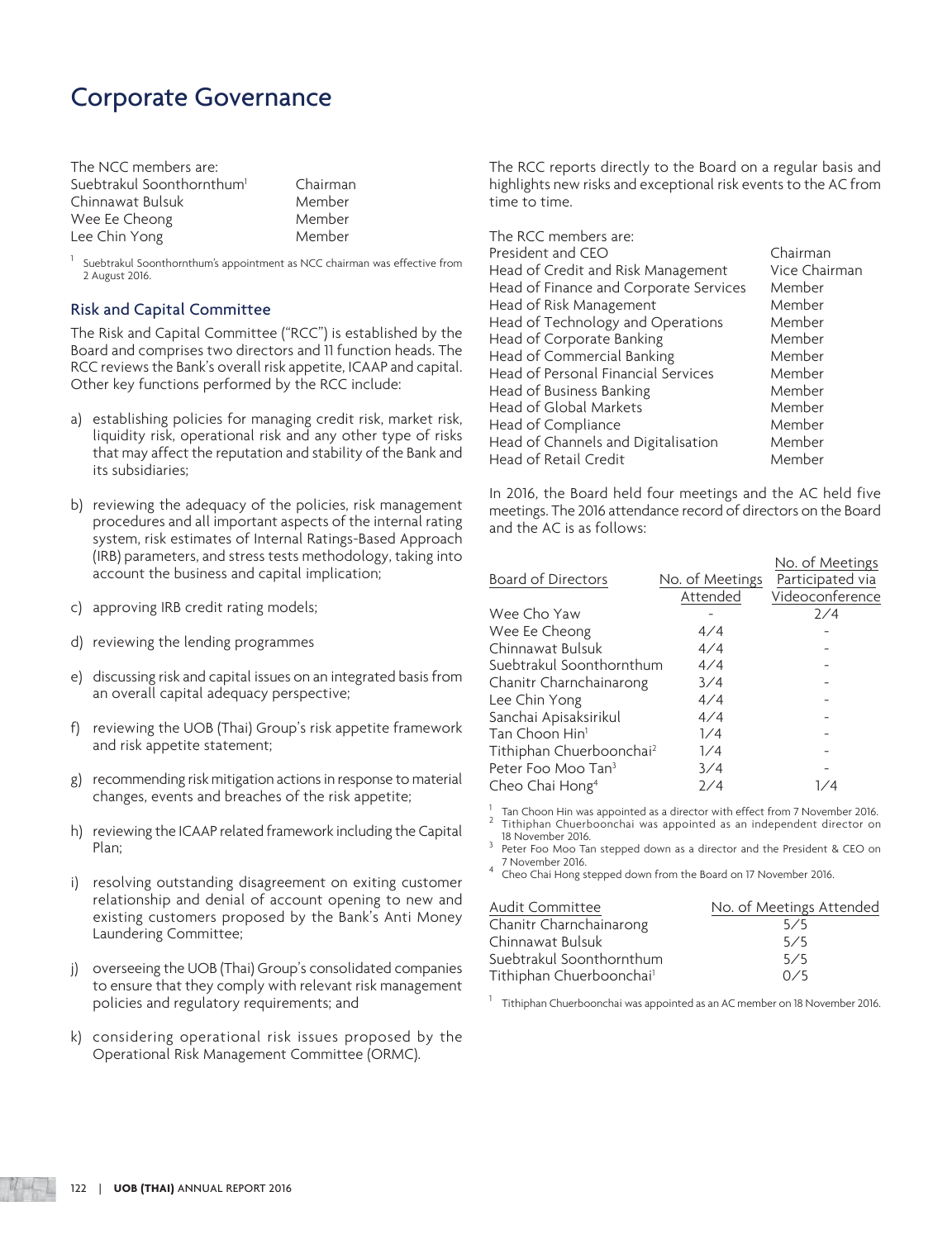# Corporate Governance

The NCC members are:

| | |
|---|---|
| Suebtrakul Soonthornthum[1] | Chairman |
| Chinnawat Bulsuk | Member |
| Wee Ee Cheong | Member |
| Lee Chin Yong | Member |

[1] Suebtrakul Soonthornthum's appointment as NCC chairman was effective from 2 August 2016.

### Risk and Capital Committee

The Risk and Capital Committee ("RCC") is established by the Board and comprises two directors and 11 function heads. The RCC reviews the Bank's overall risk appetite, ICAAP and capital. Other key functions performed by the RCC include:

a) establishing policies for managing credit risk, market risk, liquidity risk, operational risk and any other type of risks that may affect the reputation and stability of the Bank and its subsidiaries;

b) reviewing the adequacy of the policies, risk management procedures and all important aspects of the internal rating system, risk estimates of Internal Ratings-Based Approach (IRB) parameters, and stress tests methodology, taking into account the business and capital implication;

c) approving IRB credit rating models;

d) reviewing the lending programmes

e) discussing risk and capital issues on an integrated basis from an overall capital adequacy perspective;

f) reviewing the UOB (Thai) Group's risk appetite framework and risk appetite statement;

g) recommending risk mitigation actions in response to material changes, events and breaches of the risk appetite;

h) reviewing the ICAAP related framework including the Capital Plan;

i) resolving outstanding disagreement on exiting customer relationship and denial of account opening to new and existing customers proposed by the Bank's Anti Money Laundering Committee;

j) overseeing the UOB (Thai) Group's consolidated companies to ensure that they comply with relevant risk management policies and regulatory requirements; and

k) considering operational risk issues proposed by the Operational Risk Management Committee (ORMC).

The RCC reports directly to the Board on a regular basis and highlights new risks and exceptional risk events to the AC from time to time.

The RCC members are:

| | |
|---|---|
| President and CEO | Chairman |
| Head of Credit and Risk Management | Vice Chairman |
| Head of Finance and Corporate Services | Member |
| Head of Risk Management | Member |
| Head of Technology and Operations | Member |
| Head of Corporate Banking | Member |
| Head of Commercial Banking | Member |
| Head of Personal Financial Services | Member |
| Head of Business Banking | Member |
| Head of Global Markets | Member |
| Head of Compliance | Member |
| Head of Channels and Digitalisation | Member |
| Head of Retail Credit | Member |

In 2016, the Board held four meetings and the AC held five meetings. The 2016 attendance record of directors on the Board and the AC is as follows:

| Board of Directors | No. of Meetings Attended | No. of Meetings Participated via Videoconference |
|---|---|---|
| Wee Cho Yaw | - | 2/4 |
| Wee Ee Cheong | 4/4 | - |
| Chinnawat Bulsuk | 4/4 | - |
| Suebtrakul Soonthornthum | 4/4 | - |
| Chanitr Charnchainarong | 3/4 | - |
| Lee Chin Yong | 4/4 | - |
| Sanchai Apisaksirikul | 4/4 | - |
| Tan Choon Hin[1] | 1/4 | - |
| Tithiphan Chuerboonchai[2] | 1/4 | - |
| Peter Foo Moo Tan[3] | 3/4 | - |
| Cheo Chai Hong[4] | 2/4 | 1/4 |

[1] Tan Choon Hin was appointed as a director with effect from 7 November 2016.
[2] Tithiphan Chuerboonchai was appointed as an independent director on 18 November 2016.
[3] Peter Foo Moo Tan stepped down as a director and the President & CEO on 7 November 2016.
[4] Cheo Chai Hong stepped down from the Board on 17 November 2016.

| Audit Committee | No. of Meetings Attended |
|---|---|
| Chanitr Charnchainarong | 5/5 |
| Chinnawat Bulsuk | 5/5 |
| Suebtrakul Soonthornthum | 5/5 |
| Tithiphan Chuerboonchai[1] | 0/5 |

[1] Tithiphan Chuerboonchai was appointed as an AC member on 18 November 2016.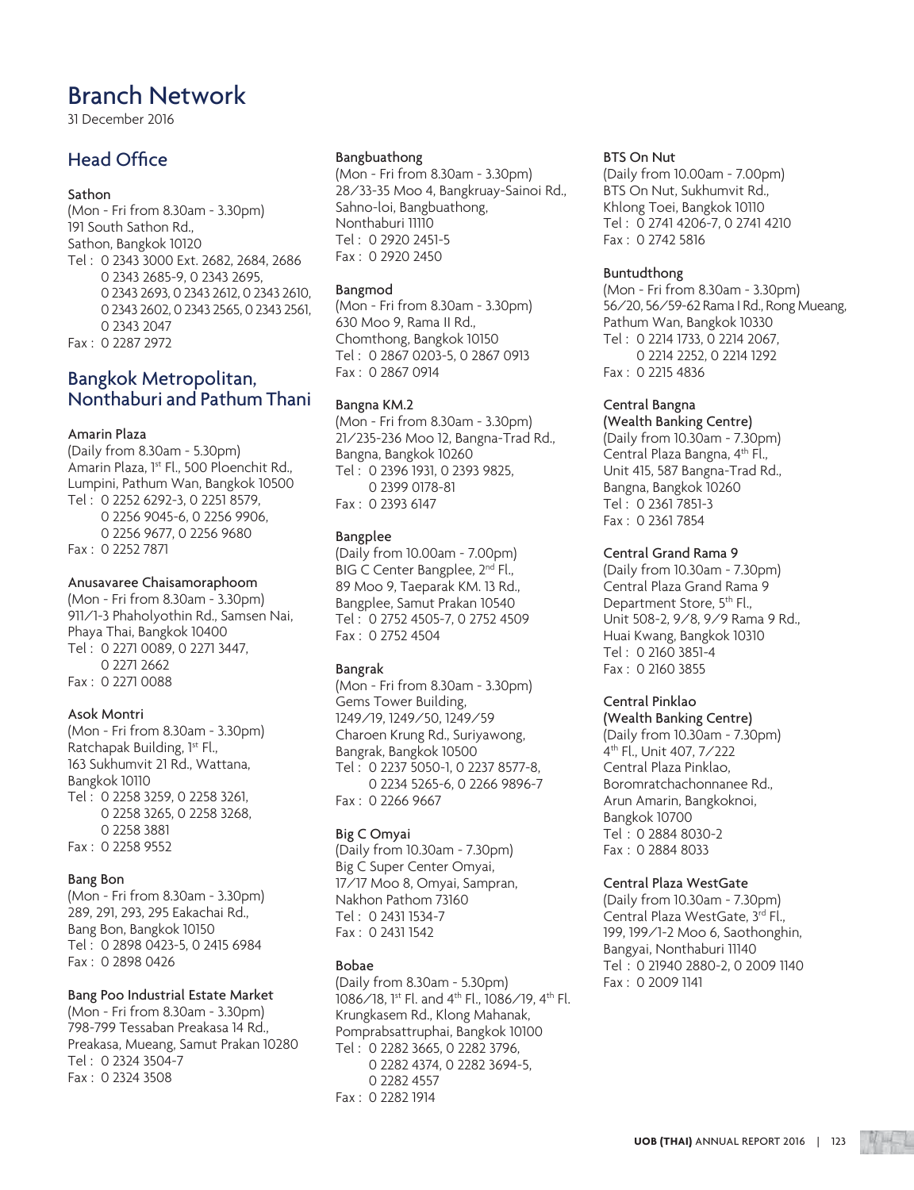# Branch Network

31 December 2016

## Head Office

### Sathon

(Mon - Fri from 8.30am - 3.30pm)
191 South Sathon Rd.,
Sathon, Bangkok 10120
Tel : 0 2343 3000 Ext. 2682, 2684, 2686
0 2343 2685-9, 0 2343 2695,
0 2343 2693, 0 2343 2612, 0 2343 2610,
0 2343 2602, 0 2343 2565, 0 2343 2561,
0 2343 2047
Fax : 0 2287 2972

## Bangkok Metropolitan, Nonthaburi and Pathum Thani

### Amarin Plaza

(Daily from 8.30am - 5.30pm)
Amarin Plaza, 1st Fl., 500 Ploenchit Rd.,
Lumpini, Pathum Wan, Bangkok 10500
Tel : 0 2252 6292-3, 0 2251 8579,
0 2256 9045-6, 0 2256 9906,
0 2256 9677, 0 2256 9680
Fax : 0 2252 7871

### Anusavaree Chaisamoraphoom

(Mon - Fri from 8.30am - 3.30pm)
911/1-3 Phaholyothin Rd., Samsen Nai,
Phaya Thai, Bangkok 10400
Tel : 0 2271 0089, 0 2271 3447,
0 2271 2662
Fax : 0 2271 0088

### Asok Montri

(Mon - Fri from 8.30am - 3.30pm)
Ratchapak Building, 1st Fl.,
163 Sukhumvit 21 Rd., Wattana,
Bangkok 10110
Tel : 0 2258 3259, 0 2258 3261,
0 2258 3265, 0 2258 3268,
0 2258 3881
Fax : 0 2258 9552

### Bang Bon

(Mon - Fri from 8.30am - 3.30pm)
289, 291, 293, 295 Eakachai Rd.,
Bang Bon, Bangkok 10150
Tel : 0 2898 0423-5, 0 2415 6984
Fax : 0 2898 0426

### Bang Poo Industrial Estate Market

(Mon - Fri from 8.30am - 3.30pm)
798-799 Tessaban Preakasa 14 Rd.,
Preakasa, Mueang, Samut Prakan 10280
Tel : 0 2324 3504-7
Fax : 0 2324 3508

### Bangbuathong

(Mon - Fri from 8.30am - 3.30pm)
28/33-35 Moo 4, Bangkruay-Sainoi Rd.,
Sahno-loi, Bangbuathong,
Nonthaburi 11110
Tel : 0 2920 2451-5
Fax : 0 2920 2450

### Bangmod

(Mon - Fri from 8.30am - 3.30pm)
630 Moo 9, Rama II Rd.,
Chomthong, Bangkok 10150
Tel : 0 2867 0203-5, 0 2867 0913
Fax : 0 2867 0914

### Bangna KM.2

(Mon - Fri from 8.30am - 3.30pm)
21/235-236 Moo 12, Bangna-Trad Rd.,
Bangna, Bangkok 10260
Tel : 0 2396 1931, 0 2393 9825,
0 2399 0178-81
Fax : 0 2393 6147

### Bangplee

(Daily from 10.00am - 7.00pm)
BIG C Center Bangplee, 2nd Fl.,
89 Moo 9, Taeparak KM. 13 Rd.,
Bangplee, Samut Prakan 10540
Tel : 0 2752 4505-7, 0 2752 4509
Fax : 0 2752 4504

### Bangrak

(Mon - Fri from 8.30am - 3.30pm)
Gems Tower Building,
1249/19, 1249/50, 1249/59
Charoen Krung Rd., Suriyawong,
Bangrak, Bangkok 10500
Tel : 0 2237 5050-1, 0 2237 8577-8,
0 2234 5265-6, 0 2266 9896-7
Fax : 0 2266 9667

### Big C Omyai

(Daily from 10.30am - 7.30pm)
Big C Super Center Omyai,
17/17 Moo 8, Omyai, Sampran,
Nakhon Pathom 73160
Tel : 0 2431 1534-7
Fax : 0 2431 1542

### Bobae

(Daily from 8.30am - 5.30pm)
1086/18, 1st Fl. and 4th Fl., 1086/19, 4th Fl.
Krungkasem Rd., Klong Mahanak,
Pomprabsattruphai, Bangkok 10100
Tel : 0 2282 3665, 0 2282 3796,
0 2282 4374, 0 2282 3694-5,
0 2282 4557
Fax : 0 2282 1914

### BTS On Nut

(Daily from 10.00am - 7.00pm)
BTS On Nut, Sukhumvit Rd.,
Khlong Toei, Bangkok 10110
Tel : 0 2741 4206-7, 0 2741 4210
Fax : 0 2742 5816

### Buntudthong

(Mon - Fri from 8.30am - 3.30pm)
56/20, 56/59-62 Rama I Rd., Rong Mueang,
Pathum Wan, Bangkok 10330
Tel : 0 2214 1733, 0 2214 2067,
0 2214 2252, 0 2214 1292
Fax : 0 2215 4836

### Central Bangna (Wealth Banking Centre)

(Daily from 10.30am - 7.30pm)
Central Plaza Bangna, 4th Fl.,
Unit 415, 587 Bangna-Trad Rd.,
Bangna, Bangkok 10260
Tel : 0 2361 7851-3
Fax : 0 2361 7854

### Central Grand Rama 9

(Daily from 10.30am - 7.30pm)
Central Plaza Grand Rama 9
Department Store, 5th Fl.,
Unit 508-2, 9/8, 9/9 Rama 9 Rd.,
Huai Kwang, Bangkok 10310
Tel : 0 2160 3851-4
Fax : 0 2160 3855

### Central Pinklao (Wealth Banking Centre)

(Daily from 10.30am - 7.30pm)
4th Fl., Unit 407, 7/222
Central Plaza Pinklao,
Boromratchachonnanee Rd.,
Arun Amarin, Bangkoknoi,
Bangkok 10700
Tel : 0 2884 8030-2
Fax : 0 2884 8033

### Central Plaza WestGate

(Daily from 10.30am - 7.30pm)
Central Plaza WestGate, 3rd Fl.,
199, 199/1-2 Moo 6, Saothonghin,
Bangyai, Nonthaburi 11140
Tel : 0 21940 2880-2, 0 2009 1140
Fax : 0 2009 1141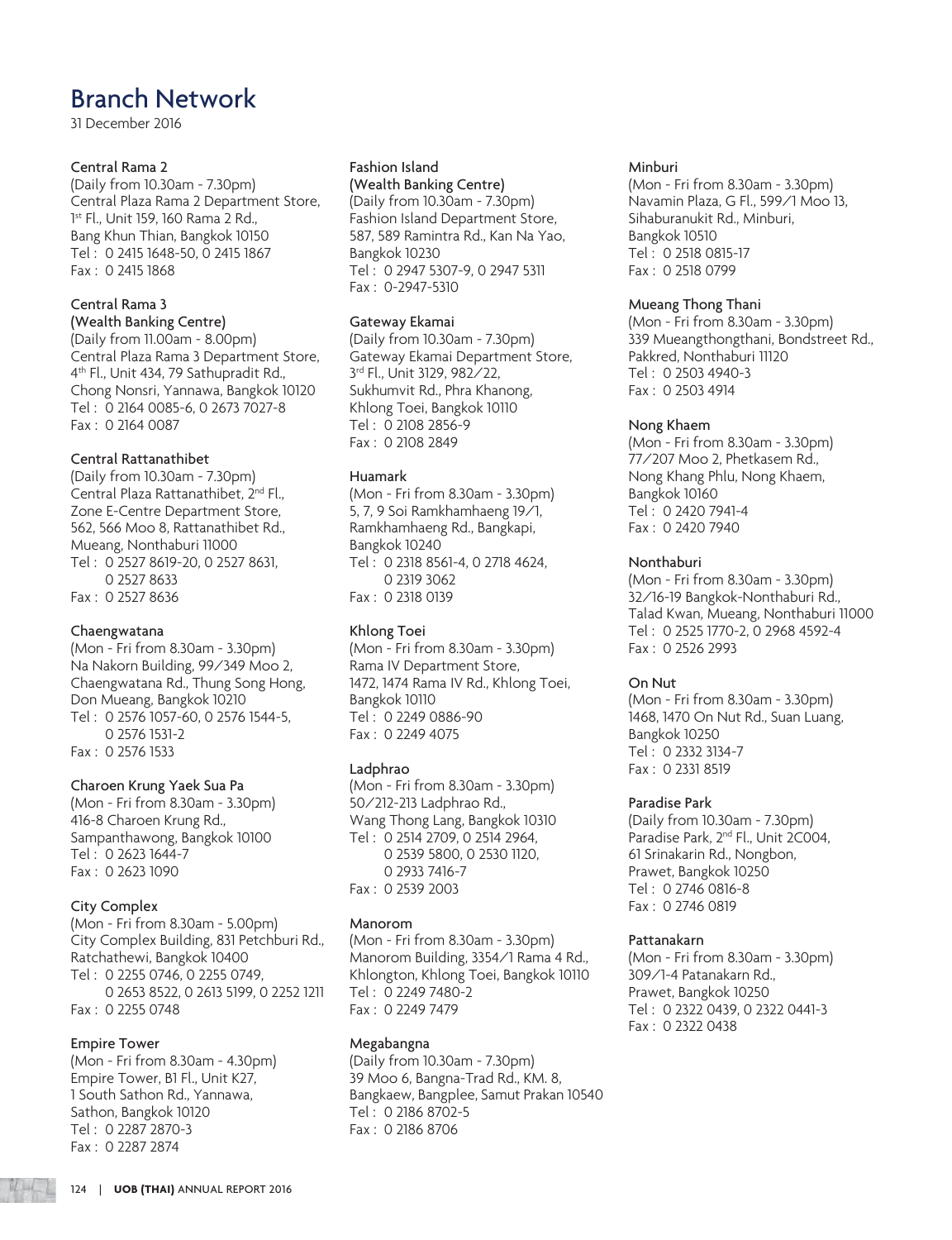# Branch Network

31 December 2016

### Central Rama 2
(Daily from 10.30am - 7.30pm)
Central Plaza Rama 2 Department Store, 1st Fl., Unit 159, 160 Rama 2 Rd., Bang Khun Thian, Bangkok 10150
Tel : 0 2415 1648-50, 0 2415 1867
Fax : 0 2415 1868

### Central Rama 3 (Wealth Banking Centre)
(Daily from 11.00am - 8.00pm)
Central Plaza Rama 3 Department Store, 4th Fl., Unit 434, 79 Sathupradit Rd., Chong Nonsri, Yannawa, Bangkok 10120
Tel : 0 2164 0085-6, 0 2673 7027-8
Fax : 0 2164 0087

### Central Rattanathibet
(Daily from 10.30am - 7.30pm)
Central Plaza Rattanathibet, 2nd Fl., Zone E-Centre Department Store, 562, 566 Moo 8, Rattanathibet Rd., Mueang, Nonthaburi 11000
Tel : 0 2527 8619-20, 0 2527 8631, 0 2527 8633
Fax : 0 2527 8636

### Chaengwatana
(Mon - Fri from 8.30am - 3.30pm)
Na Nakorn Building, 99/349 Moo 2, Chaengwatana Rd., Thung Song Hong, Don Mueang, Bangkok 10210
Tel : 0 2576 1057-60, 0 2576 1544-5, 0 2576 1531-2
Fax : 0 2576 1533

### Charoen Krung Yaek Sua Pa
(Mon - Fri from 8.30am - 3.30pm)
416-8 Charoen Krung Rd., Sampanthawong, Bangkok 10100
Tel : 0 2623 1644-7
Fax : 0 2623 1090

### City Complex
(Mon - Fri from 8.30am - 5.00pm)
City Complex Building, 831 Petchburi Rd., Ratchathewi, Bangkok 10400
Tel : 0 2255 0746, 0 2255 0749, 0 2653 8522, 0 2613 5199, 0 2252 1211
Fax : 0 2255 0748

### Empire Tower
(Mon - Fri from 8.30am - 4.30pm)
Empire Tower, B1 Fl., Unit K27, 1 South Sathon Rd., Yannawa, Sathon, Bangkok 10120
Tel : 0 2287 2870-3
Fax : 0 2287 2874

### Fashion Island (Wealth Banking Centre)
(Daily from 10.30am - 7.30pm)
Fashion Island Department Store, 587, 589 Ramintra Rd., Kan Na Yao, Bangkok 10230
Tel : 0 2947 5307-9, 0 2947 5311
Fax : 0-2947-5310

### Gateway Ekamai
(Daily from 10.30am - 7.30pm)
Gateway Ekamai Department Store, 3rd Fl., Unit 3129, 982/22, Sukhumvit Rd., Phra Khanong, Khlong Toei, Bangkok 10110
Tel : 0 2108 2856-9
Fax : 0 2108 2849

### Huamark
(Mon - Fri from 8.30am - 3.30pm)
5, 7, 9 Soi Ramkhamhaeng 19/1, Ramkhamhaeng Rd., Bangkapi, Bangkok 10240
Tel : 0 2318 8561-4, 0 2718 4624, 0 2319 3062
Fax : 0 2318 0139

### Khlong Toei
(Mon - Fri from 8.30am - 3.30pm)
Rama IV Department Store, 1472, 1474 Rama IV Rd., Khlong Toei, Bangkok 10110
Tel : 0 2249 0886-90
Fax : 0 2249 4075

### Ladphrao
(Mon - Fri from 8.30am - 3.30pm)
50/212-213 Ladphrao Rd., Wang Thong Lang, Bangkok 10310
Tel : 0 2514 2709, 0 2514 2964, 0 2539 5800, 0 2530 1120, 0 2933 7416-7
Fax : 0 2539 2003

### Manorom
(Mon - Fri from 8.30am - 3.30pm)
Manorom Building, 3354/1 Rama 4 Rd., Khlongton, Khlong Toei, Bangkok 10110
Tel : 0 2249 7480-2
Fax : 0 2249 7479

### Megabangna
(Daily from 10.30am - 7.30pm)
39 Moo 6, Bangna-Trad Rd., KM. 8, Bangkaew, Bangplee, Samut Prakan 10540
Tel : 0 2186 8702-5
Fax : 0 2186 8706

### Minburi
(Mon - Fri from 8.30am - 3.30pm)
Navamin Plaza, G Fl., 599/1 Moo 13, Sihaburanukit Rd., Minburi, Bangkok 10510
Tel : 0 2518 0815-17
Fax : 0 2518 0799

### Mueang Thong Thani
(Mon - Fri from 8.30am - 3.30pm)
339 Mueangthongthani, Bondstreet Rd., Pakkred, Nonthaburi 11120
Tel : 0 2503 4940-3
Fax : 0 2503 4914

### Nong Khaem
(Mon - Fri from 8.30am - 3.30pm)
77/207 Moo 2, Phetkasem Rd., Nong Khang Phlu, Nong Khaem, Bangkok 10160
Tel : 0 2420 7941-4
Fax : 0 2420 7940

### Nonthaburi
(Mon - Fri from 8.30am - 3.30pm)
32/16-19 Bangkok-Nonthaburi Rd., Talad Kwan, Mueang, Nonthaburi 11000
Tel : 0 2525 1770-2, 0 2968 4592-4
Fax : 0 2526 2993

### On Nut
(Mon - Fri from 8.30am - 3.30pm)
1468, 1470 On Nut Rd., Suan Luang, Bangkok 10250
Tel : 0 2332 3134-7
Fax : 0 2331 8519

### Paradise Park
(Daily from 10.30am - 7.30pm)
Paradise Park, 2nd Fl., Unit 2C004, 61 Srinakarin Rd., Nongbon, Prawet, Bangkok 10250
Tel : 0 2746 0816-8
Fax : 0 2746 0819

### Pattanakarn
(Mon - Fri from 8.30am - 3.30pm)
309/1-4 Patanakarn Rd., Prawet, Bangkok 10250
Tel : 0 2322 0439, 0 2322 0441-3
Fax : 0 2322 0438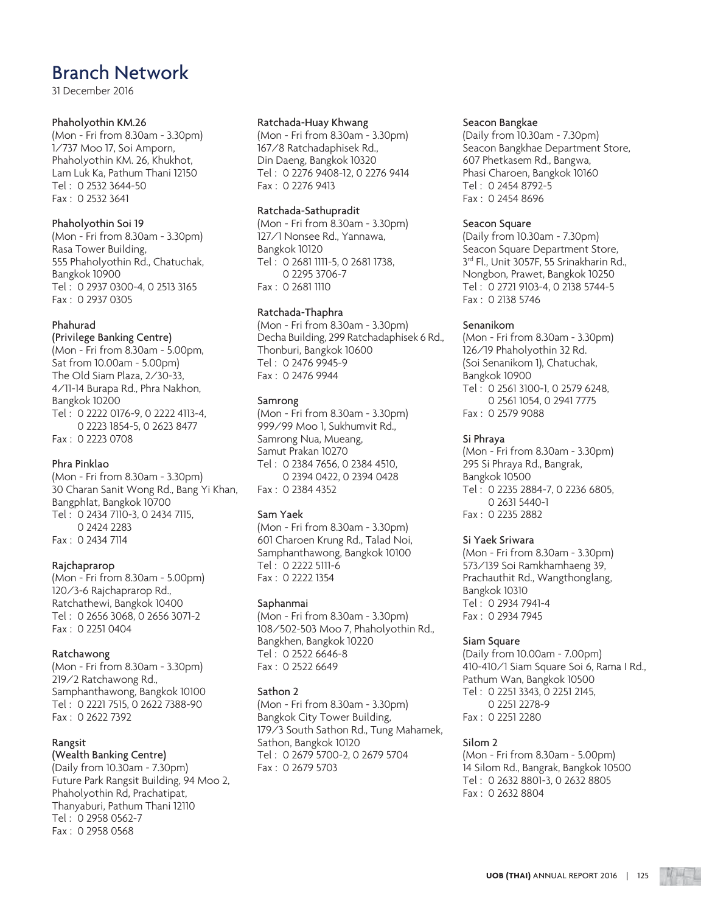# Branch Network

31 December 2016

### Phaholyothin KM.26

(Mon - Fri from 8.30am - 3.30pm)
1/737 Moo 17, Soi Amporn,
Phaholyothin KM. 26, Khukhot,
Lam Luk Ka, Pathum Thani 12150
Tel : 0 2532 3644-50
Fax : 0 2532 3641

### Phaholyothin Soi 19

(Mon - Fri from 8.30am - 3.30pm)
Rasa Tower Building,
555 Phaholyothin Rd., Chatuchak,
Bangkok 10900
Tel : 0 2937 0300-4, 0 2513 3165
Fax : 0 2937 0305

### Phahurad (Privilege Banking Centre)

(Mon - Fri from 8.30am - 5.00pm,
Sat from 10.00am - 5.00pm)
The Old Siam Plaza, 2/30-33,
4/11-14 Burapa Rd., Phra Nakhon,
Bangkok 10200
Tel : 0 2222 0176-9, 0 2222 4113-4,
0 2223 1854-5, 0 2623 8477
Fax : 0 2223 0708

### Phra Pinklao

(Mon - Fri from 8.30am - 3.30pm)
30 Charan Sanit Wong Rd., Bang Yi Khan,
Bangphlat, Bangkok 10700
Tel : 0 2434 7110-3, 0 2434 7115,
0 2424 2283
Fax : 0 2434 7114

### Rajchaprarop

(Mon - Fri from 8.30am - 5.00pm)
120/3-6 Rajchaprarop Rd.,
Ratchathewi, Bangkok 10400
Tel : 0 2656 3068, 0 2656 3071-2
Fax : 0 2251 0404

### Ratchawong

(Mon - Fri from 8.30am - 3.30pm)
219/2 Ratchawong Rd.,
Samphanthawong, Bangkok 10100
Tel : 0 2221 7515, 0 2622 7388-90
Fax : 0 2622 7392

### Rangsit (Wealth Banking Centre)

(Daily from 10.30am - 7.30pm)
Future Park Rangsit Building, 94 Moo 2,
Phaholyothin Rd, Prachatipat,
Thanyaburi, Pathum Thani 12110
Tel : 0 2958 0562-7
Fax : 0 2958 0568

### Ratchada-Huay Khwang

(Mon - Fri from 8.30am - 3.30pm)
167/8 Ratchadaphisek Rd.,
Din Daeng, Bangkok 10320
Tel : 0 2276 9408-12, 0 2276 9414
Fax : 0 2276 9413

### Ratchada-Sathupradit

(Mon - Fri from 8.30am - 3.30pm)
127/1 Nonsee Rd., Yannawa,
Bangkok 10120
Tel : 0 2681 1111-5, 0 2681 1738,
0 2295 3706-7
Fax : 0 2681 1110

### Ratchada-Thaphra

(Mon - Fri from 8.30am - 3.30pm)
Decha Building, 299 Ratchadaphisek 6 Rd.,
Thonburi, Bangkok 10600
Tel : 0 2476 9945-9
Fax : 0 2476 9944

### Samrong

(Mon - Fri from 8.30am - 3.30pm)
999/99 Moo 1, Sukhumvit Rd.,
Samrong Nua, Mueang,
Samut Prakan 10270
Tel : 0 2384 7656, 0 2384 4510,
0 2394 0422, 0 2394 0428
Fax : 0 2384 4352

### Sam Yaek

(Mon - Fri from 8.30am - 3.30pm)
601 Charoen Krung Rd., Talad Noi,
Samphanthawong, Bangkok 10100
Tel : 0 2222 5111-6
Fax : 0 2222 1354

### Saphanmai

(Mon - Fri from 8.30am - 3.30pm)
108/502-503 Moo 7, Phaholyothin Rd.,
Bangkhen, Bangkok 10220
Tel : 0 2522 6646-8
Fax : 0 2522 6649

### Sathon 2

(Mon - Fri from 8.30am - 3.30pm)
Bangkok City Tower Building,
179/3 South Sathon Rd., Tung Mahamek,
Sathon, Bangkok 10120
Tel : 0 2679 5700-2, 0 2679 5704
Fax : 0 2679 5703

### Seacon Bangkae

(Daily from 10.30am - 7.30pm)
Seacon Bangkhae Department Store,
607 Phetkasem Rd., Bangwa,
Phasi Charoen, Bangkok 10160
Tel : 0 2454 8792-5
Fax : 0 2454 8696

### Seacon Square

(Daily from 10.30am - 7.30pm)
Seacon Square Department Store,
3rd Fl., Unit 3057F, 55 Srinakharin Rd.,
Nongbon, Prawet, Bangkok 10250
Tel : 0 2721 9103-4, 0 2138 5744-5
Fax : 0 2138 5746

### Senanikom

(Mon - Fri from 8.30am - 3.30pm)
126/19 Phaholyothin 32 Rd.
(Soi Senanikom 1), Chatuchak,
Bangkok 10900
Tel : 0 2561 3100-1, 0 2579 6248,
0 2561 1054, 0 2941 7775
Fax : 0 2579 9088

### Si Phraya

(Mon - Fri from 8.30am - 3.30pm)
295 Si Phraya Rd., Bangrak,
Bangkok 10500
Tel : 0 2235 2884-7, 0 2236 6805,
0 2631 5440-1
Fax : 0 2235 2882

### Si Yaek Sriwara

(Mon - Fri from 8.30am - 3.30pm)
573/139 Soi Ramkhamhaeng 39,
Prachauthit Rd., Wangthonglang,
Bangkok 10310
Tel : 0 2934 7941-4
Fax : 0 2934 7945

### Siam Square

(Daily from 10.00am - 7.00pm)
410-410/1 Siam Square Soi 6, Rama I Rd.,
Pathum Wan, Bangkok 10500
Tel : 0 2251 3343, 0 2251 2145,
0 2251 2278-9
Fax : 0 2251 2280

### Silom 2

(Mon - Fri from 8.30am - 5.00pm)
14 Silom Rd., Bangrak, Bangkok 10500
Tel : 0 2632 8801-3, 0 2632 8805
Fax : 0 2632 8804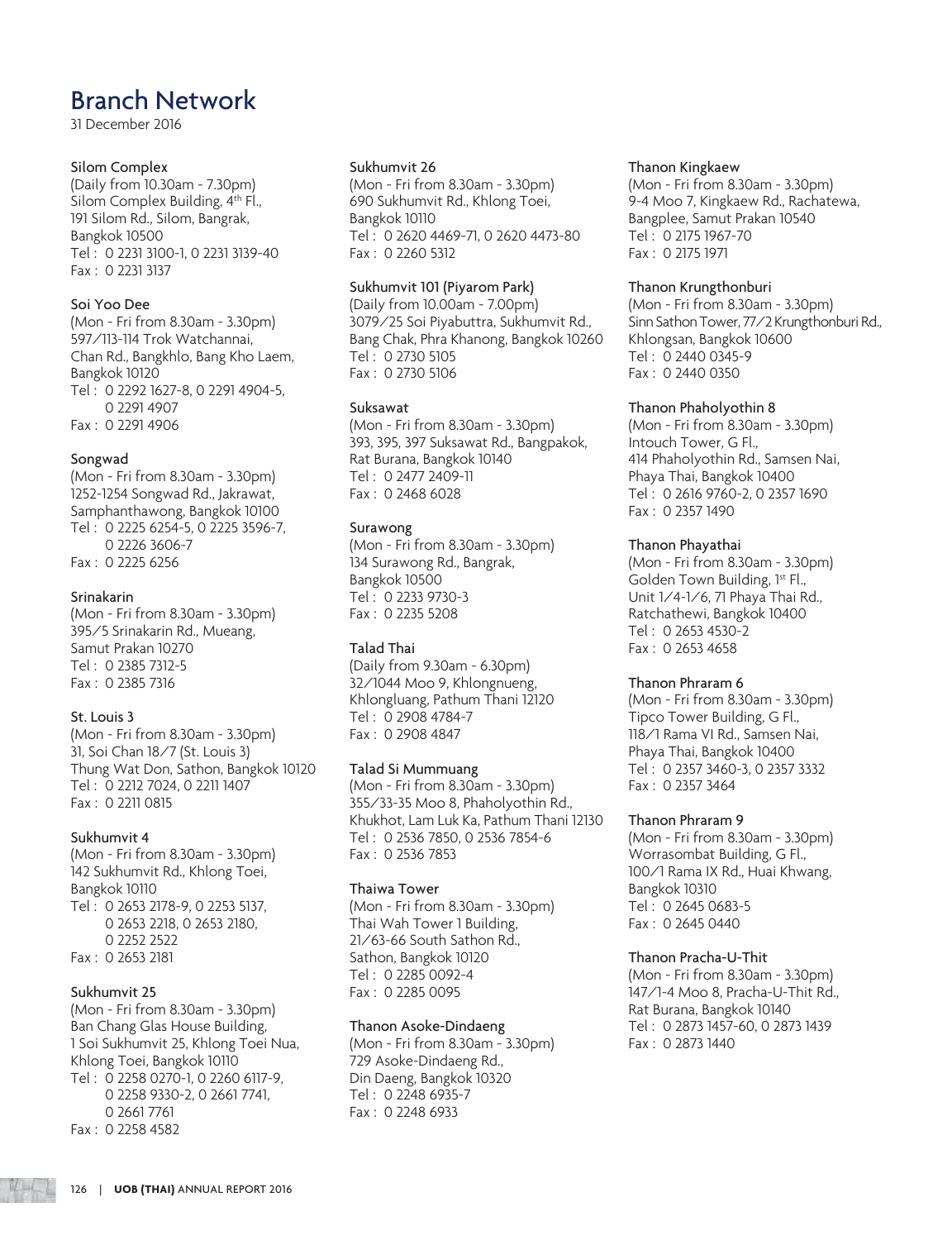# Branch Network

31 December 2016

### Silom Complex
(Daily from 10.30am - 7.30pm)
Silom Complex Building, 4th Fl.,
191 Silom Rd., Silom, Bangrak,
Bangkok 10500
Tel : 0 2231 3100-1, 0 2231 3139-40
Fax : 0 2231 3137

### Soi Yoo Dee
(Mon - Fri from 8.30am - 3.30pm)
597/113-114 Trok Watchannai,
Chan Rd., Bangkhlo, Bang Kho Laem,
Bangkok 10120
Tel : 0 2292 1627-8, 0 2291 4904-5,
0 2291 4907
Fax : 0 2291 4906

### Songwad
(Mon - Fri from 8.30am - 3.30pm)
1252-1254 Songwad Rd., Jakrawat,
Samphanthawong, Bangkok 10100
Tel : 0 2225 6254-5, 0 2225 3596-7,
0 2226 3606-7
Fax : 0 2225 6256

### Srinakarin
(Mon - Fri from 8.30am - 3.30pm)
395/5 Srinakarin Rd., Mueang,
Samut Prakan 10270
Tel : 0 2385 7312-5
Fax : 0 2385 7316

### St. Louis 3
(Mon - Fri from 8.30am - 3.30pm)
31, Soi Chan 18/7 (St. Louis 3)
Thung Wat Don, Sathon, Bangkok 10120
Tel : 0 2212 7024, 0 2211 1407
Fax : 0 2211 0815

### Sukhumvit 4
(Mon - Fri from 8.30am - 3.30pm)
142 Sukhumvit Rd., Khlong Toei,
Bangkok 10110
Tel : 0 2653 2178-9, 0 2253 5137,
0 2653 2218, 0 2653 2180,
0 2252 2522
Fax : 0 2653 2181

### Sukhumvit 25
(Mon - Fri from 8.30am - 3.30pm)
Ban Chang Glas House Building,
1 Soi Sukhumvit 25, Khlong Toei Nua,
Khlong Toei, Bangkok 10110
Tel : 0 2258 0270-1, 0 2260 6117-9,
0 2258 9330-2, 0 2661 7741,
0 2661 7761
Fax : 0 2258 4582

### Sukhumvit 26
(Mon - Fri from 8.30am - 3.30pm)
690 Sukhumvit Rd., Khlong Toei,
Bangkok 10110
Tel : 0 2620 4469-71, 0 2620 4473-80
Fax : 0 2260 5312

### Sukhumvit 101 (Piyarom Park)
(Daily from 10.00am - 7.00pm)
3079/25 Soi Piyabuttra, Sukhumvit Rd.,
Bang Chak, Phra Khanong, Bangkok 10260
Tel : 0 2730 5105
Fax : 0 2730 5106

### Suksawat
(Mon - Fri from 8.30am - 3.30pm)
393, 395, 397 Suksawat Rd., Bangpakok,
Rat Burana, Bangkok 10140
Tel : 0 2477 2409-11
Fax : 0 2468 6028

### Surawong
(Mon - Fri from 8.30am - 3.30pm)
134 Surawong Rd., Bangrak,
Bangkok 10500
Tel : 0 2233 9730-3
Fax : 0 2235 5208

### Talad Thai
(Daily from 9.30am - 6.30pm)
32/1044 Moo 9, Khlongnueng,
Khlongluang, Pathum Thani 12120
Tel : 0 2908 4784-7
Fax : 0 2908 4847

### Talad Si Mummuang
(Mon - Fri from 8.30am - 3.30pm)
355/33-35 Moo 8, Phaholyothin Rd.,
Khukhot, Lam Luk Ka, Pathum Thani 12130
Tel : 0 2536 7850, 0 2536 7854-6
Fax : 0 2536 7853

### Thaiwa Tower
(Mon - Fri from 8.30am - 3.30pm)
Thai Wah Tower 1 Building,
21/63-66 South Sathon Rd.,
Sathon, Bangkok 10120
Tel : 0 2285 0092-4
Fax : 0 2285 0095

### Thanon Asoke-Dindaeng
(Mon - Fri from 8.30am - 3.30pm)
729 Asoke-Dindaeng Rd.,
Din Daeng, Bangkok 10320
Tel : 0 2248 6935-7
Fax : 0 2248 6933

### Thanon Kingkaew
(Mon - Fri from 8.30am - 3.30pm)
9-4 Moo 7, Kingkaew Rd., Rachatewa,
Bangplee, Samut Prakan 10540
Tel : 0 2175 1967-70
Fax : 0 2175 1971

### Thanon Krungthonburi
(Mon - Fri from 8.30am - 3.30pm)
Sinn Sathon Tower, 77/2 Krungthonburi Rd.,
Khlongsan, Bangkok 10600
Tel : 0 2440 0345-9
Fax : 0 2440 0350

### Thanon Phaholyothin 8
(Mon - Fri from 8.30am - 3.30pm)
Intouch Tower, G Fl.,
414 Phaholyothin Rd., Samsen Nai,
Phaya Thai, Bangkok 10400
Tel : 0 2616 9760-2, 0 2357 1690
Fax : 0 2357 1490

### Thanon Phayathai
(Mon - Fri from 8.30am - 3.30pm)
Golden Town Building, 1st Fl.,
Unit 1/4-1/6, 71 Phaya Thai Rd.,
Ratchathewi, Bangkok 10400
Tel : 0 2653 4530-2
Fax : 0 2653 4658

### Thanon Phraram 6
(Mon - Fri from 8.30am - 3.30pm)
Tipco Tower Building, G Fl.,
118/1 Rama VI Rd., Samsen Nai,
Phaya Thai, Bangkok 10400
Tel : 0 2357 3460-3, 0 2357 3332
Fax : 0 2357 3464

### Thanon Phraram 9
(Mon - Fri from 8.30am - 3.30pm)
Worrasombat Building, G Fl.,
100/1 Rama IX Rd., Huai Khwang,
Bangkok 10310
Tel : 0 2645 0683-5
Fax : 0 2645 0440

### Thanon Pracha-U-Thit
(Mon - Fri from 8.30am - 3.30pm)
147/1-4 Moo 8, Pracha-U-Thit Rd.,
Rat Burana, Bangkok 10140
Tel : 0 2873 1457-60, 0 2873 1439
Fax : 0 2873 1440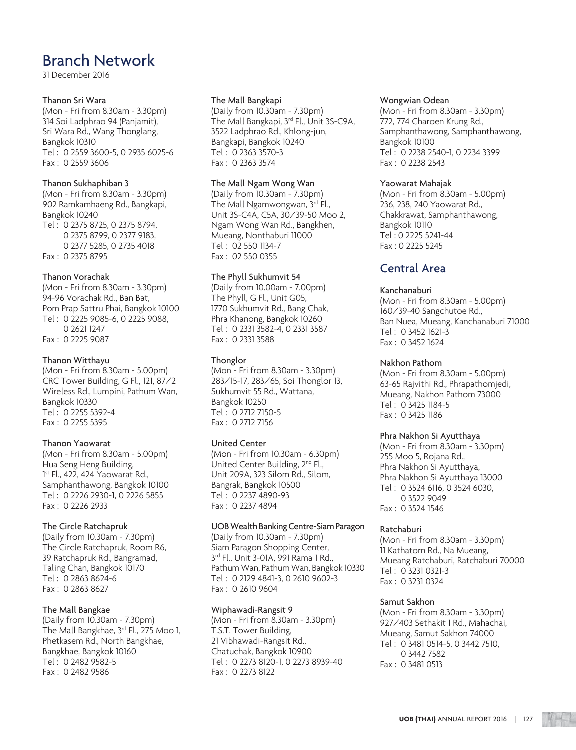# Branch Network

31 December 2016

### Thanon Sri Wara

(Mon - Fri from 8.30am - 3.30pm)
314 Soi Ladphrao 94 (Panjamit),
Sri Wara Rd., Wang Thonglang,
Bangkok 10310
Tel : 0 2559 3600-5, 0 2935 6025-6
Fax : 0 2559 3606

### Thanon Sukhaphiban 3

(Mon - Fri from 8.30am - 3.30pm)
902 Ramkamhaeng Rd., Bangkapi,
Bangkok 10240
Tel : 0 2375 8725, 0 2375 8794,
0 2375 8799, 0 2377 9183,
0 2377 5285, 0 2735 4018
Fax : 0 2375 8795

### Thanon Vorachak

(Mon - Fri from 8.30am - 3.30pm)
94-96 Vorachak Rd., Ban Bat,
Pom Prap Sattru Phai, Bangkok 10100
Tel : 0 2225 9085-6, 0 2225 9088,
0 2621 1247
Fax : 0 2225 9087

### Thanon Witthayu

(Mon - Fri from 8.30am - 5.00pm)
CRC Tower Building, G Fl., 121, 87/2
Wireless Rd., Lumpini, Pathum Wan,
Bangkok 10330
Tel : 0 2255 5392-4
Fax : 0 2255 5395

### Thanon Yaowarat

(Mon - Fri from 8.30am - 5.00pm)
Hua Seng Heng Building,
1st Fl., 422, 424 Yaowarat Rd.,
Samphanthawong, Bangkok 10100
Tel : 0 2226 2930-1, 0 2226 5855
Fax : 0 2226 2933

### The Circle Ratchapruk

(Daily from 10.30am - 7.30pm)
The Circle Ratchapruk, Room R6,
39 Ratchapruk Rd., Bangramad,
Taling Chan, Bangkok 10170
Tel : 0 2863 8624-6
Fax : 0 2863 8627

### The Mall Bangkae

(Daily from 10.30am - 7.30pm)
The Mall Bangkhae, 3rd Fl., 275 Moo 1,
Phetkasem Rd., North Bangkhae,
Bangkhae, Bangkok 10160
Tel : 0 2482 9582-5
Fax : 0 2482 9586

### The Mall Bangkapi

(Daily from 10.30am - 7.30pm)
The Mall Bangkapi, 3rd Fl., Unit 3S-C9A,
3522 Ladphrao Rd., Khlong-jun,
Bangkapi, Bangkok 10240
Tel : 0 2363 3570-3
Fax : 0 2363 3574

### The Mall Ngam Wong Wan

(Daily from 10.30am - 7.30pm)
The Mall Ngamwongwan, 3rd Fl.,
Unit 3S-C4A, C5A, 30/39-50 Moo 2,
Ngam Wong Wan Rd., Bangkhen,
Mueang, Nonthaburi 11000
Tel : 02 550 1134-7
Fax : 02 550 0355

### The Phyll Sukhumvit 54

(Daily from 10.00am - 7.00pm)
The Phyll, G Fl., Unit G05,
1770 Sukhumvit Rd., Bang Chak,
Phra Khanong, Bangkok 10260
Tel : 0 2331 3582-4, 0 2331 3587
Fax : 0 2331 3588

### Thonglor

(Mon - Fri from 8.30am - 3.30pm)
283/15-17, 283/65, Soi Thonglor 13,
Sukhumvit 55 Rd., Wattana,
Bangkok 10250
Tel : 0 2712 7150-5
Fax : 0 2712 7156

### United Center

(Mon - Fri from 10.30am - 6.30pm)
United Center Building, 2nd Fl.,
Unit 209A, 323 Silom Rd., Silom,
Bangrak, Bangkok 10500
Tel : 0 2237 4890-93
Fax : 0 2237 4894

### UOB Wealth Banking Centre-Siam Paragon

(Daily from 10.30am - 7.30pm)
Siam Paragon Shopping Center,
3rd Fl., Unit 3-01A, 991 Rama 1 Rd.,
Pathum Wan, Pathum Wan, Bangkok 10330
Tel : 0 2129 4841-3, 0 2610 9602-3
Fax : 0 2610 9604

### Wiphawadi-Rangsit 9

(Mon - Fri from 8.30am - 3.30pm)
T.S.T. Tower Building,
21 Vibhawadi-Rangsit Rd.,
Chatuchak, Bangkok 10900
Tel : 0 2273 8120-1, 0 2273 8939-40
Fax : 0 2273 8122

### Wongwian Odean

(Mon - Fri from 8.30am - 3.30pm)
772, 774 Charoen Krung Rd.,
Samphanthawong, Samphanthawong,
Bangkok 10100
Tel : 0 2238 2540-1, 0 2234 3399
Fax : 0 2238 2543

### Yaowarat Mahajak

(Mon - Fri from 8.30am - 5.00pm)
236, 238, 240 Yaowarat Rd.,
Chakkrawat, Samphanthawong,
Bangkok 10110
Tel : 0 2225 5241-44
Fax : 0 2225 5245

## Central Area

### Kanchanaburi

(Mon - Fri from 8.30am - 5.00pm)
160/39-40 Sangchutoe Rd.,
Ban Nuea, Mueang, Kanchanaburi 71000
Tel : 0 3452 1621-3
Fax : 0 3452 1624

### Nakhon Pathom

(Mon - Fri from 8.30am - 5.00pm)
63-65 Rajvithi Rd., Phrapathomjedi,
Mueang, Nakhon Pathom 73000
Tel : 0 3425 1184-5
Fax : 0 3425 1186

### Phra Nakhon Si Ayutthaya

(Mon - Fri from 8.30am - 3.30pm)
255 Moo 5, Rojana Rd.,
Phra Nakhon Si Ayutthaya,
Phra Nakhon Si Ayutthaya 13000
Tel : 0 3524 6116, 0 3524 6030,
0 3522 9049
Fax : 0 3524 1546

### Ratchaburi

(Mon - Fri from 8.30am - 3.30pm)
11 Kathatorn Rd., Na Mueang,
Mueang Ratchaburi, Ratchaburi 70000
Tel : 0 3231 0321-3
Fax : 0 3231 0324

### Samut Sakhon

(Mon - Fri from 8.30am - 3.30pm)
927/403 Sethakit 1 Rd., Mahachai,
Mueang, Samut Sakhon 74000
Tel : 0 3481 0514-5, 0 3442 7510,
0 3442 7582
Fax : 0 3481 0513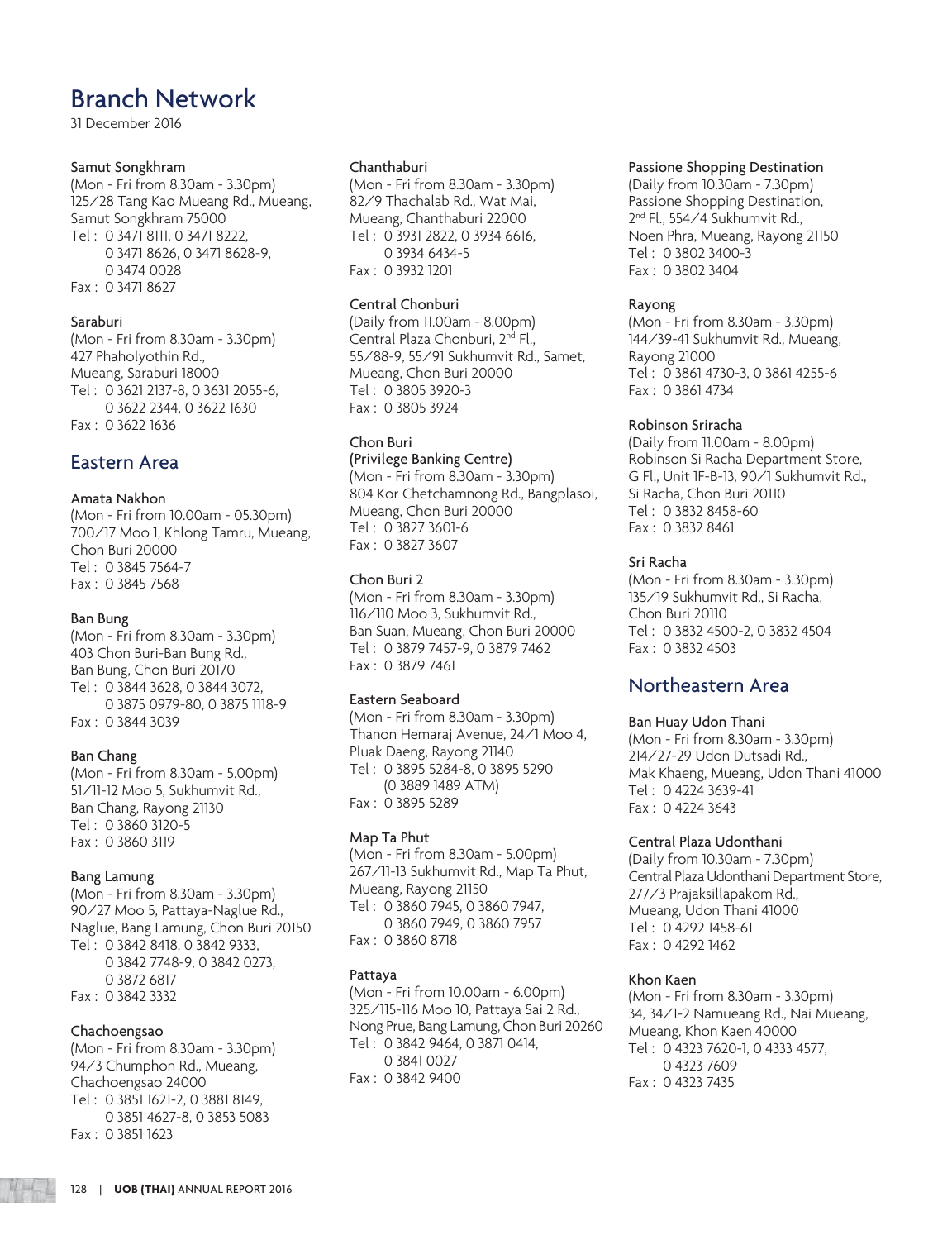# Branch Network

31 December 2016

### Samut Songkhram

(Mon - Fri from 8.30am - 3.30pm)
125/28 Tang Kao Mueang Rd., Mueang,
Samut Songkhram 75000
Tel : 0 3471 8111, 0 3471 8222,
0 3471 8626, 0 3471 8628-9,
0 3474 0028
Fax : 0 3471 8627

### Saraburi

(Mon - Fri from 8.30am - 3.30pm)
427 Phaholyothin Rd.,
Mueang, Saraburi 18000
Tel : 0 3621 2137-8, 0 3631 2055-6,
0 3622 2344, 0 3622 1630
Fax : 0 3622 1636

## Eastern Area

### Amata Nakhon

(Mon - Fri from 10.00am - 05.30pm)
700/17 Moo 1, Khlong Tamru, Mueang,
Chon Buri 20000
Tel : 0 3845 7564-7
Fax : 0 3845 7568

### Ban Bung

(Mon - Fri from 8.30am - 3.30pm)
403 Chon Buri-Ban Bung Rd.,
Ban Bung, Chon Buri 20170
Tel : 0 3844 3628, 0 3844 3072,
0 3875 0979-80, 0 3875 1118-9
Fax : 0 3844 3039

### Ban Chang

(Mon - Fri from 8.30am - 5.00pm)
51/11-12 Moo 5, Sukhumvit Rd.,
Ban Chang, Rayong 21130
Tel : 0 3860 3120-5
Fax : 0 3860 3119

### Bang Lamung

(Mon - Fri from 8.30am - 3.30pm)
90/27 Moo 5, Pattaya-Naglue Rd.,
Naglue, Bang Lamung, Chon Buri 20150
Tel : 0 3842 8418, 0 3842 9333,
0 3842 7748-9, 0 3842 0273,
0 3872 6817
Fax : 0 3842 3332

### Chachoengsao

(Mon - Fri from 8.30am - 3.30pm)
94/3 Chumphon Rd., Mueang,
Chachoengsao 24000
Tel : 0 3851 1621-2, 0 3881 8149,
0 3851 4627-8, 0 3853 5083
Fax : 0 3851 1623

### Chanthaburi

(Mon - Fri from 8.30am - 3.30pm)
82/9 Thachalab Rd., Wat Mai,
Mueang, Chanthaburi 22000
Tel : 0 3931 2822, 0 3934 6616,
0 3934 6434-5
Fax : 0 3932 1201

### Central Chonburi

(Daily from 11.00am - 8.00pm)
Central Plaza Chonburi, 2nd Fl.,
55/88-9, 55/91 Sukhumvit Rd., Samet,
Mueang, Chon Buri 20000
Tel : 0 3805 3920-3
Fax : 0 3805 3924

### Chon Buri (Privilege Banking Centre)

(Mon - Fri from 8.30am - 3.30pm)
804 Kor Chetchamnong Rd., Bangplasoi,
Mueang, Chon Buri 20000
Tel : 0 3827 3601-6
Fax : 0 3827 3607

### Chon Buri 2

(Mon - Fri from 8.30am - 3.30pm)
116/110 Moo 3, Sukhumvit Rd.,
Ban Suan, Mueang, Chon Buri 20000
Tel : 0 3879 7457-9, 0 3879 7462
Fax : 0 3879 7461

### Eastern Seaboard

(Mon - Fri from 8.30am - 3.30pm)
Thanon Hemaraj Avenue, 24/1 Moo 4,
Pluak Daeng, Rayong 21140
Tel : 0 3895 5284-8, 0 3895 5290
(0 3889 1489 ATM)
Fax : 0 3895 5289

### Map Ta Phut

(Mon - Fri from 8.30am - 5.00pm)
267/11-13 Sukhumvit Rd., Map Ta Phut,
Mueang, Rayong 21150
Tel : 0 3860 7945, 0 3860 7947,
0 3860 7949, 0 3860 7957
Fax : 0 3860 8718

### Pattaya

(Mon - Fri from 10.00am - 6.00pm)
325/115-116 Moo 10, Pattaya Sai 2 Rd.,
Nong Prue, Bang Lamung, Chon Buri 20260
Tel : 0 3842 9464, 0 3871 0414,
0 3841 0027
Fax : 0 3842 9400

### Passione Shopping Destination

(Daily from 10.30am - 7.30pm)
Passione Shopping Destination,
2nd Fl., 554/4 Sukhumvit Rd.,
Noen Phra, Mueang, Rayong 21150
Tel : 0 3802 3400-3
Fax : 0 3802 3404

### Rayong

(Mon - Fri from 8.30am - 3.30pm)
144/39-41 Sukhumvit Rd., Mueang,
Rayong 21000
Tel : 0 3861 4730-3, 0 3861 4255-6
Fax : 0 3861 4734

### Robinson Sriracha

(Daily from 11.00am - 8.00pm)
Robinson Si Racha Department Store,
G Fl., Unit 1F-B-13, 90/1 Sukhumvit Rd.,
Si Racha, Chon Buri 20110
Tel : 0 3832 8458-60
Fax : 0 3832 8461

### Sri Racha

(Mon - Fri from 8.30am - 3.30pm)
135/19 Sukhumvit Rd., Si Racha,
Chon Buri 20110
Tel : 0 3832 4500-2, 0 3832 4504
Fax : 0 3832 4503

## Northeastern Area

### Ban Huay Udon Thani

(Mon - Fri from 8.30am - 3.30pm)
214/27-29 Udon Dutsadi Rd.,
Mak Khaeng, Mueang, Udon Thani 41000
Tel : 0 4224 3639-41
Fax : 0 4224 3643

### Central Plaza Udonthani

(Daily from 10.30am - 7.30pm)
Central Plaza Udonthani Department Store,
277/3 Prajaksillapakom Rd.,
Mueang, Udon Thani 41000
Tel : 0 4292 1458-61
Fax : 0 4292 1462

### Khon Kaen

(Mon - Fri from 8.30am - 3.30pm)
34, 34/1-2 Namueang Rd., Nai Mueang,
Mueang, Khon Kaen 40000
Tel : 0 4323 7620-1, 0 4333 4577,
0 4323 7609
Fax : 0 4323 7435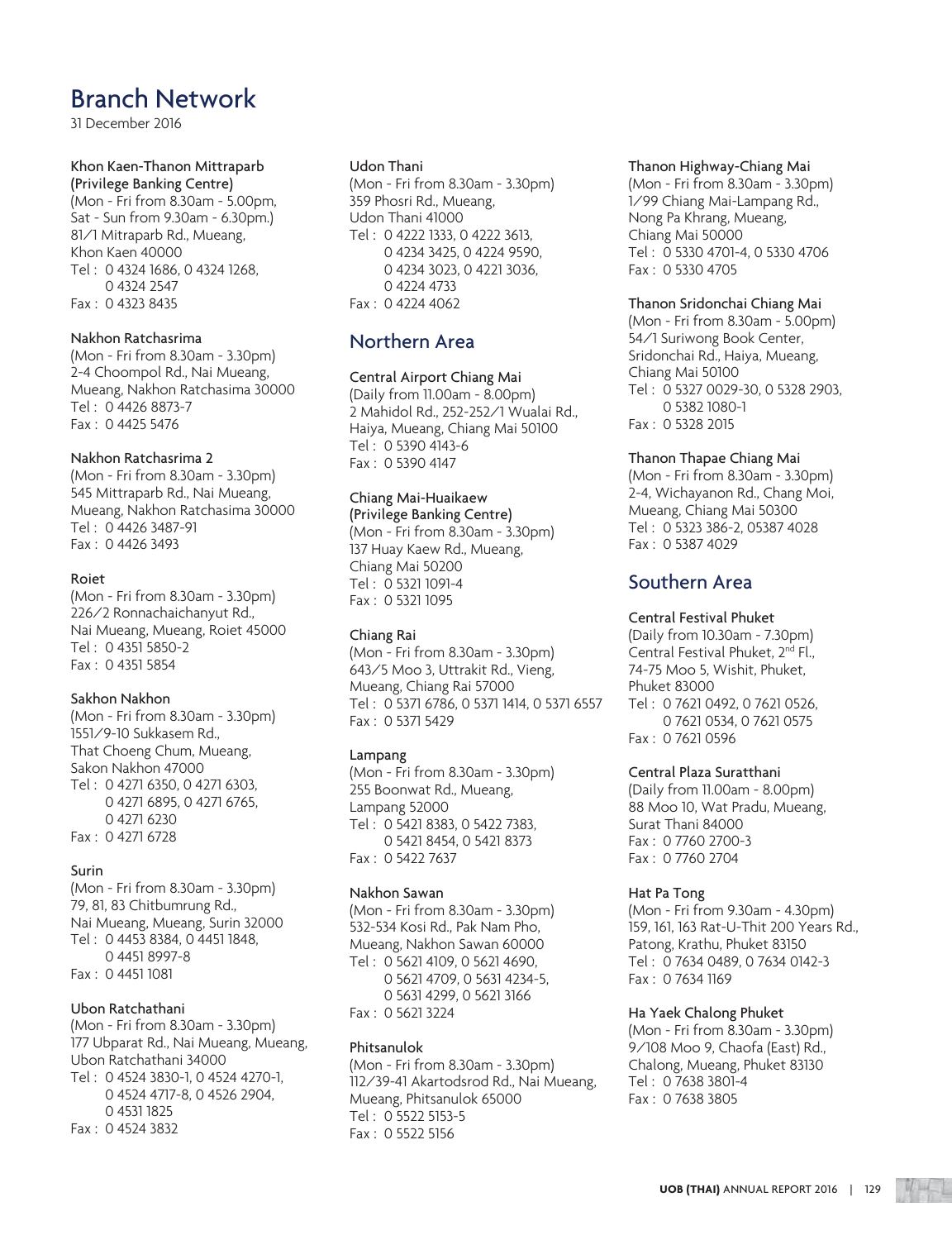# Branch Network

31 December 2016

**Khon Kaen-Thanon Mittraparb (Privilege Banking Centre)**
(Mon - Fri from 8.30am - 5.00pm, Sat - Sun from 9.30am - 6.30pm.)
81/1 Mitraparb Rd., Mueang, Khon Kaen 40000
Tel : 0 4324 1686, 0 4324 1268, 0 4324 2547
Fax : 0 4323 8435

**Nakhon Ratchasrima**
(Mon - Fri from 8.30am - 3.30pm)
2-4 Choompol Rd., Nai Mueang, Mueang, Nakhon Ratchasima 30000
Tel : 0 4426 8873-7
Fax : 0 4425 5476

**Nakhon Ratchasrima 2**
(Mon - Fri from 8.30am - 3.30pm)
545 Mittraparb Rd., Nai Mueang, Mueang, Nakhon Ratchasima 30000
Tel : 0 4426 3487-91
Fax : 0 4426 3493

**Roiet**
(Mon - Fri from 8.30am - 3.30pm)
226/2 Ronnachaichanyut Rd., Nai Mueang, Mueang, Roiet 45000
Tel : 0 4351 5850-2
Fax : 0 4351 5854

**Sakhon Nakhon**
(Mon - Fri from 8.30am - 3.30pm)
1551/9-10 Sukkasem Rd., That Choeng Chum, Mueang, Sakon Nakhon 47000
Tel : 0 4271 6350, 0 4271 6303, 0 4271 6895, 0 4271 6765, 0 4271 6230
Fax : 0 4271 6728

**Surin**
(Mon - Fri from 8.30am - 3.30pm)
79, 81, 83 Chitbumrung Rd., Nai Mueang, Mueang, Surin 32000
Tel : 0 4453 8384, 0 4451 1848, 0 4451 8997-8
Fax : 0 4451 1081

**Ubon Ratchathani**
(Mon - Fri from 8.30am - 3.30pm)
177 Ubparat Rd., Nai Mueang, Mueang, Ubon Ratchathani 34000
Tel : 0 4524 3830-1, 0 4524 4270-1, 0 4524 4717-8, 0 4526 2904, 0 4531 1825
Fax : 0 4524 3832

**Udon Thani**
(Mon - Fri from 8.30am - 3.30pm)
359 Phosri Rd., Mueang, Udon Thani 41000
Tel : 0 4222 1333, 0 4222 3613, 0 4234 3425, 0 4224 9590, 0 4234 3023, 0 4221 3036, 0 4224 4733
Fax : 0 4224 4062

## Northern Area

**Central Airport Chiang Mai**
(Daily from 11.00am - 8.00pm)
2 Mahidol Rd., 252-252/1 Wualai Rd., Haiya, Mueang, Chiang Mai 50100
Tel : 0 5390 4143-6
Fax : 0 5390 4147

**Chiang Mai-Huaikaew (Privilege Banking Centre)**
(Mon - Fri from 8.30am - 3.30pm)
137 Huay Kaew Rd., Mueang, Chiang Mai 50200
Tel : 0 5321 1091-4
Fax : 0 5321 1095

**Chiang Rai**
(Mon - Fri from 8.30am - 3.30pm)
643/5 Moo 3, Uttrakit Rd., Vieng, Mueang, Chiang Rai 57000
Tel : 0 5371 6786, 0 5371 1414, 0 5371 6557
Fax : 0 5371 5429

**Lampang**
(Mon - Fri from 8.30am - 3.30pm)
255 Boonwat Rd., Mueang, Lampang 52000
Tel : 0 5421 8383, 0 5422 7383, 0 5421 8454, 0 5421 8373
Fax : 0 5422 7637

**Nakhon Sawan**
(Mon - Fri from 8.30am - 3.30pm)
532-534 Kosi Rd., Pak Nam Pho, Mueang, Nakhon Sawan 60000
Tel : 0 5621 4109, 0 5621 4690, 0 5621 4709, 0 5631 4234-5, 0 5631 4299, 0 5621 3166
Fax : 0 5621 3224

**Phitsanulok**
(Mon - Fri from 8.30am - 3.30pm)
112/39-41 Akartodsrod Rd., Nai Mueang, Mueang, Phitsanulok 65000
Tel : 0 5522 5153-5
Fax : 0 5522 5156

**Thanon Highway-Chiang Mai**
(Mon - Fri from 8.30am - 3.30pm)
1/99 Chiang Mai-Lampang Rd., Nong Pa Khrang, Mueang, Chiang Mai 50000
Tel : 0 5330 4701-4, 0 5330 4706
Fax : 0 5330 4705

**Thanon Sridonchai Chiang Mai**
(Mon - Fri from 8.30am - 5.00pm)
54/1 Suriwong Book Center, Sridonchai Rd., Haiya, Mueang, Chiang Mai 50100
Tel : 0 5327 0029-30, 0 5328 2903, 0 5382 1080-1
Fax : 0 5328 2015

**Thanon Thapae Chiang Mai**
(Mon - Fri from 8.30am - 3.30pm)
2-4, Wichayanon Rd., Chang Moi, Mueang, Chiang Mai 50300
Tel : 0 5323 386-2, 05387 4028
Fax : 0 5387 4029

## Southern Area

**Central Festival Phuket**
(Daily from 10.30am - 7.30pm)
Central Festival Phuket, 2nd Fl., 74-75 Moo 5, Wishit, Phuket, Phuket 83000
Tel : 0 7621 0492, 0 7621 0526, 0 7621 0534, 0 7621 0575
Fax : 0 7621 0596

**Central Plaza Suratthani**
(Daily from 11.00am - 8.00pm)
88 Moo 10, Wat Pradu, Mueang, Surat Thani 84000
Fax : 0 7760 2700-3
Fax : 0 7760 2704

**Hat Pa Tong**
(Mon - Fri from 9.30am - 4.30pm)
159, 161, 163 Rat-U-Thit 200 Years Rd., Patong, Krathu, Phuket 83150
Tel : 0 7634 0489, 0 7634 0142-3
Fax : 0 7634 1169

**Ha Yaek Chalong Phuket**
(Mon - Fri from 8.30am - 3.30pm)
9/108 Moo 9, Chaofa (East) Rd., Chalong, Mueang, Phuket 83130
Tel : 0 7638 3801-4
Fax : 0 7638 3805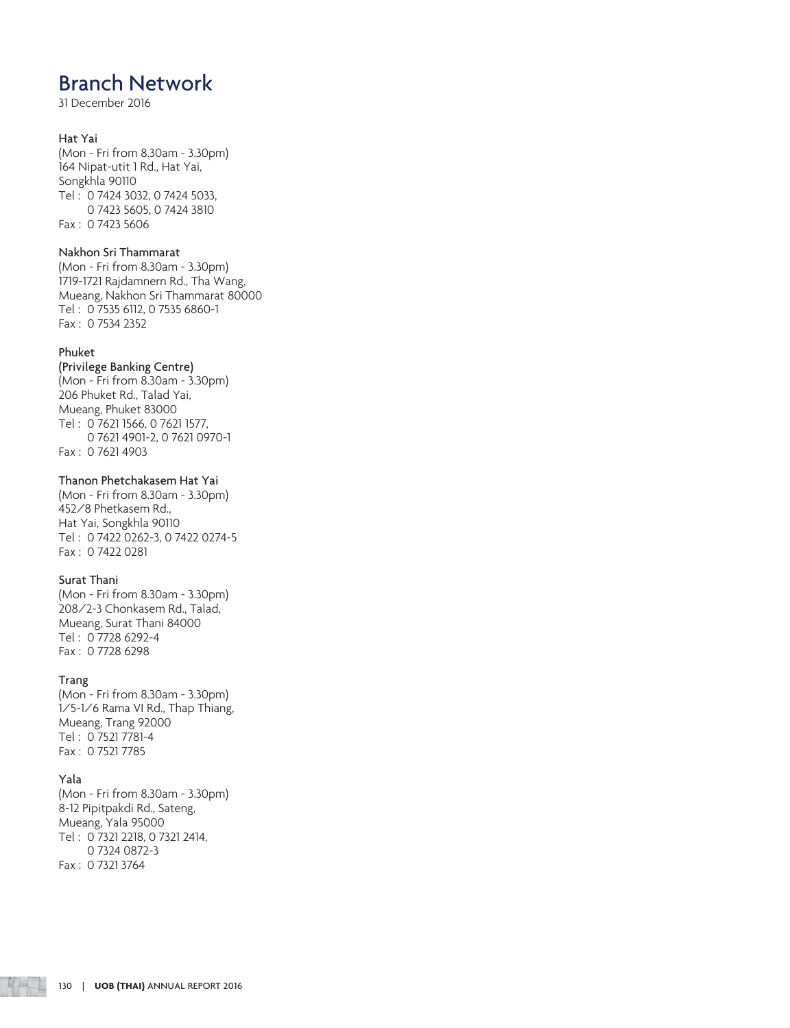# Branch Network

31 December 2016

### Hat Yai

(Mon - Fri from 8.30am - 3.30pm)
164 Nipat-utit 1 Rd., Hat Yai,
Songkhla 90110
Tel : 0 7424 3032, 0 7424 5033,
0 7423 5605, 0 7424 3810
Fax : 0 7423 5606

### Nakhon Sri Thammarat

(Mon - Fri from 8.30am - 3.30pm)
1719-1721 Rajdamnern Rd., Tha Wang,
Mueang, Nakhon Sri Thammarat 80000
Tel : 0 7535 6112, 0 7535 6860-1
Fax : 0 7534 2352

### Phuket
### (Privilege Banking Centre)

(Mon - Fri from 8.30am - 3.30pm)
206 Phuket Rd., Talad Yai,
Mueang, Phuket 83000
Tel : 0 7621 1566, 0 7621 1577,
0 7621 4901-2, 0 7621 0970-1
Fax : 0 7621 4903

### Thanon Phetchakasem Hat Yai

(Mon - Fri from 8.30am - 3.30pm)
452/8 Phetkasem Rd.,
Hat Yai, Songkhla 90110
Tel : 0 7422 0262-3, 0 7422 0274-5
Fax : 0 7422 0281

### Surat Thani

(Mon - Fri from 8.30am - 3.30pm)
208/2-3 Chonkasem Rd., Talad,
Mueang, Surat Thani 84000
Tel : 0 7728 6292-4
Fax : 0 7728 6298

### Trang

(Mon - Fri from 8.30am - 3.30pm)
1/5-1/6 Rama VI Rd., Thap Thiang,
Mueang, Trang 92000
Tel : 0 7521 7781-4
Fax : 0 7521 7785

### Yala

(Mon - Fri from 8.30am - 3.30pm)
8-12 Pipitpakdi Rd., Sateng,
Mueang, Yala 95000
Tel : 0 7321 2218, 0 7321 2414,
0 7324 0872-3
Fax : 0 7321 3764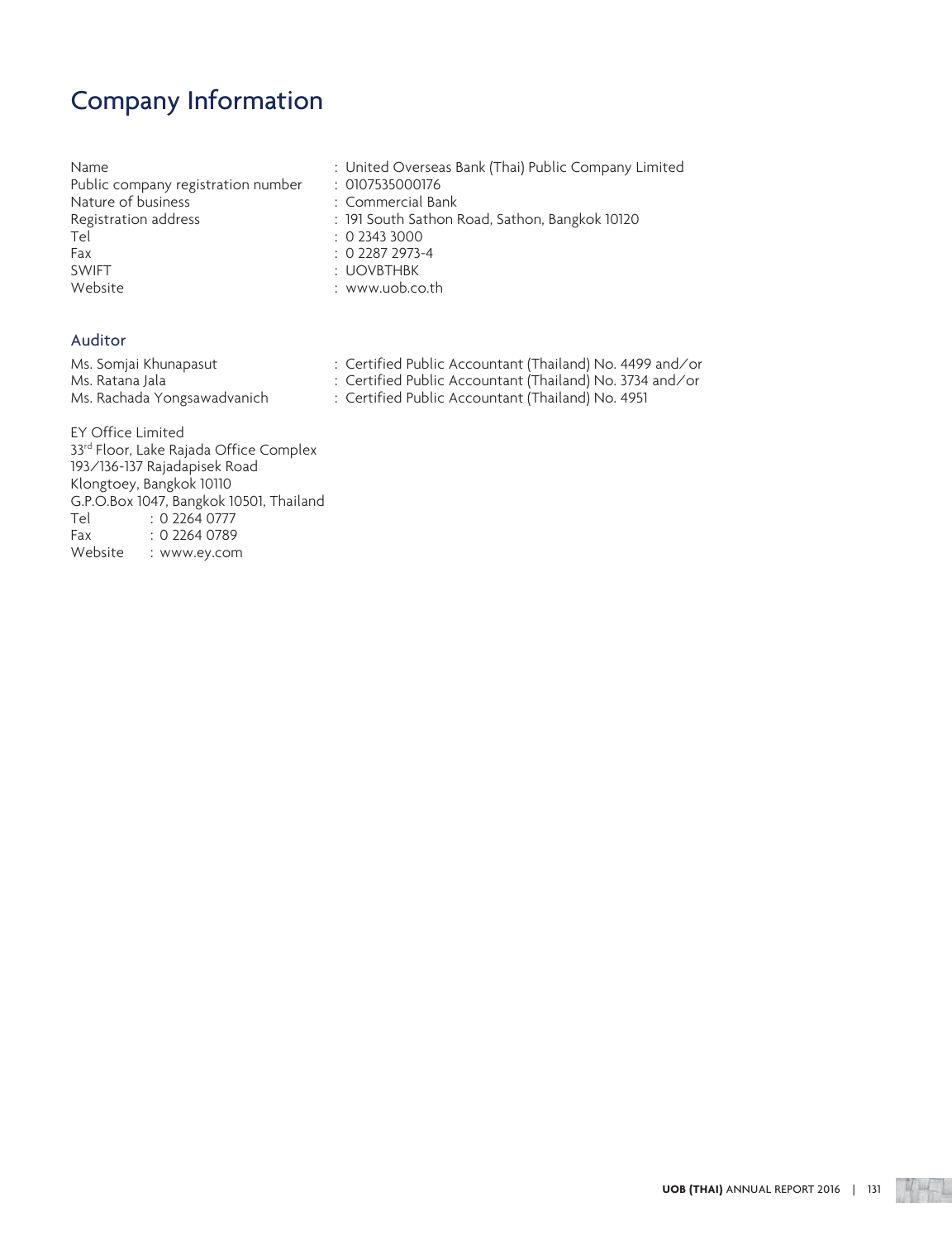# Company Information

| | |
|---|---|
| Name | : United Overseas Bank (Thai) Public Company Limited |
| Public company registration number | : 0107535000176 |
| Nature of business | : Commercial Bank |
| Registration address | : 191 South Sathon Road, Sathon, Bangkok 10120 |
| Tel | : 0 2343 3000 |
| Fax | : 0 2287 2973-4 |
| SWIFT | : UOVBTHBK |
| Website | : www.uob.co.th |

## Auditor

| | |
|---|---|
| Ms. Somjai Khunapasut | : Certified Public Accountant (Thailand) No. 4499 and/or |
| Ms. Ratana Jala | : Certified Public Accountant (Thailand) No. 3734 and/or |
| Ms. Rachada Yongsawadvanich | : Certified Public Accountant (Thailand) No. 4951 |

EY Office Limited
33rd Floor, Lake Rajada Office Complex
193/136-137 Rajadapisek Road
Klongtoey, Bangkok 10110
G.P.O.Box 1047, Bangkok 10501, Thailand

| | |
|---|---|
| Tel | : 0 2264 0777 |
| Fax | : 0 2264 0789 |
| Website | : www.ey.com |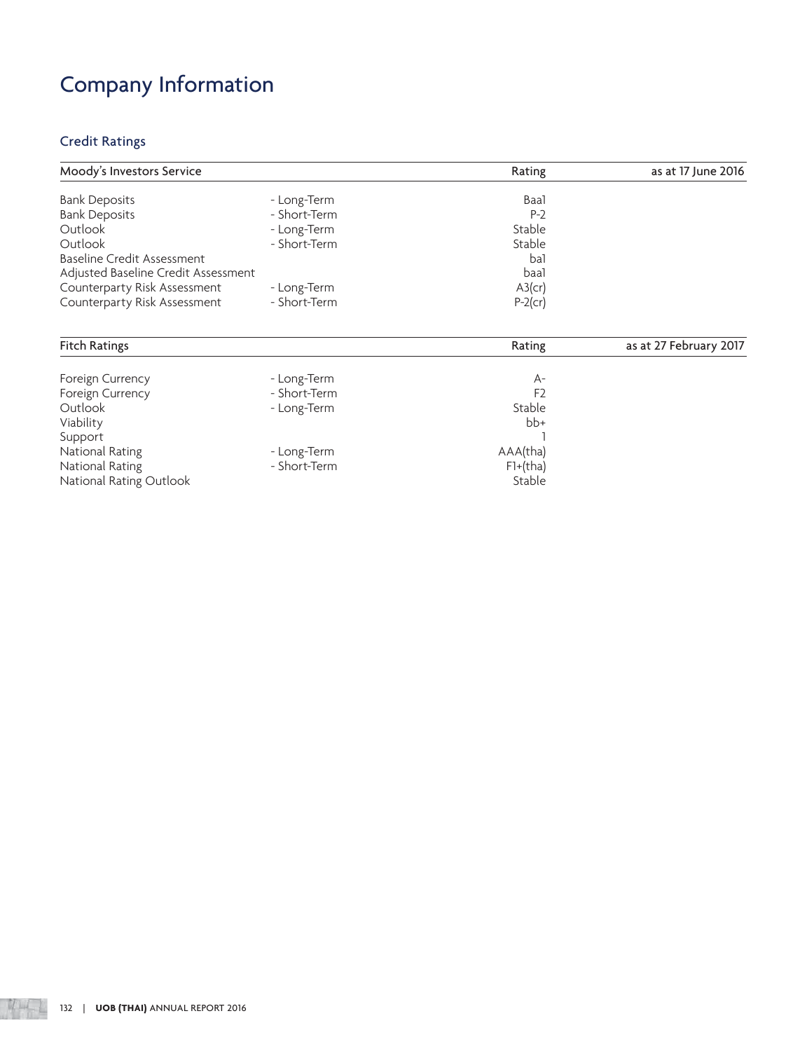# Company Information

## Credit Ratings

| Moody's Investors Service | | Rating | as at 17 June 2016 |
|---|---|---|---|
| Bank Deposits | - Long-Term | Baa1 | |
| Bank Deposits | - Short-Term | P-2 | |
| Outlook | - Long-Term | Stable | |
| Outlook | - Short-Term | Stable | |
| Baseline Credit Assessment | | ba1 | |
| Adjusted Baseline Credit Assessment | | baa1 | |
| Counterparty Risk Assessment | - Long-Term | A3(cr) | |
| Counterparty Risk Assessment | - Short-Term | P-2(cr) | |

| Fitch Ratings | | Rating | as at 27 February 2017 |
|---|---|---|---|
| Foreign Currency | - Long-Term | A- | |
| Foreign Currency | - Short-Term | F2 | |
| Outlook | - Long-Term | Stable | |
| Viability | | bb+ | |
| Support | | 1 | |
| National Rating | - Long-Term | AAA(tha) | |
| National Rating | - Short-Term | F1+(tha) | |
| National Rating Outlook | | Stable | |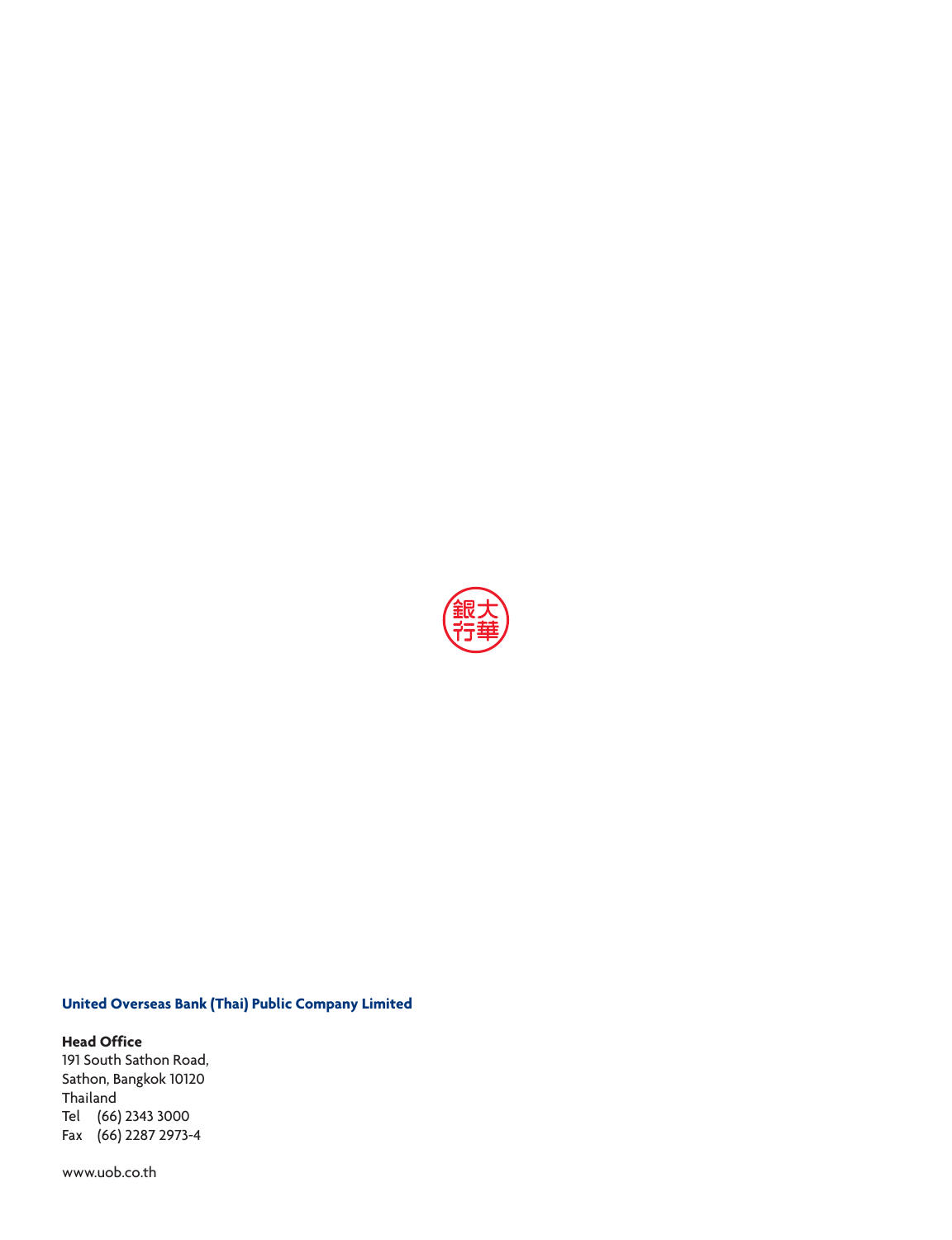**United Overseas Bank (Thai) Public Company Limited**

**Head Office**
191 South Sathon Road,
Sathon, Bangkok 10120
Thailand
Tel (66) 2343 3000
Fax (66) 2287 2973-4

www.uob.co.th